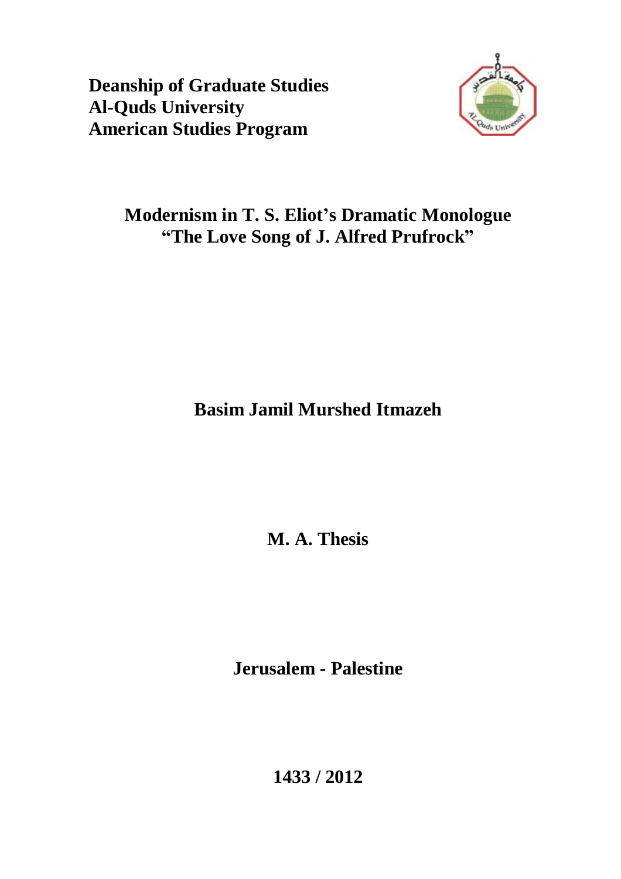**Deanship of Graduate Studies**
**Al-Quds University**
**American Studies Program**

# Modernism in T. S. Eliot's Dramatic Monologue "The Love Song of J. Alfred Prufrock"

**Basim Jamil Murshed Itmazeh**

**M. A. Thesis**

**Jerusalem - Palestine**

**1433 / 2012**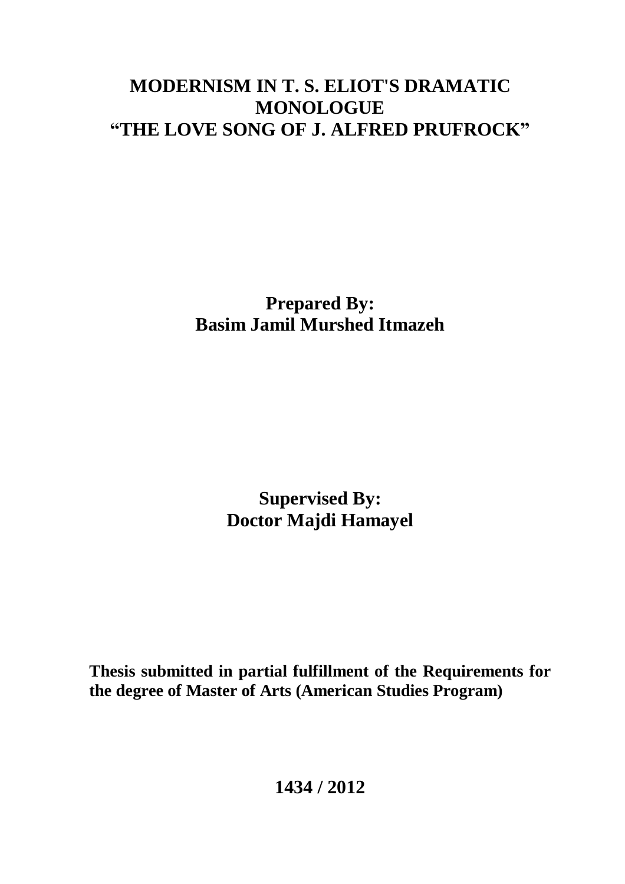# MODERNISM IN T. S. ELIOT'S DRAMATIC MONOLOGUE "THE LOVE SONG OF J. ALFRED PRUFROCK"

**Prepared By:**
**Basim Jamil Murshed Itmazeh**

**Supervised By:**
**Doctor Majdi Hamayel**

**Thesis submitted in partial fulfillment of the Requirements for the degree of Master of Arts (American Studies Program)**

**1434 / 2012**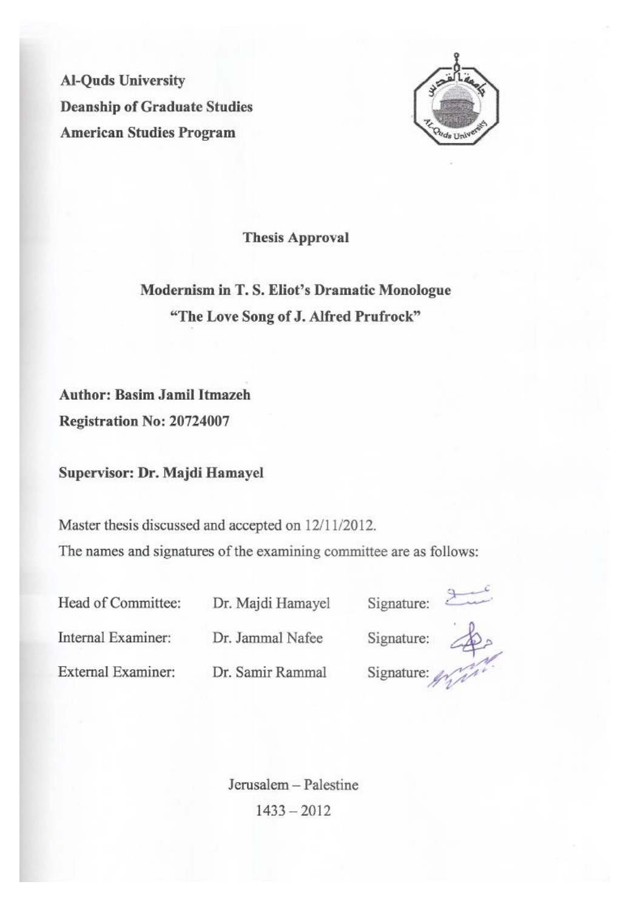**Al-Quds University**
**Deanship of Graduate Studies**
**American Studies Program**

**Thesis Approval**

**Modernism in T. S. Eliot's Dramatic Monologue**
**"The Love Song of J. Alfred Prufrock"**

**Author: Basim Jamil Itmazeh**
**Registration No: 20724007**

**Supervisor: Dr. Majdi Hamayel**

Master thesis discussed and accepted on 12/11/2012.
The names and signatures of the examining committee are as follows:

| | | |
|---|---|---|
| Head of Committee: | Dr. Majdi Hamayel | Signature: |
| Internal Examiner: | Dr. Jammal Nafee | Signature: |
| External Examiner: | Dr. Samir Rammal | Signature: |

Jerusalem – Palestine
1433 – 2012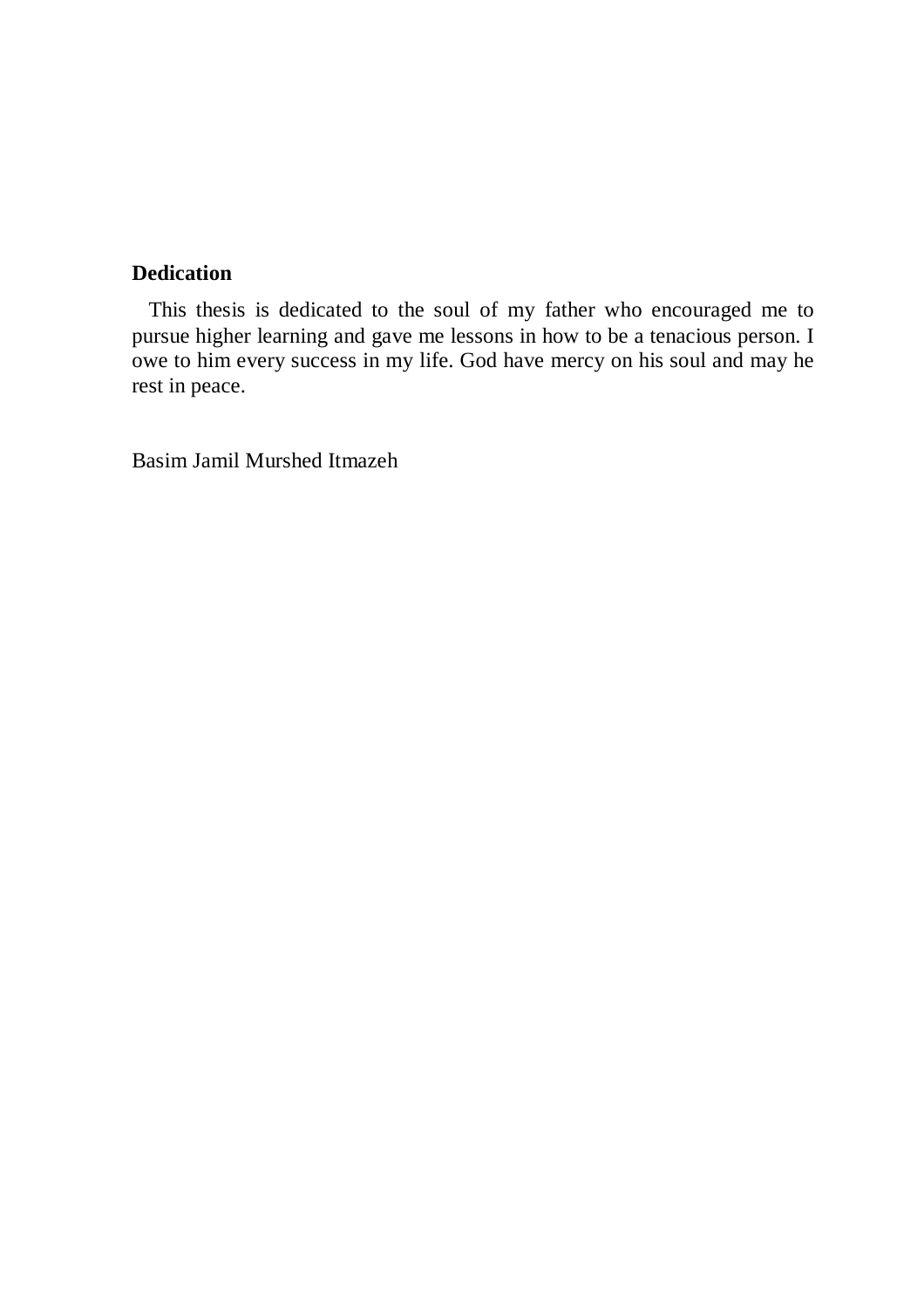## Dedication

This thesis is dedicated to the soul of my father who encouraged me to pursue higher learning and gave me lessons in how to be a tenacious person. I owe to him every success in my life. God have mercy on his soul and may he rest in peace.

Basim Jamil Murshed Itmazeh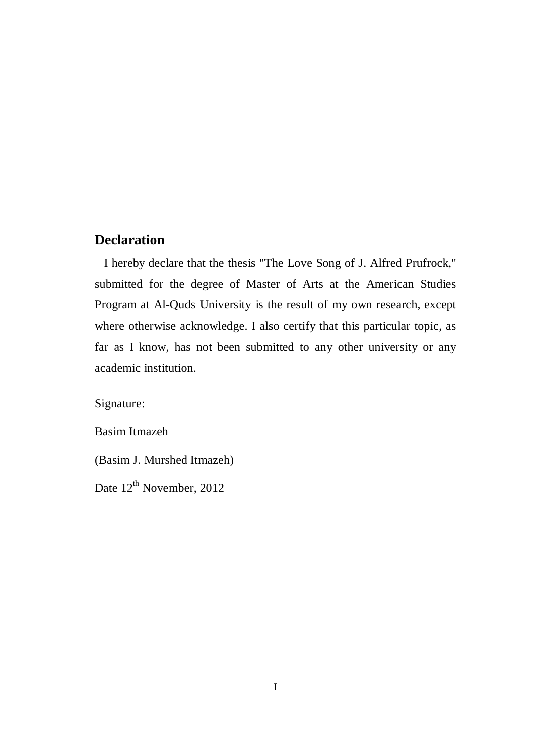## Declaration

I hereby declare that the thesis "The Love Song of J. Alfred Prufrock," submitted for the degree of Master of Arts at the American Studies Program at Al-Quds University is the result of my own research, except where otherwise acknowledge. I also certify that this particular topic, as far as I know, has not been submitted to any other university or any academic institution.

Signature:

Basim Itmazeh

(Basim J. Murshed Itmazeh)

Date 12th November, 2012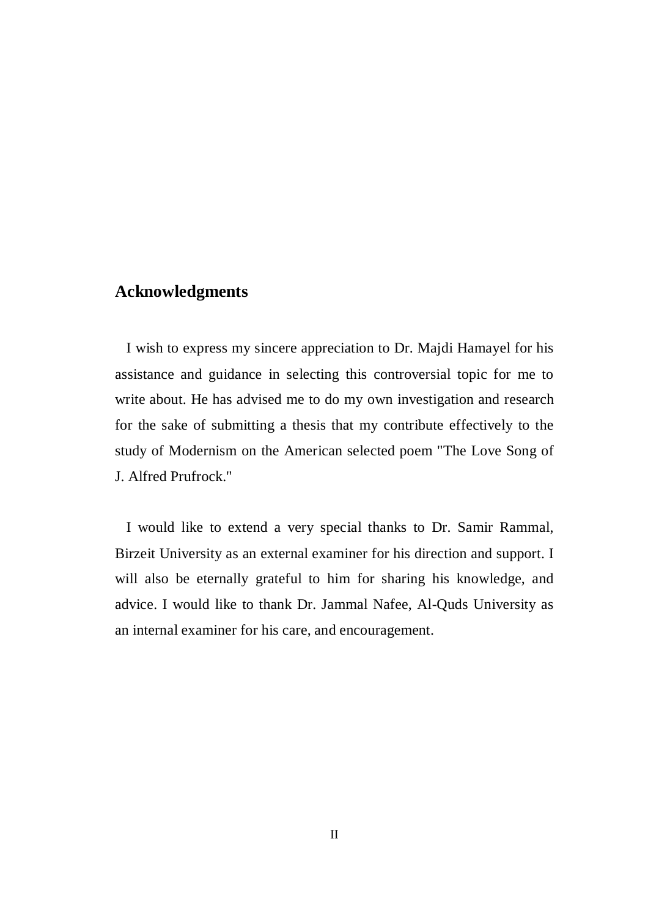## Acknowledgments

I wish to express my sincere appreciation to Dr. Majdi Hamayel for his assistance and guidance in selecting this controversial topic for me to write about. He has advised me to do my own investigation and research for the sake of submitting a thesis that my contribute effectively to the study of Modernism on the American selected poem "The Love Song of J. Alfred Prufrock."

I would like to extend a very special thanks to Dr. Samir Rammal, Birzeit University as an external examiner for his direction and support. I will also be eternally grateful to him for sharing his knowledge, and advice. I would like to thank Dr. Jammal Nafee, Al-Quds University as an internal examiner for his care, and encouragement.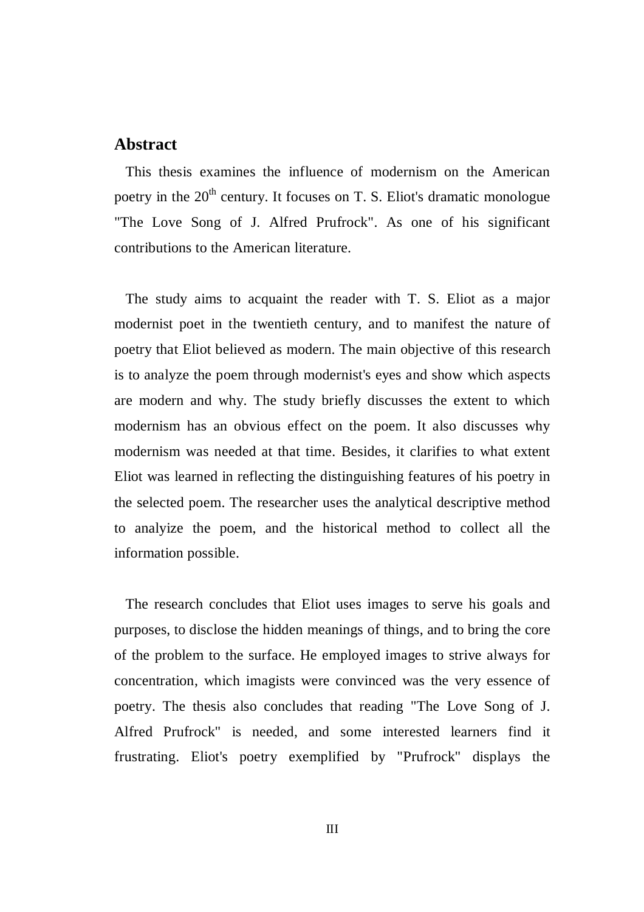## Abstract

This thesis examines the influence of modernism on the American poetry in the 20th century. It focuses on T. S. Eliot's dramatic monologue "The Love Song of J. Alfred Prufrock". As one of his significant contributions to the American literature.

The study aims to acquaint the reader with T. S. Eliot as a major modernist poet in the twentieth century, and to manifest the nature of poetry that Eliot believed as modern. The main objective of this research is to analyze the poem through modernist's eyes and show which aspects are modern and why. The study briefly discusses the extent to which modernism has an obvious effect on the poem. It also discusses why modernism was needed at that time. Besides, it clarifies to what extent Eliot was learned in reflecting the distinguishing features of his poetry in the selected poem. The researcher uses the analytical descriptive method to analyize the poem, and the historical method to collect all the information possible.

The research concludes that Eliot uses images to serve his goals and purposes, to disclose the hidden meanings of things, and to bring the core of the problem to the surface. He employed images to strive always for concentration, which imagists were convinced was the very essence of poetry. The thesis also concludes that reading "The Love Song of J. Alfred Prufrock" is needed, and some interested learners find it frustrating. Eliot's poetry exemplified by "Prufrock" displays the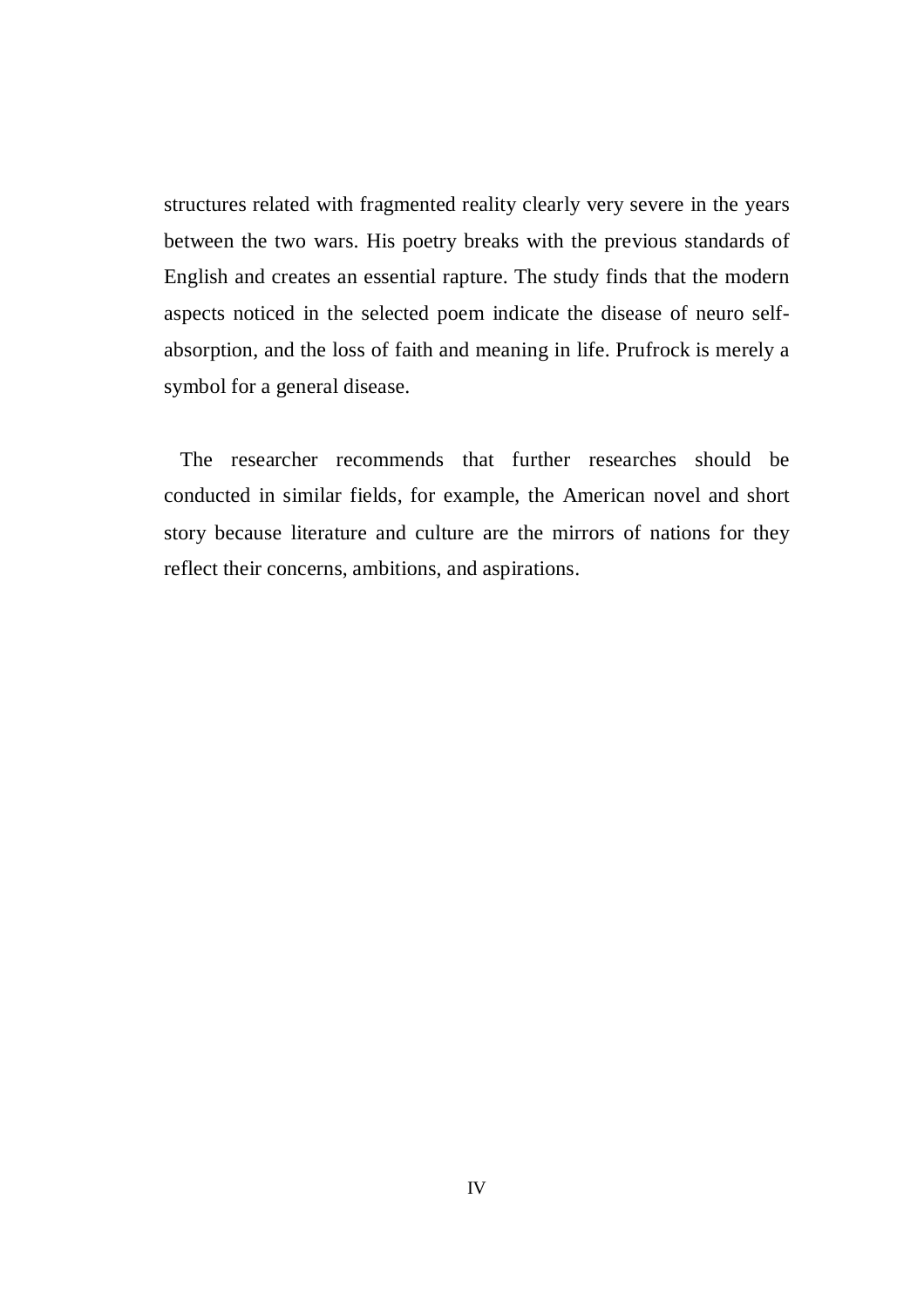structures related with fragmented reality clearly very severe in the years between the two wars. His poetry breaks with the previous standards of English and creates an essential rapture. The study finds that the modern aspects noticed in the selected poem indicate the disease of neuro self-absorption, and the loss of faith and meaning in life. Prufrock is merely a symbol for a general disease.

The researcher recommends that further researches should be conducted in similar fields, for example, the American novel and short story because literature and culture are the mirrors of nations for they reflect their concerns, ambitions, and aspirations.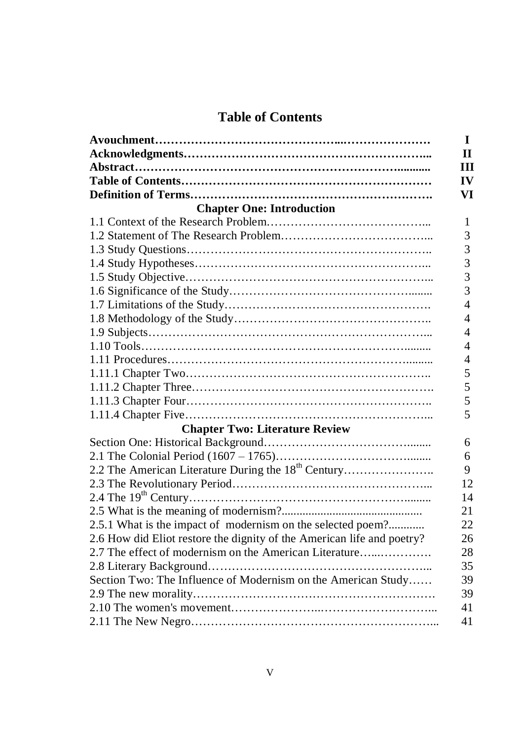# Table of Contents

| | |
|---|---|
| **Avouchment** | **I** |
| **Acknowledgments** | **II** |
| **Abstract** | **III** |
| **Table of Contents** | **IV** |
| **Definition of Terms** | **VI** |
| **Chapter One: Introduction** | |
| 1.1 Context of the Research Problem | 1 |
| 1.2 Statement of The Research Problem | 3 |
| 1.3 Study Questions | 3 |
| 1.4 Study Hypotheses | 3 |
| 1.5 Study Objective | 3 |
| 1.6 Significance of the Study | 3 |
| 1.7 Limitations of the Study | 4 |
| 1.8 Methodology of the Study | 4 |
| 1.9 Subjects | 4 |
| 1.10 Tools | 4 |
| 1.11 Procedures | 4 |
| 1.11.1 Chapter Two | 5 |
| 1.11.2 Chapter Three | 5 |
| 1.11.3 Chapter Four | 5 |
| 1.11.4 Chapter Five | 5 |
| **Chapter Two: Literature Review** | |
| Section One: Historical Background | 6 |
| 2.1 The Colonial Period (1607 – 1765) | 6 |
| 2.2 The American Literature During the 18th Century | 9 |
| 2.3 The Revolutionary Period | 12 |
| 2.4 The 19th Century | 14 |
| 2.5 What is the meaning of modernism? | 21 |
| 2.5.1 What is the impact of modernism on the selected poem? | 22 |
| 2.6 How did Eliot restore the dignity of the American life and poetry? | 26 |
| 2.7 The effect of modernism on the American Literature | 28 |
| 2.8 Literary Background | 35 |
| Section Two: The Influence of Modernism on the American Study | 39 |
| 2.9 The new morality | 39 |
| 2.10 The women's movement | 41 |
| 2.11 The New Negro | 41 |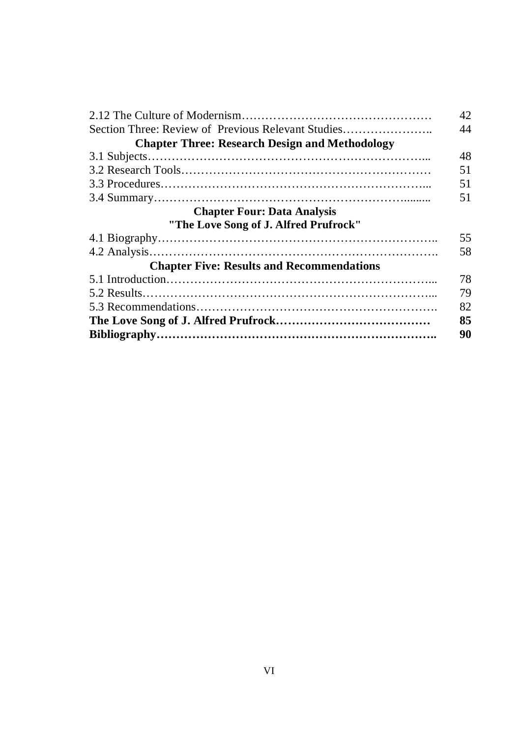| | |
|---|---|
| 2.12 The Culture of Modernism………………………………………… | 42 |
| Section Three: Review of Previous Relevant Studies………………….. | 44 |
| **Chapter Three: Research Design and Methodology** | |
| 3.1 Subjects…………………………………………………………... | 48 |
| 3.2 Research Tools……………………………………………………… | 51 |
| 3.3 Procedures…………………………………………………………... | 51 |
| 3.4 Summary……………………………………………………......... | 51 |
| **Chapter Four: Data Analysis** | |
| **"The Love Song of J. Alfred Prufrock"** | |
| 4.1 Biography…………………………………………………………….. | 55 |
| 4.2 Analysis……………………………………………………………. | 58 |
| **Chapter Five: Results and Recommendations** | |
| 5.1 Introduction…………………………………………………………... | 78 |
| 5.2 Results……………………………………………………………... | 79 |
| 5.3 Recommendations……………………………………………………. | 82 |
| **The Love Song of J. Alfred Prufrock…………………………………** | **85** |
| **Bibliography…………………………………………………………..** | **90** |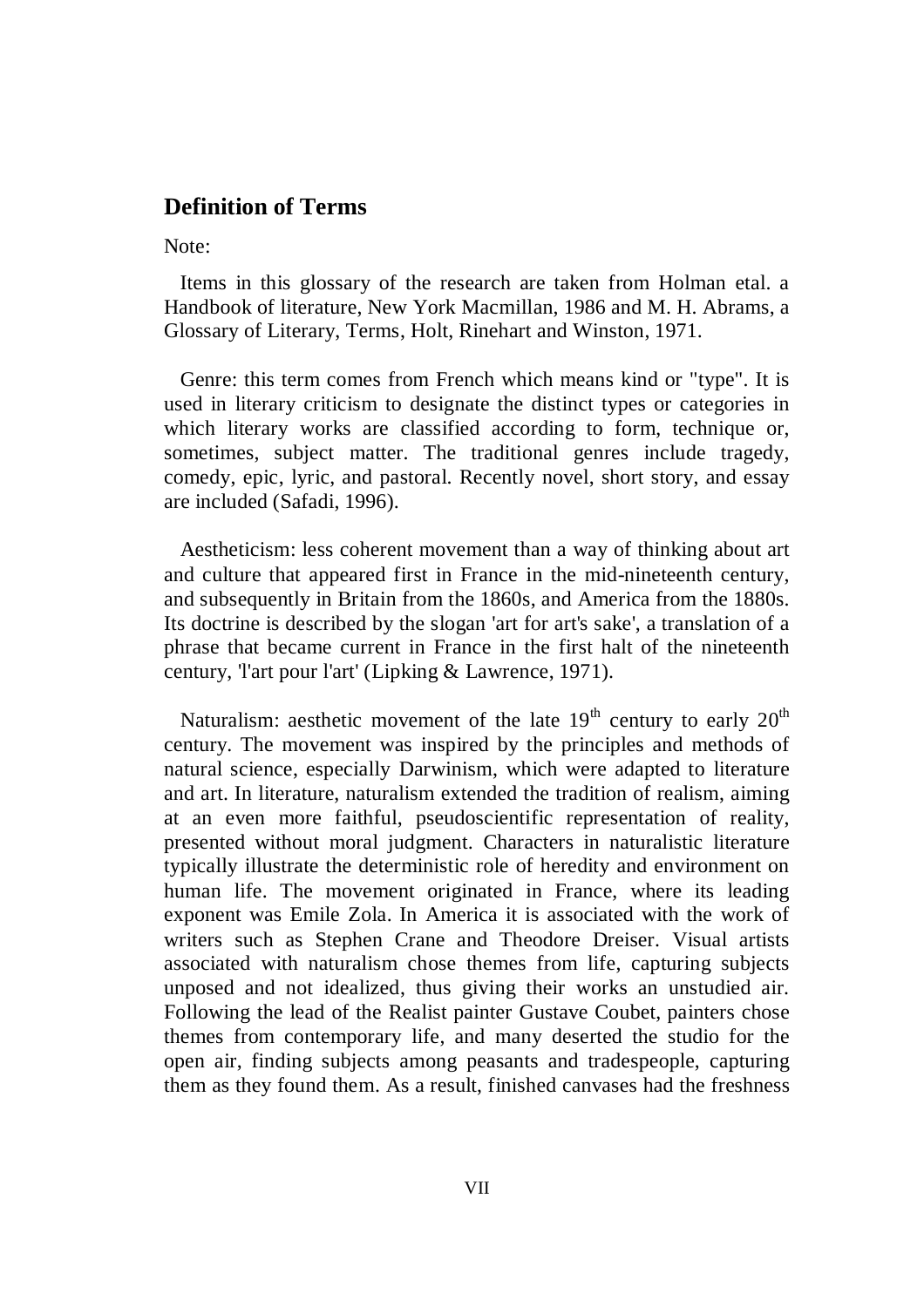## Definition of Terms

Note:

Items in this glossary of the research are taken from Holman etal. a Handbook of literature, New York Macmillan, 1986 and M. H. Abrams, a Glossary of Literary, Terms, Holt, Rinehart and Winston, 1971.

Genre: this term comes from French which means kind or "type". It is used in literary criticism to designate the distinct types or categories in which literary works are classified according to form, technique or, sometimes, subject matter. The traditional genres include tragedy, comedy, epic, lyric, and pastoral. Recently novel, short story, and essay are included (Safadi, 1996).

Aestheticism: less coherent movement than a way of thinking about art and culture that appeared first in France in the mid-nineteenth century, and subsequently in Britain from the 1860s, and America from the 1880s. Its doctrine is described by the slogan 'art for art's sake', a translation of a phrase that became current in France in the first halt of the nineteenth century, 'l'art pour l'art' (Lipking & Lawrence, 1971).

Naturalism: aesthetic movement of the late 19th century to early 20th century. The movement was inspired by the principles and methods of natural science, especially Darwinism, which were adapted to literature and art. In literature, naturalism extended the tradition of realism, aiming at an even more faithful, pseudoscientific representation of reality, presented without moral judgment. Characters in naturalistic literature typically illustrate the deterministic role of heredity and environment on human life. The movement originated in France, where its leading exponent was Emile Zola. In America it is associated with the work of writers such as Stephen Crane and Theodore Dreiser. Visual artists associated with naturalism chose themes from life, capturing subjects unposed and not idealized, thus giving their works an unstudied air. Following the lead of the Realist painter Gustave Coubet, painters chose themes from contemporary life, and many deserted the studio for the open air, finding subjects among peasants and tradespeople, capturing them as they found them. As a result, finished canvases had the freshness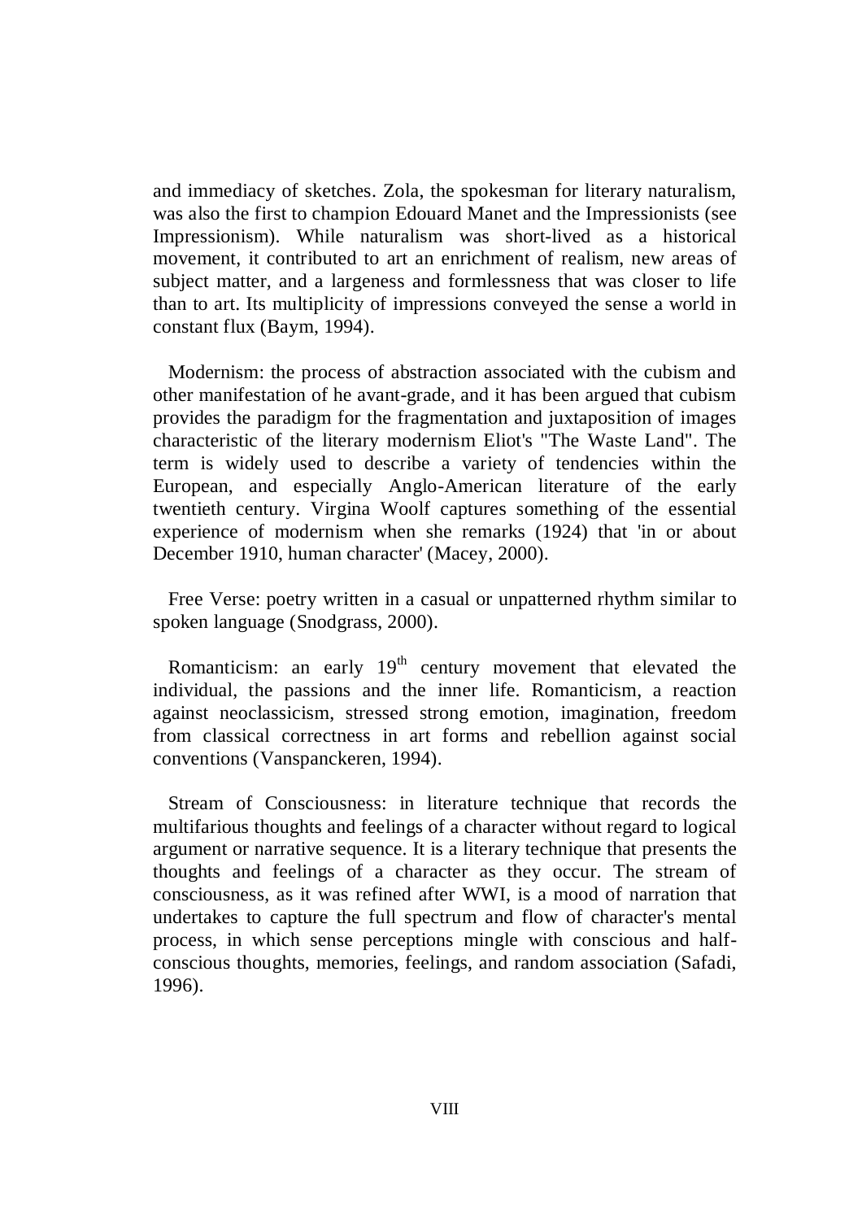and immediacy of sketches. Zola, the spokesman for literary naturalism, was also the first to champion Edouard Manet and the Impressionists (see Impressionism). While naturalism was short-lived as a historical movement, it contributed to art an enrichment of realism, new areas of subject matter, and a largeness and formlessness that was closer to life than to art. Its multiplicity of impressions conveyed the sense a world in constant flux (Baym, 1994).

Modernism: the process of abstraction associated with the cubism and other manifestation of he avant-grade, and it has been argued that cubism provides the paradigm for the fragmentation and juxtaposition of images characteristic of the literary modernism Eliot's "The Waste Land". The term is widely used to describe a variety of tendencies within the European, and especially Anglo-American literature of the early twentieth century. Virgina Woolf captures something of the essential experience of modernism when she remarks (1924) that 'in or about December 1910, human character' (Macey, 2000).

Free Verse: poetry written in a casual or unpatterned rhythm similar to spoken language (Snodgrass, 2000).

Romanticism: an early 19th century movement that elevated the individual, the passions and the inner life. Romanticism, a reaction against neoclassicism, stressed strong emotion, imagination, freedom from classical correctness in art forms and rebellion against social conventions (Vanspanckeren, 1994).

Stream of Consciousness: in literature technique that records the multifarious thoughts and feelings of a character without regard to logical argument or narrative sequence. It is a literary technique that presents the thoughts and feelings of a character as they occur. The stream of consciousness, as it was refined after WWI, is a mood of narration that undertakes to capture the full spectrum and flow of character's mental process, in which sense perceptions mingle with conscious and half-conscious thoughts, memories, feelings, and random association (Safadi, 1996).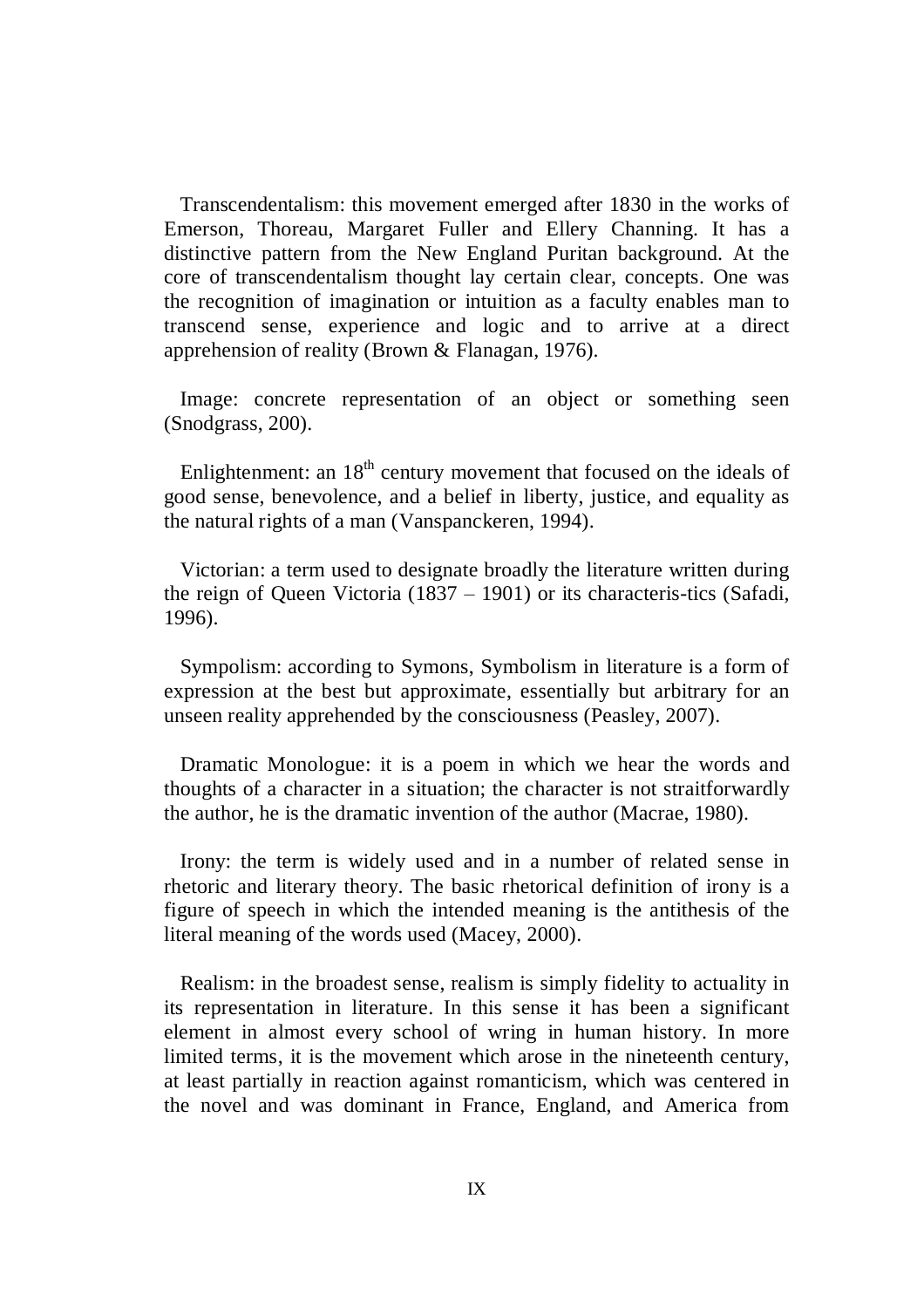Transcendentalism: this movement emerged after 1830 in the works of Emerson, Thoreau, Margaret Fuller and Ellery Channing. It has a distinctive pattern from the New England Puritan background. At the core of transcendentalism thought lay certain clear, concepts. One was the recognition of imagination or intuition as a faculty enables man to transcend sense, experience and logic and to arrive at a direct apprehension of reality (Brown & Flanagan, 1976).

Image: concrete representation of an object or something seen (Snodgrass, 200).

Enlightenment: an 18$^{th}$ century movement that focused on the ideals of good sense, benevolence, and a belief in liberty, justice, and equality as the natural rights of a man (Vanspanckeren, 1994).

Victorian: a term used to designate broadly the literature written during the reign of Queen Victoria (1837 – 1901) or its characteris-tics (Safadi, 1996).

Sympolism: according to Symons, Symbolism in literature is a form of expression at the best but approximate, essentially but arbitrary for an unseen reality apprehended by the consciousness (Peasley, 2007).

Dramatic Monologue: it is a poem in which we hear the words and thoughts of a character in a situation; the character is not straitforwardly the author, he is the dramatic invention of the author (Macrae, 1980).

Irony: the term is widely used and in a number of related sense in rhetoric and literary theory. The basic rhetorical definition of irony is a figure of speech in which the intended meaning is the antithesis of the literal meaning of the words used (Macey, 2000).

Realism: in the broadest sense, realism is simply fidelity to actuality in its representation in literature. In this sense it has been a significant element in almost every school of wring in human history. In more limited terms, it is the movement which arose in the nineteenth century, at least partially in reaction against romanticism, which was centered in the novel and was dominant in France, England, and America from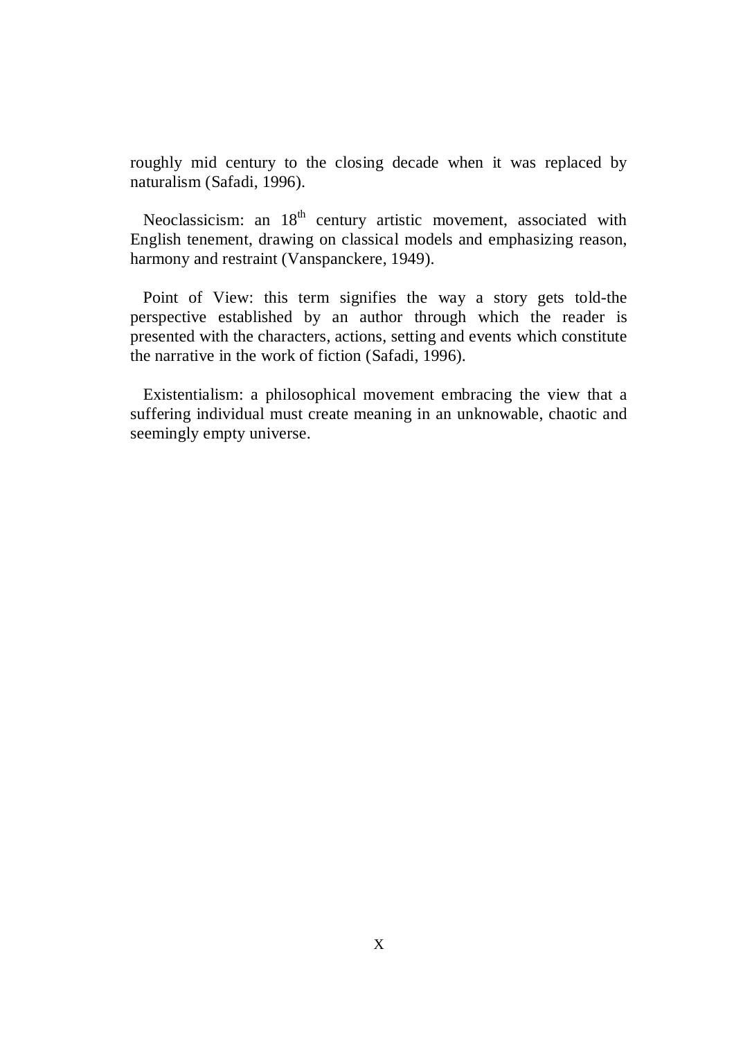roughly mid century to the closing decade when it was replaced by naturalism (Safadi, 1996).

Neoclassicism: an $18^{th}$ century artistic movement, associated with English tenement, drawing on classical models and emphasizing reason, harmony and restraint (Vanspanckere, 1949).

Point of View: this term signifies the way a story gets told-the perspective established by an author through which the reader is presented with the characters, actions, setting and events which constitute the narrative in the work of fiction (Safadi, 1996).

Existentialism: a philosophical movement embracing the view that a suffering individual must create meaning in an unknowable, chaotic and seemingly empty universe.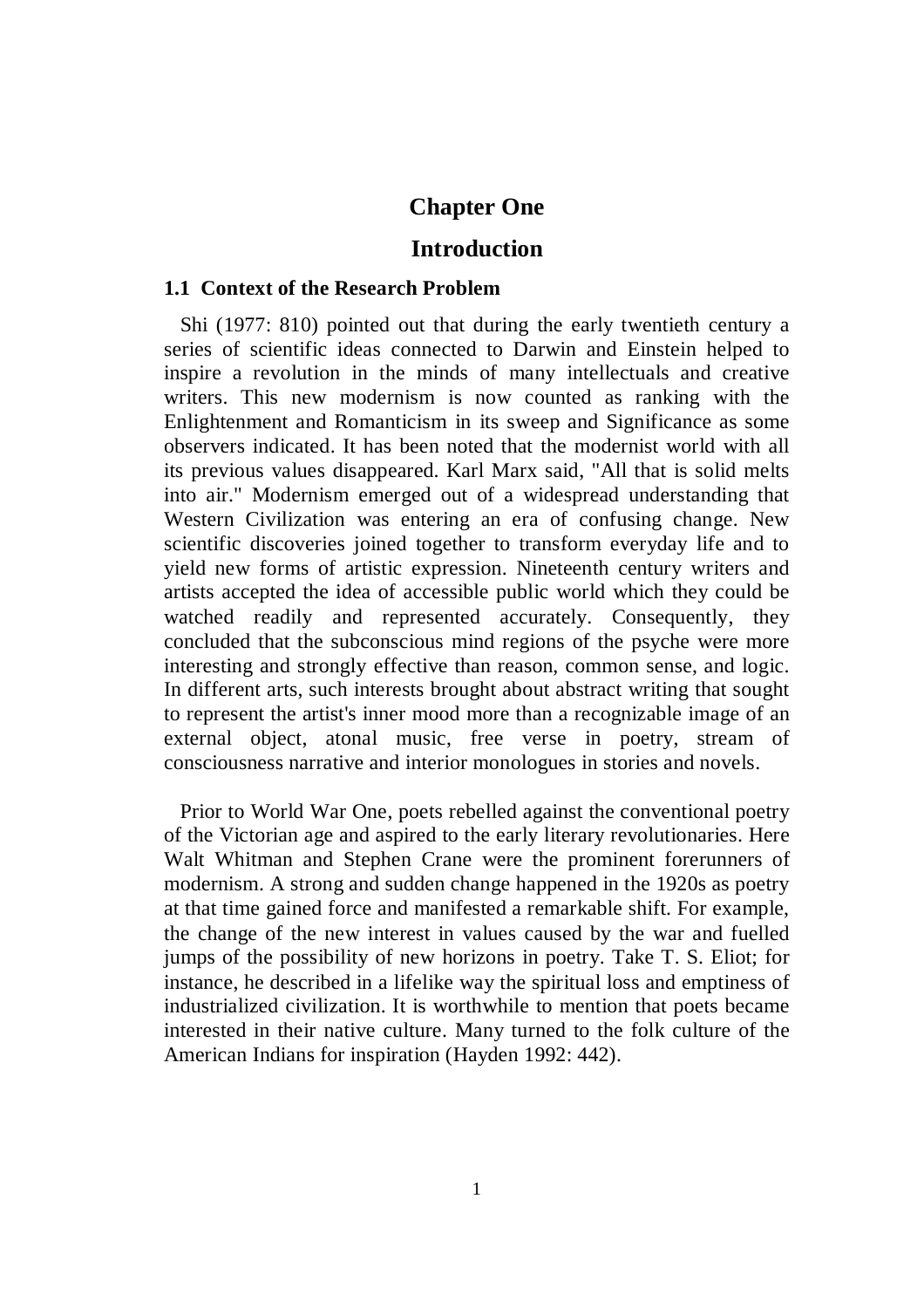# Chapter One

# Introduction

### 1.1 Context of the Research Problem

Shi (1977: 810) pointed out that during the early twentieth century a series of scientific ideas connected to Darwin and Einstein helped to inspire a revolution in the minds of many intellectuals and creative writers. This new modernism is now counted as ranking with the Enlightenment and Romanticism in its sweep and Significance as some observers indicated. It has been noted that the modernist world with all its previous values disappeared. Karl Marx said, "All that is solid melts into air." Modernism emerged out of a widespread understanding that Western Civilization was entering an era of confusing change. New scientific discoveries joined together to transform everyday life and to yield new forms of artistic expression. Nineteenth century writers and artists accepted the idea of accessible public world which they could be watched readily and represented accurately. Consequently, they concluded that the subconscious mind regions of the psyche were more interesting and strongly effective than reason, common sense, and logic. In different arts, such interests brought about abstract writing that sought to represent the artist's inner mood more than a recognizable image of an external object, atonal music, free verse in poetry, stream of consciousness narrative and interior monologues in stories and novels.

Prior to World War One, poets rebelled against the conventional poetry of the Victorian age and aspired to the early literary revolutionaries. Here Walt Whitman and Stephen Crane were the prominent forerunners of modernism. A strong and sudden change happened in the 1920s as poetry at that time gained force and manifested a remarkable shift. For example, the change of the new interest in values caused by the war and fuelled jumps of the possibility of new horizons in poetry. Take T. S. Eliot; for instance, he described in a lifelike way the spiritual loss and emptiness of industrialized civilization. It is worthwhile to mention that poets became interested in their native culture. Many turned to the folk culture of the American Indians for inspiration (Hayden 1992: 442).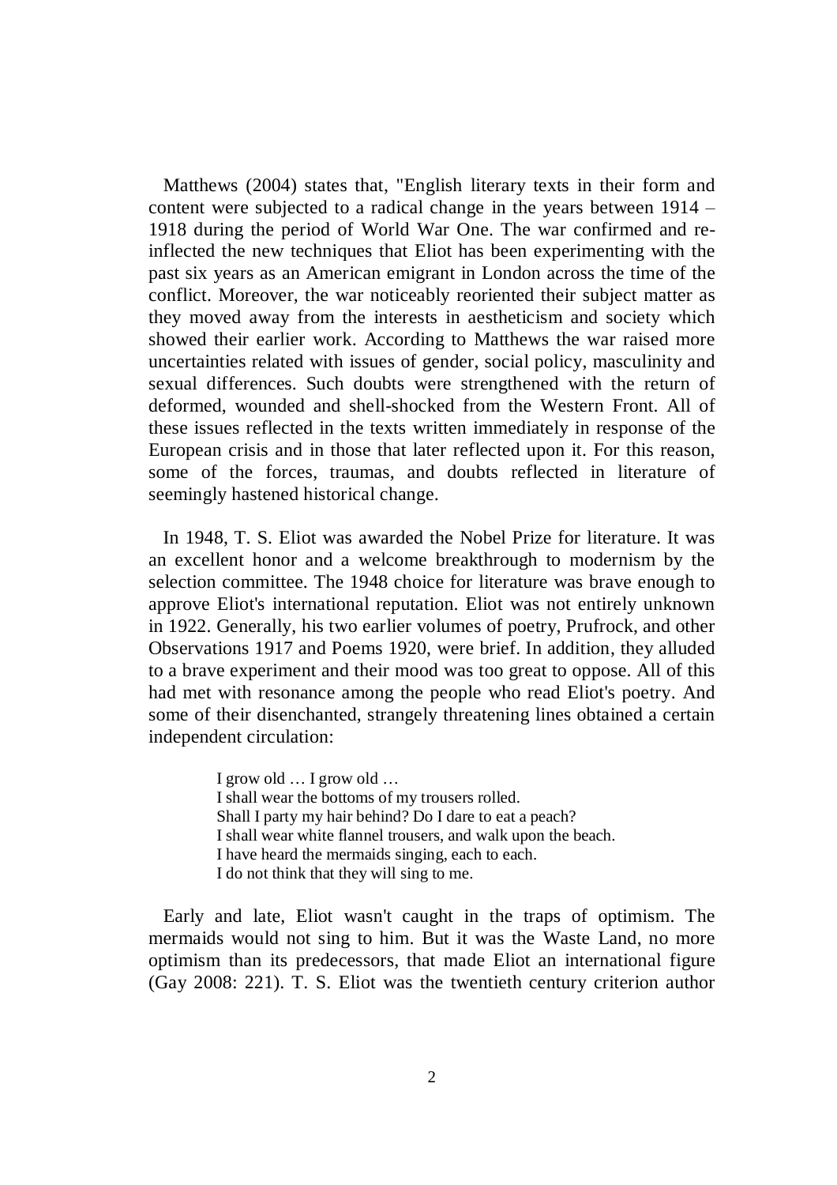Matthews (2004) states that, "English literary texts in their form and content were subjected to a radical change in the years between 1914 – 1918 during the period of World War One. The war confirmed and re-inflected the new techniques that Eliot has been experimenting with the past six years as an American emigrant in London across the time of the conflict. Moreover, the war noticeably reoriented their subject matter as they moved away from the interests in aestheticism and society which showed their earlier work. According to Matthews the war raised more uncertainties related with issues of gender, social policy, masculinity and sexual differences. Such doubts were strengthened with the return of deformed, wounded and shell-shocked from the Western Front. All of these issues reflected in the texts written immediately in response of the European crisis and in those that later reflected upon it. For this reason, some of the forces, traumas, and doubts reflected in literature of seemingly hastened historical change.

In 1948, T. S. Eliot was awarded the Nobel Prize for literature. It was an excellent honor and a welcome breakthrough to modernism by the selection committee. The 1948 choice for literature was brave enough to approve Eliot's international reputation. Eliot was not entirely unknown in 1922. Generally, his two earlier volumes of poetry, Prufrock, and other Observations 1917 and Poems 1920, were brief. In addition, they alluded to a brave experiment and their mood was too great to oppose. All of this had met with resonance among the people who read Eliot's poetry. And some of their disenchanted, strangely threatening lines obtained a certain independent circulation:

> I grow old … I grow old …
> I shall wear the bottoms of my trousers rolled.
> Shall I party my hair behind? Do I dare to eat a peach?
> I shall wear white flannel trousers, and walk upon the beach.
> I have heard the mermaids singing, each to each.
> I do not think that they will sing to me.

Early and late, Eliot wasn't caught in the traps of optimism. The mermaids would not sing to him. But it was the Waste Land, no more optimism than its predecessors, that made Eliot an international figure (Gay 2008: 221). T. S. Eliot was the twentieth century criterion author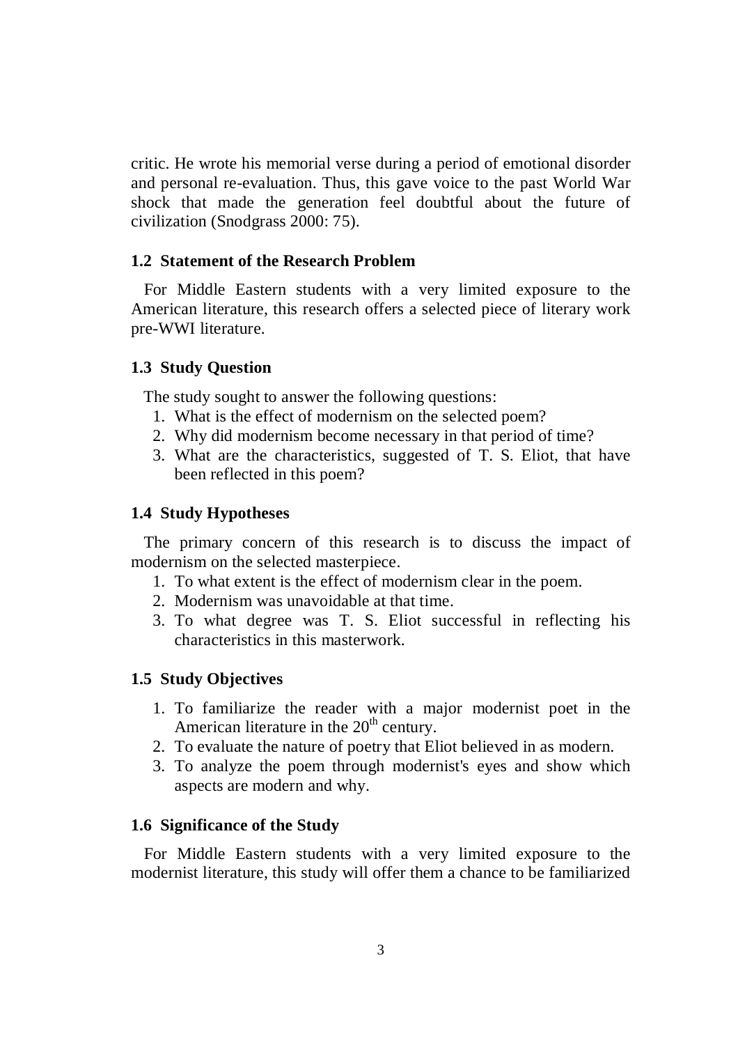critic. He wrote his memorial verse during a period of emotional disorder and personal re-evaluation. Thus, this gave voice to the past World War shock that made the generation feel doubtful about the future of civilization (Snodgrass 2000: 75).

### 1.2 Statement of the Research Problem

For Middle Eastern students with a very limited exposure to the American literature, this research offers a selected piece of literary work pre-WWI literature.

### 1.3 Study Question

The study sought to answer the following questions:

1. What is the effect of modernism on the selected poem?
2. Why did modernism become necessary in that period of time?
3. What are the characteristics, suggested of T. S. Eliot, that have been reflected in this poem?

### 1.4 Study Hypotheses

The primary concern of this research is to discuss the impact of modernism on the selected masterpiece.

1. To what extent is the effect of modernism clear in the poem.
2. Modernism was unavoidable at that time.
3. To what degree was T. S. Eliot successful in reflecting his characteristics in this masterwork.

### 1.5 Study Objectives

1. To familiarize the reader with a major modernist poet in the American literature in the 20th century.
2. To evaluate the nature of poetry that Eliot believed in as modern.
3. To analyze the poem through modernist's eyes and show which aspects are modern and why.

### 1.6 Significance of the Study

For Middle Eastern students with a very limited exposure to the modernist literature, this study will offer them a chance to be familiarized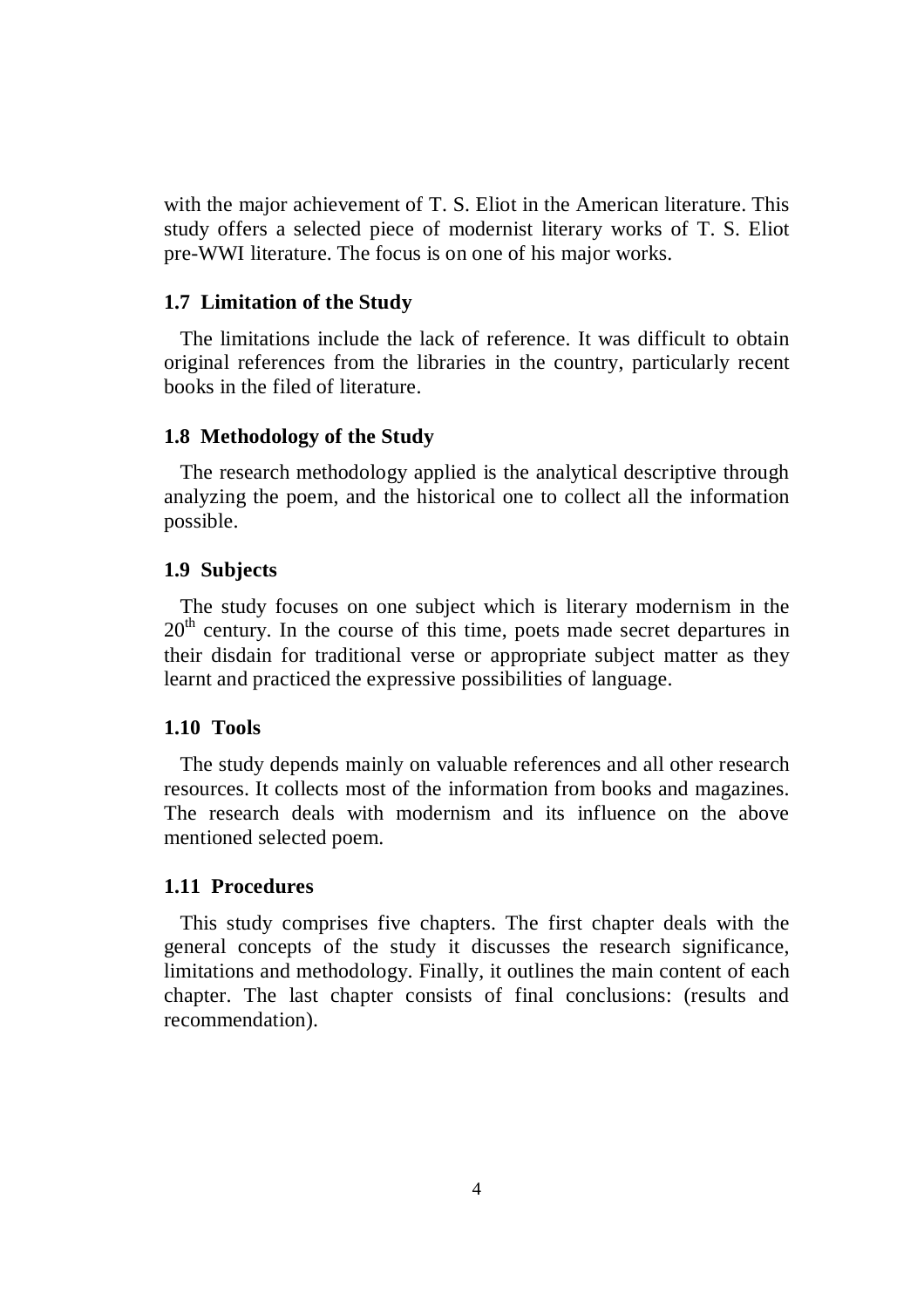with the major achievement of T. S. Eliot in the American literature. This study offers a selected piece of modernist literary works of T. S. Eliot pre-WWI literature. The focus is on one of his major works.

### 1.7 Limitation of the Study

The limitations include the lack of reference. It was difficult to obtain original references from the libraries in the country, particularly recent books in the filed of literature.

### 1.8 Methodology of the Study

The research methodology applied is the analytical descriptive through analyzing the poem, and the historical one to collect all the information possible.

### 1.9 Subjects

The study focuses on one subject which is literary modernism in the $20^{th}$ century. In the course of this time, poets made secret departures in their disdain for traditional verse or appropriate subject matter as they learnt and practiced the expressive possibilities of language.

### 1.10 Tools

The study depends mainly on valuable references and all other research resources. It collects most of the information from books and magazines. The research deals with modernism and its influence on the above mentioned selected poem.

### 1.11 Procedures

This study comprises five chapters. The first chapter deals with the general concepts of the study it discusses the research significance, limitations and methodology. Finally, it outlines the main content of each chapter. The last chapter consists of final conclusions: (results and recommendation).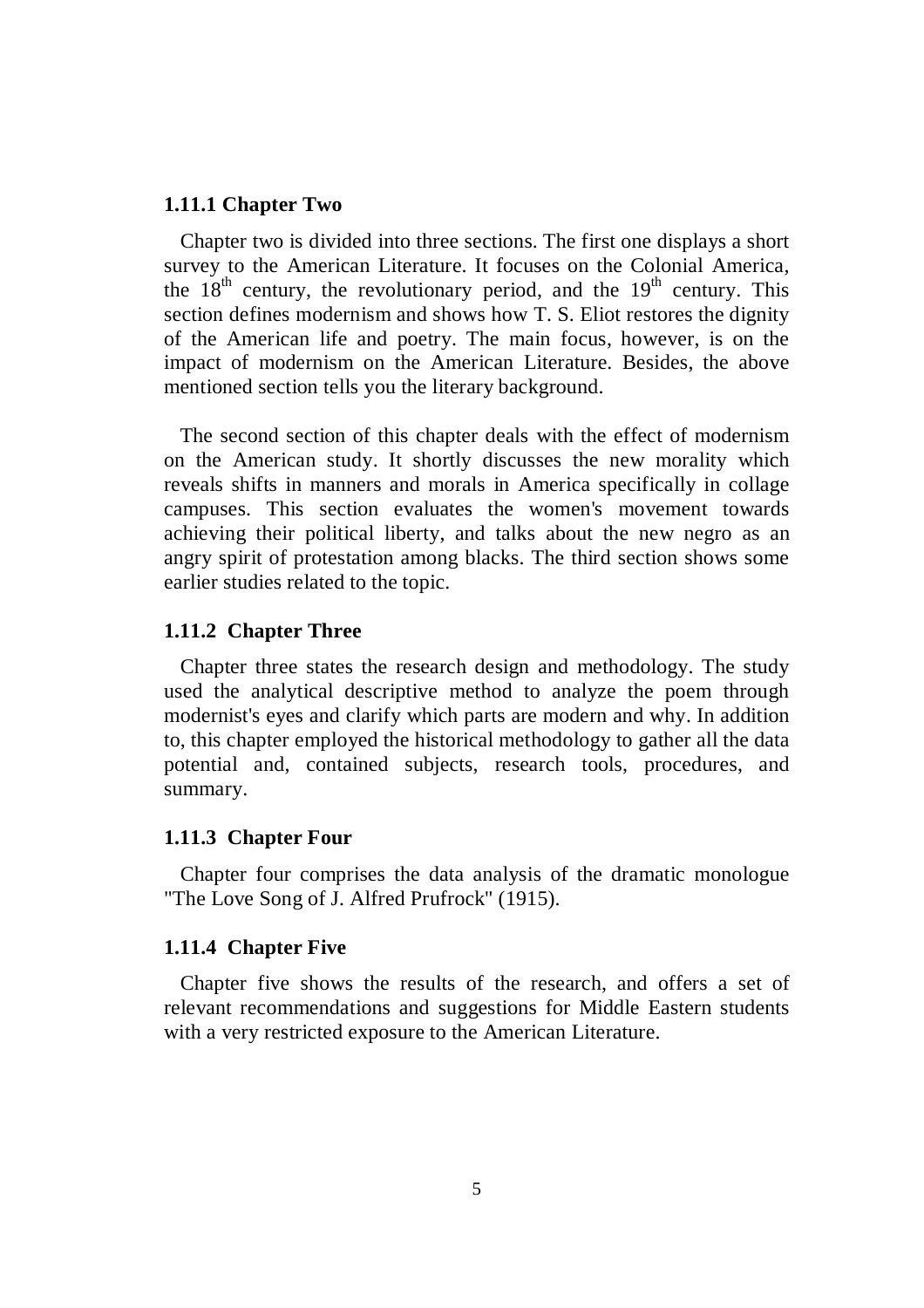### 1.11.1 Chapter Two

Chapter two is divided into three sections. The first one displays a short survey to the American Literature. It focuses on the Colonial America, the $18^{th}$ century, the revolutionary period, and the $19^{th}$ century. This section defines modernism and shows how T. S. Eliot restores the dignity of the American life and poetry. The main focus, however, is on the impact of modernism on the American Literature. Besides, the above mentioned section tells you the literary background.

The second section of this chapter deals with the effect of modernism on the American study. It shortly discusses the new morality which reveals shifts in manners and morals in America specifically in collage campuses. This section evaluates the women's movement towards achieving their political liberty, and talks about the new negro as an angry spirit of protestation among blacks. The third section shows some earlier studies related to the topic.

### 1.11.2 Chapter Three

Chapter three states the research design and methodology. The study used the analytical descriptive method to analyze the poem through modernist's eyes and clarify which parts are modern and why. In addition to, this chapter employed the historical methodology to gather all the data potential and, contained subjects, research tools, procedures, and summary.

### 1.11.3 Chapter Four

Chapter four comprises the data analysis of the dramatic monologue "The Love Song of J. Alfred Prufrock" (1915).

### 1.11.4 Chapter Five

Chapter five shows the results of the research, and offers a set of relevant recommendations and suggestions for Middle Eastern students with a very restricted exposure to the American Literature.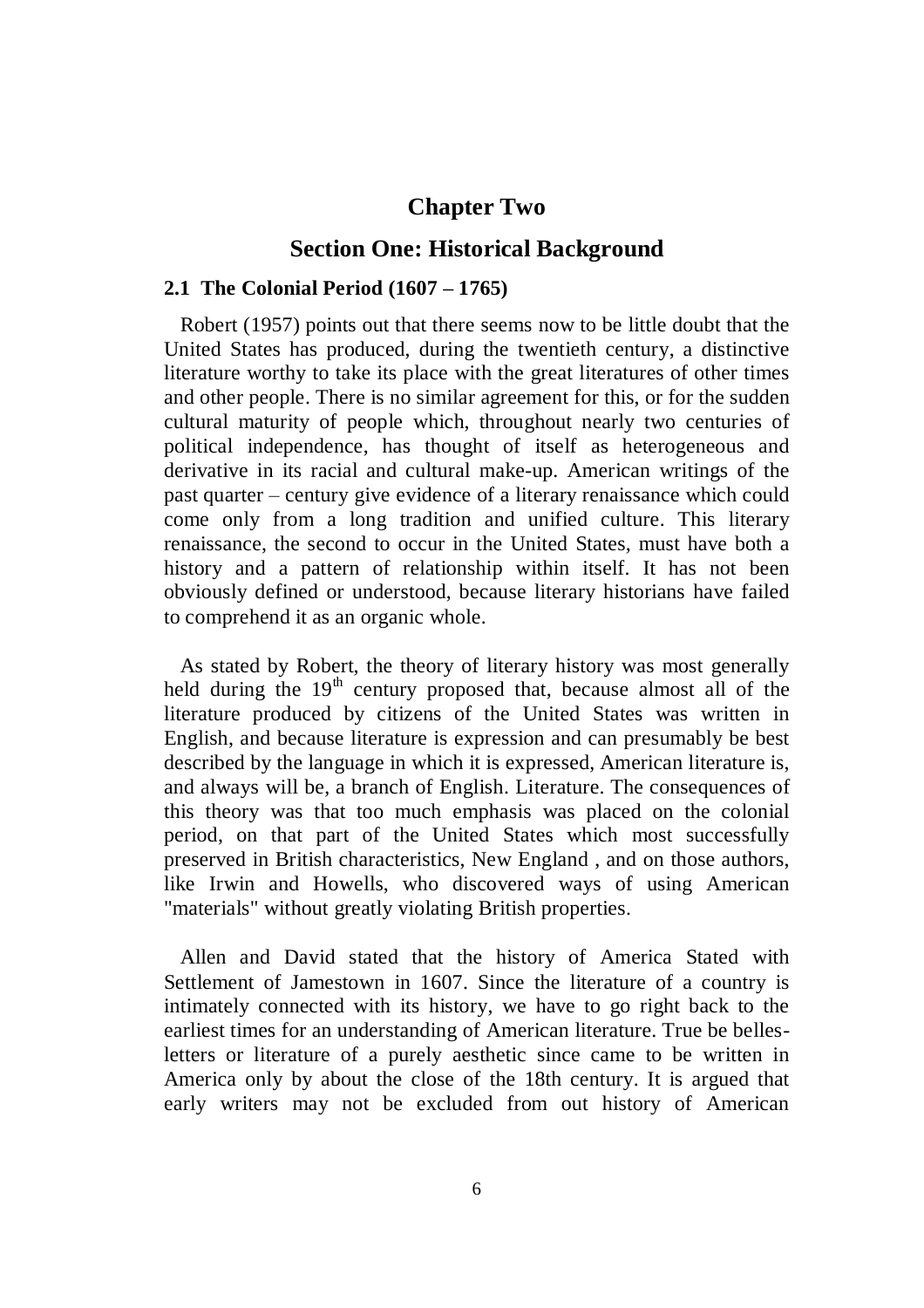# Chapter Two

## Section One: Historical Background

### 2.1 The Colonial Period (1607 – 1765)

Robert (1957) points out that there seems now to be little doubt that the United States has produced, during the twentieth century, a distinctive literature worthy to take its place with the great literatures of other times and other people. There is no similar agreement for this, or for the sudden cultural maturity of people which, throughout nearly two centuries of political independence, has thought of itself as heterogeneous and derivative in its racial and cultural make-up. American writings of the past quarter – century give evidence of a literary renaissance which could come only from a long tradition and unified culture. This literary renaissance, the second to occur in the United States, must have both a history and a pattern of relationship within itself. It has not been obviously defined or understood, because literary historians have failed to comprehend it as an organic whole.

As stated by Robert, the theory of literary history was most generally held during the 19th century proposed that, because almost all of the literature produced by citizens of the United States was written in English, and because literature is expression and can presumably be best described by the language in which it is expressed, American literature is, and always will be, a branch of English. Literature. The consequences of this theory was that too much emphasis was placed on the colonial period, on that part of the United States which most successfully preserved in British characteristics, New England , and on those authors, like Irwin and Howells, who discovered ways of using American "materials" without greatly violating British properties.

Allen and David stated that the history of America Stated with Settlement of Jamestown in 1607. Since the literature of a country is intimately connected with its history, we have to go right back to the earliest times for an understanding of American literature. True be belles-letters or literature of a purely aesthetic since came to be written in America only by about the close of the 18th century. It is argued that early writers may not be excluded from out history of American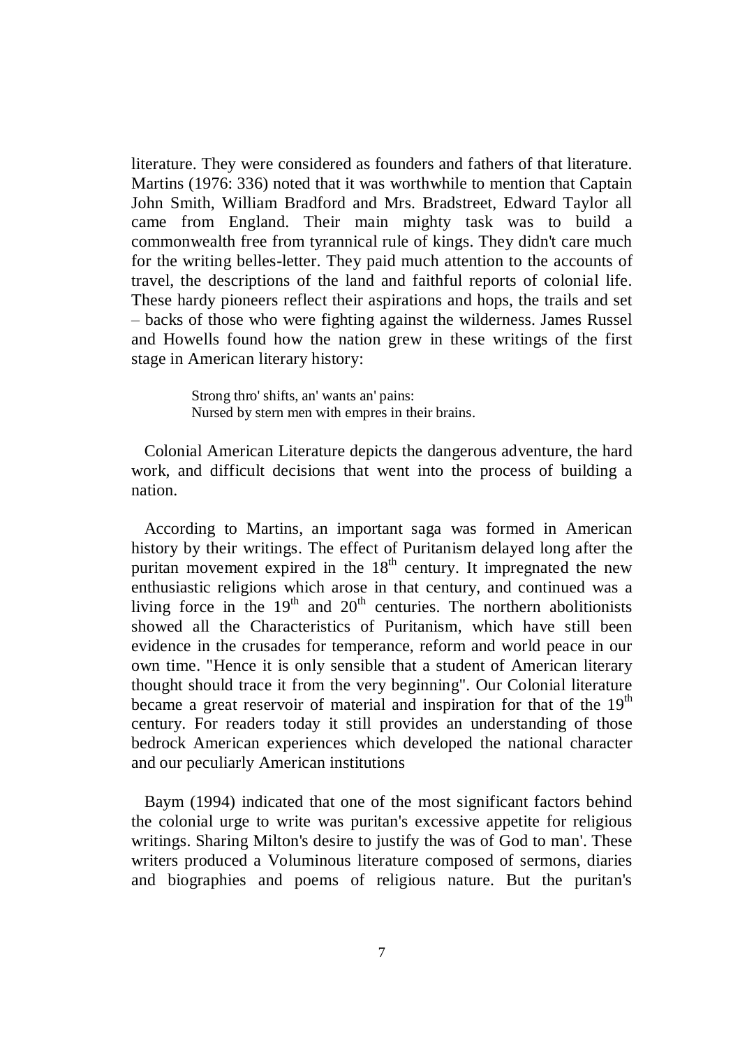literature. They were considered as founders and fathers of that literature. Martins (1976: 336) noted that it was worthwhile to mention that Captain John Smith, William Bradford and Mrs. Bradstreet, Edward Taylor all came from England. Their main mighty task was to build a commonwealth free from tyrannical rule of kings. They didn't care much for the writing belles-letter. They paid much attention to the accounts of travel, the descriptions of the land and faithful reports of colonial life. These hardy pioneers reflect their aspirations and hops, the trails and set – backs of those who were fighting against the wilderness. James Russel and Howells found how the nation grew in these writings of the first stage in American literary history:

> Strong thro' shifts, an' wants an' pains:
> Nursed by stern men with empres in their brains.

Colonial American Literature depicts the dangerous adventure, the hard work, and difficult decisions that went into the process of building a nation.

According to Martins, an important saga was formed in American history by their writings. The effect of Puritanism delayed long after the puritan movement expired in the 18th century. It impregnated the new enthusiastic religions which arose in that century, and continued was a living force in the 19th and 20th centuries. The northern abolitionists showed all the Characteristics of Puritanism, which have still been evidence in the crusades for temperance, reform and world peace in our own time. "Hence it is only sensible that a student of American literary thought should trace it from the very beginning". Our Colonial literature became a great reservoir of material and inspiration for that of the 19th century. For readers today it still provides an understanding of those bedrock American experiences which developed the national character and our peculiarly American institutions

Baym (1994) indicated that one of the most significant factors behind the colonial urge to write was puritan's excessive appetite for religious writings. Sharing Milton's desire to justify the was of God to man'. These writers produced a Voluminous literature composed of sermons, diaries and biographies and poems of religious nature. But the puritan's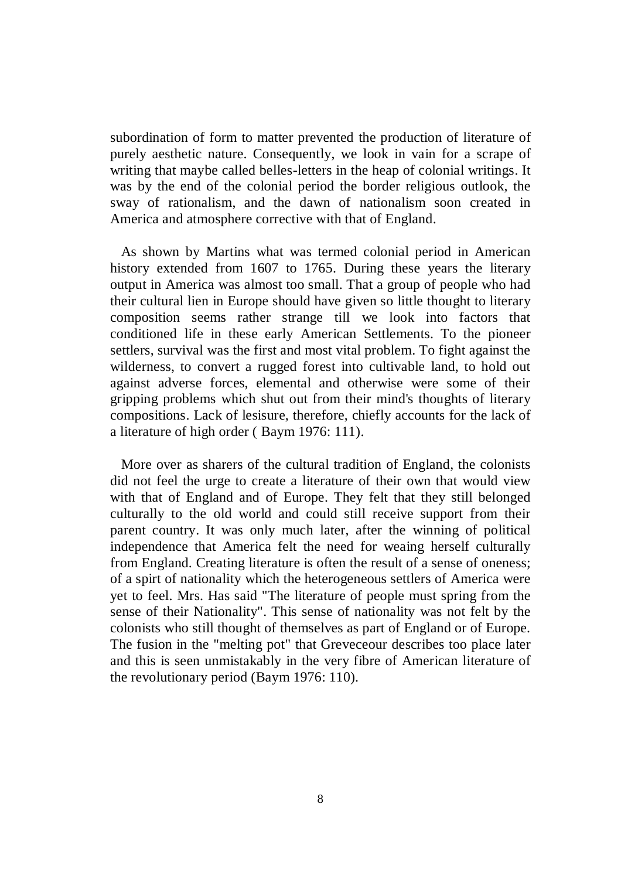subordination of form to matter prevented the production of literature of purely aesthetic nature. Consequently, we look in vain for a scrape of writing that maybe called belles-letters in the heap of colonial writings. It was by the end of the colonial period the border religious outlook, the sway of rationalism, and the dawn of nationalism soon created in America and atmosphere corrective with that of England.

As shown by Martins what was termed colonial period in American history extended from 1607 to 1765. During these years the literary output in America was almost too small. That a group of people who had their cultural lien in Europe should have given so little thought to literary composition seems rather strange till we look into factors that conditioned life in these early American Settlements. To the pioneer settlers, survival was the first and most vital problem. To fight against the wilderness, to convert a rugged forest into cultivable land, to hold out against adverse forces, elemental and otherwise were some of their gripping problems which shut out from their mind's thoughts of literary compositions. Lack of lesisure, therefore, chiefly accounts for the lack of a literature of high order ( Baym 1976: 111).

More over as sharers of the cultural tradition of England, the colonists did not feel the urge to create a literature of their own that would view with that of England and of Europe. They felt that they still belonged culturally to the old world and could still receive support from their parent country. It was only much later, after the winning of political independence that America felt the need for weaing herself culturally from England. Creating literature is often the result of a sense of oneness; of a spirt of nationality which the heterogeneous settlers of America were yet to feel. Mrs. Has said "The literature of people must spring from the sense of their Nationality". This sense of nationality was not felt by the colonists who still thought of themselves as part of England or of Europe. The fusion in the "melting pot" that Greveceour describes too place later and this is seen unmistakably in the very fibre of American literature of the revolutionary period (Baym 1976: 110).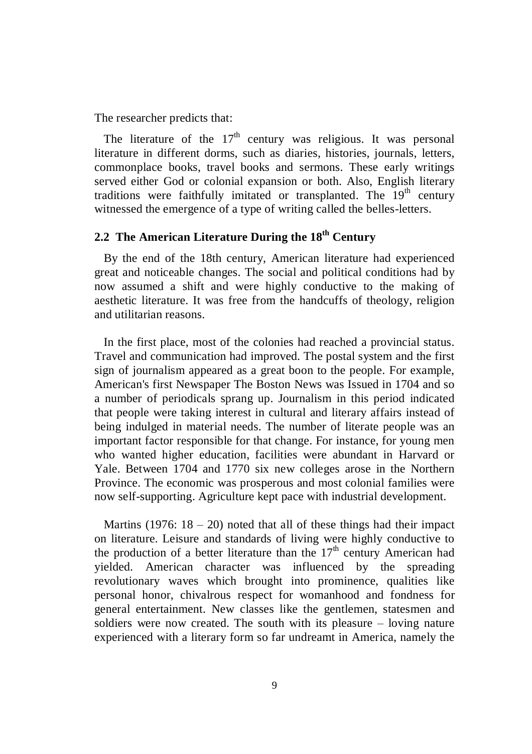The researcher predicts that:

The literature of the $17^{th}$ century was religious. It was personal literature in different dorms, such as diaries, histories, journals, letters, commonplace books, travel books and sermons. These early writings served either God or colonial expansion or both. Also, English literary traditions were faithfully imitated or transplanted. The $19^{th}$ century witnessed the emergence of a type of writing called the belles-letters.

## 2.2 The American Literature During the $18^{th}$ Century

By the end of the 18th century, American literature had experienced great and noticeable changes. The social and political conditions had by now assumed a shift and were highly conductive to the making of aesthetic literature. It was free from the handcuffs of theology, religion and utilitarian reasons.

In the first place, most of the colonies had reached a provincial status. Travel and communication had improved. The postal system and the first sign of journalism appeared as a great boon to the people. For example, American's first Newspaper The Boston News was Issued in 1704 and so a number of periodicals sprang up. Journalism in this period indicated that people were taking interest in cultural and literary affairs instead of being indulged in material needs. The number of literate people was an important factor responsible for that change. For instance, for young men who wanted higher education, facilities were abundant in Harvard or Yale. Between 1704 and 1770 six new colleges arose in the Northern Province. The economic was prosperous and most colonial families were now self-supporting. Agriculture kept pace with industrial development.

Martins (1976: 18 – 20) noted that all of these things had their impact on literature. Leisure and standards of living were highly conductive to the production of a better literature than the $17^{th}$ century American had yielded. American character was influenced by the spreading revolutionary waves which brought into prominence, qualities like personal honor, chivalrous respect for womanhood and fondness for general entertainment. New classes like the gentlemen, statesmen and soldiers were now created. The south with its pleasure – loving nature experienced with a literary form so far undreamt in America, namely the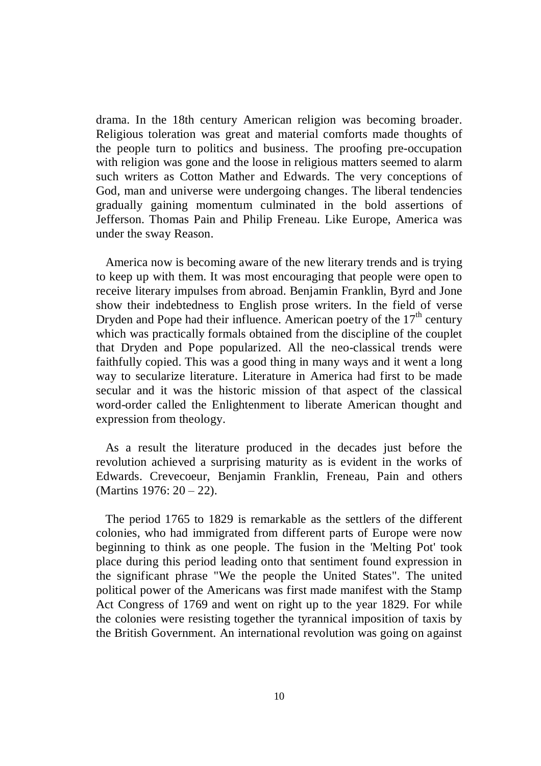drama. In the 18th century American religion was becoming broader. Religious toleration was great and material comforts made thoughts of the people turn to politics and business. The proofing pre-occupation with religion was gone and the loose in religious matters seemed to alarm such writers as Cotton Mather and Edwards. The very conceptions of God, man and universe were undergoing changes. The liberal tendencies gradually gaining momentum culminated in the bold assertions of Jefferson. Thomas Pain and Philip Freneau. Like Europe, America was under the sway Reason.

America now is becoming aware of the new literary trends and is trying to keep up with them. It was most encouraging that people were open to receive literary impulses from abroad. Benjamin Franklin, Byrd and Jone show their indebtedness to English prose writers. In the field of verse Dryden and Pope had their influence. American poetry of the 17th century which was practically formals obtained from the discipline of the couplet that Dryden and Pope popularized. All the neo-classical trends were faithfully copied. This was a good thing in many ways and it went a long way to secularize literature. Literature in America had first to be made secular and it was the historic mission of that aspect of the classical word-order called the Enlightenment to liberate American thought and expression from theology.

As a result the literature produced in the decades just before the revolution achieved a surprising maturity as is evident in the works of Edwards. Crevecoeur, Benjamin Franklin, Freneau, Pain and others (Martins 1976: 20 – 22).

The period 1765 to 1829 is remarkable as the settlers of the different colonies, who had immigrated from different parts of Europe were now beginning to think as one people. The fusion in the 'Melting Pot' took place during this period leading onto that sentiment found expression in the significant phrase "We the people the United States". The united political power of the Americans was first made manifest with the Stamp Act Congress of 1769 and went on right up to the year 1829. For while the colonies were resisting together the tyrannical imposition of taxis by the British Government. An international revolution was going on against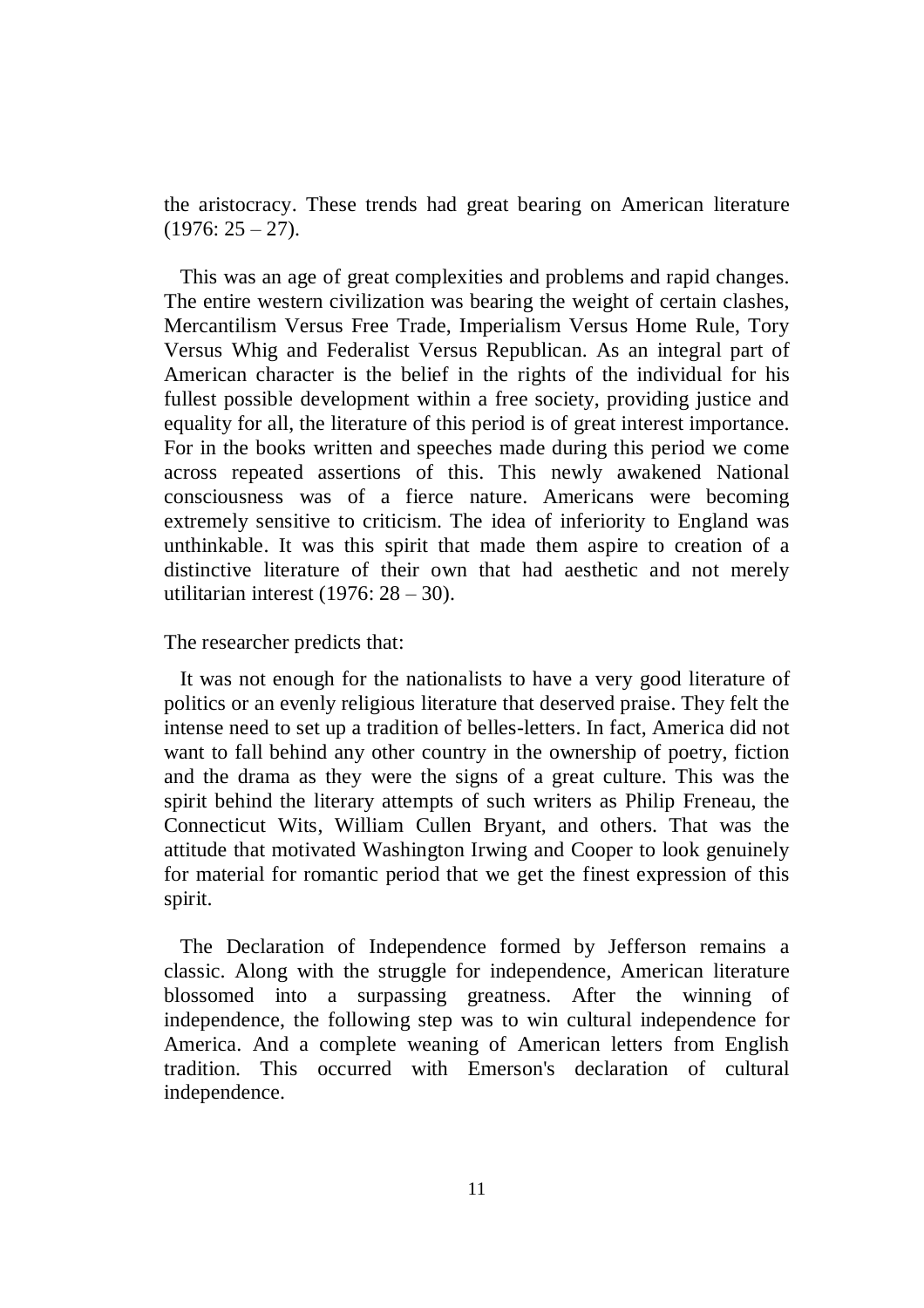the aristocracy. These trends had great bearing on American literature (1976: 25 – 27).

This was an age of great complexities and problems and rapid changes. The entire western civilization was bearing the weight of certain clashes, Mercantilism Versus Free Trade, Imperialism Versus Home Rule, Tory Versus Whig and Federalist Versus Republican. As an integral part of American character is the belief in the rights of the individual for his fullest possible development within a free society, providing justice and equality for all, the literature of this period is of great interest importance. For in the books written and speeches made during this period we come across repeated assertions of this. This newly awakened National consciousness was of a fierce nature. Americans were becoming extremely sensitive to criticism. The idea of inferiority to England was unthinkable. It was this spirit that made them aspire to creation of a distinctive literature of their own that had aesthetic and not merely utilitarian interest (1976: 28 – 30).

The researcher predicts that:

It was not enough for the nationalists to have a very good literature of politics or an evenly religious literature that deserved praise. They felt the intense need to set up a tradition of belles-letters. In fact, America did not want to fall behind any other country in the ownership of poetry, fiction and the drama as they were the signs of a great culture. This was the spirit behind the literary attempts of such writers as Philip Freneau, the Connecticut Wits, William Cullen Bryant, and others. That was the attitude that motivated Washington Irwing and Cooper to look genuinely for material for romantic period that we get the finest expression of this spirit.

The Declaration of Independence formed by Jefferson remains a classic. Along with the struggle for independence, American literature blossomed into a surpassing greatness. After the winning of independence, the following step was to win cultural independence for America. And a complete weaning of American letters from English tradition. This occurred with Emerson's declaration of cultural independence.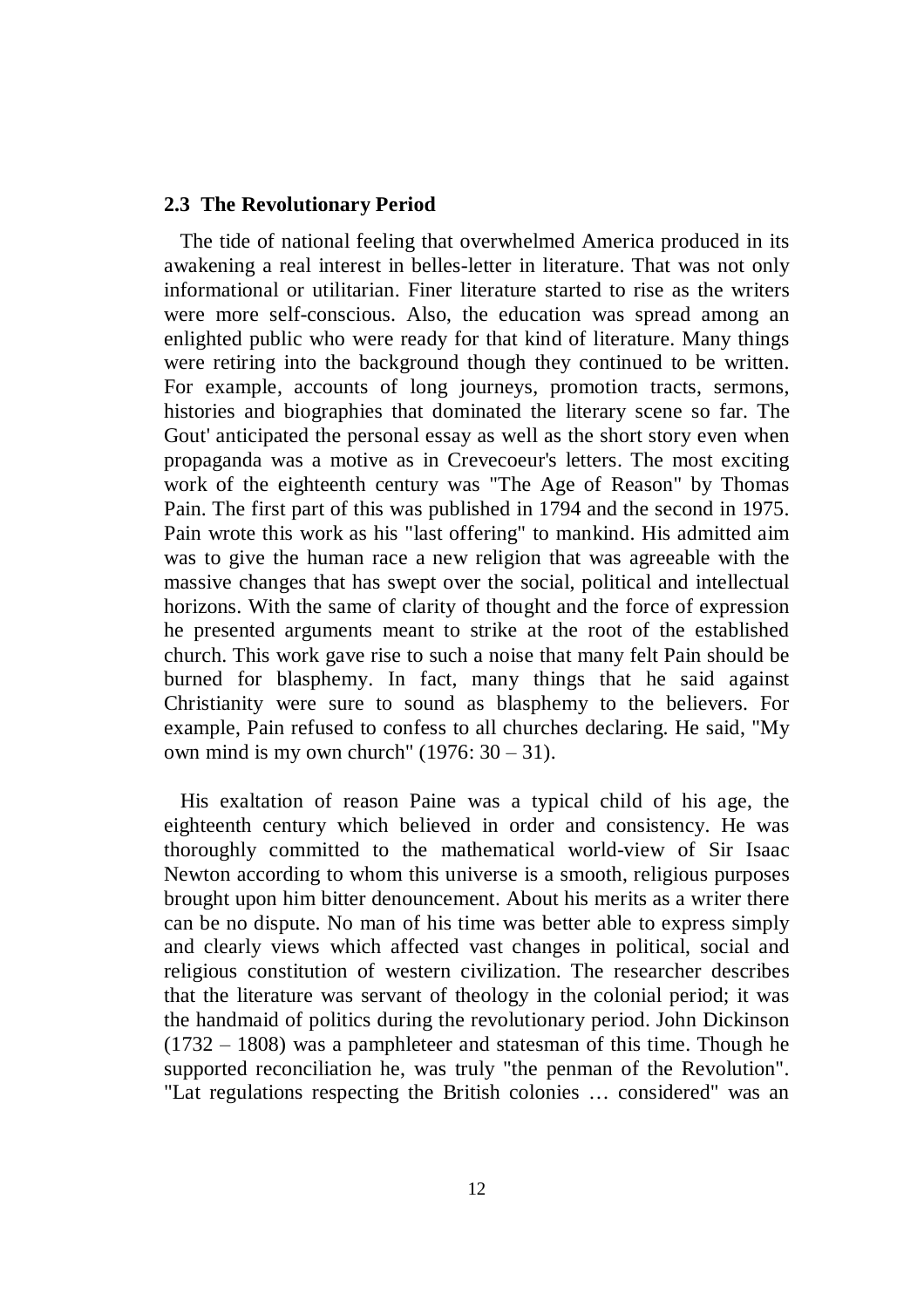## 2.3 The Revolutionary Period

The tide of national feeling that overwhelmed America produced in its awakening a real interest in belles-letter in literature. That was not only informational or utilitarian. Finer literature started to rise as the writers were more self-conscious. Also, the education was spread among an enlighted public who were ready for that kind of literature. Many things were retiring into the background though they continued to be written. For example, accounts of long journeys, promotion tracts, sermons, histories and biographies that dominated the literary scene so far. The Gout' anticipated the personal essay as well as the short story even when propaganda was a motive as in Crevecoeur's letters. The most exciting work of the eighteenth century was "The Age of Reason" by Thomas Pain. The first part of this was published in 1794 and the second in 1975. Pain wrote this work as his "last offering" to mankind. His admitted aim was to give the human race a new religion that was agreeable with the massive changes that has swept over the social, political and intellectual horizons. With the same of clarity of thought and the force of expression he presented arguments meant to strike at the root of the established church. This work gave rise to such a noise that many felt Pain should be burned for blasphemy. In fact, many things that he said against Christianity were sure to sound as blasphemy to the believers. For example, Pain refused to confess to all churches declaring. He said, "My own mind is my own church" (1976: 30 – 31).

His exaltation of reason Paine was a typical child of his age, the eighteenth century which believed in order and consistency. He was thoroughly committed to the mathematical world-view of Sir Isaac Newton according to whom this universe is a smooth, religious purposes brought upon him bitter denouncement. About his merits as a writer there can be no dispute. No man of his time was better able to express simply and clearly views which affected vast changes in political, social and religious constitution of western civilization. The researcher describes that the literature was servant of theology in the colonial period; it was the handmaid of politics during the revolutionary period. John Dickinson (1732 – 1808) was a pamphleteer and statesman of this time. Though he supported reconciliation he, was truly "the penman of the Revolution". "Lat regulations respecting the British colonies … considered" was an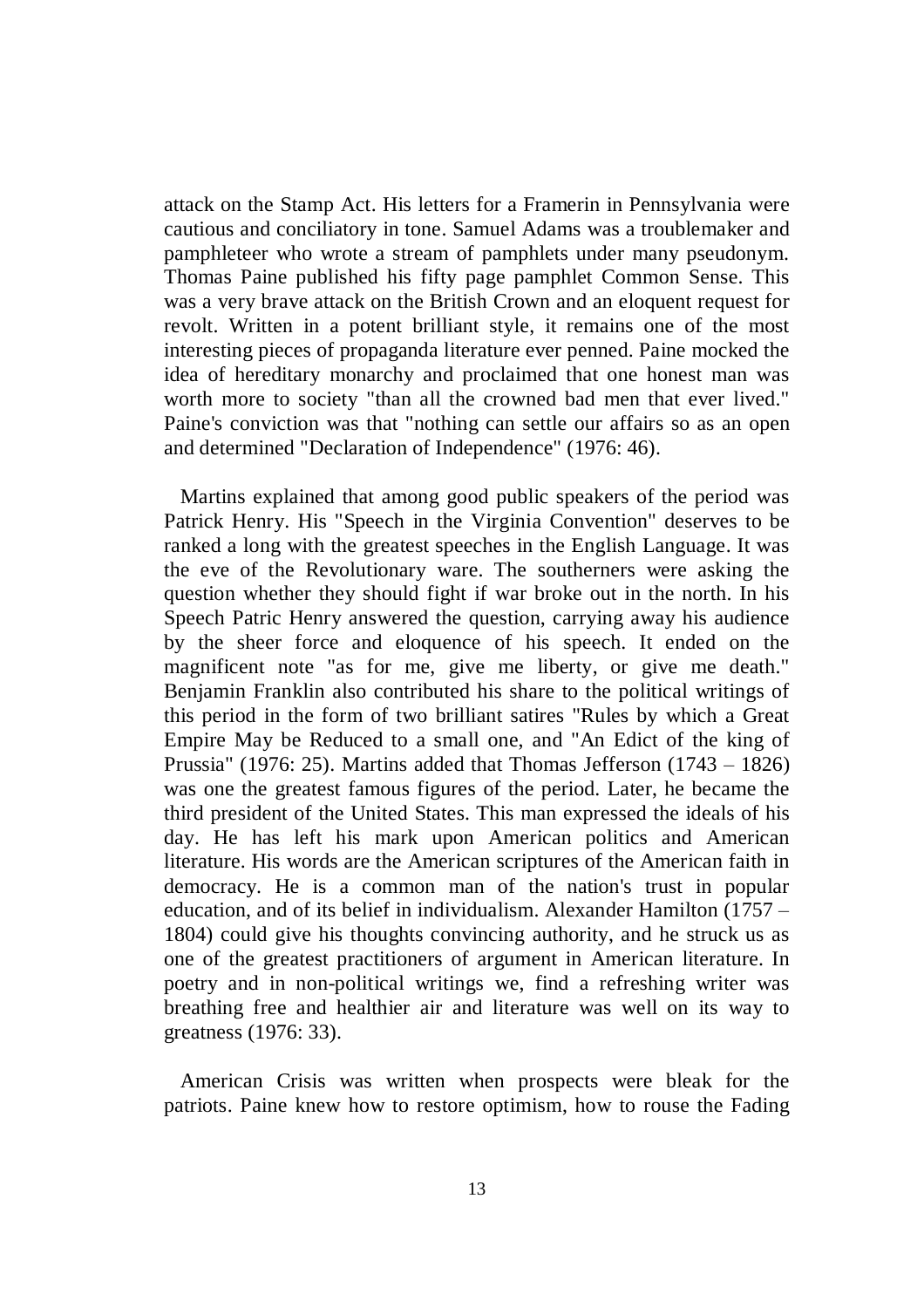attack on the Stamp Act. His letters for a Framerin in Pennsylvania were cautious and conciliatory in tone. Samuel Adams was a troublemaker and pamphleteer who wrote a stream of pamphlets under many pseudonym. Thomas Paine published his fifty page pamphlet Common Sense. This was a very brave attack on the British Crown and an eloquent request for revolt. Written in a potent brilliant style, it remains one of the most interesting pieces of propaganda literature ever penned. Paine mocked the idea of hereditary monarchy and proclaimed that one honest man was worth more to society "than all the crowned bad men that ever lived." Paine's conviction was that "nothing can settle our affairs so as an open and determined "Declaration of Independence" (1976: 46).

Martins explained that among good public speakers of the period was Patrick Henry. His "Speech in the Virginia Convention" deserves to be ranked a long with the greatest speeches in the English Language. It was the eve of the Revolutionary ware. The southerners were asking the question whether they should fight if war broke out in the north. In his Speech Patric Henry answered the question, carrying away his audience by the sheer force and eloquence of his speech. It ended on the magnificent note "as for me, give me liberty, or give me death." Benjamin Franklin also contributed his share to the political writings of this period in the form of two brilliant satires "Rules by which a Great Empire May be Reduced to a small one, and "An Edict of the king of Prussia" (1976: 25). Martins added that Thomas Jefferson (1743 – 1826) was one the greatest famous figures of the period. Later, he became the third president of the United States. This man expressed the ideals of his day. He has left his mark upon American politics and American literature. His words are the American scriptures of the American faith in democracy. He is a common man of the nation's trust in popular education, and of its belief in individualism. Alexander Hamilton (1757 – 1804) could give his thoughts convincing authority, and he struck us as one of the greatest practitioners of argument in American literature. In poetry and in non-political writings we, find a refreshing writer was breathing free and healthier air and literature was well on its way to greatness (1976: 33).

American Crisis was written when prospects were bleak for the patriots. Paine knew how to restore optimism, how to rouse the Fading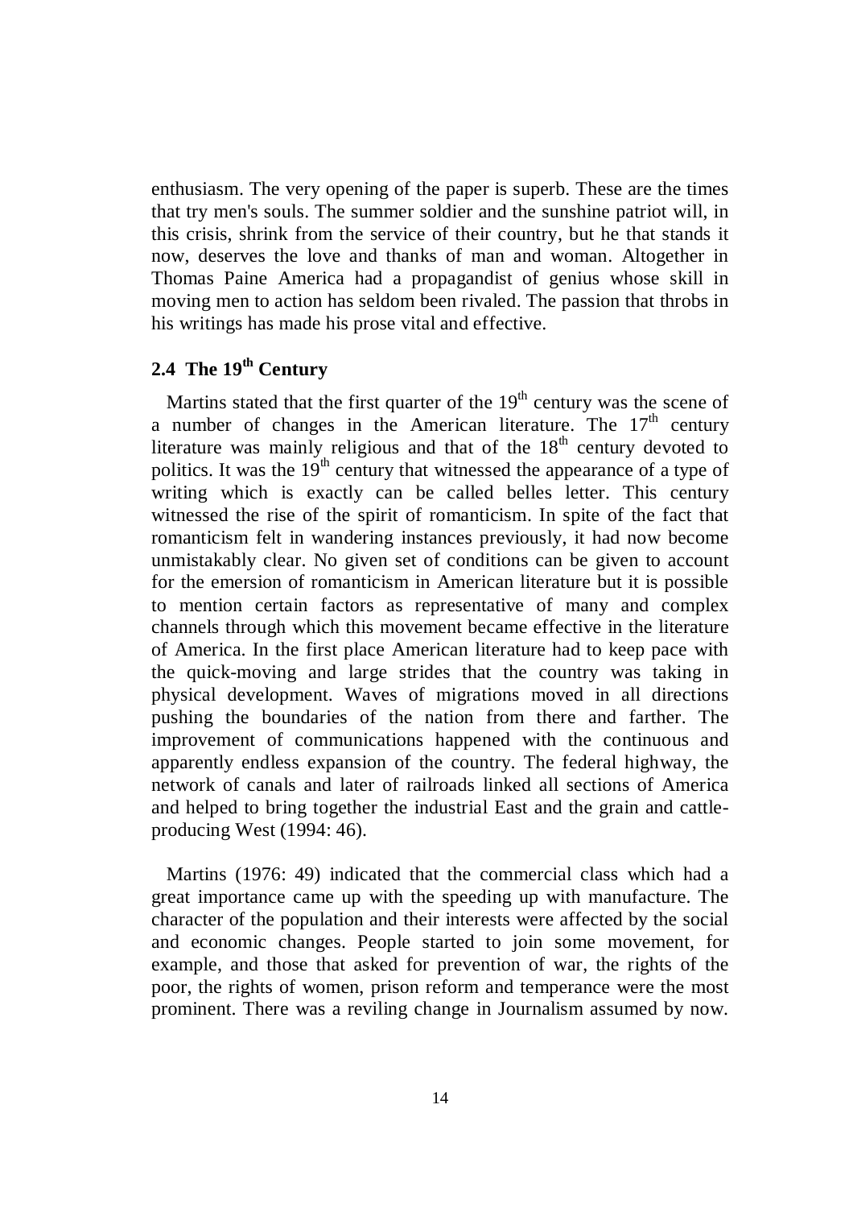enthusiasm. The very opening of the paper is superb. These are the times that try men's souls. The summer soldier and the sunshine patriot will, in this crisis, shrink from the service of their country, but he that stands it now, deserves the love and thanks of man and woman. Altogether in Thomas Paine America had a propagandist of genius whose skill in moving men to action has seldom been rivaled. The passion that throbs in his writings has made his prose vital and effective.

## 2.4 The 19th Century

Martins stated that the first quarter of the 19th century was the scene of a number of changes in the American literature. The 17th century literature was mainly religious and that of the 18th century devoted to politics. It was the 19th century that witnessed the appearance of a type of writing which is exactly can be called belles letter. This century witnessed the rise of the spirit of romanticism. In spite of the fact that romanticism felt in wandering instances previously, it had now become unmistakably clear. No given set of conditions can be given to account for the emersion of romanticism in American literature but it is possible to mention certain factors as representative of many and complex channels through which this movement became effective in the literature of America. In the first place American literature had to keep pace with the quick-moving and large strides that the country was taking in physical development. Waves of migrations moved in all directions pushing the boundaries of the nation from there and farther. The improvement of communications happened with the continuous and apparently endless expansion of the country. The federal highway, the network of canals and later of railroads linked all sections of America and helped to bring together the industrial East and the grain and cattle-producing West (1994: 46).

Martins (1976: 49) indicated that the commercial class which had a great importance came up with the speeding up with manufacture. The character of the population and their interests were affected by the social and economic changes. People started to join some movement, for example, and those that asked for prevention of war, the rights of the poor, the rights of women, prison reform and temperance were the most prominent. There was a reviling change in Journalism assumed by now.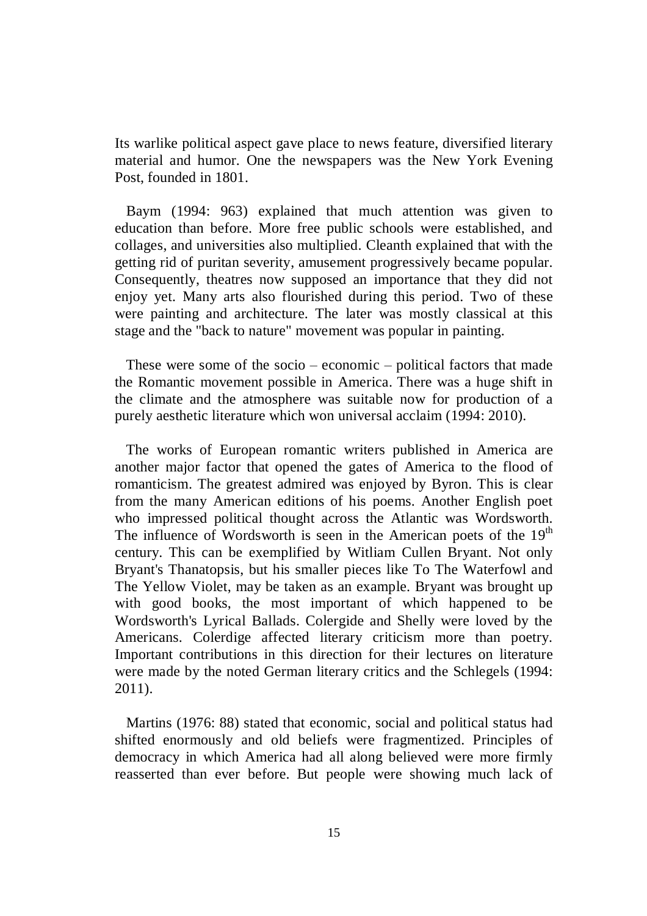Its warlike political aspect gave place to news feature, diversified literary material and humor. One the newspapers was the New York Evening Post, founded in 1801.

Baym (1994: 963) explained that much attention was given to education than before. More free public schools were established, and collages, and universities also multiplied. Cleanth explained that with the getting rid of puritan severity, amusement progressively became popular. Consequently, theatres now supposed an importance that they did not enjoy yet. Many arts also flourished during this period. Two of these were painting and architecture. The later was mostly classical at this stage and the "back to nature" movement was popular in painting.

These were some of the socio – economic – political factors that made the Romantic movement possible in America. There was a huge shift in the climate and the atmosphere was suitable now for production of a purely aesthetic literature which won universal acclaim (1994: 2010).

The works of European romantic writers published in America are another major factor that opened the gates of America to the flood of romanticism. The greatest admired was enjoyed by Byron. This is clear from the many American editions of his poems. Another English poet who impressed political thought across the Atlantic was Wordsworth. The influence of Wordsworth is seen in the American poets of the 19th century. This can be exemplified by Witliam Cullen Bryant. Not only Bryant's Thanatopsis, but his smaller pieces like To The Waterfowl and The Yellow Violet, may be taken as an example. Bryant was brought up with good books, the most important of which happened to be Wordsworth's Lyrical Ballads. Colergide and Shelly were loved by the Americans. Colerdige affected literary criticism more than poetry. Important contributions in this direction for their lectures on literature were made by the noted German literary critics and the Schlegels (1994: 2011).

Martins (1976: 88) stated that economic, social and political status had shifted enormously and old beliefs were fragmentized. Principles of democracy in which America had all along believed were more firmly reasserted than ever before. But people were showing much lack of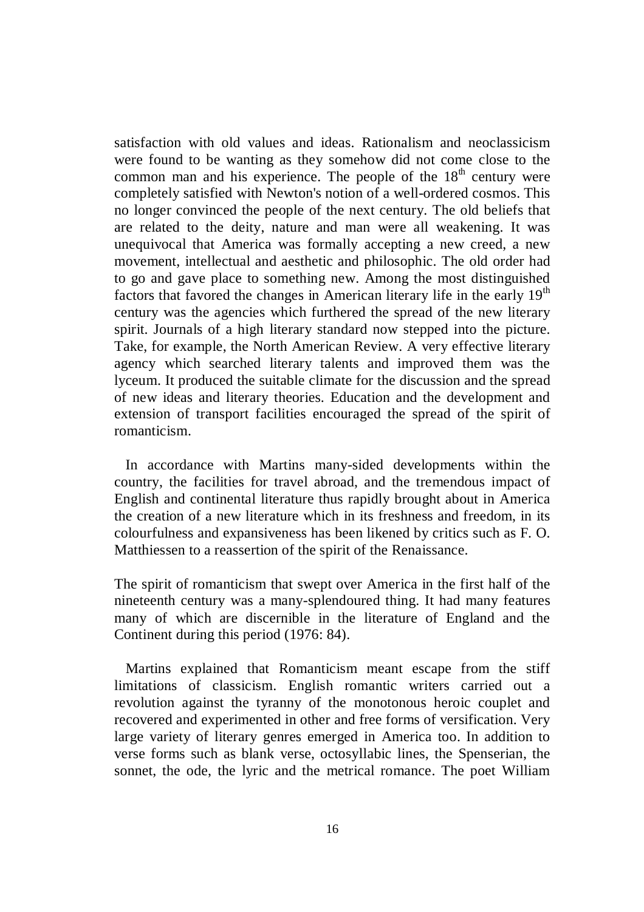satisfaction with old values and ideas. Rationalism and neoclassicism were found to be wanting as they somehow did not come close to the common man and his experience. The people of the 18th century were completely satisfied with Newton's notion of a well-ordered cosmos. This no longer convinced the people of the next century. The old beliefs that are related to the deity, nature and man were all weakening. It was unequivocal that America was formally accepting a new creed, a new movement, intellectual and aesthetic and philosophic. The old order had to go and gave place to something new. Among the most distinguished factors that favored the changes in American literary life in the early 19th century was the agencies which furthered the spread of the new literary spirit. Journals of a high literary standard now stepped into the picture. Take, for example, the North American Review. A very effective literary agency which searched literary talents and improved them was the lyceum. It produced the suitable climate for the discussion and the spread of new ideas and literary theories. Education and the development and extension of transport facilities encouraged the spread of the spirit of romanticism.

In accordance with Martins many-sided developments within the country, the facilities for travel abroad, and the tremendous impact of English and continental literature thus rapidly brought about in America the creation of a new literature which in its freshness and freedom, in its colourfulness and expansiveness has been likened by critics such as F. O. Matthiessen to a reassertion of the spirit of the Renaissance.

The spirit of romanticism that swept over America in the first half of the nineteenth century was a many-splendoured thing. It had many features many of which are discernible in the literature of England and the Continent during this period (1976: 84).

Martins explained that Romanticism meant escape from the stiff limitations of classicism. English romantic writers carried out a revolution against the tyranny of the monotonous heroic couplet and recovered and experimented in other and free forms of versification. Very large variety of literary genres emerged in America too. In addition to verse forms such as blank verse, octosyllabic lines, the Spenserian, the sonnet, the ode, the lyric and the metrical romance. The poet William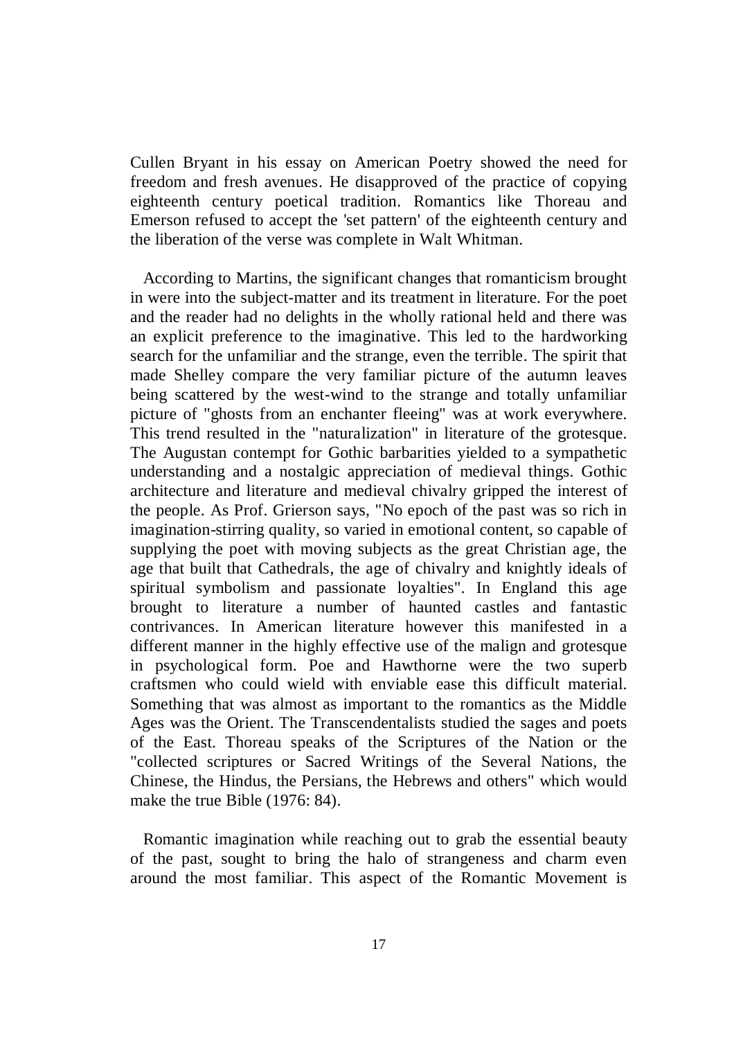Cullen Bryant in his essay on American Poetry showed the need for freedom and fresh avenues. He disapproved of the practice of copying eighteenth century poetical tradition. Romantics like Thoreau and Emerson refused to accept the 'set pattern' of the eighteenth century and the liberation of the verse was complete in Walt Whitman.

According to Martins, the significant changes that romanticism brought in were into the subject-matter and its treatment in literature. For the poet and the reader had no delights in the wholly rational held and there was an explicit preference to the imaginative. This led to the hardworking search for the unfamiliar and the strange, even the terrible. The spirit that made Shelley compare the very familiar picture of the autumn leaves being scattered by the west-wind to the strange and totally unfamiliar picture of "ghosts from an enchanter fleeing" was at work everywhere. This trend resulted in the "naturalization" in literature of the grotesque. The Augustan contempt for Gothic barbarities yielded to a sympathetic understanding and a nostalgic appreciation of medieval things. Gothic architecture and literature and medieval chivalry gripped the interest of the people. As Prof. Grierson says, "No epoch of the past was so rich in imagination-stirring quality, so varied in emotional content, so capable of supplying the poet with moving subjects as the great Christian age, the age that built that Cathedrals, the age of chivalry and knightly ideals of spiritual symbolism and passionate loyalties". In England this age brought to literature a number of haunted castles and fantastic contrivances. In American literature however this manifested in a different manner in the highly effective use of the malign and grotesque in psychological form. Poe and Hawthorne were the two superb craftsmen who could wield with enviable ease this difficult material. Something that was almost as important to the romantics as the Middle Ages was the Orient. The Transcendentalists studied the sages and poets of the East. Thoreau speaks of the Scriptures of the Nation or the "collected scriptures or Sacred Writings of the Several Nations, the Chinese, the Hindus, the Persians, the Hebrews and others" which would make the true Bible (1976: 84).

Romantic imagination while reaching out to grab the essential beauty of the past, sought to bring the halo of strangeness and charm even around the most familiar. This aspect of the Romantic Movement is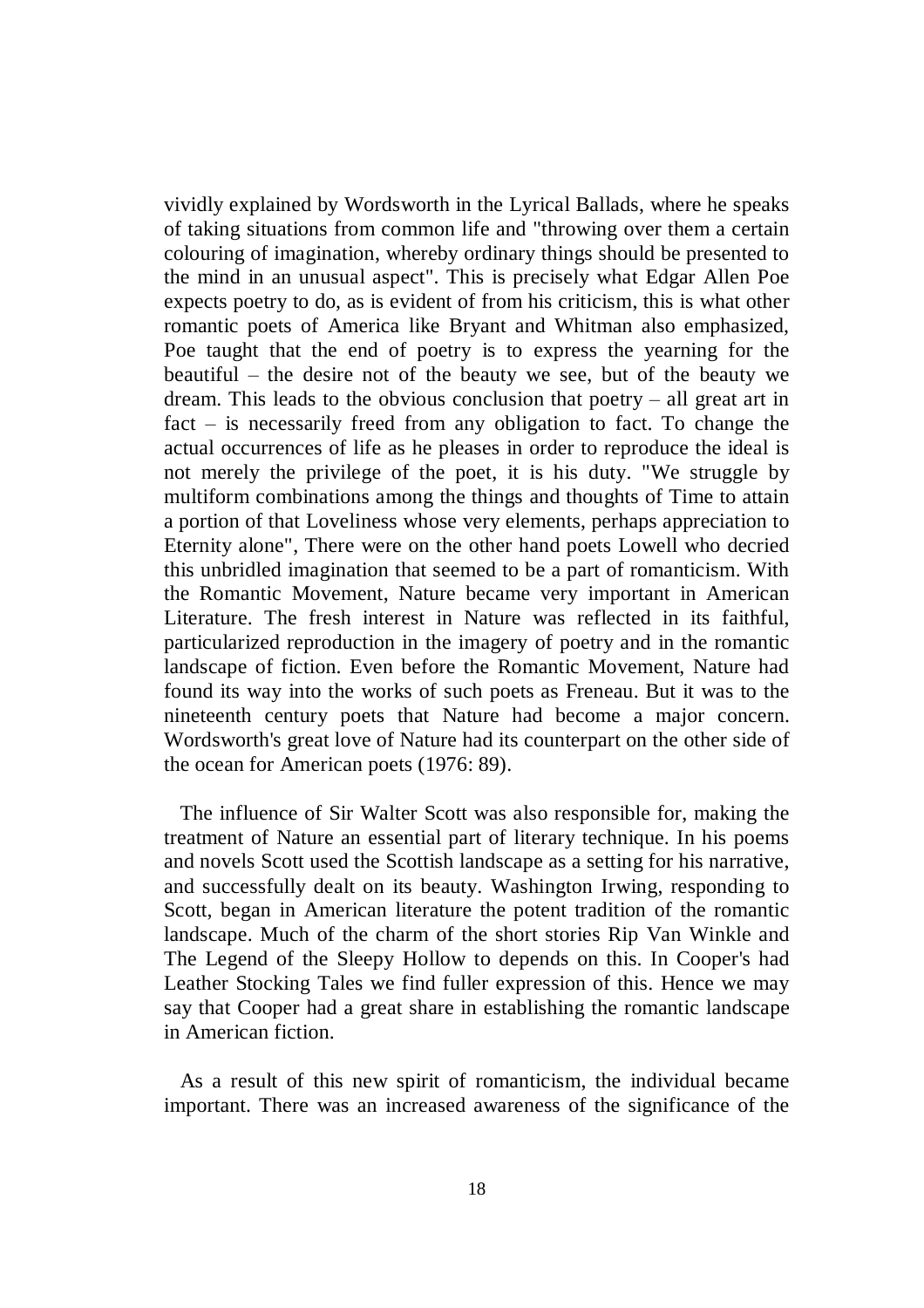vividly explained by Wordsworth in the Lyrical Ballads, where he speaks of taking situations from common life and "throwing over them a certain colouring of imagination, whereby ordinary things should be presented to the mind in an unusual aspect". This is precisely what Edgar Allen Poe expects poetry to do, as is evident of from his criticism, this is what other romantic poets of America like Bryant and Whitman also emphasized, Poe taught that the end of poetry is to express the yearning for the beautiful – the desire not of the beauty we see, but of the beauty we dream. This leads to the obvious conclusion that poetry – all great art in fact – is necessarily freed from any obligation to fact. To change the actual occurrences of life as he pleases in order to reproduce the ideal is not merely the privilege of the poet, it is his duty. "We struggle by multiform combinations among the things and thoughts of Time to attain a portion of that Loveliness whose very elements, perhaps appreciation to Eternity alone", There were on the other hand poets Lowell who decried this unbridled imagination that seemed to be a part of romanticism. With the Romantic Movement, Nature became very important in American Literature. The fresh interest in Nature was reflected in its faithful, particularized reproduction in the imagery of poetry and in the romantic landscape of fiction. Even before the Romantic Movement, Nature had found its way into the works of such poets as Freneau. But it was to the nineteenth century poets that Nature had become a major concern. Wordsworth's great love of Nature had its counterpart on the other side of the ocean for American poets (1976: 89).

The influence of Sir Walter Scott was also responsible for, making the treatment of Nature an essential part of literary technique. In his poems and novels Scott used the Scottish landscape as a setting for his narrative, and successfully dealt on its beauty. Washington Irwing, responding to Scott, began in American literature the potent tradition of the romantic landscape. Much of the charm of the short stories Rip Van Winkle and The Legend of the Sleepy Hollow to depends on this. In Cooper's had Leather Stocking Tales we find fuller expression of this. Hence we may say that Cooper had a great share in establishing the romantic landscape in American fiction.

As a result of this new spirit of romanticism, the individual became important. There was an increased awareness of the significance of the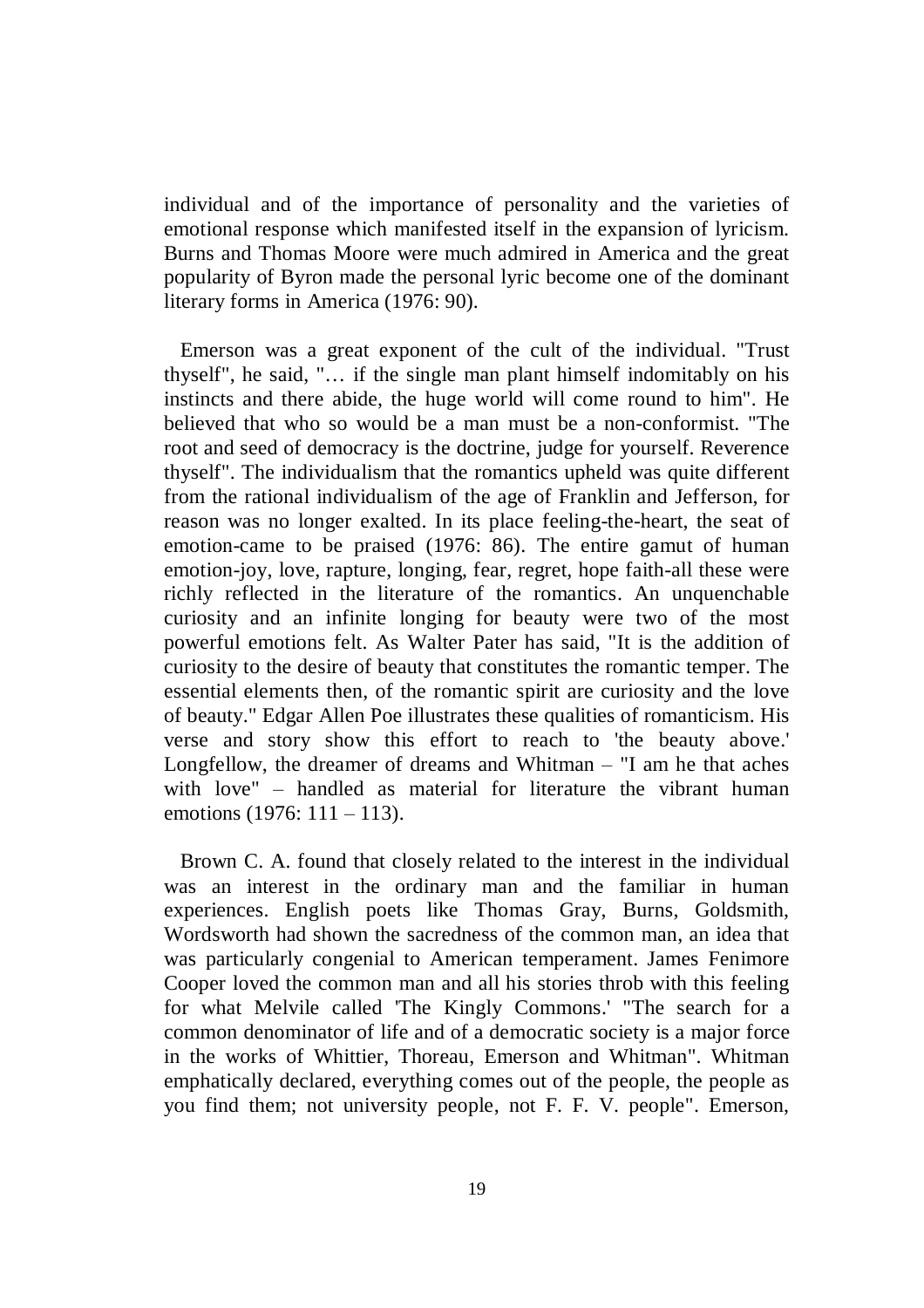individual and of the importance of personality and the varieties of emotional response which manifested itself in the expansion of lyricism. Burns and Thomas Moore were much admired in America and the great popularity of Byron made the personal lyric become one of the dominant literary forms in America (1976: 90).

Emerson was a great exponent of the cult of the individual. "Trust thyself", he said, "… if the single man plant himself indomitably on his instincts and there abide, the huge world will come round to him". He believed that who so would be a man must be a non-conformist. "The root and seed of democracy is the doctrine, judge for yourself. Reverence thyself". The individualism that the romantics upheld was quite different from the rational individualism of the age of Franklin and Jefferson, for reason was no longer exalted. In its place feeling-the-heart, the seat of emotion-came to be praised (1976: 86). The entire gamut of human emotion-joy, love, rapture, longing, fear, regret, hope faith-all these were richly reflected in the literature of the romantics. An unquenchable curiosity and an infinite longing for beauty were two of the most powerful emotions felt. As Walter Pater has said, "It is the addition of curiosity to the desire of beauty that constitutes the romantic temper. The essential elements then, of the romantic spirit are curiosity and the love of beauty." Edgar Allen Poe illustrates these qualities of romanticism. His verse and story show this effort to reach to 'the beauty above.' Longfellow, the dreamer of dreams and Whitman – "I am he that aches with love" – handled as material for literature the vibrant human emotions (1976: 111 – 113).

Brown C. A. found that closely related to the interest in the individual was an interest in the ordinary man and the familiar in human experiences. English poets like Thomas Gray, Burns, Goldsmith, Wordsworth had shown the sacredness of the common man, an idea that was particularly congenial to American temperament. James Fenimore Cooper loved the common man and all his stories throb with this feeling for what Melvile called 'The Kingly Commons.' "The search for a common denominator of life and of a democratic society is a major force in the works of Whittier, Thoreau, Emerson and Whitman". Whitman emphatically declared, everything comes out of the people, the people as you find them; not university people, not F. F. V. people". Emerson,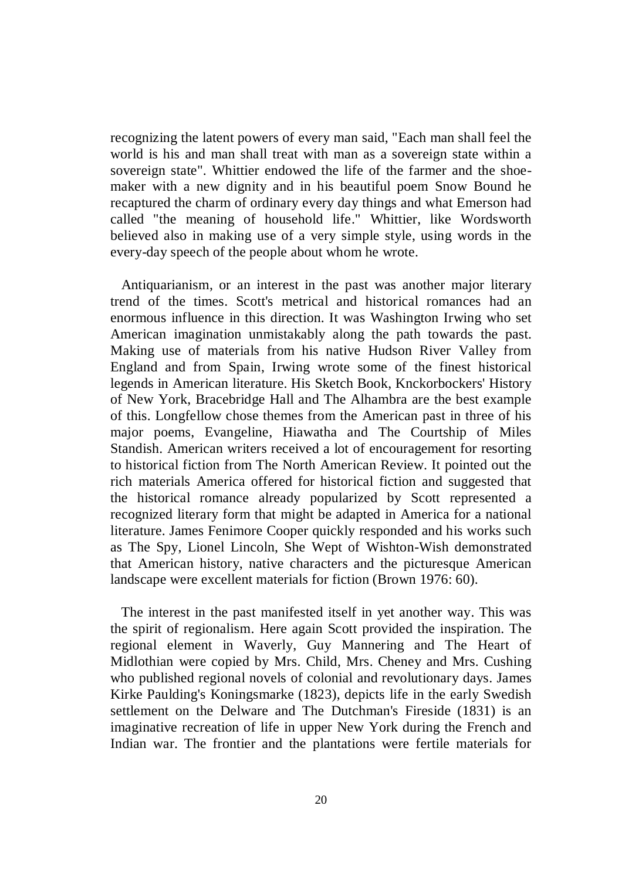recognizing the latent powers of every man said, "Each man shall feel the world is his and man shall treat with man as a sovereign state within a sovereign state". Whittier endowed the life of the farmer and the shoe-maker with a new dignity and in his beautiful poem Snow Bound he recaptured the charm of ordinary every day things and what Emerson had called "the meaning of household life." Whittier, like Wordsworth believed also in making use of a very simple style, using words in the every-day speech of the people about whom he wrote.

Antiquarianism, or an interest in the past was another major literary trend of the times. Scott's metrical and historical romances had an enormous influence in this direction. It was Washington Irwing who set American imagination unmistakably along the path towards the past. Making use of materials from his native Hudson River Valley from England and from Spain, Irwing wrote some of the finest historical legends in American literature. His Sketch Book, Knckorbockers' History of New York, Bracebridge Hall and The Alhambra are the best example of this. Longfellow chose themes from the American past in three of his major poems, Evangeline, Hiawatha and The Courtship of Miles Standish. American writers received a lot of encouragement for resorting to historical fiction from The North American Review. It pointed out the rich materials America offered for historical fiction and suggested that the historical romance already popularized by Scott represented a recognized literary form that might be adapted in America for a national literature. James Fenimore Cooper quickly responded and his works such as The Spy, Lionel Lincoln, She Wept of Wishton-Wish demonstrated that American history, native characters and the picturesque American landscape were excellent materials for fiction (Brown 1976: 60).

The interest in the past manifested itself in yet another way. This was the spirit of regionalism. Here again Scott provided the inspiration. The regional element in Waverly, Guy Mannering and The Heart of Midlothian were copied by Mrs. Child, Mrs. Cheney and Mrs. Cushing who published regional novels of colonial and revolutionary days. James Kirke Paulding's Koningsmarke (1823), depicts life in the early Swedish settlement on the Delware and The Dutchman's Fireside (1831) is an imaginative recreation of life in upper New York during the French and Indian war. The frontier and the plantations were fertile materials for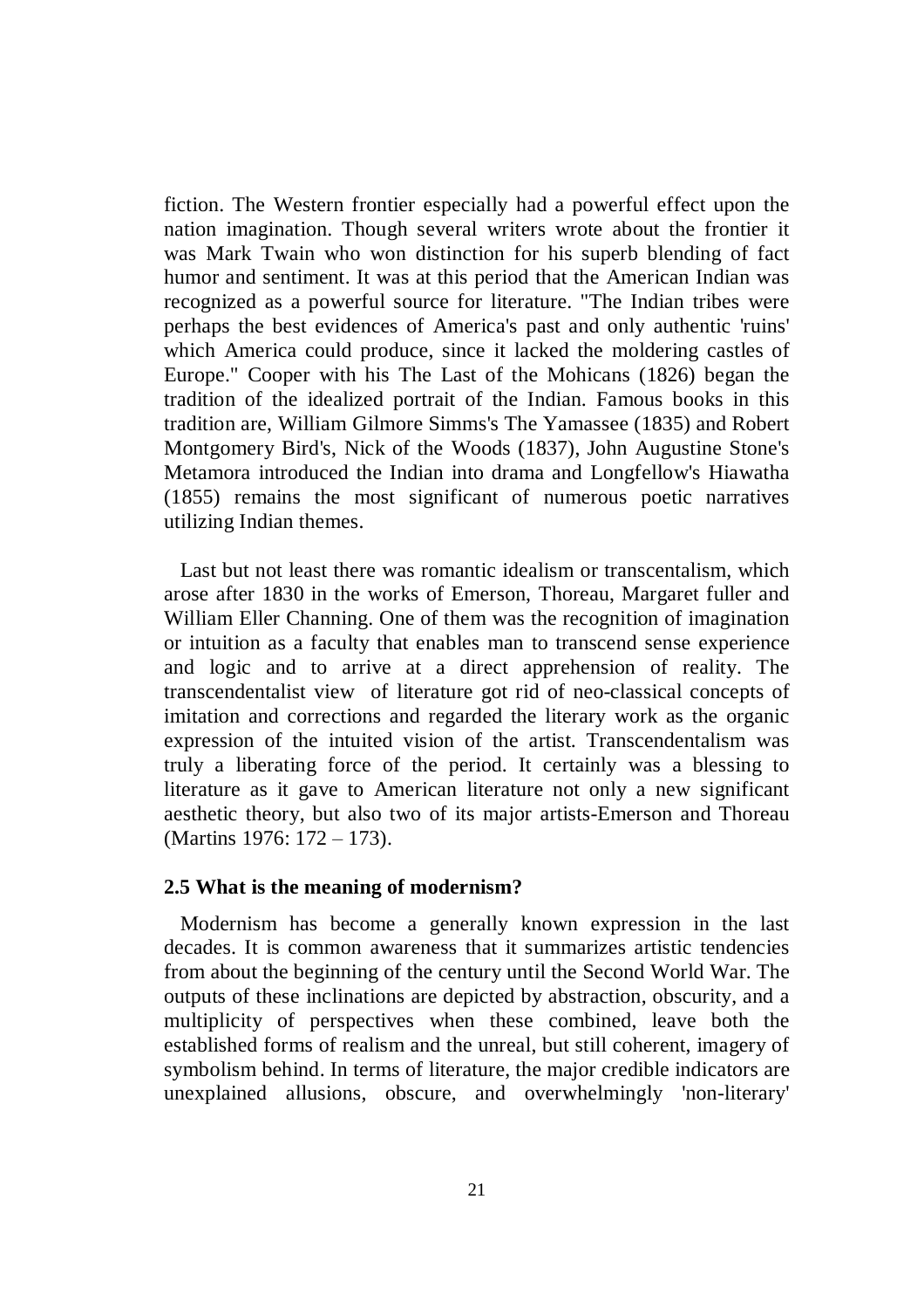fiction. The Western frontier especially had a powerful effect upon the nation imagination. Though several writers wrote about the frontier it was Mark Twain who won distinction for his superb blending of fact humor and sentiment. It was at this period that the American Indian was recognized as a powerful source for literature. "The Indian tribes were perhaps the best evidences of America's past and only authentic 'ruins' which America could produce, since it lacked the moldering castles of Europe." Cooper with his The Last of the Mohicans (1826) began the tradition of the idealized portrait of the Indian. Famous books in this tradition are, William Gilmore Simms's The Yamassee (1835) and Robert Montgomery Bird's, Nick of the Woods (1837), John Augustine Stone's Metamora introduced the Indian into drama and Longfellow's Hiawatha (1855) remains the most significant of numerous poetic narratives utilizing Indian themes.

Last but not least there was romantic idealism or transcentalism, which arose after 1830 in the works of Emerson, Thoreau, Margaret fuller and William Eller Channing. One of them was the recognition of imagination or intuition as a faculty that enables man to transcend sense experience and logic and to arrive at a direct apprehension of reality. The transcendentalist view of literature got rid of neo-classical concepts of imitation and corrections and regarded the literary work as the organic expression of the intuited vision of the artist. Transcendentalism was truly a liberating force of the period. It certainly was a blessing to literature as it gave to American literature not only a new significant aesthetic theory, but also two of its major artists-Emerson and Thoreau (Martins 1976: 172 – 173).

### 2.5 What is the meaning of modernism?

Modernism has become a generally known expression in the last decades. It is common awareness that it summarizes artistic tendencies from about the beginning of the century until the Second World War. The outputs of these inclinations are depicted by abstraction, obscurity, and a multiplicity of perspectives when these combined, leave both the established forms of realism and the unreal, but still coherent, imagery of symbolism behind. In terms of literature, the major credible indicators are unexplained allusions, obscure, and overwhelmingly 'non-literary'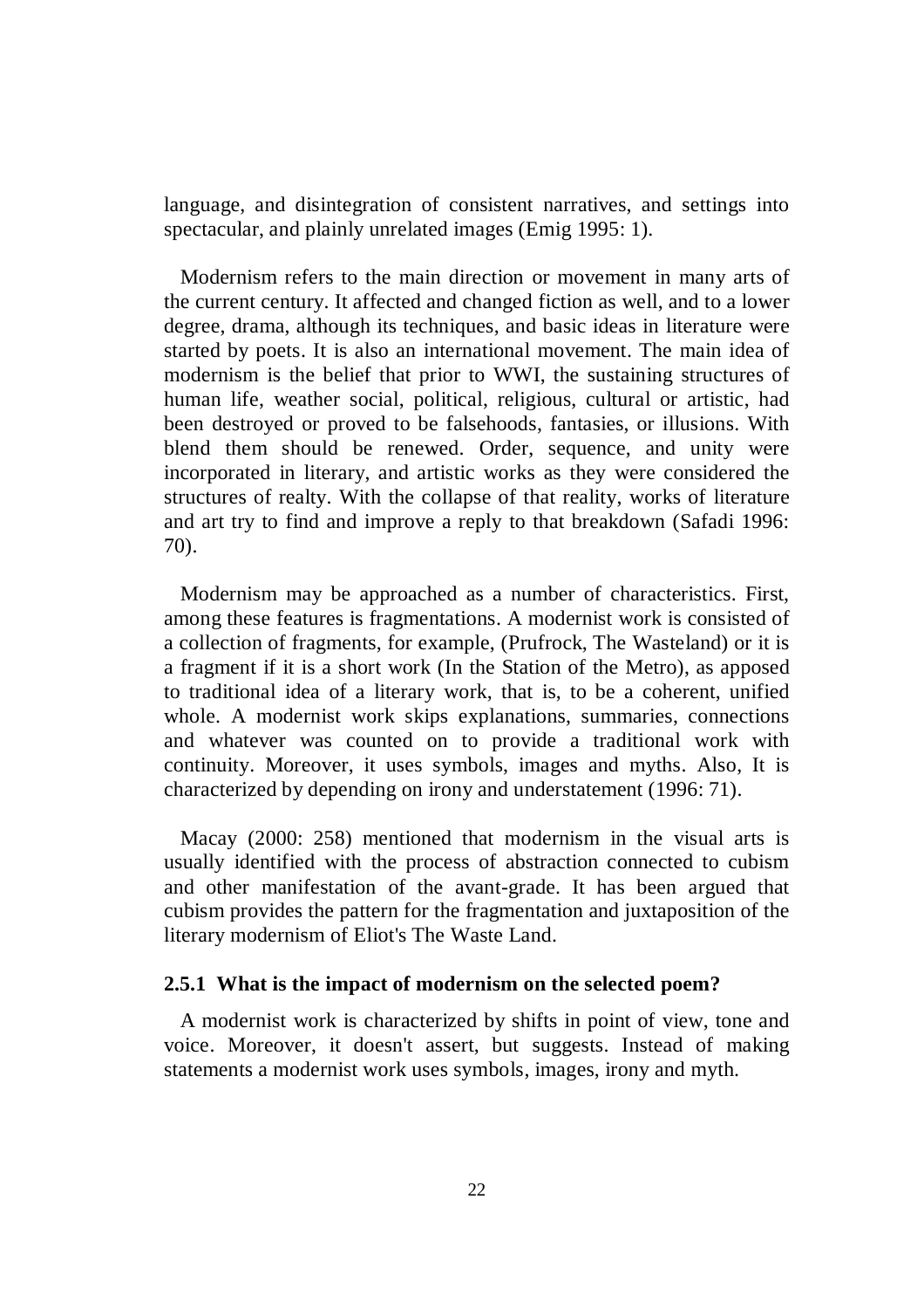language, and disintegration of consistent narratives, and settings into spectacular, and plainly unrelated images (Emig 1995: 1).

Modernism refers to the main direction or movement in many arts of the current century. It affected and changed fiction as well, and to a lower degree, drama, although its techniques, and basic ideas in literature were started by poets. It is also an international movement. The main idea of modernism is the belief that prior to WWI, the sustaining structures of human life, weather social, political, religious, cultural or artistic, had been destroyed or proved to be falsehoods, fantasies, or illusions. With blend them should be renewed. Order, sequence, and unity were incorporated in literary, and artistic works as they were considered the structures of realty. With the collapse of that reality, works of literature and art try to find and improve a reply to that breakdown (Safadi 1996: 70).

Modernism may be approached as a number of characteristics. First, among these features is fragmentations. A modernist work is consisted of a collection of fragments, for example, (Prufrock, The Wasteland) or it is a fragment if it is a short work (In the Station of the Metro), as apposed to traditional idea of a literary work, that is, to be a coherent, unified whole. A modernist work skips explanations, summaries, connections and whatever was counted on to provide a traditional work with continuity. Moreover, it uses symbols, images and myths. Also, It is characterized by depending on irony and understatement (1996: 71).

Macay (2000: 258) mentioned that modernism in the visual arts is usually identified with the process of abstraction connected to cubism and other manifestation of the avant-grade. It has been argued that cubism provides the pattern for the fragmentation and juxtaposition of the literary modernism of Eliot's The Waste Land.

### 2.5.1 What is the impact of modernism on the selected poem?

A modernist work is characterized by shifts in point of view, tone and voice. Moreover, it doesn't assert, but suggests. Instead of making statements a modernist work uses symbols, images, irony and myth.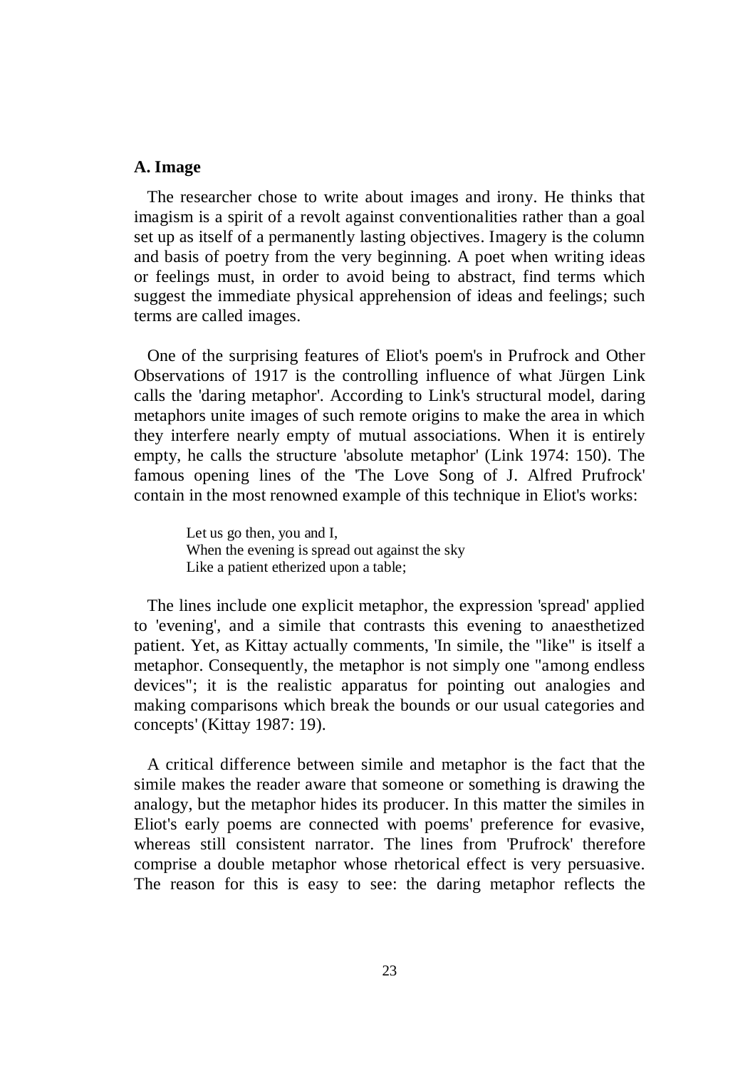## A. Image

The researcher chose to write about images and irony. He thinks that imagism is a spirit of a revolt against conventionalities rather than a goal set up as itself of a permanently lasting objectives. Imagery is the column and basis of poetry from the very beginning. A poet when writing ideas or feelings must, in order to avoid being to abstract, find terms which suggest the immediate physical apprehension of ideas and feelings; such terms are called images.

One of the surprising features of Eliot's poem's in Prufrock and Other Observations of 1917 is the controlling influence of what Jürgen Link calls the 'daring metaphor'. According to Link's structural model, daring metaphors unite images of such remote origins to make the area in which they interfere nearly empty of mutual associations. When it is entirely empty, he calls the structure 'absolute metaphor' (Link 1974: 150). The famous opening lines of the 'The Love Song of J. Alfred Prufrock' contain in the most renowned example of this technique in Eliot's works:

> Let us go then, you and I,
> When the evening is spread out against the sky
> Like a patient etherized upon a table;

The lines include one explicit metaphor, the expression 'spread' applied to 'evening', and a simile that contrasts this evening to anaesthetized patient. Yet, as Kittay actually comments, 'In simile, the "like" is itself a metaphor. Consequently, the metaphor is not simply one "among endless devices"; it is the realistic apparatus for pointing out analogies and making comparisons which break the bounds or our usual categories and concepts' (Kittay 1987: 19).

A critical difference between simile and metaphor is the fact that the simile makes the reader aware that someone or something is drawing the analogy, but the metaphor hides its producer. In this matter the similes in Eliot's early poems are connected with poems' preference for evasive, whereas still consistent narrator. The lines from 'Prufrock' therefore comprise a double metaphor whose rhetorical effect is very persuasive. The reason for this is easy to see: the daring metaphor reflects the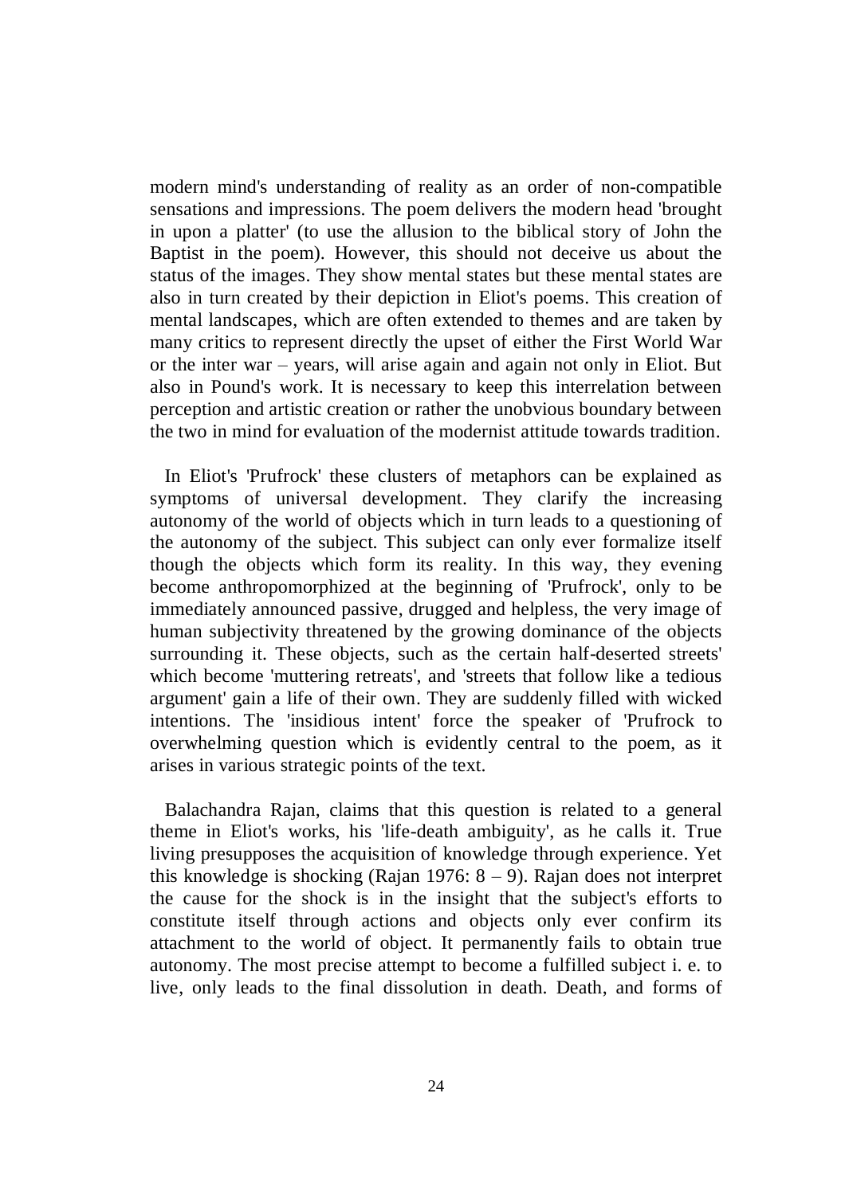modern mind's understanding of reality as an order of non-compatible sensations and impressions. The poem delivers the modern head 'brought in upon a platter' (to use the allusion to the biblical story of John the Baptist in the poem). However, this should not deceive us about the status of the images. They show mental states but these mental states are also in turn created by their depiction in Eliot's poems. This creation of mental landscapes, which are often extended to themes and are taken by many critics to represent directly the upset of either the First World War or the inter war – years, will arise again and again not only in Eliot. But also in Pound's work. It is necessary to keep this interrelation between perception and artistic creation or rather the unobvious boundary between the two in mind for evaluation of the modernist attitude towards tradition.

In Eliot's 'Prufrock' these clusters of metaphors can be explained as symptoms of universal development. They clarify the increasing autonomy of the world of objects which in turn leads to a questioning of the autonomy of the subject. This subject can only ever formalize itself though the objects which form its reality. In this way, they evening become anthropomorphized at the beginning of 'Prufrock', only to be immediately announced passive, drugged and helpless, the very image of human subjectivity threatened by the growing dominance of the objects surrounding it. These objects, such as the certain half-deserted streets' which become 'muttering retreats', and 'streets that follow like a tedious argument' gain a life of their own. They are suddenly filled with wicked intentions. The 'insidious intent' force the speaker of 'Prufrock to overwhelming question which is evidently central to the poem, as it arises in various strategic points of the text.

Balachandra Rajan, claims that this question is related to a general theme in Eliot's works, his 'life-death ambiguity', as he calls it. True living presupposes the acquisition of knowledge through experience. Yet this knowledge is shocking (Rajan 1976: 8 – 9). Rajan does not interpret the cause for the shock is in the insight that the subject's efforts to constitute itself through actions and objects only ever confirm its attachment to the world of object. It permanently fails to obtain true autonomy. The most precise attempt to become a fulfilled subject i. e. to live, only leads to the final dissolution in death. Death, and forms of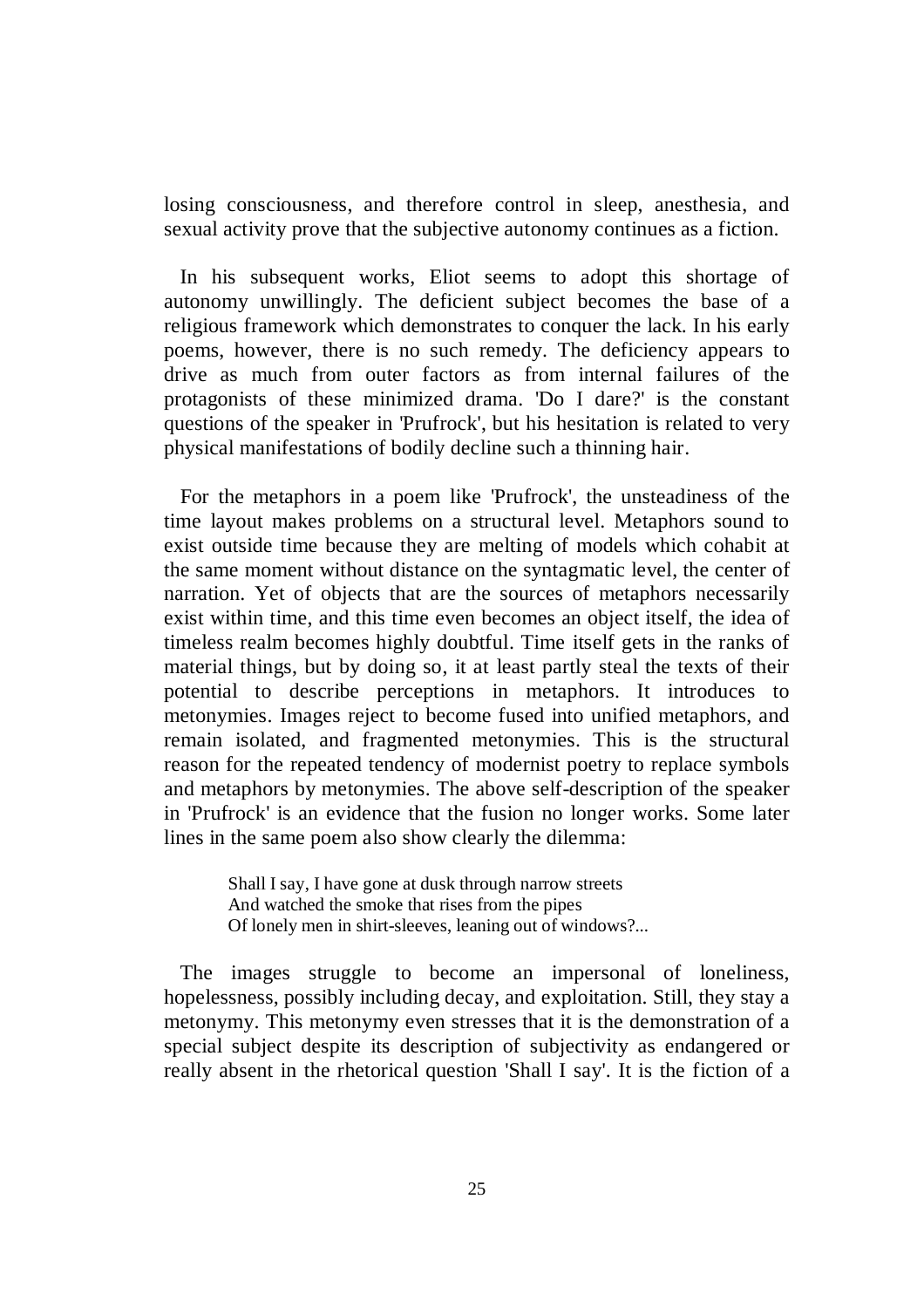losing consciousness, and therefore control in sleep, anesthesia, and sexual activity prove that the subjective autonomy continues as a fiction.

In his subsequent works, Eliot seems to adopt this shortage of autonomy unwillingly. The deficient subject becomes the base of a religious framework which demonstrates to conquer the lack. In his early poems, however, there is no such remedy. The deficiency appears to drive as much from outer factors as from internal failures of the protagonists of these minimized drama. 'Do I dare?' is the constant questions of the speaker in 'Prufrock', but his hesitation is related to very physical manifestations of bodily decline such a thinning hair.

For the metaphors in a poem like 'Prufrock', the unsteadiness of the time layout makes problems on a structural level. Metaphors sound to exist outside time because they are melting of models which cohabit at the same moment without distance on the syntagmatic level, the center of narration. Yet of objects that are the sources of metaphors necessarily exist within time, and this time even becomes an object itself, the idea of timeless realm becomes highly doubtful. Time itself gets in the ranks of material things, but by doing so, it at least partly steal the texts of their potential to describe perceptions in metaphors. It introduces to metonymies. Images reject to become fused into unified metaphors, and remain isolated, and fragmented metonymies. This is the structural reason for the repeated tendency of modernist poetry to replace symbols and metaphors by metonymies. The above self-description of the speaker in 'Prufrock' is an evidence that the fusion no longer works. Some later lines in the same poem also show clearly the dilemma:

> Shall I say, I have gone at dusk through narrow streets
> And watched the smoke that rises from the pipes
> Of lonely men in shirt-sleeves, leaning out of windows?...

The images struggle to become an impersonal of loneliness, hopelessness, possibly including decay, and exploitation. Still, they stay a metonymy. This metonymy even stresses that it is the demonstration of a special subject despite its description of subjectivity as endangered or really absent in the rhetorical question 'Shall I say'. It is the fiction of a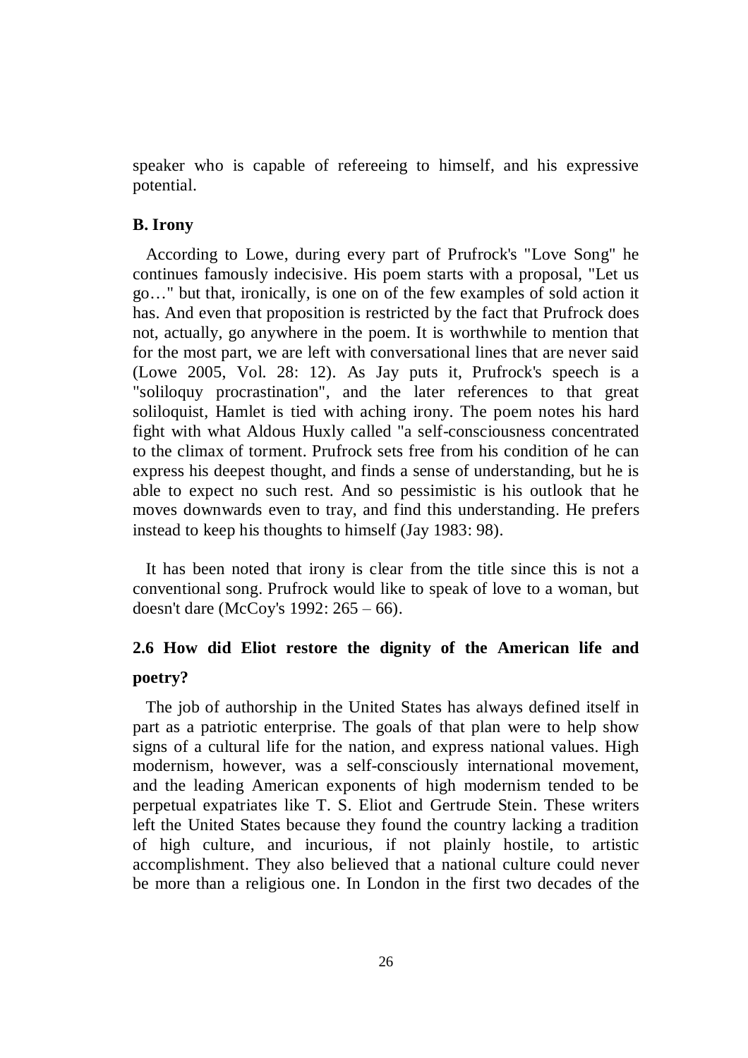speaker who is capable of refereeing to himself, and his expressive potential.

**B. Irony**

According to Lowe, during every part of Prufrock's "Love Song" he continues famously indecisive. His poem starts with a proposal, "Let us go…" but that, ironically, is one on of the few examples of sold action it has. And even that proposition is restricted by the fact that Prufrock does not, actually, go anywhere in the poem. It is worthwhile to mention that for the most part, we are left with conversational lines that are never said (Lowe 2005, Vol. 28: 12). As Jay puts it, Prufrock's speech is a "soliloquy procrastination", and the later references to that great soliloquist, Hamlet is tied with aching irony. The poem notes his hard fight with what Aldous Huxly called "a self-consciousness concentrated to the climax of torment. Prufrock sets free from his condition of he can express his deepest thought, and finds a sense of understanding, but he is able to expect no such rest. And so pessimistic is his outlook that he moves downwards even to tray, and find this understanding. He prefers instead to keep his thoughts to himself (Jay 1983: 98).

It has been noted that irony is clear from the title since this is not a conventional song. Prufrock would like to speak of love to a woman, but doesn't dare (McCoy's 1992: 265 – 66).

## 2.6 How did Eliot restore the dignity of the American life and poetry?

The job of authorship in the United States has always defined itself in part as a patriotic enterprise. The goals of that plan were to help show signs of a cultural life for the nation, and express national values. High modernism, however, was a self-consciously international movement, and the leading American exponents of high modernism tended to be perpetual expatriates like T. S. Eliot and Gertrude Stein. These writers left the United States because they found the country lacking a tradition of high culture, and incurious, if not plainly hostile, to artistic accomplishment. They also believed that a national culture could never be more than a religious one. In London in the first two decades of the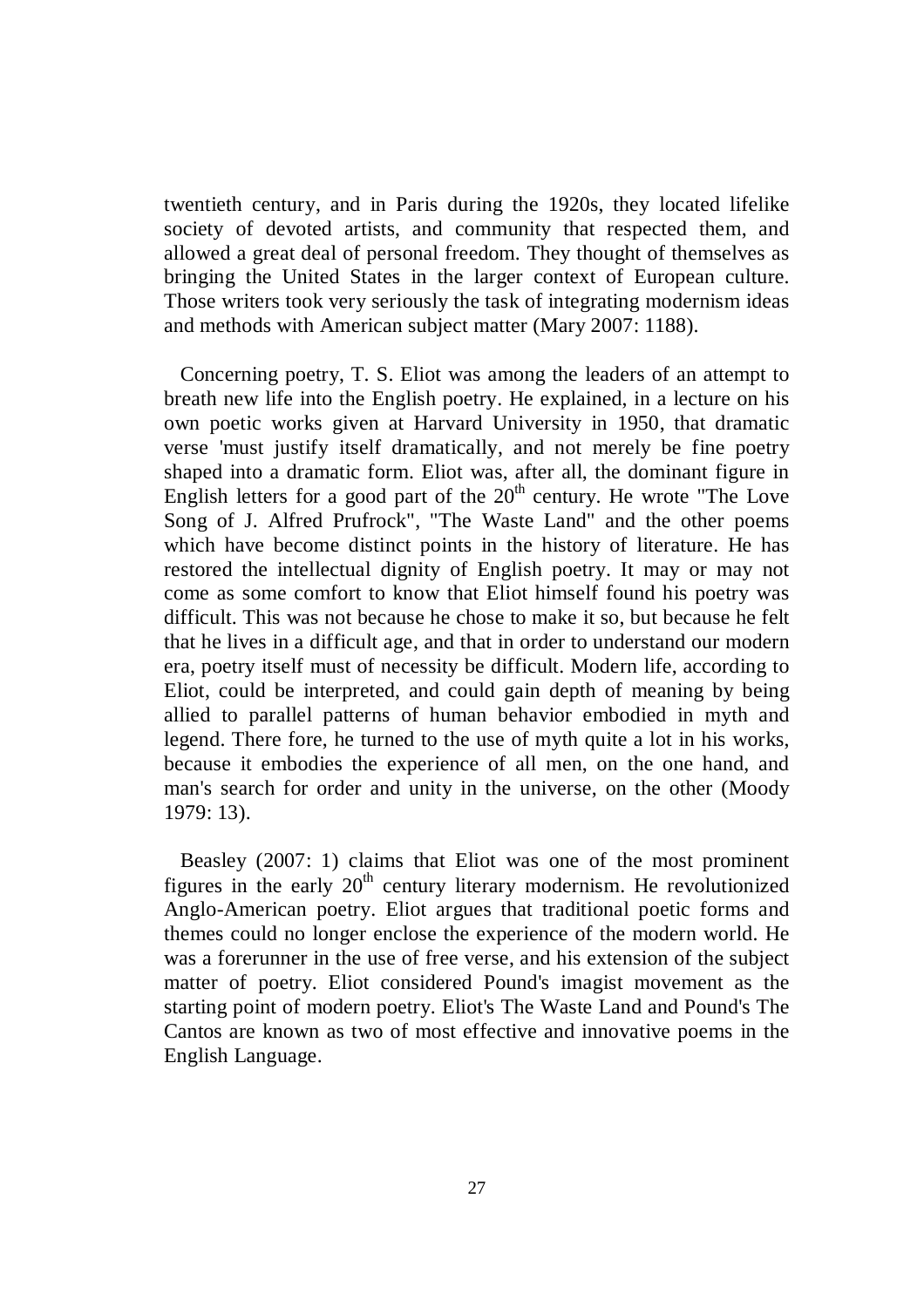twentieth century, and in Paris during the 1920s, they located lifelike society of devoted artists, and community that respected them, and allowed a great deal of personal freedom. They thought of themselves as bringing the United States in the larger context of European culture. Those writers took very seriously the task of integrating modernism ideas and methods with American subject matter (Mary 2007: 1188).

Concerning poetry, T. S. Eliot was among the leaders of an attempt to breath new life into the English poetry. He explained, in a lecture on his own poetic works given at Harvard University in 1950, that dramatic verse 'must justify itself dramatically, and not merely be fine poetry shaped into a dramatic form. Eliot was, after all, the dominant figure in English letters for a good part of the 20th century. He wrote "The Love Song of J. Alfred Prufrock", "The Waste Land" and the other poems which have become distinct points in the history of literature. He has restored the intellectual dignity of English poetry. It may or may not come as some comfort to know that Eliot himself found his poetry was difficult. This was not because he chose to make it so, but because he felt that he lives in a difficult age, and that in order to understand our modern era, poetry itself must of necessity be difficult. Modern life, according to Eliot, could be interpreted, and could gain depth of meaning by being allied to parallel patterns of human behavior embodied in myth and legend. There fore, he turned to the use of myth quite a lot in his works, because it embodies the experience of all men, on the one hand, and man's search for order and unity in the universe, on the other (Moody 1979: 13).

Beasley (2007: 1) claims that Eliot was one of the most prominent figures in the early 20th century literary modernism. He revolutionized Anglo-American poetry. Eliot argues that traditional poetic forms and themes could no longer enclose the experience of the modern world. He was a forerunner in the use of free verse, and his extension of the subject matter of poetry. Eliot considered Pound's imagist movement as the starting point of modern poetry. Eliot's The Waste Land and Pound's The Cantos are known as two of most effective and innovative poems in the English Language.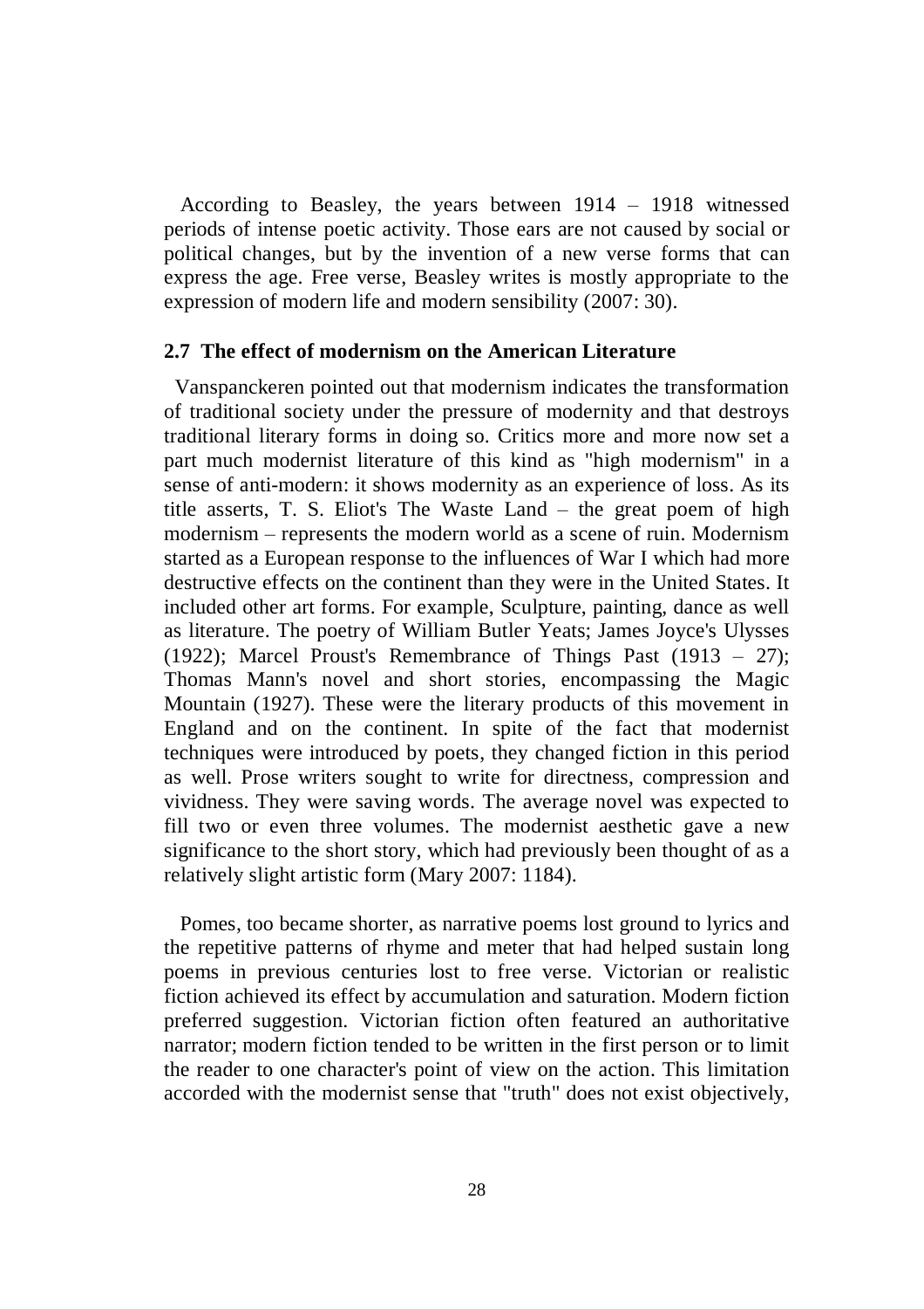According to Beasley, the years between 1914 – 1918 witnessed periods of intense poetic activity. Those ears are not caused by social or political changes, but by the invention of a new verse forms that can express the age. Free verse, Beasley writes is mostly appropriate to the expression of modern life and modern sensibility (2007: 30).

## 2.7 The effect of modernism on the American Literature

Vanspanckeren pointed out that modernism indicates the transformation of traditional society under the pressure of modernity and that destroys traditional literary forms in doing so. Critics more and more now set a part much modernist literature of this kind as "high modernism" in a sense of anti-modern: it shows modernity as an experience of loss. As its title asserts, T. S. Eliot's The Waste Land – the great poem of high modernism – represents the modern world as a scene of ruin. Modernism started as a European response to the influences of War I which had more destructive effects on the continent than they were in the United States. It included other art forms. For example, Sculpture, painting, dance as well as literature. The poetry of William Butler Yeats; James Joyce's Ulysses (1922); Marcel Proust's Remembrance of Things Past (1913 – 27); Thomas Mann's novel and short stories, encompassing the Magic Mountain (1927). These were the literary products of this movement in England and on the continent. In spite of the fact that modernist techniques were introduced by poets, they changed fiction in this period as well. Prose writers sought to write for directness, compression and vividness. They were saving words. The average novel was expected to fill two or even three volumes. The modernist aesthetic gave a new significance to the short story, which had previously been thought of as a relatively slight artistic form (Mary 2007: 1184).

Pomes, too became shorter, as narrative poems lost ground to lyrics and the repetitive patterns of rhyme and meter that had helped sustain long poems in previous centuries lost to free verse. Victorian or realistic fiction achieved its effect by accumulation and saturation. Modern fiction preferred suggestion. Victorian fiction often featured an authoritative narrator; modern fiction tended to be written in the first person or to limit the reader to one character's point of view on the action. This limitation accorded with the modernist sense that "truth" does not exist objectively,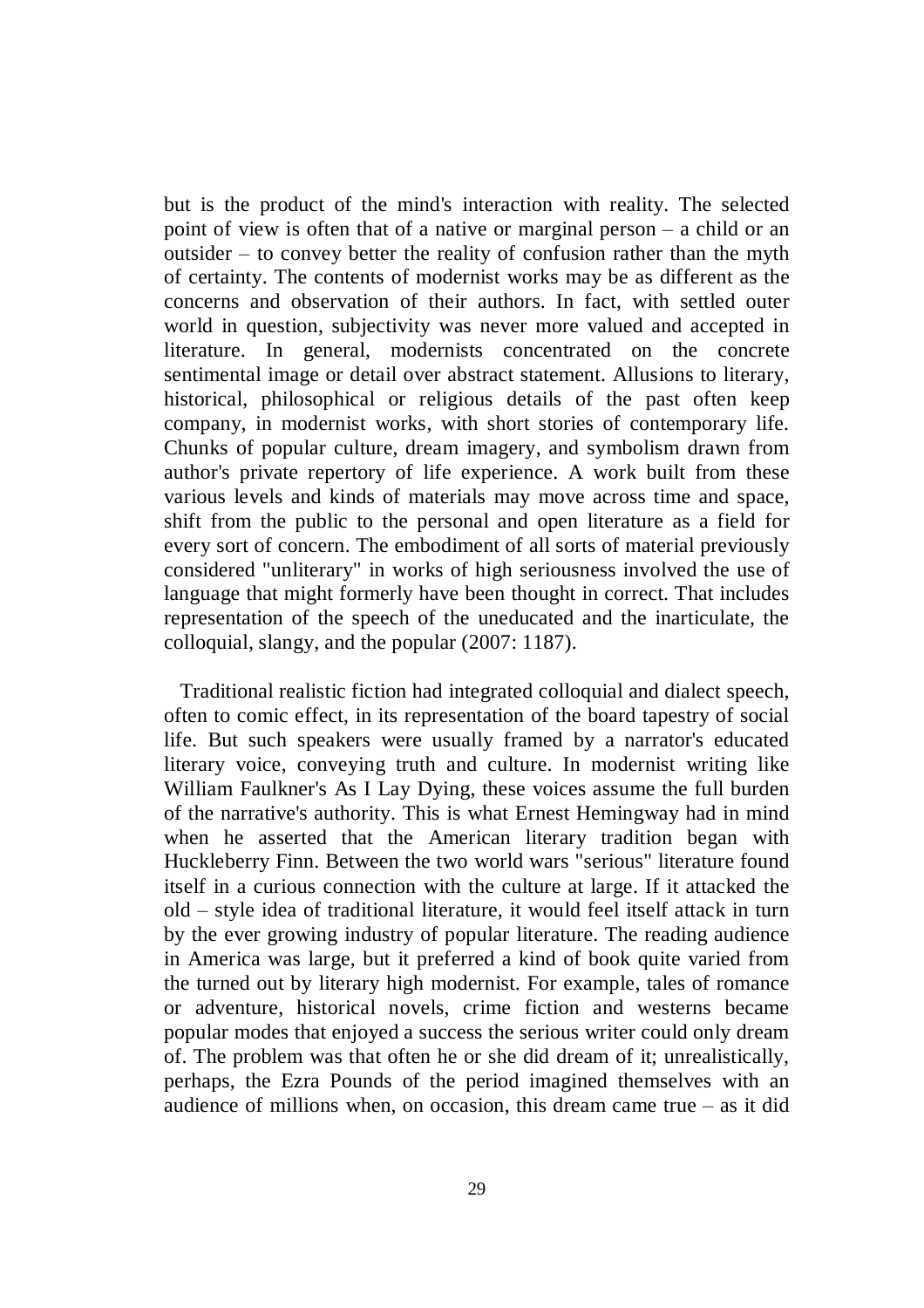but is the product of the mind's interaction with reality. The selected point of view is often that of a native or marginal person – a child or an outsider – to convey better the reality of confusion rather than the myth of certainty. The contents of modernist works may be as different as the concerns and observation of their authors. In fact, with settled outer world in question, subjectivity was never more valued and accepted in literature. In general, modernists concentrated on the concrete sentimental image or detail over abstract statement. Allusions to literary, historical, philosophical or religious details of the past often keep company, in modernist works, with short stories of contemporary life. Chunks of popular culture, dream imagery, and symbolism drawn from author's private repertory of life experience. A work built from these various levels and kinds of materials may move across time and space, shift from the public to the personal and open literature as a field for every sort of concern. The embodiment of all sorts of material previously considered "unliterary" in works of high seriousness involved the use of language that might formerly have been thought in correct. That includes representation of the speech of the uneducated and the inarticulate, the colloquial, slangy, and the popular (2007: 1187).

Traditional realistic fiction had integrated colloquial and dialect speech, often to comic effect, in its representation of the board tapestry of social life. But such speakers were usually framed by a narrator's educated literary voice, conveying truth and culture. In modernist writing like William Faulkner's As I Lay Dying, these voices assume the full burden of the narrative's authority. This is what Ernest Hemingway had in mind when he asserted that the American literary tradition began with Huckleberry Finn. Between the two world wars "serious" literature found itself in a curious connection with the culture at large. If it attacked the old – style idea of traditional literature, it would feel itself attack in turn by the ever growing industry of popular literature. The reading audience in America was large, but it preferred a kind of book quite varied from the turned out by literary high modernist. For example, tales of romance or adventure, historical novels, crime fiction and westerns became popular modes that enjoyed a success the serious writer could only dream of. The problem was that often he or she did dream of it; unrealistically, perhaps, the Ezra Pounds of the period imagined themselves with an audience of millions when, on occasion, this dream came true – as it did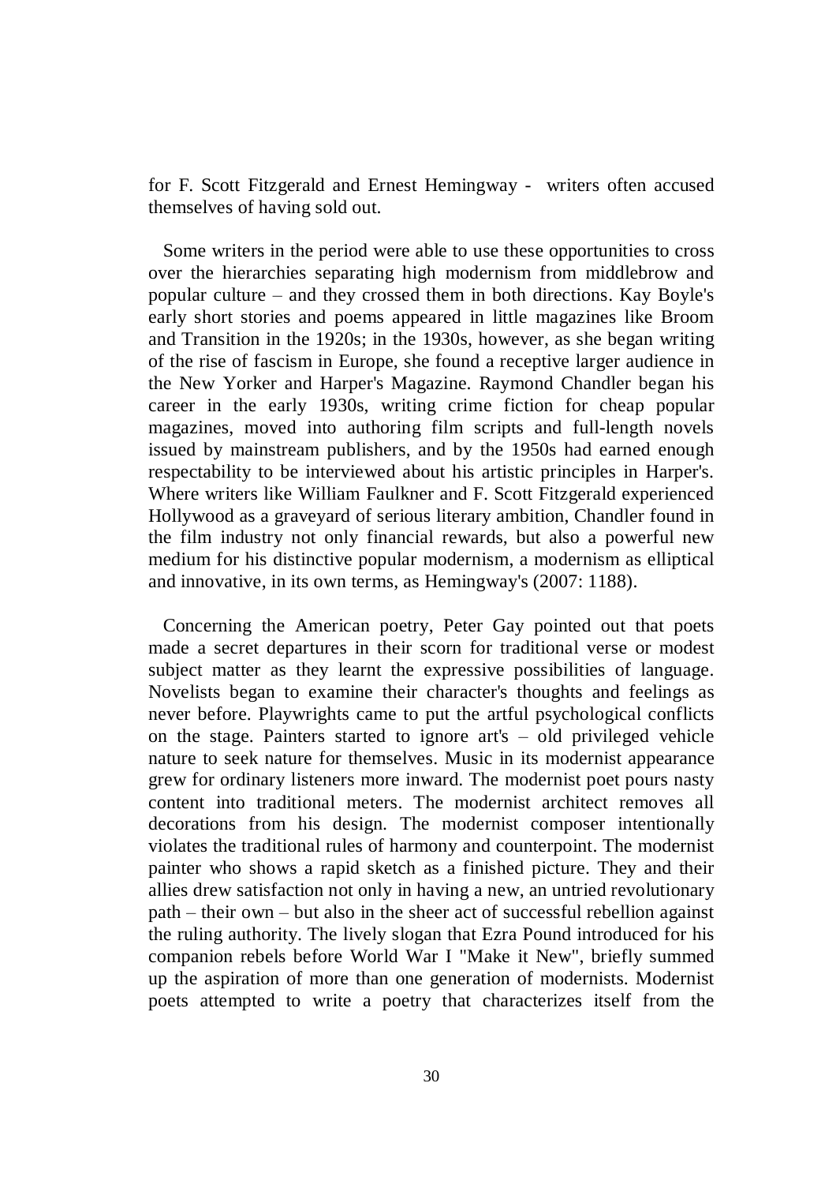for F. Scott Fitzgerald and Ernest Hemingway - writers often accused themselves of having sold out.

Some writers in the period were able to use these opportunities to cross over the hierarchies separating high modernism from middlebrow and popular culture – and they crossed them in both directions. Kay Boyle's early short stories and poems appeared in little magazines like Broom and Transition in the 1920s; in the 1930s, however, as she began writing of the rise of fascism in Europe, she found a receptive larger audience in the New Yorker and Harper's Magazine. Raymond Chandler began his career in the early 1930s, writing crime fiction for cheap popular magazines, moved into authoring film scripts and full-length novels issued by mainstream publishers, and by the 1950s had earned enough respectability to be interviewed about his artistic principles in Harper's. Where writers like William Faulkner and F. Scott Fitzgerald experienced Hollywood as a graveyard of serious literary ambition, Chandler found in the film industry not only financial rewards, but also a powerful new medium for his distinctive popular modernism, a modernism as elliptical and innovative, in its own terms, as Hemingway's (2007: 1188).

Concerning the American poetry, Peter Gay pointed out that poets made a secret departures in their scorn for traditional verse or modest subject matter as they learnt the expressive possibilities of language. Novelists began to examine their character's thoughts and feelings as never before. Playwrights came to put the artful psychological conflicts on the stage. Painters started to ignore art's – old privileged vehicle nature to seek nature for themselves. Music in its modernist appearance grew for ordinary listeners more inward. The modernist poet pours nasty content into traditional meters. The modernist architect removes all decorations from his design. The modernist composer intentionally violates the traditional rules of harmony and counterpoint. The modernist painter who shows a rapid sketch as a finished picture. They and their allies drew satisfaction not only in having a new, an untried revolutionary path – their own – but also in the sheer act of successful rebellion against the ruling authority. The lively slogan that Ezra Pound introduced for his companion rebels before World War I "Make it New", briefly summed up the aspiration of more than one generation of modernists. Modernist poets attempted to write a poetry that characterizes itself from the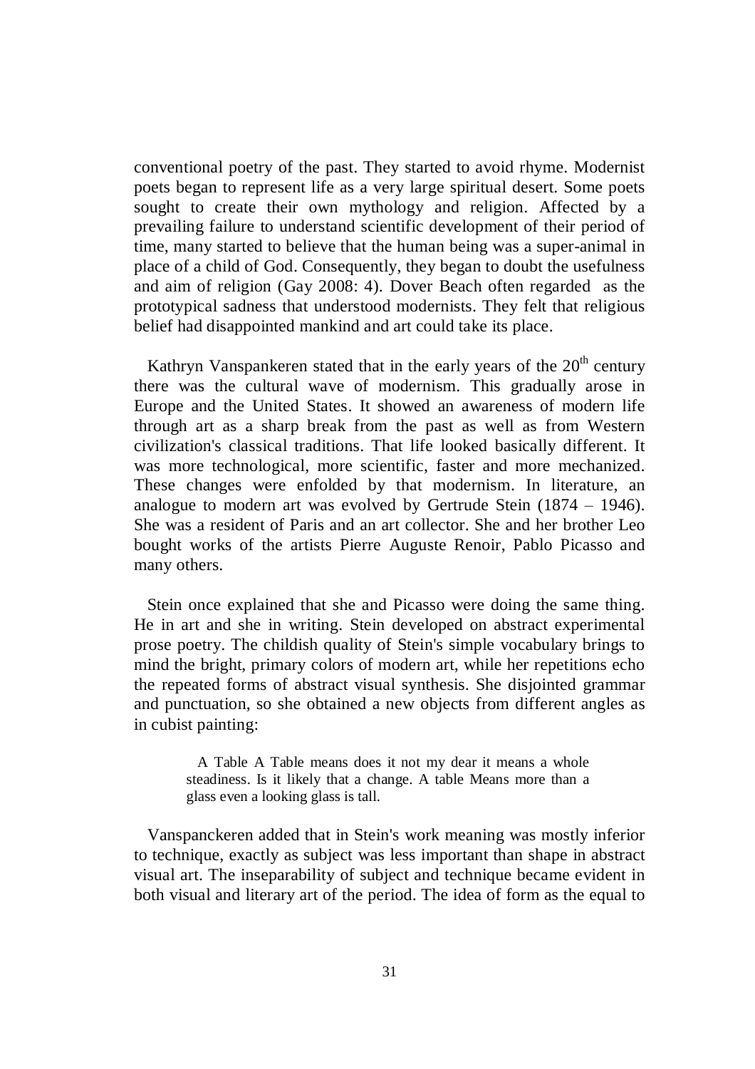conventional poetry of the past. They started to avoid rhyme. Modernist poets began to represent life as a very large spiritual desert. Some poets sought to create their own mythology and religion. Affected by a prevailing failure to understand scientific development of their period of time, many started to believe that the human being was a super-animal in place of a child of God. Consequently, they began to doubt the usefulness and aim of religion (Gay 2008: 4). Dover Beach often regarded as the prototypical sadness that understood modernists. They felt that religious belief had disappointed mankind and art could take its place.

Kathryn Vanspankeren stated that in the early years of the 20th century there was the cultural wave of modernism. This gradually arose in Europe and the United States. It showed an awareness of modern life through art as a sharp break from the past as well as from Western civilization's classical traditions. That life looked basically different. It was more technological, more scientific, faster and more mechanized. These changes were enfolded by that modernism. In literature, an analogue to modern art was evolved by Gertrude Stein (1874 – 1946). She was a resident of Paris and an art collector. She and her brother Leo bought works of the artists Pierre Auguste Renoir, Pablo Picasso and many others.

Stein once explained that she and Picasso were doing the same thing. He in art and she in writing. Stein developed on abstract experimental prose poetry. The childish quality of Stein's simple vocabulary brings to mind the bright, primary colors of modern art, while her repetitions echo the repeated forms of abstract visual synthesis. She disjointed grammar and punctuation, so she obtained a new objects from different angles as in cubist painting:

> A Table A Table means does it not my dear it means a whole steadiness. Is it likely that a change. A table Means more than a glass even a looking glass is tall.

Vanspanckeren added that in Stein's work meaning was mostly inferior to technique, exactly as subject was less important than shape in abstract visual art. The inseparability of subject and technique became evident in both visual and literary art of the period. The idea of form as the equal to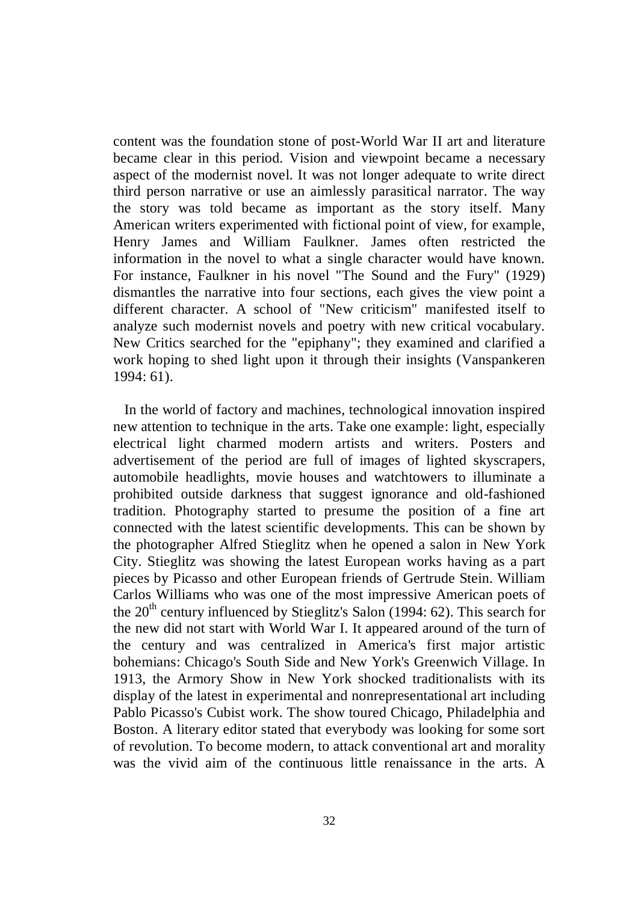content was the foundation stone of post-World War II art and literature became clear in this period. Vision and viewpoint became a necessary aspect of the modernist novel. It was not longer adequate to write direct third person narrative or use an aimlessly parasitical narrator. The way the story was told became as important as the story itself. Many American writers experimented with fictional point of view, for example, Henry James and William Faulkner. James often restricted the information in the novel to what a single character would have known. For instance, Faulkner in his novel "The Sound and the Fury" (1929) dismantles the narrative into four sections, each gives the view point a different character. A school of "New criticism" manifested itself to analyze such modernist novels and poetry with new critical vocabulary. New Critics searched for the "epiphany"; they examined and clarified a work hoping to shed light upon it through their insights (Vanspankeren 1994: 61).

In the world of factory and machines, technological innovation inspired new attention to technique in the arts. Take one example: light, especially electrical light charmed modern artists and writers. Posters and advertisement of the period are full of images of lighted skyscrapers, automobile headlights, movie houses and watchtowers to illuminate a prohibited outside darkness that suggest ignorance and old-fashioned tradition. Photography started to presume the position of a fine art connected with the latest scientific developments. This can be shown by the photographer Alfred Stieglitz when he opened a salon in New York City. Stieglitz was showing the latest European works having as a part pieces by Picasso and other European friends of Gertrude Stein. William Carlos Williams who was one of the most impressive American poets of the 20th century influenced by Stieglitz's Salon (1994: 62). This search for the new did not start with World War I. It appeared around of the turn of the century and was centralized in America's first major artistic bohemians: Chicago's South Side and New York's Greenwich Village. In 1913, the Armory Show in New York shocked traditionalists with its display of the latest in experimental and nonrepresentational art including Pablo Picasso's Cubist work. The show toured Chicago, Philadelphia and Boston. A literary editor stated that everybody was looking for some sort of revolution. To become modern, to attack conventional art and morality was the vivid aim of the continuous little renaissance in the arts. A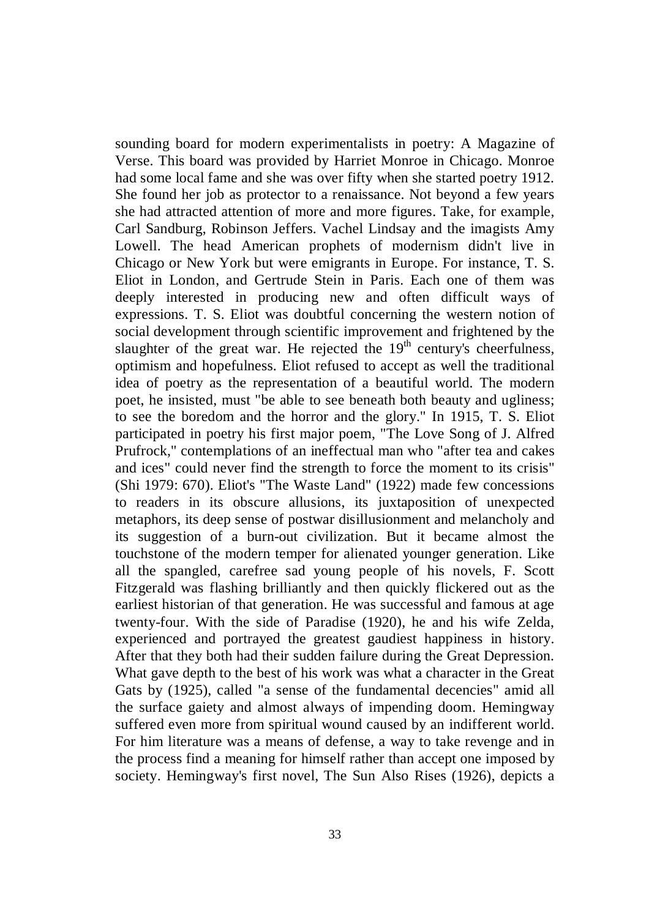sounding board for modern experimentalists in poetry: A Magazine of Verse. This board was provided by Harriet Monroe in Chicago. Monroe had some local fame and she was over fifty when she started poetry 1912. She found her job as protector to a renaissance. Not beyond a few years she had attracted attention of more and more figures. Take, for example, Carl Sandburg, Robinson Jeffers. Vachel Lindsay and the imagists Amy Lowell. The head American prophets of modernism didn't live in Chicago or New York but were emigrants in Europe. For instance, T. S. Eliot in London, and Gertrude Stein in Paris. Each one of them was deeply interested in producing new and often difficult ways of expressions. T. S. Eliot was doubtful concerning the western notion of social development through scientific improvement and frightened by the slaughter of the great war. He rejected the 19th century's cheerfulness, optimism and hopefulness. Eliot refused to accept as well the traditional idea of poetry as the representation of a beautiful world. The modern poet, he insisted, must "be able to see beneath both beauty and ugliness; to see the boredom and the horror and the glory." In 1915, T. S. Eliot participated in poetry his first major poem, "The Love Song of J. Alfred Prufrock," contemplations of an ineffectual man who "after tea and cakes and ices" could never find the strength to force the moment to its crisis" (Shi 1979: 670). Eliot's "The Waste Land" (1922) made few concessions to readers in its obscure allusions, its juxtaposition of unexpected metaphors, its deep sense of postwar disillusionment and melancholy and its suggestion of a burn-out civilization. But it became almost the touchstone of the modern temper for alienated younger generation. Like all the spangled, carefree sad young people of his novels, F. Scott Fitzgerald was flashing brilliantly and then quickly flickered out as the earliest historian of that generation. He was successful and famous at age twenty-four. With the side of Paradise (1920), he and his wife Zelda, experienced and portrayed the greatest gaudiest happiness in history. After that they both had their sudden failure during the Great Depression. What gave depth to the best of his work was what a character in the Great Gats by (1925), called "a sense of the fundamental decencies" amid all the surface gaiety and almost always of impending doom. Hemingway suffered even more from spiritual wound caused by an indifferent world. For him literature was a means of defense, a way to take revenge and in the process find a meaning for himself rather than accept one imposed by society. Hemingway's first novel, The Sun Also Rises (1926), depicts a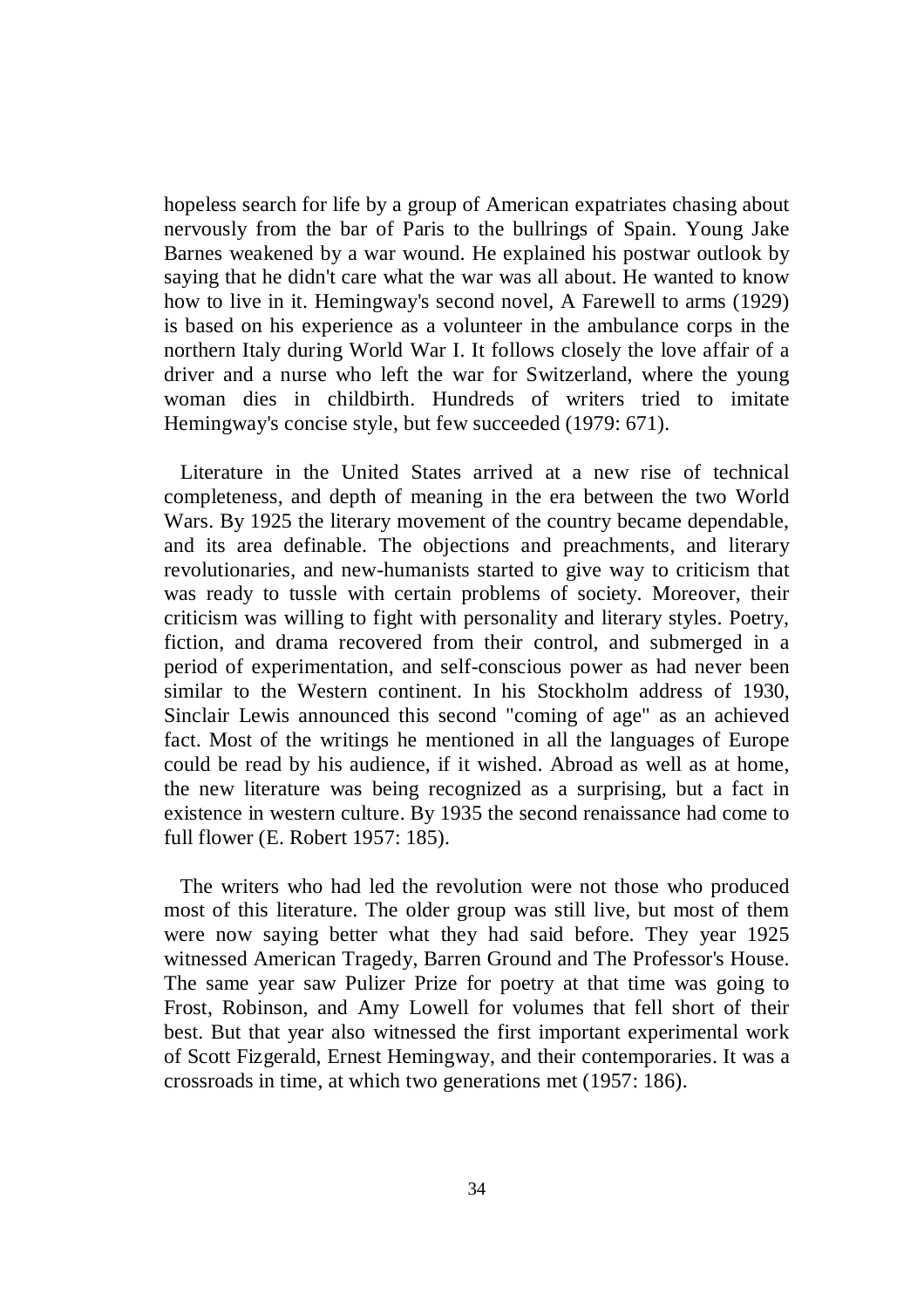hopeless search for life by a group of American expatriates chasing about nervously from the bar of Paris to the bullrings of Spain. Young Jake Barnes weakened by a war wound. He explained his postwar outlook by saying that he didn't care what the war was all about. He wanted to know how to live in it. Hemingway's second novel, A Farewell to arms (1929) is based on his experience as a volunteer in the ambulance corps in the northern Italy during World War I. It follows closely the love affair of a driver and a nurse who left the war for Switzerland, where the young woman dies in childbirth. Hundreds of writers tried to imitate Hemingway's concise style, but few succeeded (1979: 671).

Literature in the United States arrived at a new rise of technical completeness, and depth of meaning in the era between the two World Wars. By 1925 the literary movement of the country became dependable, and its area definable. The objections and preachments, and literary revolutionaries, and new-humanists started to give way to criticism that was ready to tussle with certain problems of society. Moreover, their criticism was willing to fight with personality and literary styles. Poetry, fiction, and drama recovered from their control, and submerged in a period of experimentation, and self-conscious power as had never been similar to the Western continent. In his Stockholm address of 1930, Sinclair Lewis announced this second "coming of age" as an achieved fact. Most of the writings he mentioned in all the languages of Europe could be read by his audience, if it wished. Abroad as well as at home, the new literature was being recognized as a surprising, but a fact in existence in western culture. By 1935 the second renaissance had come to full flower (E. Robert 1957: 185).

The writers who had led the revolution were not those who produced most of this literature. The older group was still live, but most of them were now saying better what they had said before. They year 1925 witnessed American Tragedy, Barren Ground and The Professor's House. The same year saw Pulizer Prize for poetry at that time was going to Frost, Robinson, and Amy Lowell for volumes that fell short of their best. But that year also witnessed the first important experimental work of Scott Fizgerald, Ernest Hemingway, and their contemporaries. It was a crossroads in time, at which two generations met (1957: 186).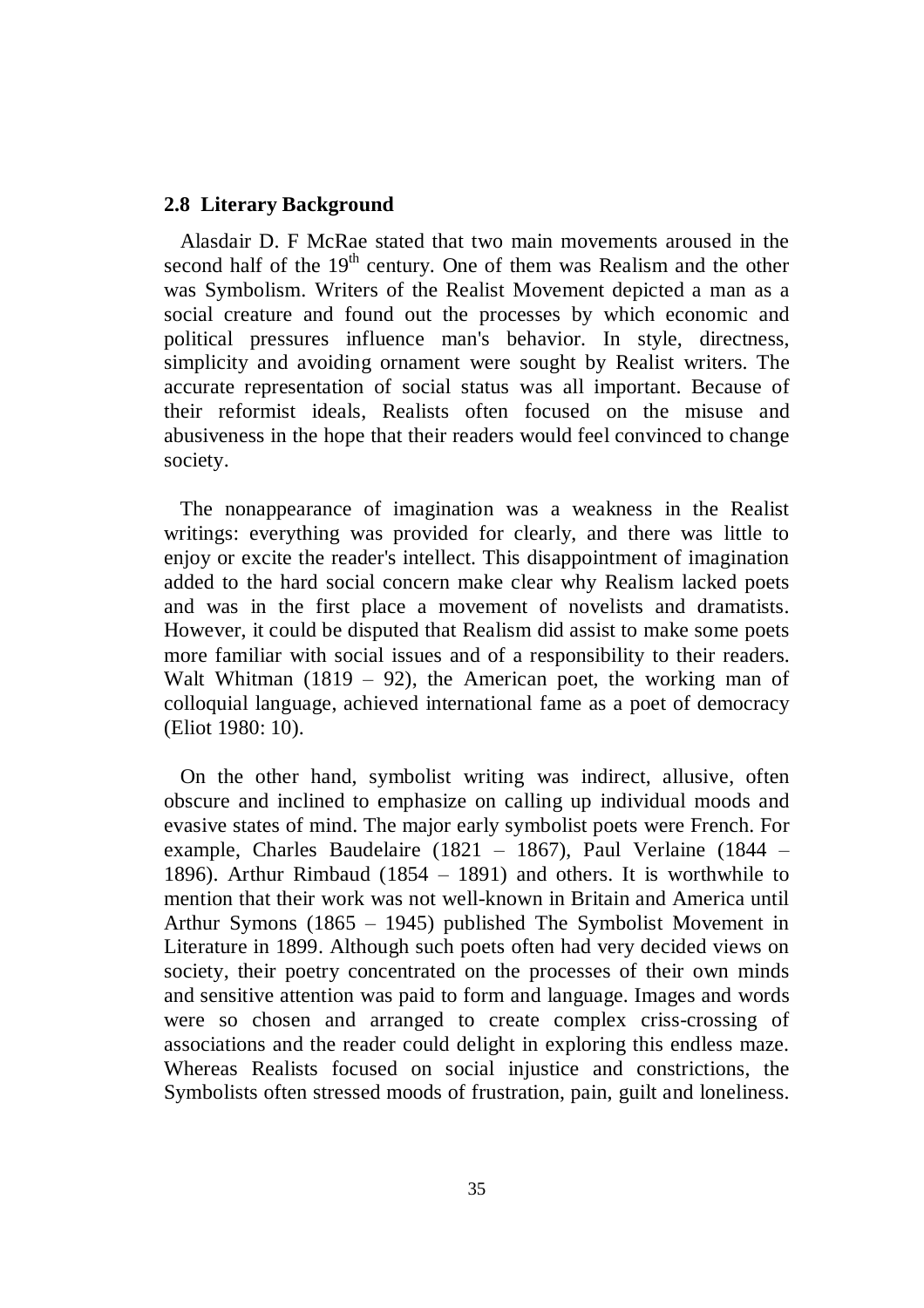## 2.8 Literary Background

Alasdair D. F McRae stated that two main movements aroused in the second half of the 19th century. One of them was Realism and the other was Symbolism. Writers of the Realist Movement depicted a man as a social creature and found out the processes by which economic and political pressures influence man's behavior. In style, directness, simplicity and avoiding ornament were sought by Realist writers. The accurate representation of social status was all important. Because of their reformist ideals, Realists often focused on the misuse and abusiveness in the hope that their readers would feel convinced to change society.

The nonappearance of imagination was a weakness in the Realist writings: everything was provided for clearly, and there was little to enjoy or excite the reader's intellect. This disappointment of imagination added to the hard social concern make clear why Realism lacked poets and was in the first place a movement of novelists and dramatists. However, it could be disputed that Realism did assist to make some poets more familiar with social issues and of a responsibility to their readers. Walt Whitman (1819 – 92), the American poet, the working man of colloquial language, achieved international fame as a poet of democracy (Eliot 1980: 10).

On the other hand, symbolist writing was indirect, allusive, often obscure and inclined to emphasize on calling up individual moods and evasive states of mind. The major early symbolist poets were French. For example, Charles Baudelaire (1821 – 1867), Paul Verlaine (1844 – 1896). Arthur Rimbaud (1854 – 1891) and others. It is worthwhile to mention that their work was not well-known in Britain and America until Arthur Symons (1865 – 1945) published The Symbolist Movement in Literature in 1899. Although such poets often had very decided views on society, their poetry concentrated on the processes of their own minds and sensitive attention was paid to form and language. Images and words were so chosen and arranged to create complex criss-crossing of associations and the reader could delight in exploring this endless maze. Whereas Realists focused on social injustice and constrictions, the Symbolists often stressed moods of frustration, pain, guilt and loneliness.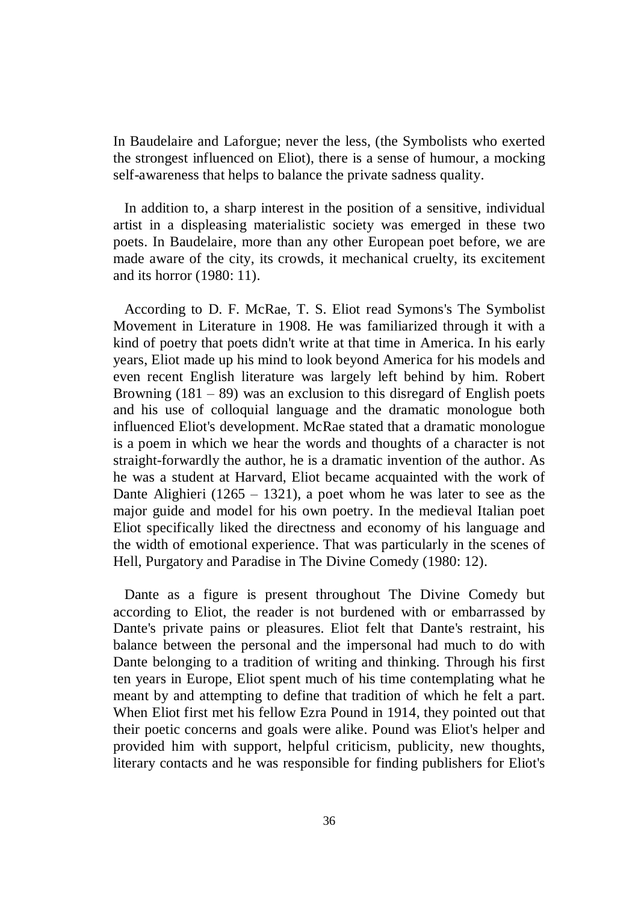In Baudelaire and Laforgue; never the less, (the Symbolists who exerted the strongest influenced on Eliot), there is a sense of humour, a mocking self-awareness that helps to balance the private sadness quality.

In addition to, a sharp interest in the position of a sensitive, individual artist in a displeasing materialistic society was emerged in these two poets. In Baudelaire, more than any other European poet before, we are made aware of the city, its crowds, it mechanical cruelty, its excitement and its horror (1980: 11).

According to D. F. McRae, T. S. Eliot read Symons's The Symbolist Movement in Literature in 1908. He was familiarized through it with a kind of poetry that poets didn't write at that time in America. In his early years, Eliot made up his mind to look beyond America for his models and even recent English literature was largely left behind by him. Robert Browning (181 – 89) was an exclusion to this disregard of English poets and his use of colloquial language and the dramatic monologue both influenced Eliot's development. McRae stated that a dramatic monologue is a poem in which we hear the words and thoughts of a character is not straight-forwardly the author, he is a dramatic invention of the author. As he was a student at Harvard, Eliot became acquainted with the work of Dante Alighieri (1265 – 1321), a poet whom he was later to see as the major guide and model for his own poetry. In the medieval Italian poet Eliot specifically liked the directness and economy of his language and the width of emotional experience. That was particularly in the scenes of Hell, Purgatory and Paradise in The Divine Comedy (1980: 12).

Dante as a figure is present throughout The Divine Comedy but according to Eliot, the reader is not burdened with or embarrassed by Dante's private pains or pleasures. Eliot felt that Dante's restraint, his balance between the personal and the impersonal had much to do with Dante belonging to a tradition of writing and thinking. Through his first ten years in Europe, Eliot spent much of his time contemplating what he meant by and attempting to define that tradition of which he felt a part. When Eliot first met his fellow Ezra Pound in 1914, they pointed out that their poetic concerns and goals were alike. Pound was Eliot's helper and provided him with support, helpful criticism, publicity, new thoughts, literary contacts and he was responsible for finding publishers for Eliot's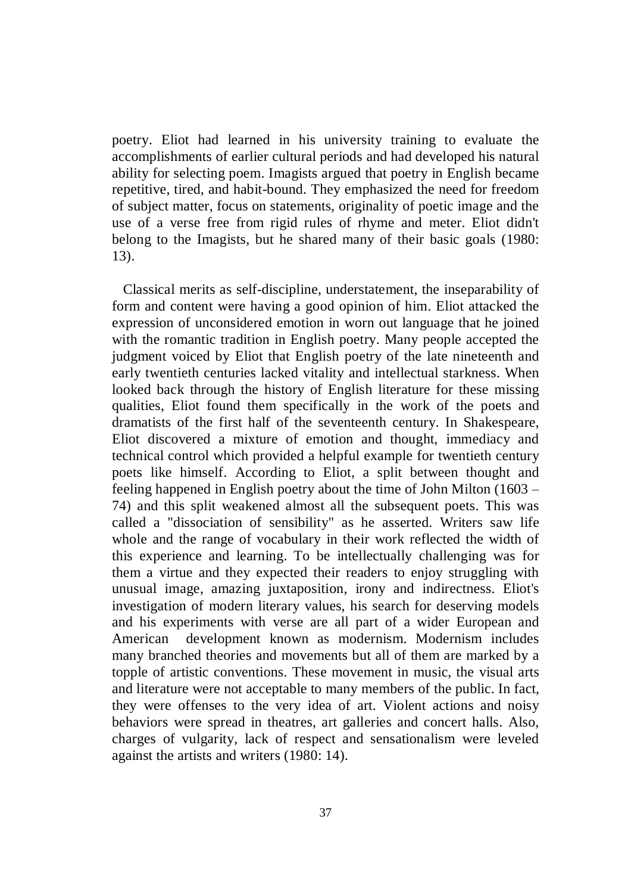poetry. Eliot had learned in his university training to evaluate the accomplishments of earlier cultural periods and had developed his natural ability for selecting poem. Imagists argued that poetry in English became repetitive, tired, and habit-bound. They emphasized the need for freedom of subject matter, focus on statements, originality of poetic image and the use of a verse free from rigid rules of rhyme and meter. Eliot didn't belong to the Imagists, but he shared many of their basic goals (1980: 13).

Classical merits as self-discipline, understatement, the inseparability of form and content were having a good opinion of him. Eliot attacked the expression of unconsidered emotion in worn out language that he joined with the romantic tradition in English poetry. Many people accepted the judgment voiced by Eliot that English poetry of the late nineteenth and early twentieth centuries lacked vitality and intellectual starkness. When looked back through the history of English literature for these missing qualities, Eliot found them specifically in the work of the poets and dramatists of the first half of the seventeenth century. In Shakespeare, Eliot discovered a mixture of emotion and thought, immediacy and technical control which provided a helpful example for twentieth century poets like himself. According to Eliot, a split between thought and feeling happened in English poetry about the time of John Milton (1603 – 74) and this split weakened almost all the subsequent poets. This was called a "dissociation of sensibility" as he asserted. Writers saw life whole and the range of vocabulary in their work reflected the width of this experience and learning. To be intellectually challenging was for them a virtue and they expected their readers to enjoy struggling with unusual image, amazing juxtaposition, irony and indirectness. Eliot's investigation of modern literary values, his search for deserving models and his experiments with verse are all part of a wider European and American development known as modernism. Modernism includes many branched theories and movements but all of them are marked by a topple of artistic conventions. These movement in music, the visual arts and literature were not acceptable to many members of the public. In fact, they were offenses to the very idea of art. Violent actions and noisy behaviors were spread in theatres, art galleries and concert halls. Also, charges of vulgarity, lack of respect and sensationalism were leveled against the artists and writers (1980: 14).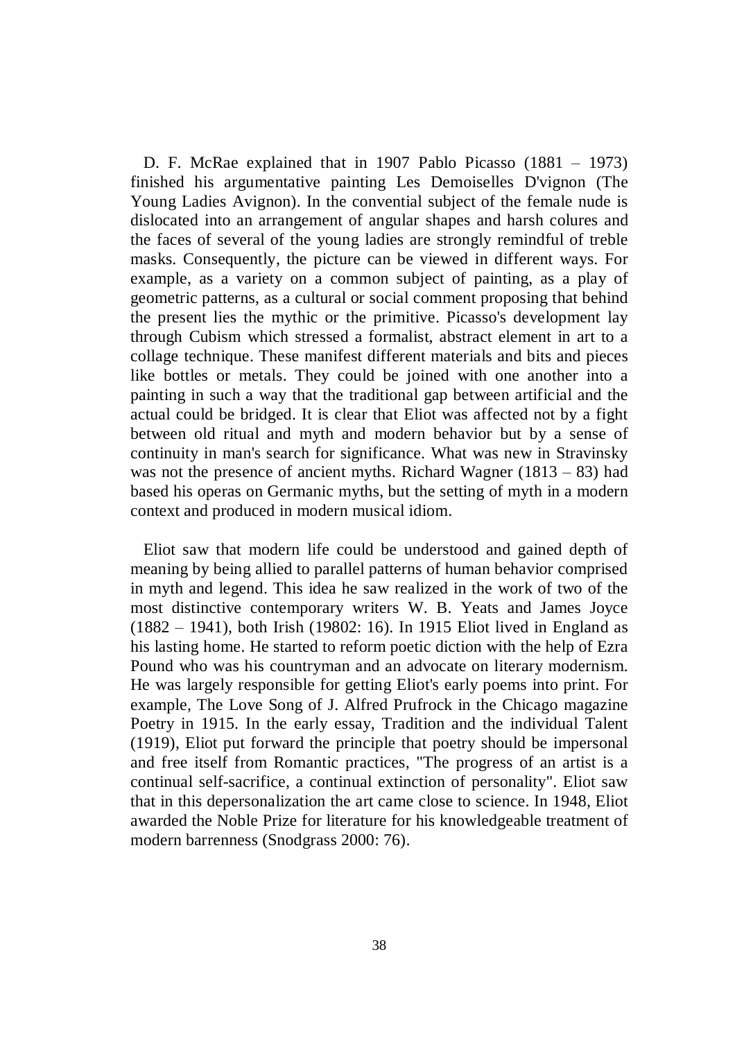D. F. McRae explained that in 1907 Pablo Picasso (1881 – 1973) finished his argumentative painting Les Demoiselles D'vignon (The Young Ladies Avignon). In the convential subject of the female nude is dislocated into an arrangement of angular shapes and harsh colures and the faces of several of the young ladies are strongly remindful of treble masks. Consequently, the picture can be viewed in different ways. For example, as a variety on a common subject of painting, as a play of geometric patterns, as a cultural or social comment proposing that behind the present lies the mythic or the primitive. Picasso's development lay through Cubism which stressed a formalist, abstract element in art to a collage technique. These manifest different materials and bits and pieces like bottles or metals. They could be joined with one another into a painting in such a way that the traditional gap between artificial and the actual could be bridged. It is clear that Eliot was affected not by a fight between old ritual and myth and modern behavior but by a sense of continuity in man's search for significance. What was new in Stravinsky was not the presence of ancient myths. Richard Wagner (1813 – 83) had based his operas on Germanic myths, but the setting of myth in a modern context and produced in modern musical idiom.

Eliot saw that modern life could be understood and gained depth of meaning by being allied to parallel patterns of human behavior comprised in myth and legend. This idea he saw realized in the work of two of the most distinctive contemporary writers W. B. Yeats and James Joyce (1882 – 1941), both Irish (19802: 16). In 1915 Eliot lived in England as his lasting home. He started to reform poetic diction with the help of Ezra Pound who was his countryman and an advocate on literary modernism. He was largely responsible for getting Eliot's early poems into print. For example, The Love Song of J. Alfred Prufrock in the Chicago magazine Poetry in 1915. In the early essay, Tradition and the individual Talent (1919), Eliot put forward the principle that poetry should be impersonal and free itself from Romantic practices, "The progress of an artist is a continual self-sacrifice, a continual extinction of personality". Eliot saw that in this depersonalization the art came close to science. In 1948, Eliot awarded the Noble Prize for literature for his knowledgeable treatment of modern barrenness (Snodgrass 2000: 76).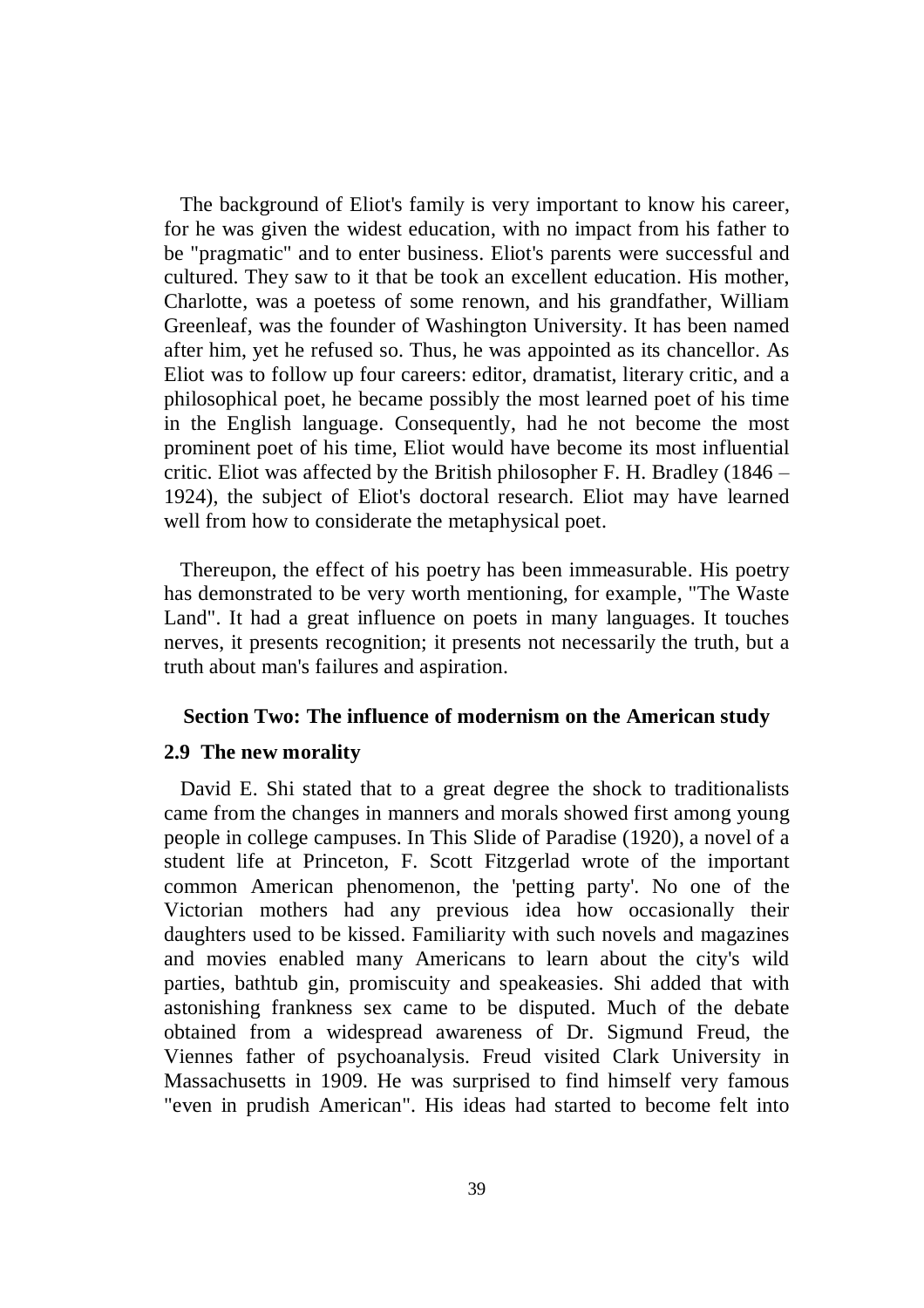The background of Eliot's family is very important to know his career, for he was given the widest education, with no impact from his father to be "pragmatic" and to enter business. Eliot's parents were successful and cultured. They saw to it that be took an excellent education. His mother, Charlotte, was a poetess of some renown, and his grandfather, William Greenleaf, was the founder of Washington University. It has been named after him, yet he refused so. Thus, he was appointed as its chancellor. As Eliot was to follow up four careers: editor, dramatist, literary critic, and a philosophical poet, he became possibly the most learned poet of his time in the English language. Consequently, had he not become the most prominent poet of his time, Eliot would have become its most influential critic. Eliot was affected by the British philosopher F. H. Bradley (1846 – 1924), the subject of Eliot's doctoral research. Eliot may have learned well from how to considerate the metaphysical poet.

Thereupon, the effect of his poetry has been immeasurable. His poetry has demonstrated to be very worth mentioning, for example, "The Waste Land". It had a great influence on poets in many languages. It touches nerves, it presents recognition; it presents not necessarily the truth, but a truth about man's failures and aspiration.

## Section Two: The influence of modernism on the American study

### 2.9 The new morality

David E. Shi stated that to a great degree the shock to traditionalists came from the changes in manners and morals showed first among young people in college campuses. In This Slide of Paradise (1920), a novel of a student life at Princeton, F. Scott Fitzgerlad wrote of the important common American phenomenon, the 'petting party'. No one of the Victorian mothers had any previous idea how occasionally their daughters used to be kissed. Familiarity with such novels and magazines and movies enabled many Americans to learn about the city's wild parties, bathtub gin, promiscuity and speakeasies. Shi added that with astonishing frankness sex came to be disputed. Much of the debate obtained from a widespread awareness of Dr. Sigmund Freud, the Viennes father of psychoanalysis. Freud visited Clark University in Massachusetts in 1909. He was surprised to find himself very famous "even in prudish American". His ideas had started to become felt into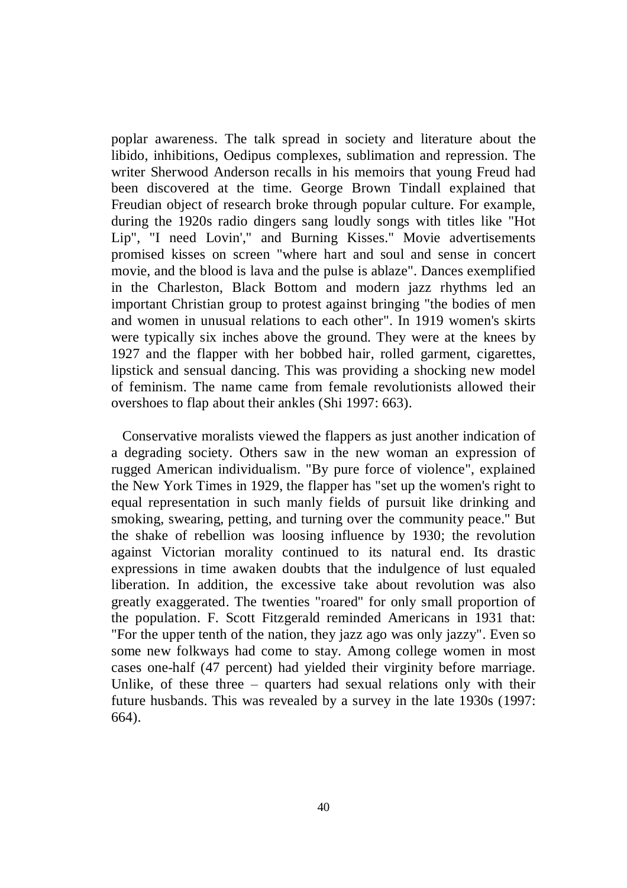poplar awareness. The talk spread in society and literature about the libido, inhibitions, Oedipus complexes, sublimation and repression. The writer Sherwood Anderson recalls in his memoirs that young Freud had been discovered at the time. George Brown Tindall explained that Freudian object of research broke through popular culture. For example, during the 1920s radio dingers sang loudly songs with titles like "Hot Lip", "I need Lovin'," and Burning Kisses." Movie advertisements promised kisses on screen "where hart and soul and sense in concert movie, and the blood is lava and the pulse is ablaze". Dances exemplified in the Charleston, Black Bottom and modern jazz rhythms led an important Christian group to protest against bringing "the bodies of men and women in unusual relations to each other". In 1919 women's skirts were typically six inches above the ground. They were at the knees by 1927 and the flapper with her bobbed hair, rolled garment, cigarettes, lipstick and sensual dancing. This was providing a shocking new model of feminism. The name came from female revolutionists allowed their overshoes to flap about their ankles (Shi 1997: 663).

Conservative moralists viewed the flappers as just another indication of a degrading society. Others saw in the new woman an expression of rugged American individualism. "By pure force of violence", explained the New York Times in 1929, the flapper has "set up the women's right to equal representation in such manly fields of pursuit like drinking and smoking, swearing, petting, and turning over the community peace." But the shake of rebellion was loosing influence by 1930; the revolution against Victorian morality continued to its natural end. Its drastic expressions in time awaken doubts that the indulgence of lust equaled liberation. In addition, the excessive take about revolution was also greatly exaggerated. The twenties "roared" for only small proportion of the population. F. Scott Fitzgerald reminded Americans in 1931 that: "For the upper tenth of the nation, they jazz ago was only jazzy". Even so some new folkways had come to stay. Among college women in most cases one-half (47 percent) had yielded their virginity before marriage. Unlike, of these three – quarters had sexual relations only with their future husbands. This was revealed by a survey in the late 1930s (1997: 664).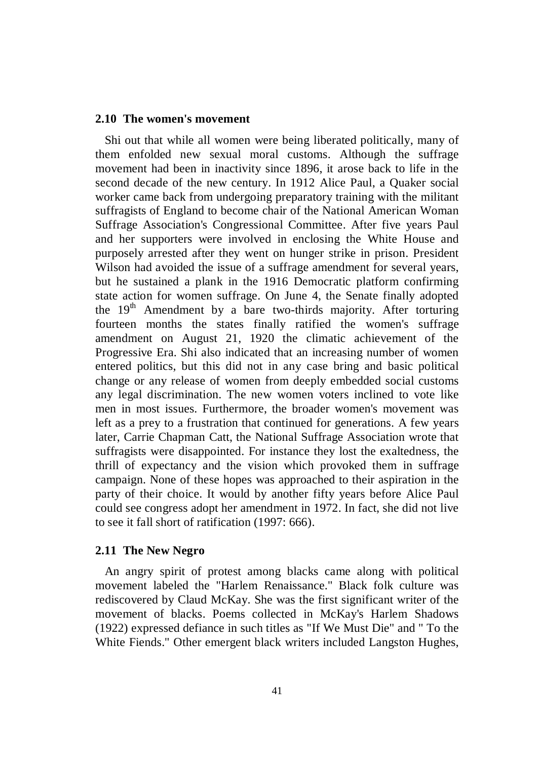### 2.10 The women's movement

Shi out that while all women were being liberated politically, many of them enfolded new sexual moral customs. Although the suffrage movement had been in inactivity since 1896, it arose back to life in the second decade of the new century. In 1912 Alice Paul, a Quaker social worker came back from undergoing preparatory training with the militant suffragists of England to become chair of the National American Woman Suffrage Association's Congressional Committee. After five years Paul and her supporters were involved in enclosing the White House and purposely arrested after they went on hunger strike in prison. President Wilson had avoided the issue of a suffrage amendment for several years, but he sustained a plank in the 1916 Democratic platform confirming state action for women suffrage. On June 4, the Senate finally adopted the 19th Amendment by a bare two-thirds majority. After torturing fourteen months the states finally ratified the women's suffrage amendment on August 21, 1920 the climatic achievement of the Progressive Era. Shi also indicated that an increasing number of women entered politics, but this did not in any case bring and basic political change or any release of women from deeply embedded social customs any legal discrimination. The new women voters inclined to vote like men in most issues. Furthermore, the broader women's movement was left as a prey to a frustration that continued for generations. A few years later, Carrie Chapman Catt, the National Suffrage Association wrote that suffragists were disappointed. For instance they lost the exaltedness, the thrill of expectancy and the vision which provoked them in suffrage campaign. None of these hopes was approached to their aspiration in the party of their choice. It would by another fifty years before Alice Paul could see congress adopt her amendment in 1972. In fact, she did not live to see it fall short of ratification (1997: 666).

### 2.11 The New Negro

An angry spirit of protest among blacks came along with political movement labeled the "Harlem Renaissance." Black folk culture was rediscovered by Claud McKay. She was the first significant writer of the movement of blacks. Poems collected in McKay's Harlem Shadows (1922) expressed defiance in such titles as "If We Must Die" and " To the White Fiends." Other emergent black writers included Langston Hughes,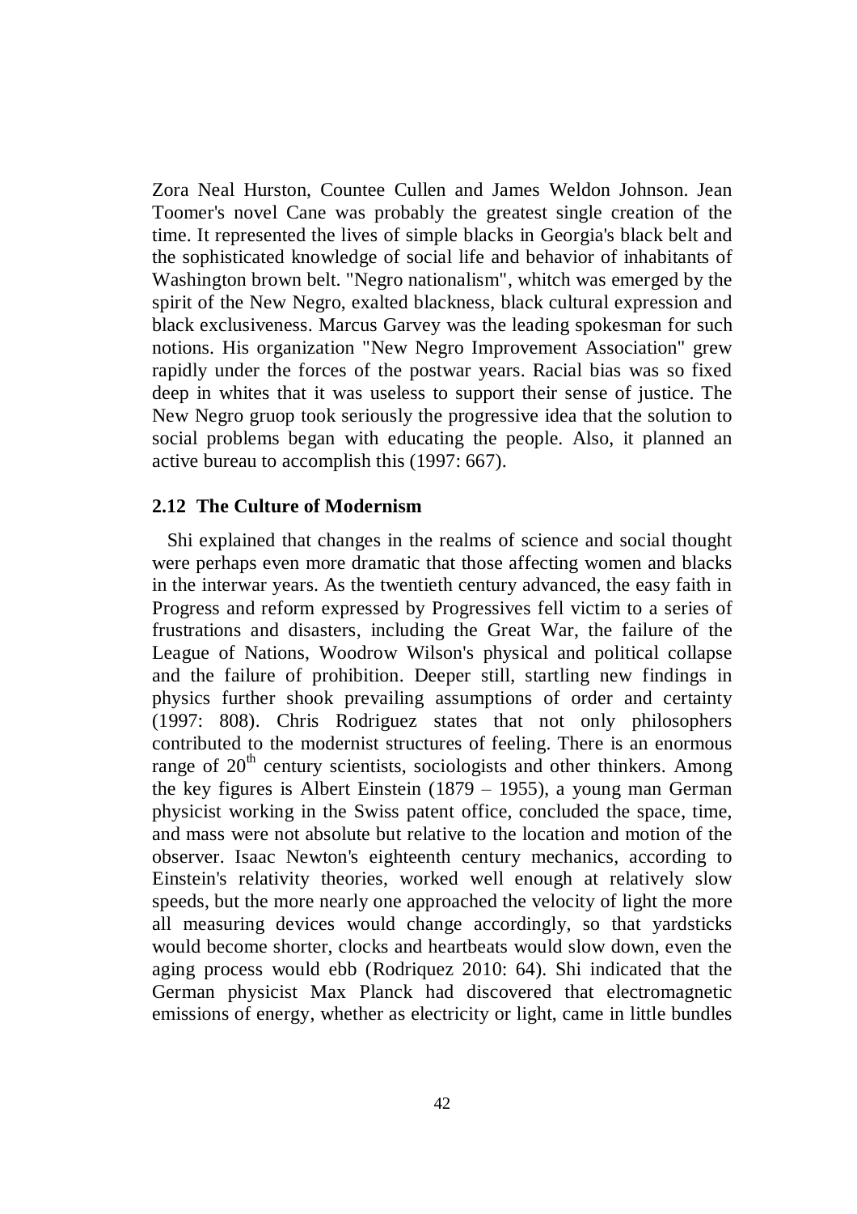Zora Neal Hurston, Countee Cullen and James Weldon Johnson. Jean Toomer's novel Cane was probably the greatest single creation of the time. It represented the lives of simple blacks in Georgia's black belt and the sophisticated knowledge of social life and behavior of inhabitants of Washington brown belt. "Negro nationalism", whitch was emerged by the spirit of the New Negro, exalted blackness, black cultural expression and black exclusiveness. Marcus Garvey was the leading spokesman for such notions. His organization "New Negro Improvement Association" grew rapidly under the forces of the postwar years. Racial bias was so fixed deep in whites that it was useless to support their sense of justice. The New Negro gruop took seriously the progressive idea that the solution to social problems began with educating the people. Also, it planned an active bureau to accomplish this (1997: 667).

## 2.12 The Culture of Modernism

Shi explained that changes in the realms of science and social thought were perhaps even more dramatic that those affecting women and blacks in the interwar years. As the twentieth century advanced, the easy faith in Progress and reform expressed by Progressives fell victim to a series of frustrations and disasters, including the Great War, the failure of the League of Nations, Woodrow Wilson's physical and political collapse and the failure of prohibition. Deeper still, startling new findings in physics further shook prevailing assumptions of order and certainty (1997: 808). Chris Rodriguez states that not only philosophers contributed to the modernist structures of feeling. There is an enormous range of 20th century scientists, sociologists and other thinkers. Among the key figures is Albert Einstein (1879 – 1955), a young man German physicist working in the Swiss patent office, concluded the space, time, and mass were not absolute but relative to the location and motion of the observer. Isaac Newton's eighteenth century mechanics, according to Einstein's relativity theories, worked well enough at relatively slow speeds, but the more nearly one approached the velocity of light the more all measuring devices would change accordingly, so that yardsticks would become shorter, clocks and heartbeats would slow down, even the aging process would ebb (Rodriquez 2010: 64). Shi indicated that the German physicist Max Planck had discovered that electromagnetic emissions of energy, whether as electricity or light, came in little bundles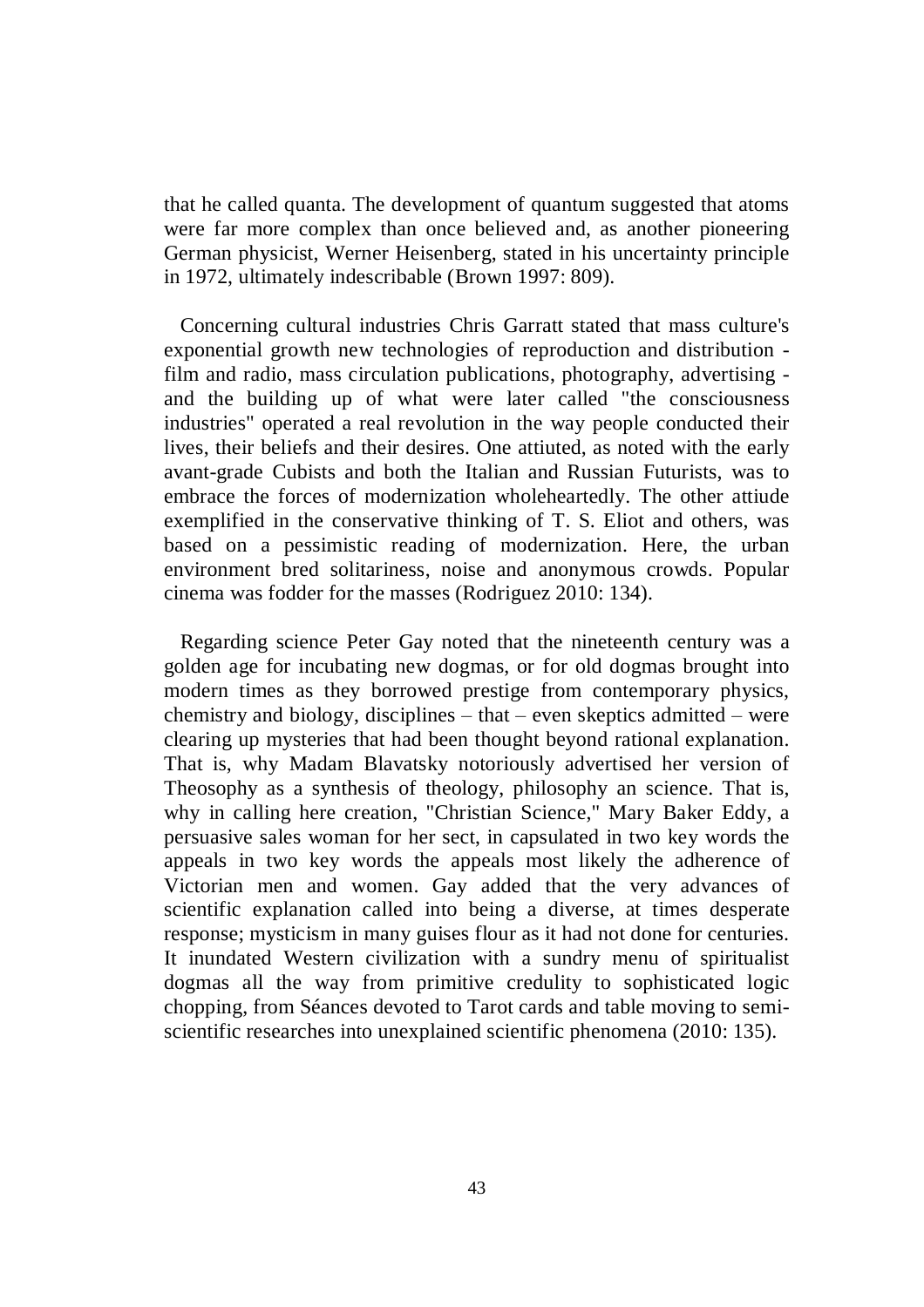that he called quanta. The development of quantum suggested that atoms were far more complex than once believed and, as another pioneering German physicist, Werner Heisenberg, stated in his uncertainty principle in 1972, ultimately indescribable (Brown 1997: 809).

Concerning cultural industries Chris Garratt stated that mass culture's exponential growth new technologies of reproduction and distribution - film and radio, mass circulation publications, photography, advertising - and the building up of what were later called "the consciousness industries" operated a real revolution in the way people conducted their lives, their beliefs and their desires. One attiuted, as noted with the early avant-grade Cubists and both the Italian and Russian Futurists, was to embrace the forces of modernization wholeheartedly. The other attiude exemplified in the conservative thinking of T. S. Eliot and others, was based on a pessimistic reading of modernization. Here, the urban environment bred solitariness, noise and anonymous crowds. Popular cinema was fodder for the masses (Rodriguez 2010: 134).

Regarding science Peter Gay noted that the nineteenth century was a golden age for incubating new dogmas, or for old dogmas brought into modern times as they borrowed prestige from contemporary physics, chemistry and biology, disciplines – that – even skeptics admitted – were clearing up mysteries that had been thought beyond rational explanation. That is, why Madam Blavatsky notoriously advertised her version of Theosophy as a synthesis of theology, philosophy an science. That is, why in calling here creation, "Christian Science," Mary Baker Eddy, a persuasive sales woman for her sect, in capsulated in two key words the appeals in two key words the appeals most likely the adherence of Victorian men and women. Gay added that the very advances of scientific explanation called into being a diverse, at times desperate response; mysticism in many guises flour as it had not done for centuries. It inundated Western civilization with a sundry menu of spiritualist dogmas all the way from primitive credulity to sophisticated logic chopping, from Séances devoted to Tarot cards and table moving to semi-scientific researches into unexplained scientific phenomena (2010: 135).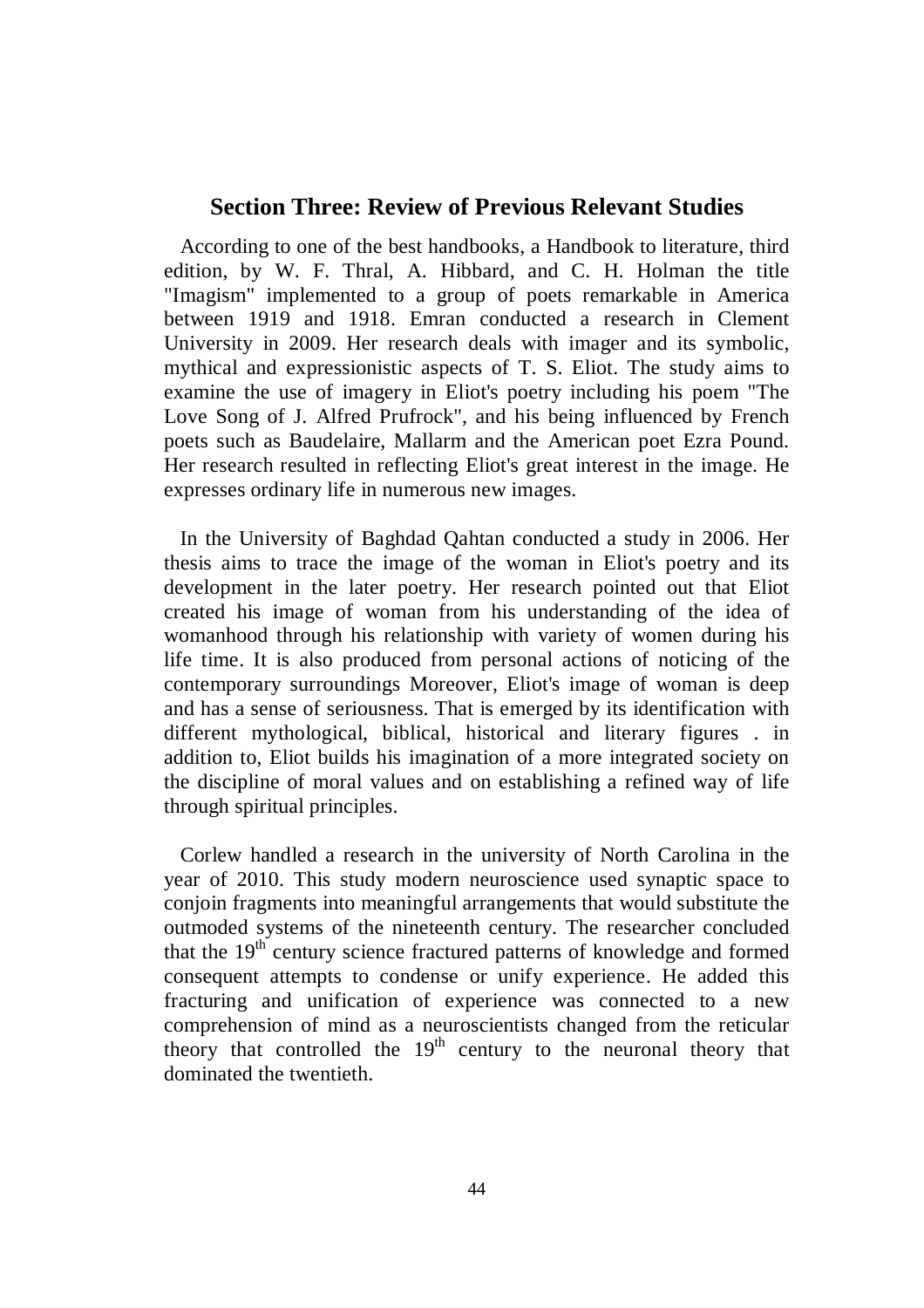## Section Three: Review of Previous Relevant Studies

According to one of the best handbooks, a Handbook to literature, third edition, by W. F. Thral, A. Hibbard, and C. H. Holman the title "Imagism" implemented to a group of poets remarkable in America between 1919 and 1918. Emran conducted a research in Clement University in 2009. Her research deals with imager and its symbolic, mythical and expressionistic aspects of T. S. Eliot. The study aims to examine the use of imagery in Eliot's poetry including his poem "The Love Song of J. Alfred Prufrock", and his being influenced by French poets such as Baudelaire, Mallarm and the American poet Ezra Pound. Her research resulted in reflecting Eliot's great interest in the image. He expresses ordinary life in numerous new images.

In the University of Baghdad Qahtan conducted a study in 2006. Her thesis aims to trace the image of the woman in Eliot's poetry and its development in the later poetry. Her research pointed out that Eliot created his image of woman from his understanding of the idea of womanhood through his relationship with variety of women during his life time. It is also produced from personal actions of noticing of the contemporary surroundings Moreover, Eliot's image of woman is deep and has a sense of seriousness. That is emerged by its identification with different mythological, biblical, historical and literary figures . in addition to, Eliot builds his imagination of a more integrated society on the discipline of moral values and on establishing a refined way of life through spiritual principles.

Corlew handled a research in the university of North Carolina in the year of 2010. This study modern neuroscience used synaptic space to conjoin fragments into meaningful arrangements that would substitute the outmoded systems of the nineteenth century. The researcher concluded that the $19^{th}$ century science fractured patterns of knowledge and formed consequent attempts to condense or unify experience. He added this fracturing and unification of experience was connected to a new comprehension of mind as a neuroscientists changed from the reticular theory that controlled the $19^{th}$ century to the neuronal theory that dominated the twentieth.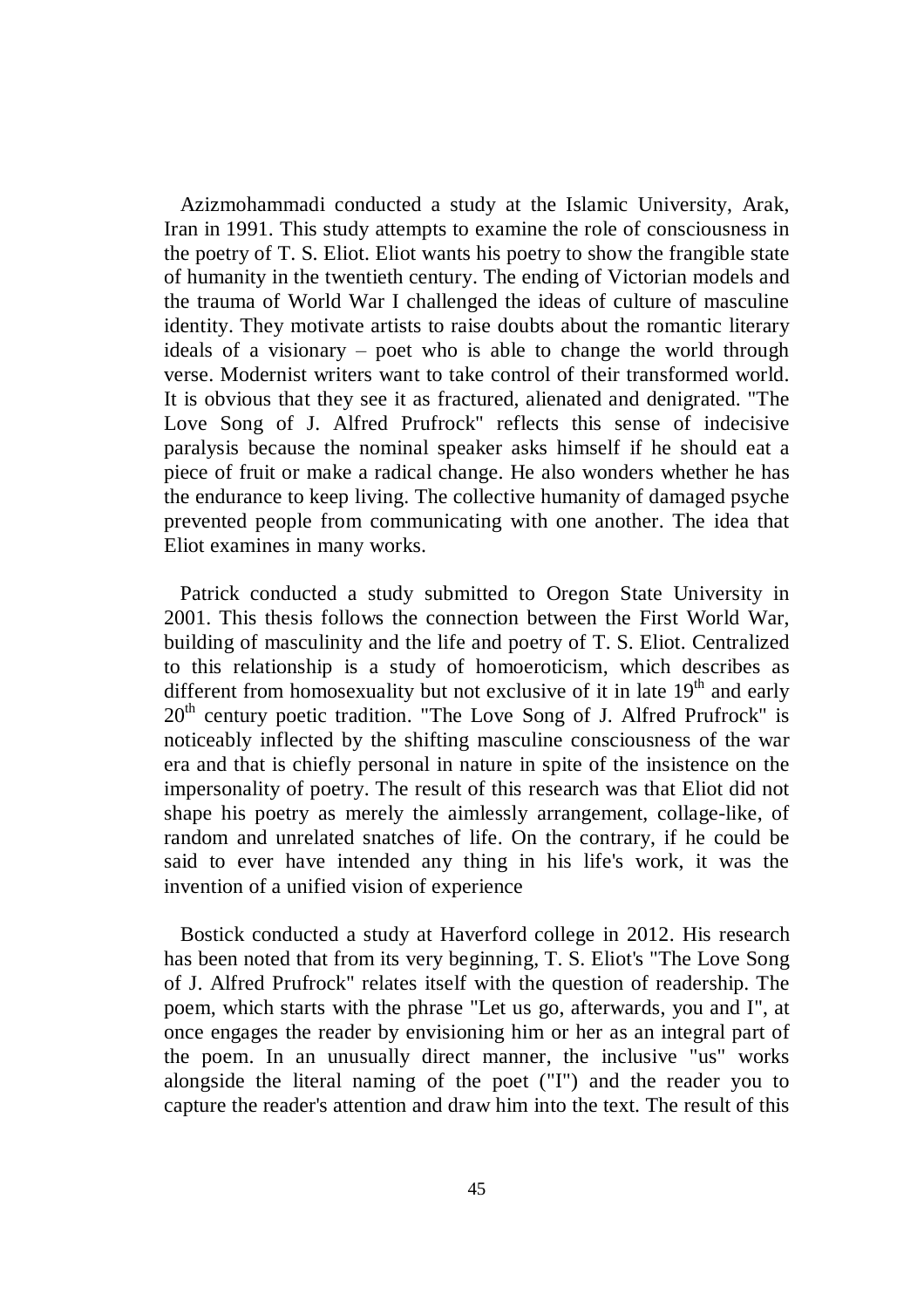Azizmohammadi conducted a study at the Islamic University, Arak, Iran in 1991. This study attempts to examine the role of consciousness in the poetry of T. S. Eliot. Eliot wants his poetry to show the frangible state of humanity in the twentieth century. The ending of Victorian models and the trauma of World War I challenged the ideas of culture of masculine identity. They motivate artists to raise doubts about the romantic literary ideals of a visionary – poet who is able to change the world through verse. Modernist writers want to take control of their transformed world. It is obvious that they see it as fractured, alienated and denigrated. "The Love Song of J. Alfred Prufrock" reflects this sense of indecisive paralysis because the nominal speaker asks himself if he should eat a piece of fruit or make a radical change. He also wonders whether he has the endurance to keep living. The collective humanity of damaged psyche prevented people from communicating with one another. The idea that Eliot examines in many works.

Patrick conducted a study submitted to Oregon State University in 2001. This thesis follows the connection between the First World War, building of masculinity and the life and poetry of T. S. Eliot. Centralized to this relationship is a study of homoeroticism, which describes as different from homosexuality but not exclusive of it in late 19th and early 20th century poetic tradition. "The Love Song of J. Alfred Prufrock" is noticeably inflected by the shifting masculine consciousness of the war era and that is chiefly personal in nature in spite of the insistence on the impersonality of poetry. The result of this research was that Eliot did not shape his poetry as merely the aimlessly arrangement, collage-like, of random and unrelated snatches of life. On the contrary, if he could be said to ever have intended any thing in his life's work, it was the invention of a unified vision of experience

Bostick conducted a study at Haverford college in 2012. His research has been noted that from its very beginning, T. S. Eliot's "The Love Song of J. Alfred Prufrock" relates itself with the question of readership. The poem, which starts with the phrase "Let us go, afterwards, you and I", at once engages the reader by envisioning him or her as an integral part of the poem. In an unusually direct manner, the inclusive "us" works alongside the literal naming of the poet ("I") and the reader you to capture the reader's attention and draw him into the text. The result of this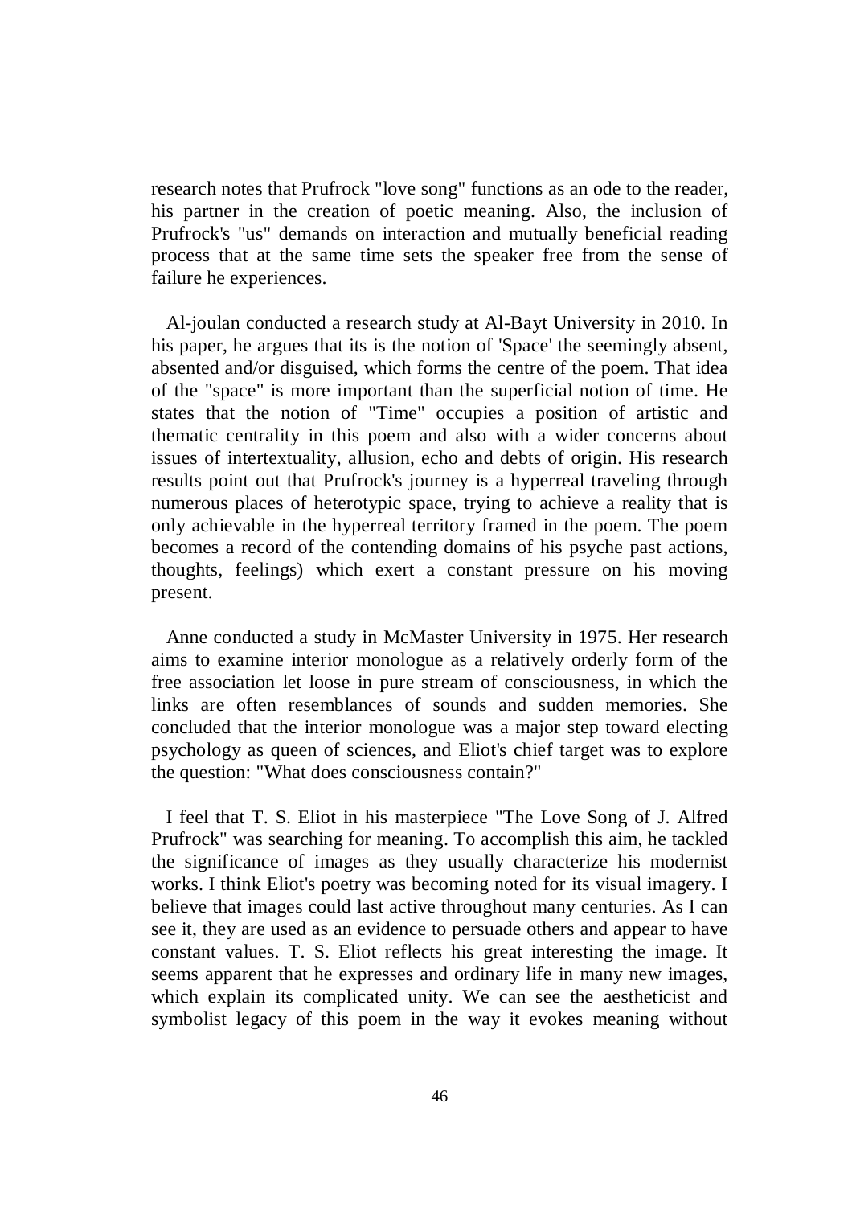research notes that Prufrock "love song" functions as an ode to the reader, his partner in the creation of poetic meaning. Also, the inclusion of Prufrock's "us" demands on interaction and mutually beneficial reading process that at the same time sets the speaker free from the sense of failure he experiences.

Al-joulan conducted a research study at Al-Bayt University in 2010. In his paper, he argues that its is the notion of 'Space' the seemingly absent, absented and/or disguised, which forms the centre of the poem. That idea of the "space" is more important than the superficial notion of time. He states that the notion of "Time" occupies a position of artistic and thematic centrality in this poem and also with a wider concerns about issues of intertextuality, allusion, echo and debts of origin. His research results point out that Prufrock's journey is a hyperreal traveling through numerous places of heterotypic space, trying to achieve a reality that is only achievable in the hyperreal territory framed in the poem. The poem becomes a record of the contending domains of his psyche past actions, thoughts, feelings) which exert a constant pressure on his moving present.

Anne conducted a study in McMaster University in 1975. Her research aims to examine interior monologue as a relatively orderly form of the free association let loose in pure stream of consciousness, in which the links are often resemblances of sounds and sudden memories. She concluded that the interior monologue was a major step toward electing psychology as queen of sciences, and Eliot's chief target was to explore the question: "What does consciousness contain?"

I feel that T. S. Eliot in his masterpiece "The Love Song of J. Alfred Prufrock" was searching for meaning. To accomplish this aim, he tackled the significance of images as they usually characterize his modernist works. I think Eliot's poetry was becoming noted for its visual imagery. I believe that images could last active throughout many centuries. As I can see it, they are used as an evidence to persuade others and appear to have constant values. T. S. Eliot reflects his great interesting the image. It seems apparent that he expresses and ordinary life in many new images, which explain its complicated unity. We can see the aestheticist and symbolist legacy of this poem in the way it evokes meaning without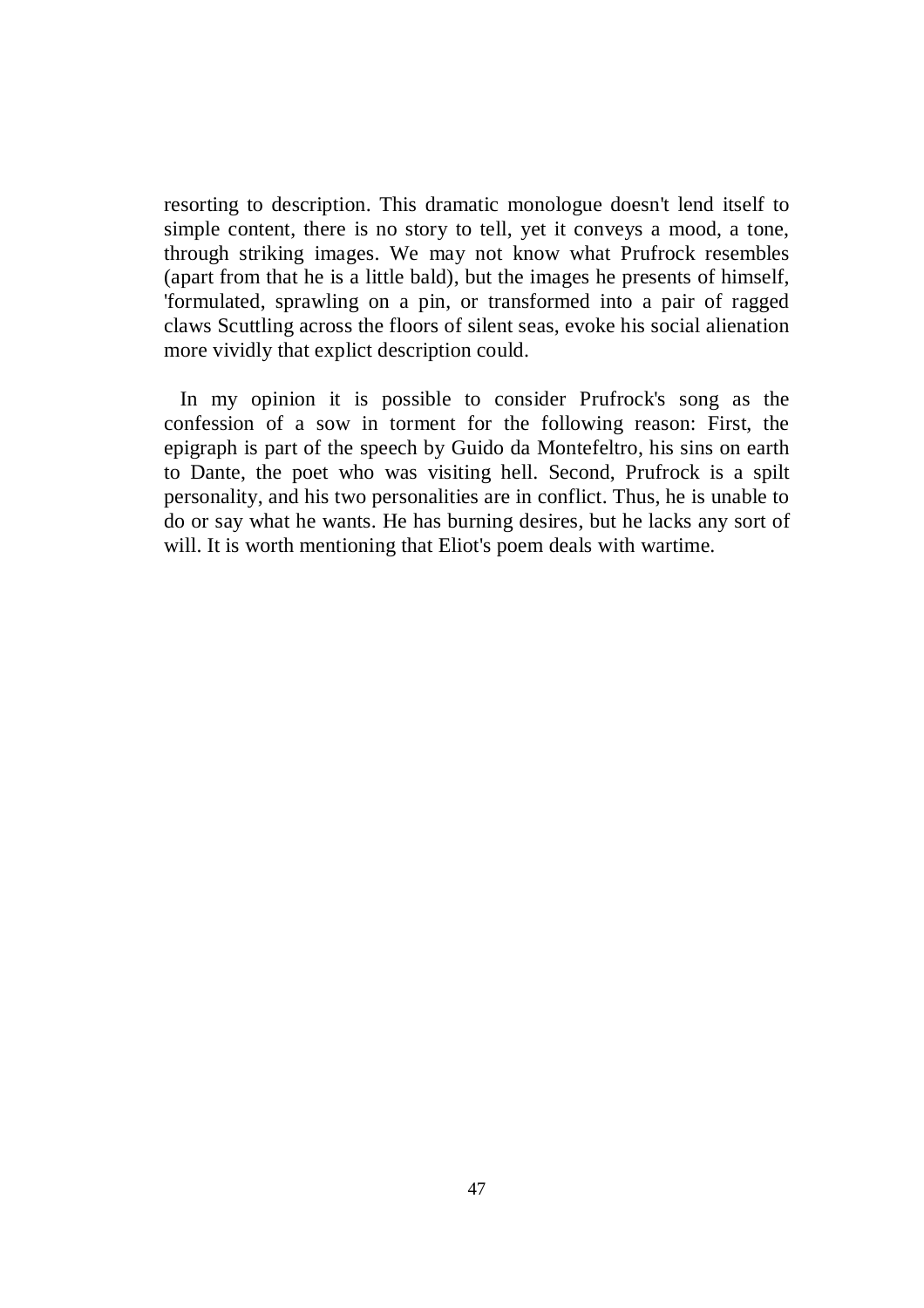resorting to description. This dramatic monologue doesn't lend itself to simple content, there is no story to tell, yet it conveys a mood, a tone, through striking images. We may not know what Prufrock resembles (apart from that he is a little bald), but the images he presents of himself, 'formulated, sprawling on a pin, or transformed into a pair of ragged claws Scuttling across the floors of silent seas, evoke his social alienation more vividly that explict description could.

In my opinion it is possible to consider Prufrock's song as the confession of a sow in torment for the following reason: First, the epigraph is part of the speech by Guido da Montefeltro, his sins on earth to Dante, the poet who was visiting hell. Second, Prufrock is a spilt personality, and his two personalities are in conflict. Thus, he is unable to do or say what he wants. He has burning desires, but he lacks any sort of will. It is worth mentioning that Eliot's poem deals with wartime.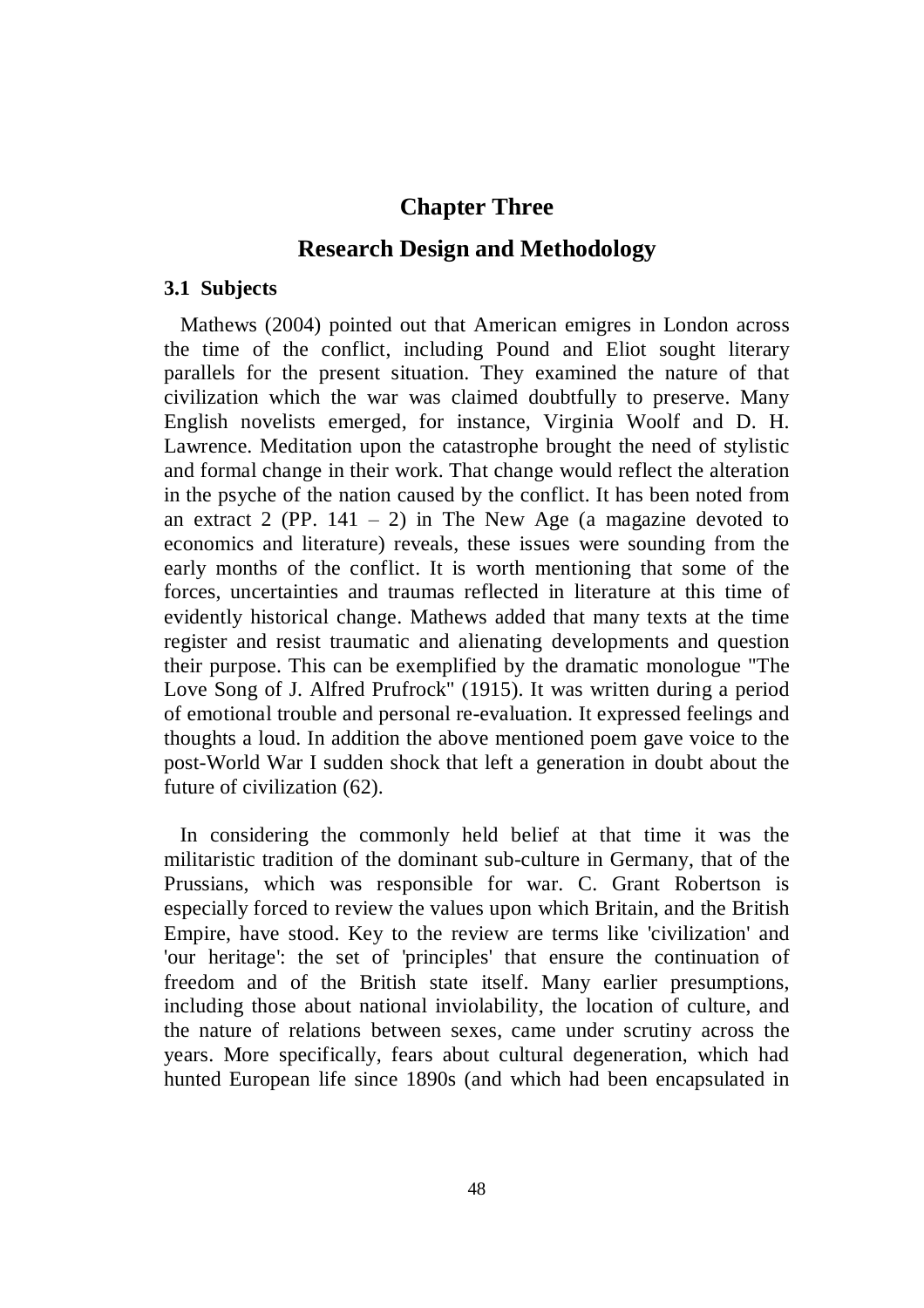# Chapter Three

# Research Design and Methodology

### 3.1 Subjects

Mathews (2004) pointed out that American emigres in London across the time of the conflict, including Pound and Eliot sought literary parallels for the present situation. They examined the nature of that civilization which the war was claimed doubtfully to preserve. Many English novelists emerged, for instance, Virginia Woolf and D. H. Lawrence. Meditation upon the catastrophe brought the need of stylistic and formal change in their work. That change would reflect the alteration in the psyche of the nation caused by the conflict. It has been noted from an extract 2 (PP. 141 – 2) in The New Age (a magazine devoted to economics and literature) reveals, these issues were sounding from the early months of the conflict. It is worth mentioning that some of the forces, uncertainties and traumas reflected in literature at this time of evidently historical change. Mathews added that many texts at the time register and resist traumatic and alienating developments and question their purpose. This can be exemplified by the dramatic monologue "The Love Song of J. Alfred Prufrock" (1915). It was written during a period of emotional trouble and personal re-evaluation. It expressed feelings and thoughts a loud. In addition the above mentioned poem gave voice to the post-World War I sudden shock that left a generation in doubt about the future of civilization (62).

In considering the commonly held belief at that time it was the militaristic tradition of the dominant sub-culture in Germany, that of the Prussians, which was responsible for war. C. Grant Robertson is especially forced to review the values upon which Britain, and the British Empire, have stood. Key to the review are terms like 'civilization' and 'our heritage': the set of 'principles' that ensure the continuation of freedom and of the British state itself. Many earlier presumptions, including those about national inviolability, the location of culture, and the nature of relations between sexes, came under scrutiny across the years. More specifically, fears about cultural degeneration, which had hunted European life since 1890s (and which had been encapsulated in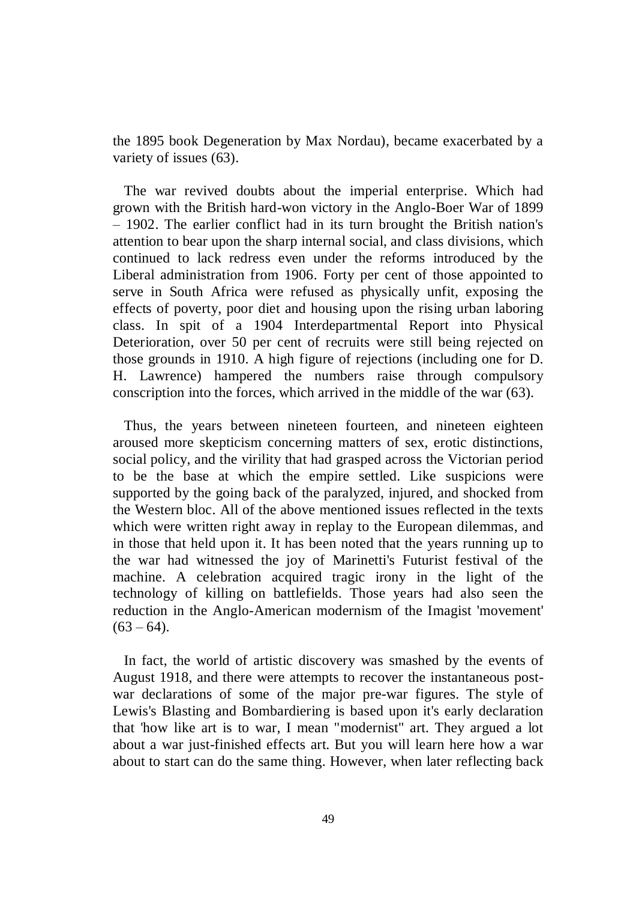the 1895 book Degeneration by Max Nordau), became exacerbated by a variety of issues (63).

The war revived doubts about the imperial enterprise. Which had grown with the British hard-won victory in the Anglo-Boer War of 1899 – 1902. The earlier conflict had in its turn brought the British nation's attention to bear upon the sharp internal social, and class divisions, which continued to lack redress even under the reforms introduced by the Liberal administration from 1906. Forty per cent of those appointed to serve in South Africa were refused as physically unfit, exposing the effects of poverty, poor diet and housing upon the rising urban laboring class. In spit of a 1904 Interdepartmental Report into Physical Deterioration, over 50 per cent of recruits were still being rejected on those grounds in 1910. A high figure of rejections (including one for D. H. Lawrence) hampered the numbers raise through compulsory conscription into the forces, which arrived in the middle of the war (63).

Thus, the years between nineteen fourteen, and nineteen eighteen aroused more skepticism concerning matters of sex, erotic distinctions, social policy, and the virility that had grasped across the Victorian period to be the base at which the empire settled. Like suspicions were supported by the going back of the paralyzed, injured, and shocked from the Western bloc. All of the above mentioned issues reflected in the texts which were written right away in replay to the European dilemmas, and in those that held upon it. It has been noted that the years running up to the war had witnessed the joy of Marinetti's Futurist festival of the machine. A celebration acquired tragic irony in the light of the technology of killing on battlefields. Those years had also seen the reduction in the Anglo-American modernism of the Imagist 'movement' (63 – 64).

In fact, the world of artistic discovery was smashed by the events of August 1918, and there were attempts to recover the instantaneous post-war declarations of some of the major pre-war figures. The style of Lewis's Blasting and Bombardiering is based upon it's early declaration that 'how like art is to war, I mean "modernist" art. They argued a lot about a war just-finished effects art. But you will learn here how a war about to start can do the same thing. However, when later reflecting back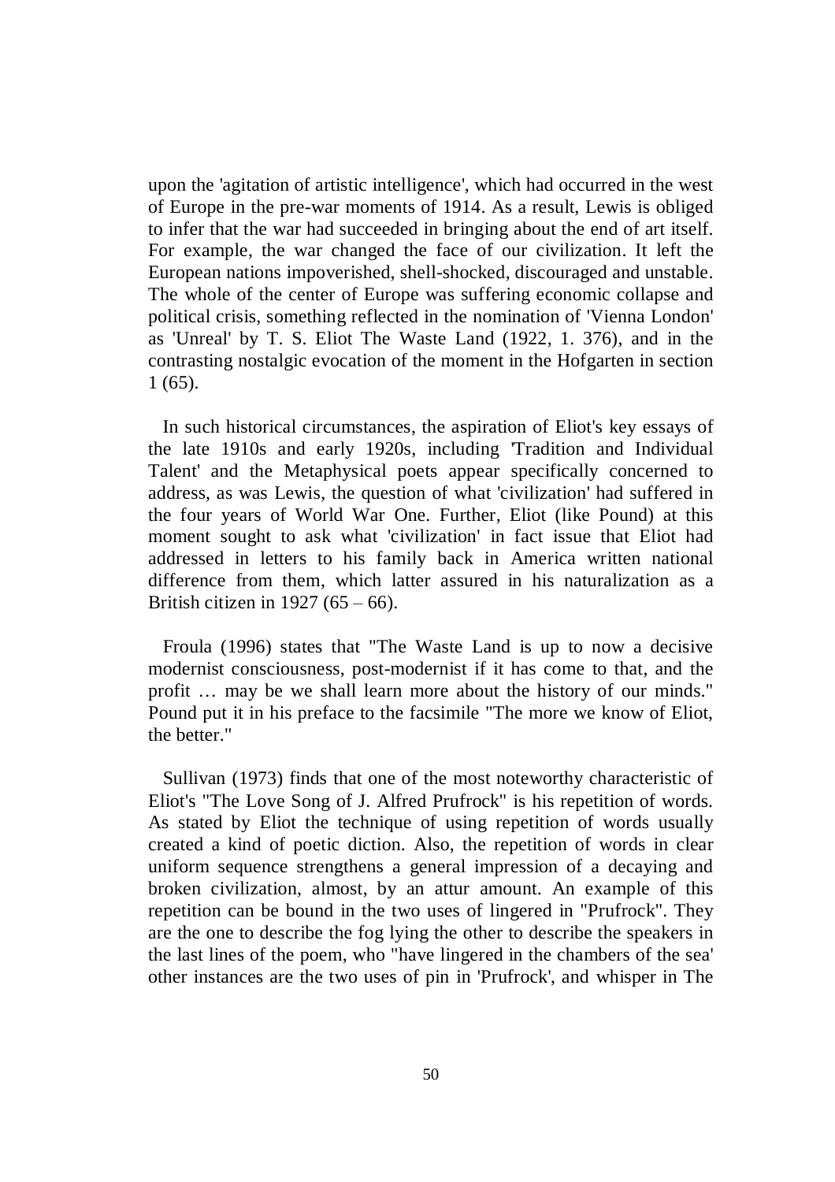upon the 'agitation of artistic intelligence', which had occurred in the west of Europe in the pre-war moments of 1914. As a result, Lewis is obliged to infer that the war had succeeded in bringing about the end of art itself. For example, the war changed the face of our civilization. It left the European nations impoverished, shell-shocked, discouraged and unstable. The whole of the center of Europe was suffering economic collapse and political crisis, something reflected in the nomination of 'Vienna London' as 'Unreal' by T. S. Eliot The Waste Land (1922, 1. 376), and in the contrasting nostalgic evocation of the moment in the Hofgarten in section 1 (65).

In such historical circumstances, the aspiration of Eliot's key essays of the late 1910s and early 1920s, including 'Tradition and Individual Talent' and the Metaphysical poets appear specifically concerned to address, as was Lewis, the question of what 'civilization' had suffered in the four years of World War One. Further, Eliot (like Pound) at this moment sought to ask what 'civilization' in fact issue that Eliot had addressed in letters to his family back in America written national difference from them, which latter assured in his naturalization as a British citizen in 1927 (65 – 66).

Froula (1996) states that "The Waste Land is up to now a decisive modernist consciousness, post-modernist if it has come to that, and the profit … may be we shall learn more about the history of our minds." Pound put it in his preface to the facsimile "The more we know of Eliot, the better."

Sullivan (1973) finds that one of the most noteworthy characteristic of Eliot's "The Love Song of J. Alfred Prufrock" is his repetition of words. As stated by Eliot the technique of using repetition of words usually created a kind of poetic diction. Also, the repetition of words in clear uniform sequence strengthens a general impression of a decaying and broken civilization, almost, by an attur amount. An example of this repetition can be bound in the two uses of lingered in "Prufrock". They are the one to describe the fog lying the other to describe the speakers in the last lines of the poem, who "have lingered in the chambers of the sea' other instances are the two uses of pin in 'Prufrock', and whisper in The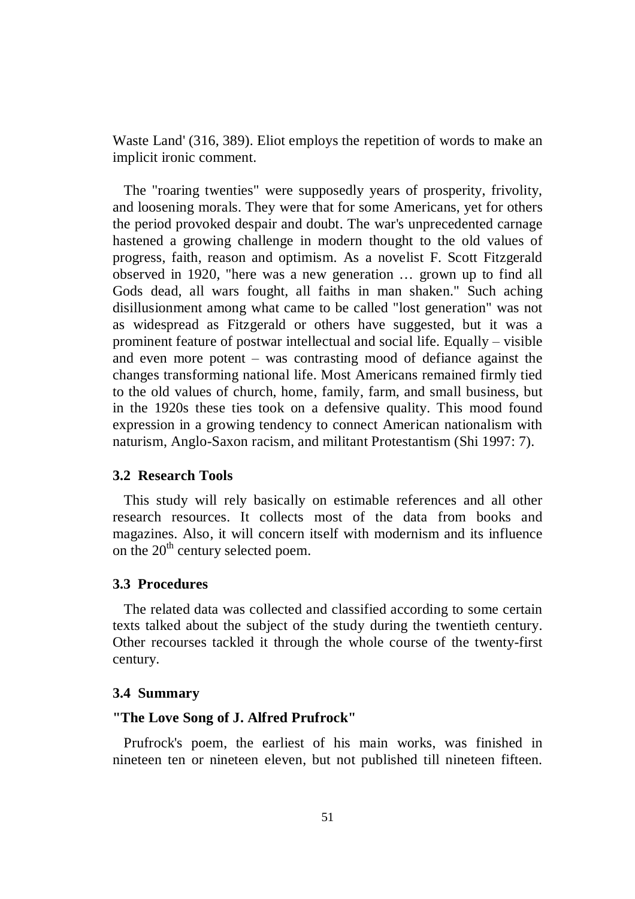Waste Land' (316, 389). Eliot employs the repetition of words to make an implicit ironic comment.

The "roaring twenties" were supposedly years of prosperity, frivolity, and loosening morals. They were that for some Americans, yet for others the period provoked despair and doubt. The war's unprecedented carnage hastened a growing challenge in modern thought to the old values of progress, faith, reason and optimism. As a novelist F. Scott Fitzgerald observed in 1920, "here was a new generation … grown up to find all Gods dead, all wars fought, all faiths in man shaken." Such aching disillusionment among what came to be called "lost generation" was not as widespread as Fitzgerald or others have suggested, but it was a prominent feature of postwar intellectual and social life. Equally – visible and even more potent – was contrasting mood of defiance against the changes transforming national life. Most Americans remained firmly tied to the old values of church, home, family, farm, and small business, but in the 1920s these ties took on a defensive quality. This mood found expression in a growing tendency to connect American nationalism with naturism, Anglo-Saxon racism, and militant Protestantism (Shi 1997: 7).

### 3.2 Research Tools

This study will rely basically on estimable references and all other research resources. It collects most of the data from books and magazines. Also, it will concern itself with modernism and its influence on the 20th century selected poem.

### 3.3 Procedures

The related data was collected and classified according to some certain texts talked about the subject of the study during the twentieth century. Other recourses tackled it through the whole course of the twenty-first century.

### 3.4 Summary

**"The Love Song of J. Alfred Prufrock"**

Prufrock's poem, the earliest of his main works, was finished in nineteen ten or nineteen eleven, but not published till nineteen fifteen.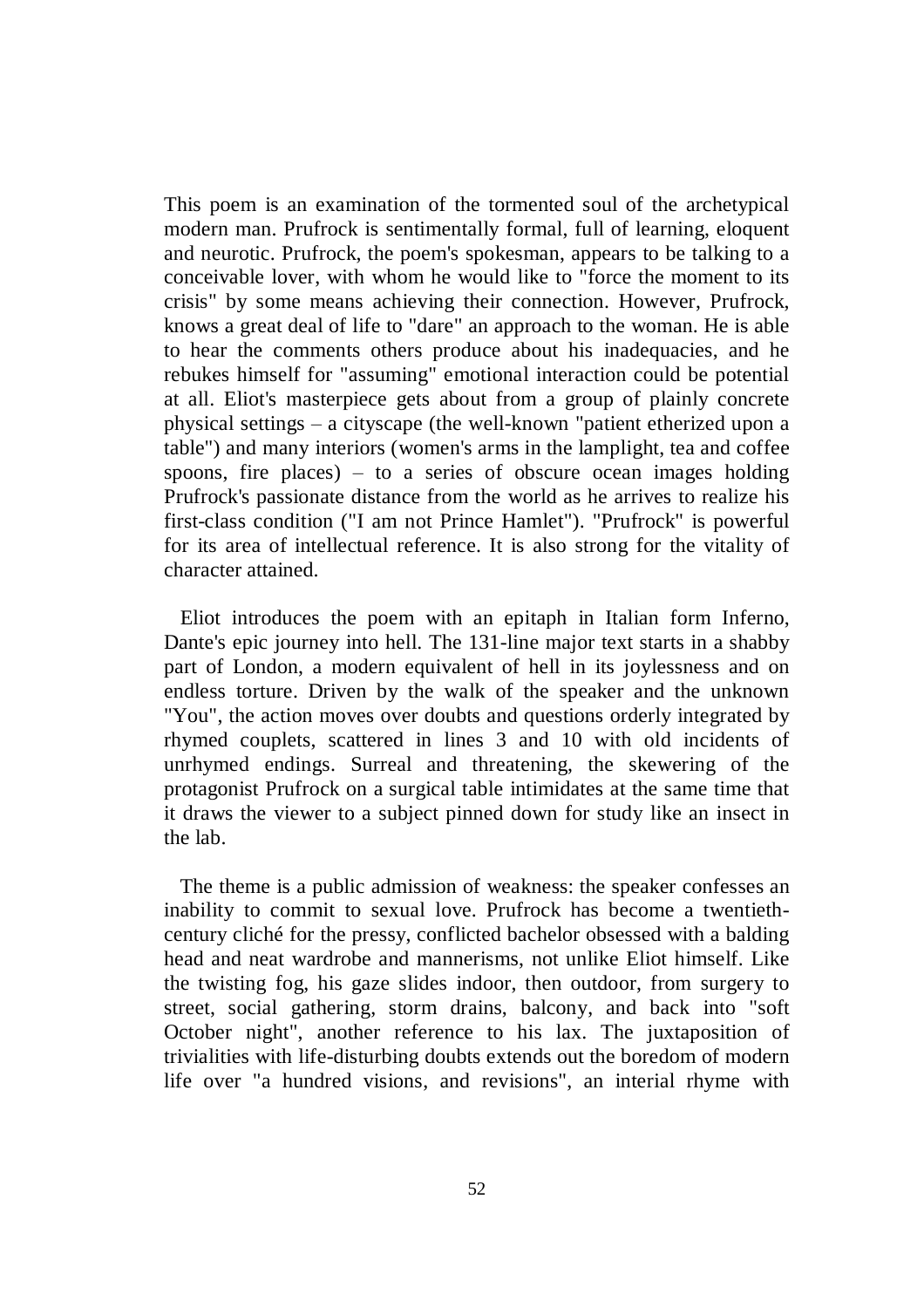This poem is an examination of the tormented soul of the archetypical modern man. Prufrock is sentimentally formal, full of learning, eloquent and neurotic. Prufrock, the poem's spokesman, appears to be talking to a conceivable lover, with whom he would like to "force the moment to its crisis" by some means achieving their connection. However, Prufrock, knows a great deal of life to "dare" an approach to the woman. He is able to hear the comments others produce about his inadequacies, and he rebukes himself for "assuming" emotional interaction could be potential at all. Eliot's masterpiece gets about from a group of plainly concrete physical settings – a cityscape (the well-known "patient etherized upon a table") and many interiors (women's arms in the lamplight, tea and coffee spoons, fire places) – to a series of obscure ocean images holding Prufrock's passionate distance from the world as he arrives to realize his first-class condition ("I am not Prince Hamlet"). "Prufrock" is powerful for its area of intellectual reference. It is also strong for the vitality of character attained.

Eliot introduces the poem with an epitaph in Italian form Inferno, Dante's epic journey into hell. The 131-line major text starts in a shabby part of London, a modern equivalent of hell in its joylessness and on endless torture. Driven by the walk of the speaker and the unknown "You", the action moves over doubts and questions orderly integrated by rhymed couplets, scattered in lines 3 and 10 with old incidents of unrhymed endings. Surreal and threatening, the skewering of the protagonist Prufrock on a surgical table intimidates at the same time that it draws the viewer to a subject pinned down for study like an insect in the lab.

The theme is a public admission of weakness: the speaker confesses an inability to commit to sexual love. Prufrock has become a twentieth-century cliché for the pressy, conflicted bachelor obsessed with a balding head and neat wardrobe and mannerisms, not unlike Eliot himself. Like the twisting fog, his gaze slides indoor, then outdoor, from surgery to street, social gathering, storm drains, balcony, and back into "soft October night", another reference to his lax. The juxtaposition of trivialities with life-disturbing doubts extends out the boredom of modern life over "a hundred visions, and revisions", an interial rhyme with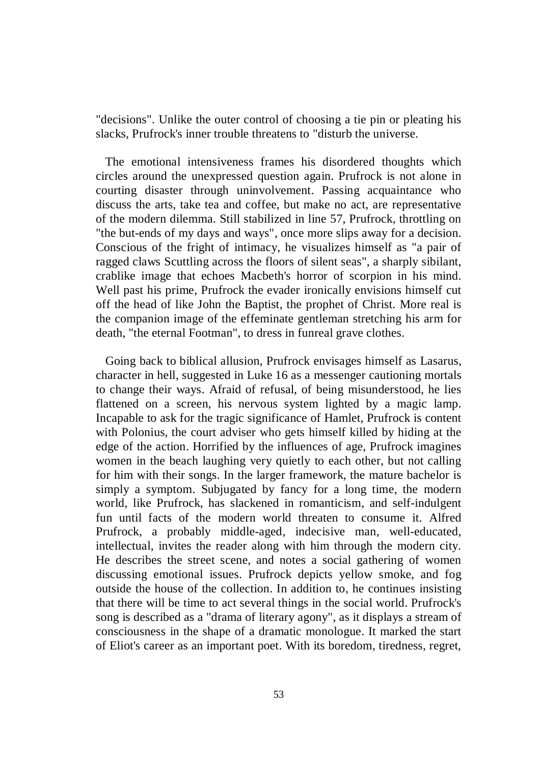"decisions". Unlike the outer control of choosing a tie pin or pleating his slacks, Prufrock's inner trouble threatens to "disturb the universe.

The emotional intensiveness frames his disordered thoughts which circles around the unexpressed question again. Prufrock is not alone in courting disaster through uninvolvement. Passing acquaintance who discuss the arts, take tea and coffee, but make no act, are representative of the modern dilemma. Still stabilized in line 57, Prufrock, throttling on "the but-ends of my days and ways", once more slips away for a decision. Conscious of the fright of intimacy, he visualizes himself as "a pair of ragged claws Scuttling across the floors of silent seas", a sharply sibilant, crablike image that echoes Macbeth's horror of scorpion in his mind. Well past his prime, Prufrock the evader ironically envisions himself cut off the head of like John the Baptist, the prophet of Christ. More real is the companion image of the effeminate gentleman stretching his arm for death, "the eternal Footman", to dress in funreal grave clothes.

Going back to biblical allusion, Prufrock envisages himself as Lasarus, character in hell, suggested in Luke 16 as a messenger cautioning mortals to change their ways. Afraid of refusal, of being misunderstood, he lies flattened on a screen, his nervous system lighted by a magic lamp. Incapable to ask for the tragic significance of Hamlet, Prufrock is content with Polonius, the court adviser who gets himself killed by hiding at the edge of the action. Horrified by the influences of age, Prufrock imagines women in the beach laughing very quietly to each other, but not calling for him with their songs. In the larger framework, the mature bachelor is simply a symptom. Subjugated by fancy for a long time, the modern world, like Prufrock, has slackened in romanticism, and self-indulgent fun until facts of the modern world threaten to consume it. Alfred Prufrock, a probably middle-aged, indecisive man, well-educated, intellectual, invites the reader along with him through the modern city. He describes the street scene, and notes a social gathering of women discussing emotional issues. Prufrock depicts yellow smoke, and fog outside the house of the collection. In addition to, he continues insisting that there will be time to act several things in the social world. Prufrock's song is described as a "drama of literary agony", as it displays a stream of consciousness in the shape of a dramatic monologue. It marked the start of Eliot's career as an important poet. With its boredom, tiredness, regret,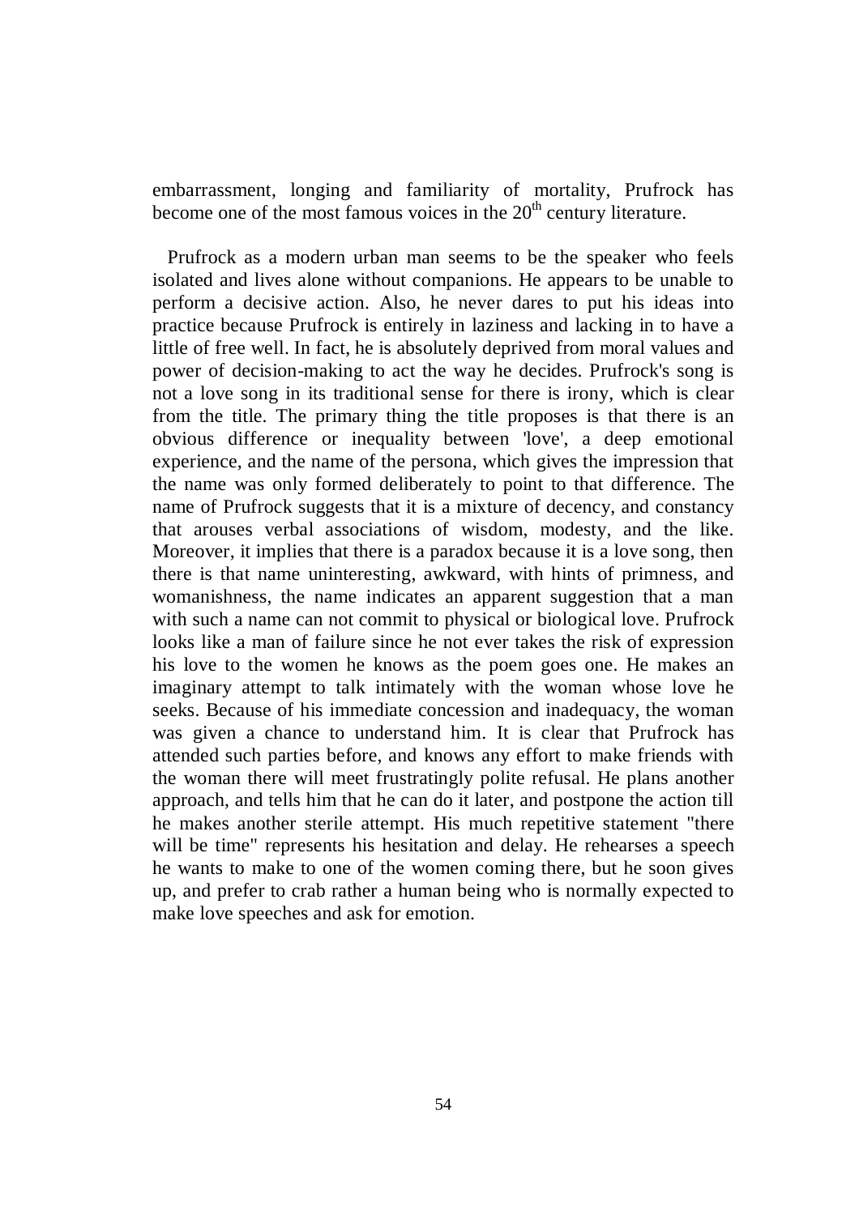embarrassment, longing and familiarity of mortality, Prufrock has become one of the most famous voices in the 20th century literature.

Prufrock as a modern urban man seems to be the speaker who feels isolated and lives alone without companions. He appears to be unable to perform a decisive action. Also, he never dares to put his ideas into practice because Prufrock is entirely in laziness and lacking in to have a little of free well. In fact, he is absolutely deprived from moral values and power of decision-making to act the way he decides. Prufrock's song is not a love song in its traditional sense for there is irony, which is clear from the title. The primary thing the title proposes is that there is an obvious difference or inequality between 'love', a deep emotional experience, and the name of the persona, which gives the impression that the name was only formed deliberately to point to that difference. The name of Prufrock suggests that it is a mixture of decency, and constancy that arouses verbal associations of wisdom, modesty, and the like. Moreover, it implies that there is a paradox because it is a love song, then there is that name uninteresting, awkward, with hints of primness, and womanishness, the name indicates an apparent suggestion that a man with such a name can not commit to physical or biological love. Prufrock looks like a man of failure since he not ever takes the risk of expression his love to the women he knows as the poem goes one. He makes an imaginary attempt to talk intimately with the woman whose love he seeks. Because of his immediate concession and inadequacy, the woman was given a chance to understand him. It is clear that Prufrock has attended such parties before, and knows any effort to make friends with the woman there will meet frustratingly polite refusal. He plans another approach, and tells him that he can do it later, and postpone the action till he makes another sterile attempt. His much repetitive statement "there will be time" represents his hesitation and delay. He rehearses a speech he wants to make to one of the women coming there, but he soon gives up, and prefer to crab rather a human being who is normally expected to make love speeches and ask for emotion.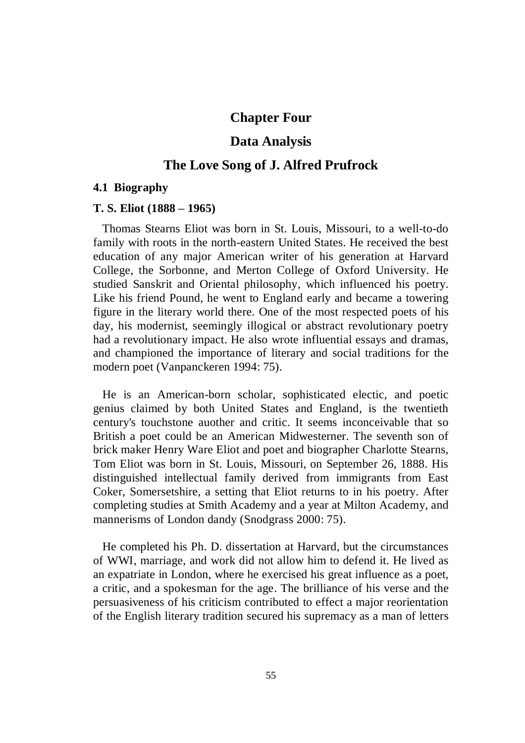# Chapter Four

# Data Analysis

# The Love Song of J. Alfred Prufrock

## 4.1 Biography

### T. S. Eliot (1888 – 1965)

Thomas Stearns Eliot was born in St. Louis, Missouri, to a well-to-do family with roots in the north-eastern United States. He received the best education of any major American writer of his generation at Harvard College, the Sorbonne, and Merton College of Oxford University. He studied Sanskrit and Oriental philosophy, which influenced his poetry. Like his friend Pound, he went to England early and became a towering figure in the literary world there. One of the most respected poets of his day, his modernist, seemingly illogical or abstract revolutionary poetry had a revolutionary impact. He also wrote influential essays and dramas, and championed the importance of literary and social traditions for the modern poet (Vanpanckeren 1994: 75).

He is an American-born scholar, sophisticated electic, and poetic genius claimed by both United States and England, is the twentieth century's touchstone auother and critic. It seems inconceivable that so British a poet could be an American Midwesterner. The seventh son of brick maker Henry Ware Eliot and poet and biographer Charlotte Stearns, Tom Eliot was born in St. Louis, Missouri, on September 26, 1888. His distinguished intellectual family derived from immigrants from East Coker, Somersetshire, a setting that Eliot returns to in his poetry. After completing studies at Smith Academy and a year at Milton Academy, and mannerisms of London dandy (Snodgrass 2000: 75).

He completed his Ph. D. dissertation at Harvard, but the circumstances of WWI, marriage, and work did not allow him to defend it. He lived as an expatriate in London, where he exercised his great influence as a poet, a critic, and a spokesman for the age. The brilliance of his verse and the persuasiveness of his criticism contributed to effect a major reorientation of the English literary tradition secured his supremacy as a man of letters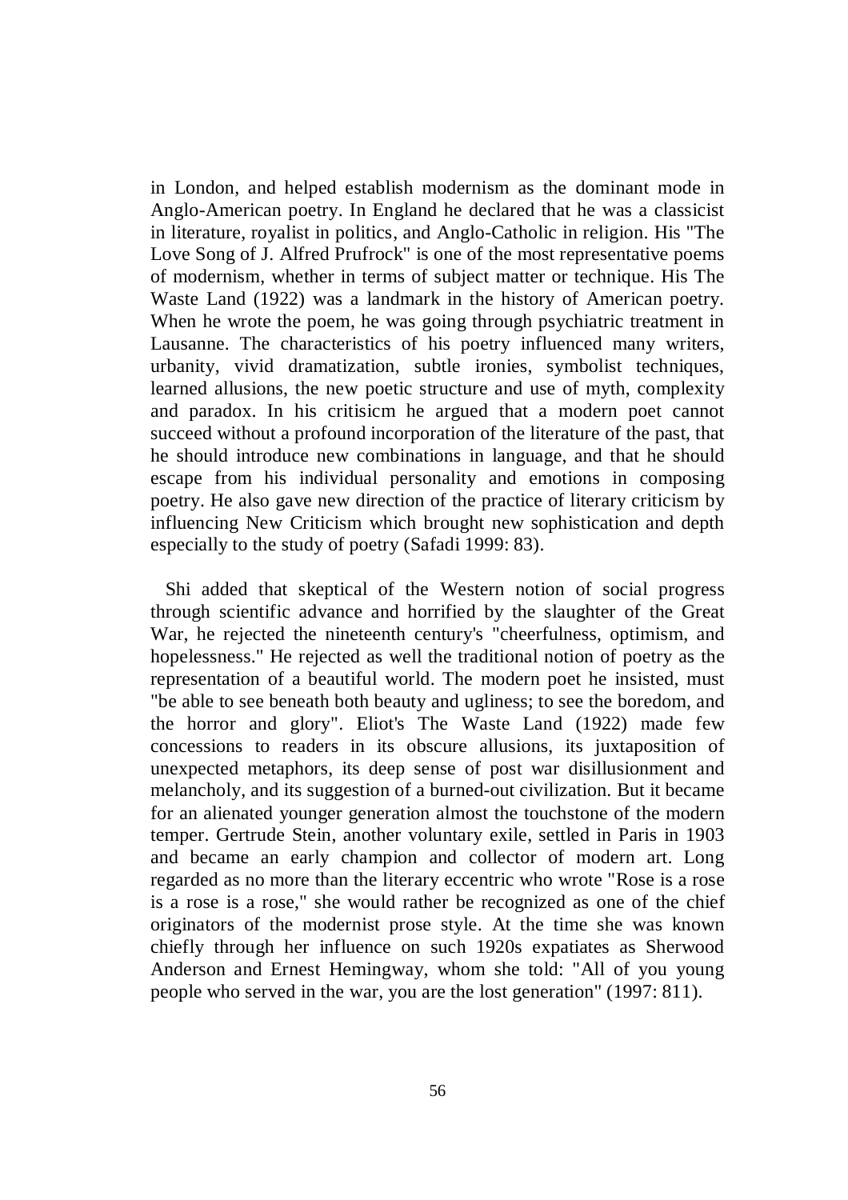in London, and helped establish modernism as the dominant mode in Anglo-American poetry. In England he declared that he was a classicist in literature, royalist in politics, and Anglo-Catholic in religion. His "The Love Song of J. Alfred Prufrock" is one of the most representative poems of modernism, whether in terms of subject matter or technique. His The Waste Land (1922) was a landmark in the history of American poetry. When he wrote the poem, he was going through psychiatric treatment in Lausanne. The characteristics of his poetry influenced many writers, urbanity, vivid dramatization, subtle ironies, symbolist techniques, learned allusions, the new poetic structure and use of myth, complexity and paradox. In his critisicm he argued that a modern poet cannot succeed without a profound incorporation of the literature of the past, that he should introduce new combinations in language, and that he should escape from his individual personality and emotions in composing poetry. He also gave new direction of the practice of literary criticism by influencing New Criticism which brought new sophistication and depth especially to the study of poetry (Safadi 1999: 83).

Shi added that skeptical of the Western notion of social progress through scientific advance and horrified by the slaughter of the Great War, he rejected the nineteenth century's "cheerfulness, optimism, and hopelessness." He rejected as well the traditional notion of poetry as the representation of a beautiful world. The modern poet he insisted, must "be able to see beneath both beauty and ugliness; to see the boredom, and the horror and glory". Eliot's The Waste Land (1922) made few concessions to readers in its obscure allusions, its juxtaposition of unexpected metaphors, its deep sense of post war disillusionment and melancholy, and its suggestion of a burned-out civilization. But it became for an alienated younger generation almost the touchstone of the modern temper. Gertrude Stein, another voluntary exile, settled in Paris in 1903 and became an early champion and collector of modern art. Long regarded as no more than the literary eccentric who wrote "Rose is a rose is a rose is a rose," she would rather be recognized as one of the chief originators of the modernist prose style. At the time she was known chiefly through her influence on such 1920s expatiates as Sherwood Anderson and Ernest Hemingway, whom she told: "All of you young people who served in the war, you are the lost generation" (1997: 811).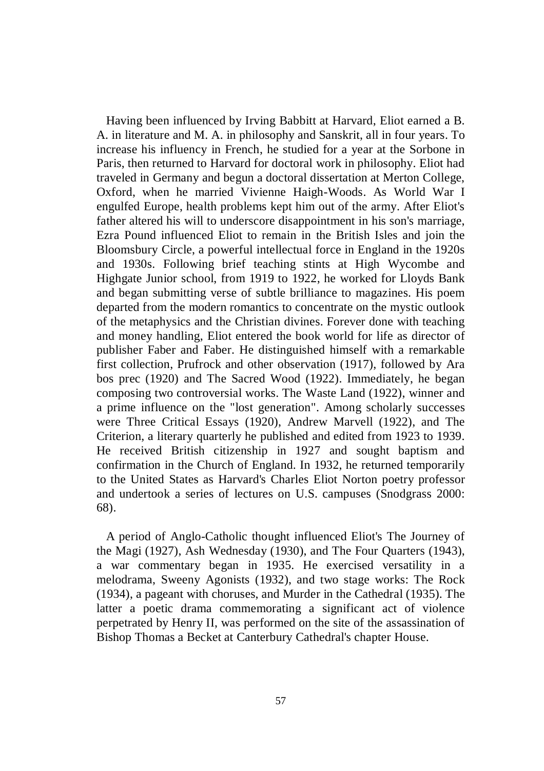Having been influenced by Irving Babbitt at Harvard, Eliot earned a B. A. in literature and M. A. in philosophy and Sanskrit, all in four years. To increase his influency in French, he studied for a year at the Sorbone in Paris, then returned to Harvard for doctoral work in philosophy. Eliot had traveled in Germany and begun a doctoral dissertation at Merton College, Oxford, when he married Vivienne Haigh-Woods. As World War I engulfed Europe, health problems kept him out of the army. After Eliot's father altered his will to underscore disappointment in his son's marriage, Ezra Pound influenced Eliot to remain in the British Isles and join the Bloomsbury Circle, a powerful intellectual force in England in the 1920s and 1930s. Following brief teaching stints at High Wycombe and Highgate Junior school, from 1919 to 1922, he worked for Lloyds Bank and began submitting verse of subtle brilliance to magazines. His poem departed from the modern romantics to concentrate on the mystic outlook of the metaphysics and the Christian divines. Forever done with teaching and money handling, Eliot entered the book world for life as director of publisher Faber and Faber. He distinguished himself with a remarkable first collection, Prufrock and other observation (1917), followed by Ara bos prec (1920) and The Sacred Wood (1922). Immediately, he began composing two controversial works. The Waste Land (1922), winner and a prime influence on the "lost generation". Among scholarly successes were Three Critical Essays (1920), Andrew Marvell (1922), and The Criterion, a literary quarterly he published and edited from 1923 to 1939. He received British citizenship in 1927 and sought baptism and confirmation in the Church of England. In 1932, he returned temporarily to the United States as Harvard's Charles Eliot Norton poetry professor and undertook a series of lectures on U.S. campuses (Snodgrass 2000: 68).

A period of Anglo-Catholic thought influenced Eliot's The Journey of the Magi (1927), Ash Wednesday (1930), and The Four Quarters (1943), a war commentary began in 1935. He exercised versatility in a melodrama, Sweeny Agonists (1932), and two stage works: The Rock (1934), a pageant with choruses, and Murder in the Cathedral (1935). The latter a poetic drama commemorating a significant act of violence perpetrated by Henry II, was performed on the site of the assassination of Bishop Thomas a Becket at Canterbury Cathedral's chapter House.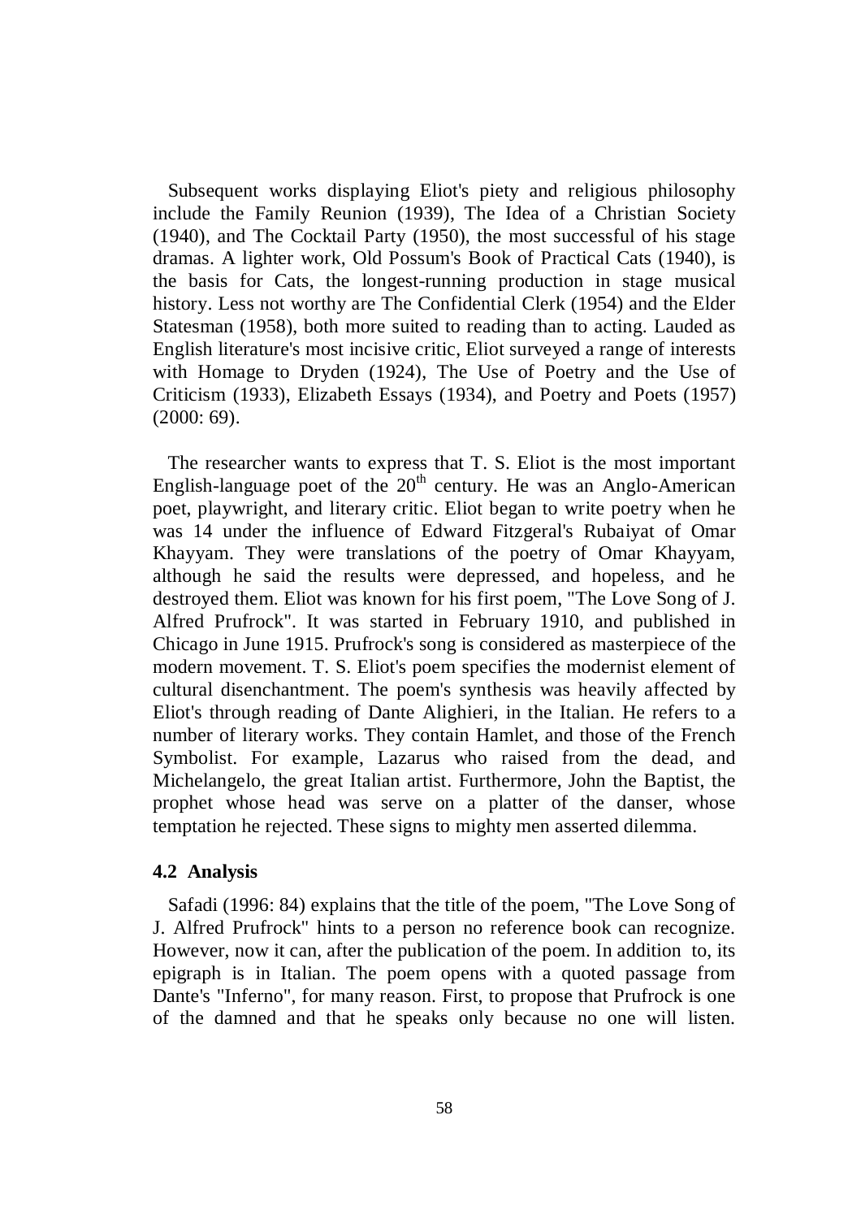Subsequent works displaying Eliot's piety and religious philosophy include the Family Reunion (1939), The Idea of a Christian Society (1940), and The Cocktail Party (1950), the most successful of his stage dramas. A lighter work, Old Possum's Book of Practical Cats (1940), is the basis for Cats, the longest-running production in stage musical history. Less not worthy are The Confidential Clerk (1954) and the Elder Statesman (1958), both more suited to reading than to acting. Lauded as English literature's most incisive critic, Eliot surveyed a range of interests with Homage to Dryden (1924), The Use of Poetry and the Use of Criticism (1933), Elizabeth Essays (1934), and Poetry and Poets (1957) (2000: 69).

The researcher wants to express that T. S. Eliot is the most important English-language poet of the 20th century. He was an Anglo-American poet, playwright, and literary critic. Eliot began to write poetry when he was 14 under the influence of Edward Fitzgeral's Rubaiyat of Omar Khayyam. They were translations of the poetry of Omar Khayyam, although he said the results were depressed, and hopeless, and he destroyed them. Eliot was known for his first poem, "The Love Song of J. Alfred Prufrock". It was started in February 1910, and published in Chicago in June 1915. Prufrock's song is considered as masterpiece of the modern movement. T. S. Eliot's poem specifies the modernist element of cultural disenchantment. The poem's synthesis was heavily affected by Eliot's through reading of Dante Alighieri, in the Italian. He refers to a number of literary works. They contain Hamlet, and those of the French Symbolist. For example, Lazarus who raised from the dead, and Michelangelo, the great Italian artist. Furthermore, John the Baptist, the prophet whose head was serve on a platter of the danser, whose temptation he rejected. These signs to mighty men asserted dilemma.

### 4.2 Analysis

Safadi (1996: 84) explains that the title of the poem, "The Love Song of J. Alfred Prufrock" hints to a person no reference book can recognize. However, now it can, after the publication of the poem. In addition to, its epigraph is in Italian. The poem opens with a quoted passage from Dante's "Inferno", for many reason. First, to propose that Prufrock is one of the damned and that he speaks only because no one will listen.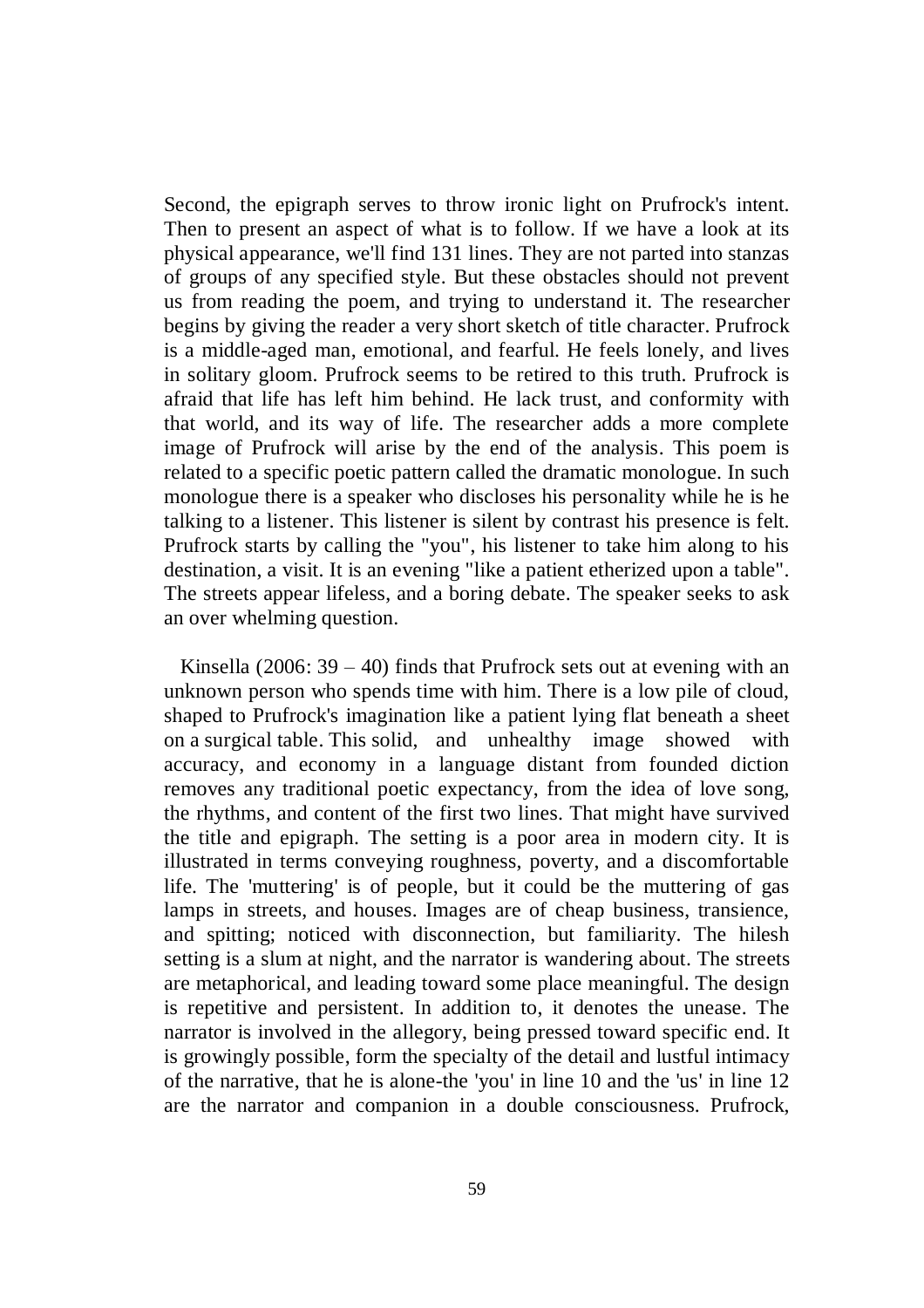Second, the epigraph serves to throw ironic light on Prufrock's intent. Then to present an aspect of what is to follow. If we have a look at its physical appearance, we'll find 131 lines. They are not parted into stanzas of groups of any specified style. But these obstacles should not prevent us from reading the poem, and trying to understand it. The researcher begins by giving the reader a very short sketch of title character. Prufrock is a middle-aged man, emotional, and fearful. He feels lonely, and lives in solitary gloom. Prufrock seems to be retired to this truth. Prufrock is afraid that life has left him behind. He lack trust, and conformity with that world, and its way of life. The researcher adds a more complete image of Prufrock will arise by the end of the analysis. This poem is related to a specific poetic pattern called the dramatic monologue. In such monologue there is a speaker who discloses his personality while he is he talking to a listener. This listener is silent by contrast his presence is felt. Prufrock starts by calling the "you", his listener to take him along to his destination, a visit. It is an evening "like a patient etherized upon a table". The streets appear lifeless, and a boring debate. The speaker seeks to ask an over whelming question.

Kinsella (2006: 39 – 40) finds that Prufrock sets out at evening with an unknown person who spends time with him. There is a low pile of cloud, shaped to Prufrock's imagination like a patient lying flat beneath a sheet on a surgical table. This solid, and unhealthy image showed with accuracy, and economy in a language distant from founded diction removes any traditional poetic expectancy, from the idea of love song, the rhythms, and content of the first two lines. That might have survived the title and epigraph. The setting is a poor area in modern city. It is illustrated in terms conveying roughness, poverty, and a discomfortable life. The 'muttering' is of people, but it could be the muttering of gas lamps in streets, and houses. Images are of cheap business, transience, and spitting; noticed with disconnection, but familiarity. The hilesh setting is a slum at night, and the narrator is wandering about. The streets are metaphorical, and leading toward some place meaningful. The design is repetitive and persistent. In addition to, it denotes the unease. The narrator is involved in the allegory, being pressed toward specific end. It is growingly possible, form the specialty of the detail and lustful intimacy of the narrative, that he is alone-the 'you' in line 10 and the 'us' in line 12 are the narrator and companion in a double consciousness. Prufrock,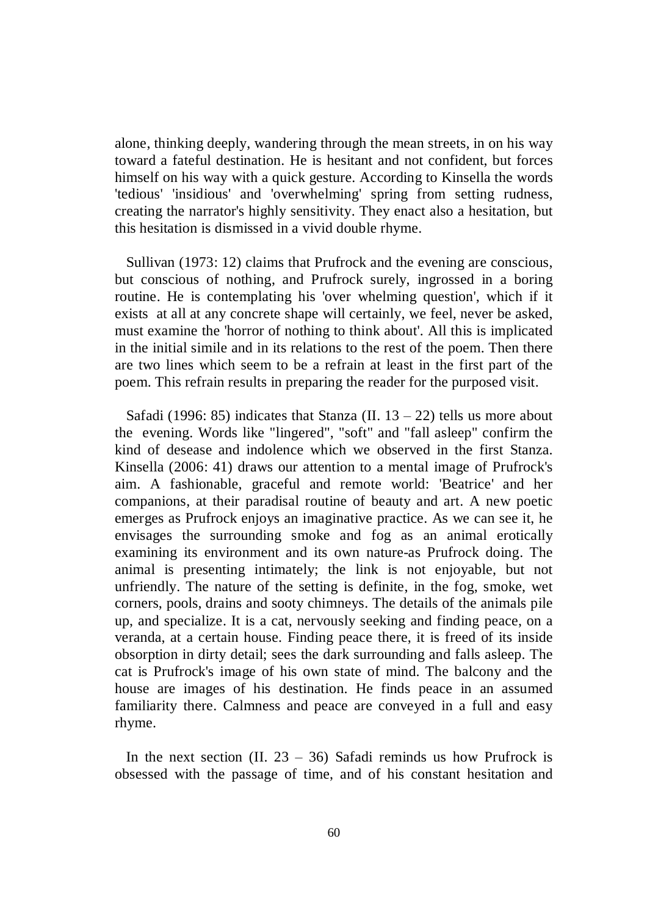alone, thinking deeply, wandering through the mean streets, in on his way toward a fateful destination. He is hesitant and not confident, but forces himself on his way with a quick gesture. According to Kinsella the words 'tedious' 'insidious' and 'overwhelming' spring from setting rudness, creating the narrator's highly sensitivity. They enact also a hesitation, but this hesitation is dismissed in a vivid double rhyme.

Sullivan (1973: 12) claims that Prufrock and the evening are conscious, but conscious of nothing, and Prufrock surely, ingrossed in a boring routine. He is contemplating his 'over whelming question', which if it exists at all at any concrete shape will certainly, we feel, never be asked, must examine the 'horror of nothing to think about'. All this is implicated in the initial simile and in its relations to the rest of the poem. Then there are two lines which seem to be a refrain at least in the first part of the poem. This refrain results in preparing the reader for the purposed visit.

Safadi (1996: 85) indicates that Stanza (II. 13 – 22) tells us more about the evening. Words like "lingered", "soft" and "fall asleep" confirm the kind of desease and indolence which we observed in the first Stanza. Kinsella (2006: 41) draws our attention to a mental image of Prufrock's aim. A fashionable, graceful and remote world: 'Beatrice' and her companions, at their paradisal routine of beauty and art. A new poetic emerges as Prufrock enjoys an imaginative practice. As we can see it, he envisages the surrounding smoke and fog as an animal erotically examining its environment and its own nature-as Prufrock doing. The animal is presenting intimately; the link is not enjoyable, but not unfriendly. The nature of the setting is definite, in the fog, smoke, wet corners, pools, drains and sooty chimneys. The details of the animals pile up, and specialize. It is a cat, nervously seeking and finding peace, on a veranda, at a certain house. Finding peace there, it is freed of its inside obsorption in dirty detail; sees the dark surrounding and falls asleep. The cat is Prufrock's image of his own state of mind. The balcony and the house are images of his destination. He finds peace in an assumed familiarity there. Calmness and peace are conveyed in a full and easy rhyme.

In the next section (II. 23 – 36) Safadi reminds us how Prufrock is obsessed with the passage of time, and of his constant hesitation and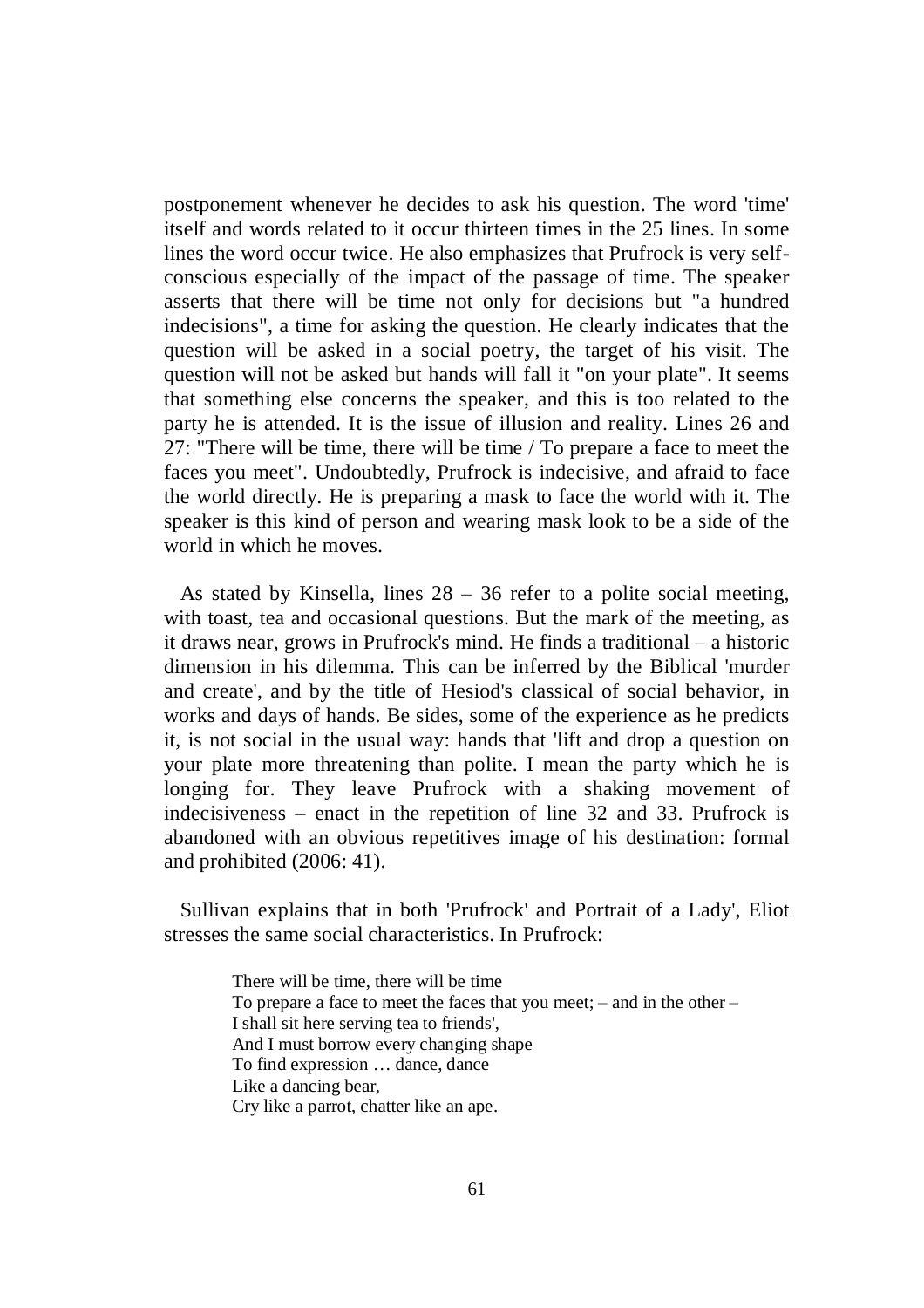postponement whenever he decides to ask his question. The word 'time' itself and words related to it occur thirteen times in the 25 lines. In some lines the word occur twice. He also emphasizes that Prufrock is very self-conscious especially of the impact of the passage of time. The speaker asserts that there will be time not only for decisions but "a hundred indecisions", a time for asking the question. He clearly indicates that the question will be asked in a social poetry, the target of his visit. The question will not be asked but hands will fall it "on your plate". It seems that something else concerns the speaker, and this is too related to the party he is attended. It is the issue of illusion and reality. Lines 26 and 27: "There will be time, there will be time / To prepare a face to meet the faces you meet". Undoubtedly, Prufrock is indecisive, and afraid to face the world directly. He is preparing a mask to face the world with it. The speaker is this kind of person and wearing mask look to be a side of the world in which he moves.

As stated by Kinsella, lines 28 – 36 refer to a polite social meeting, with toast, tea and occasional questions. But the mark of the meeting, as it draws near, grows in Prufrock's mind. He finds a traditional – a historic dimension in his dilemma. This can be inferred by the Biblical 'murder and create', and by the title of Hesiod's classical of social behavior, in works and days of hands. Be sides, some of the experience as he predicts it, is not social in the usual way: hands that 'lift and drop a question on your plate more threatening than polite. I mean the party which he is longing for. They leave Prufrock with a shaking movement of indecisiveness – enact in the repetition of line 32 and 33. Prufrock is abandoned with an obvious repetitives image of his destination: formal and prohibited (2006: 41).

Sullivan explains that in both 'Prufrock' and Portrait of a Lady', Eliot stresses the same social characteristics. In Prufrock:

> There will be time, there will be time
> To prepare a face to meet the faces that you meet; – and in the other –
> I shall sit here serving tea to friends',
> And I must borrow every changing shape
> To find expression … dance, dance
> Like a dancing bear,
> Cry like a parrot, chatter like an ape.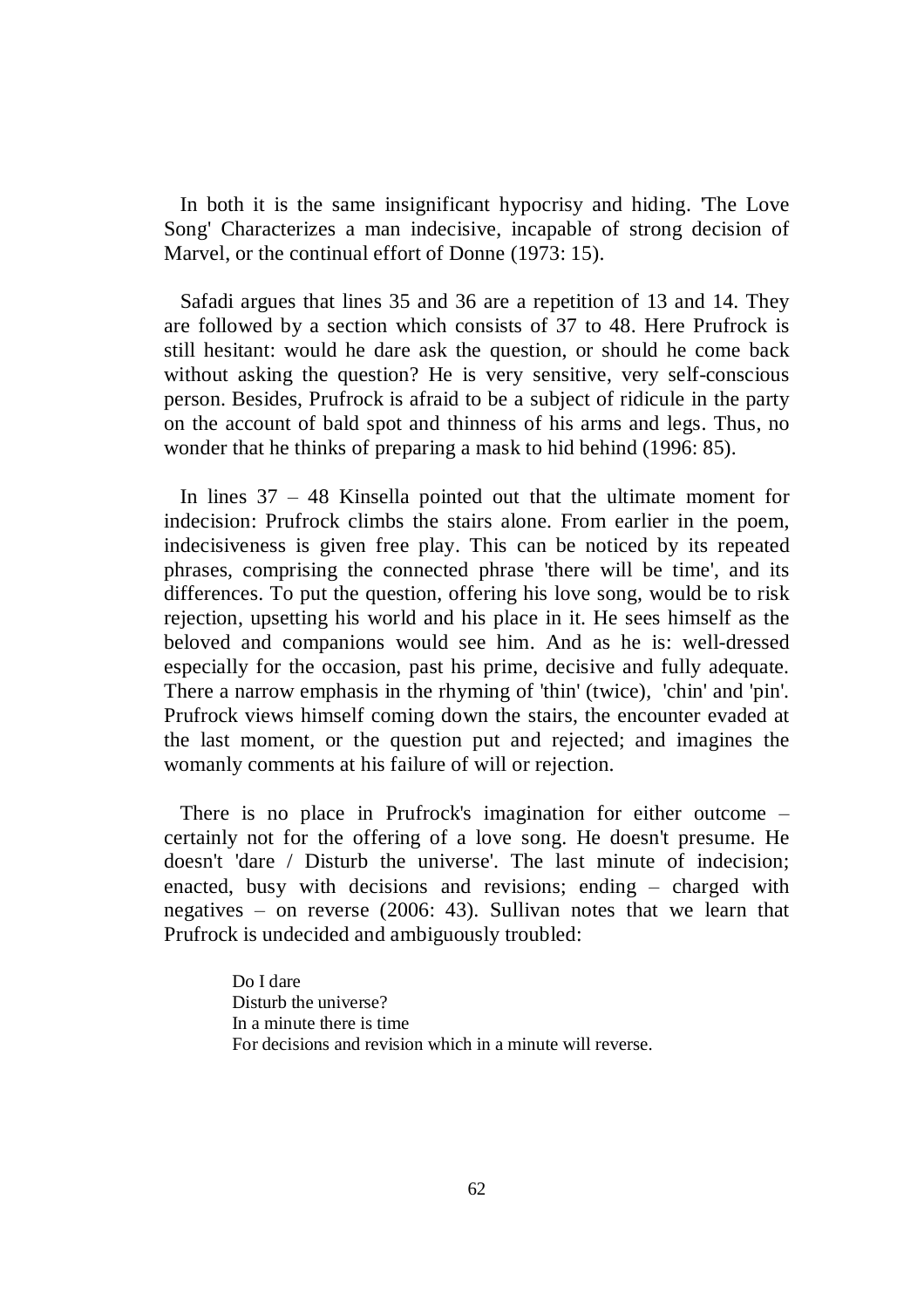In both it is the same insignificant hypocrisy and hiding. 'The Love Song' Characterizes a man indecisive, incapable of strong decision of Marvel, or the continual effort of Donne (1973: 15).

Safadi argues that lines 35 and 36 are a repetition of 13 and 14. They are followed by a section which consists of 37 to 48. Here Prufrock is still hesitant: would he dare ask the question, or should he come back without asking the question? He is very sensitive, very self-conscious person. Besides, Prufrock is afraid to be a subject of ridicule in the party on the account of bald spot and thinness of his arms and legs. Thus, no wonder that he thinks of preparing a mask to hid behind (1996: 85).

In lines 37 – 48 Kinsella pointed out that the ultimate moment for indecision: Prufrock climbs the stairs alone. From earlier in the poem, indecisiveness is given free play. This can be noticed by its repeated phrases, comprising the connected phrase 'there will be time', and its differences. To put the question, offering his love song, would be to risk rejection, upsetting his world and his place in it. He sees himself as the beloved and companions would see him. And as he is: well-dressed especially for the occasion, past his prime, decisive and fully adequate. There a narrow emphasis in the rhyming of 'thin' (twice), 'chin' and 'pin'. Prufrock views himself coming down the stairs, the encounter evaded at the last moment, or the question put and rejected; and imagines the womanly comments at his failure of will or rejection.

There is no place in Prufrock's imagination for either outcome – certainly not for the offering of a love song. He doesn't presume. He doesn't 'dare / Disturb the universe'. The last minute of indecision; enacted, busy with decisions and revisions; ending – charged with negatives – on reverse (2006: 43). Sullivan notes that we learn that Prufrock is undecided and ambiguously troubled:

> Do I dare
> Disturb the universe?
> In a minute there is time
> For decisions and revision which in a minute will reverse.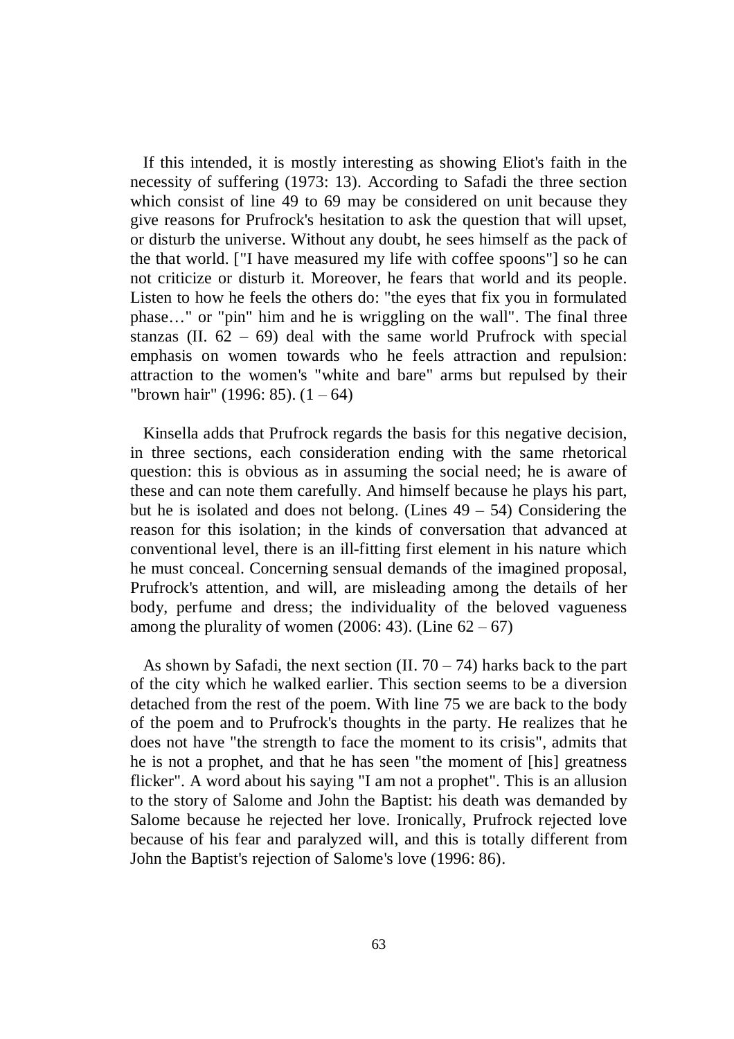If this intended, it is mostly interesting as showing Eliot's faith in the necessity of suffering (1973: 13). According to Safadi the three section which consist of line 49 to 69 may be considered on unit because they give reasons for Prufrock's hesitation to ask the question that will upset, or disturb the universe. Without any doubt, he sees himself as the pack of the that world. ["I have measured my life with coffee spoons"] so he can not criticize or disturb it. Moreover, he fears that world and its people. Listen to how he feels the others do: "the eyes that fix you in formulated phase…" or "pin" him and he is wriggling on the wall". The final three stanzas (II. 62 – 69) deal with the same world Prufrock with special emphasis on women towards who he feels attraction and repulsion: attraction to the women's "white and bare" arms but repulsed by their "brown hair" (1996: 85). (1 – 64)

Kinsella adds that Prufrock regards the basis for this negative decision, in three sections, each consideration ending with the same rhetorical question: this is obvious as in assuming the social need; he is aware of these and can note them carefully. And himself because he plays his part, but he is isolated and does not belong. (Lines 49 – 54) Considering the reason for this isolation; in the kinds of conversation that advanced at conventional level, there is an ill-fitting first element in his nature which he must conceal. Concerning sensual demands of the imagined proposal, Prufrock's attention, and will, are misleading among the details of her body, perfume and dress; the individuality of the beloved vagueness among the plurality of women (2006: 43). (Line 62 – 67)

As shown by Safadi, the next section (II. 70 – 74) harks back to the part of the city which he walked earlier. This section seems to be a diversion detached from the rest of the poem. With line 75 we are back to the body of the poem and to Prufrock's thoughts in the party. He realizes that he does not have "the strength to face the moment to its crisis", admits that he is not a prophet, and that he has seen "the moment of [his] greatness flicker". A word about his saying "I am not a prophet". This is an allusion to the story of Salome and John the Baptist: his death was demanded by Salome because he rejected her love. Ironically, Prufrock rejected love because of his fear and paralyzed will, and this is totally different from John the Baptist's rejection of Salome's love (1996: 86).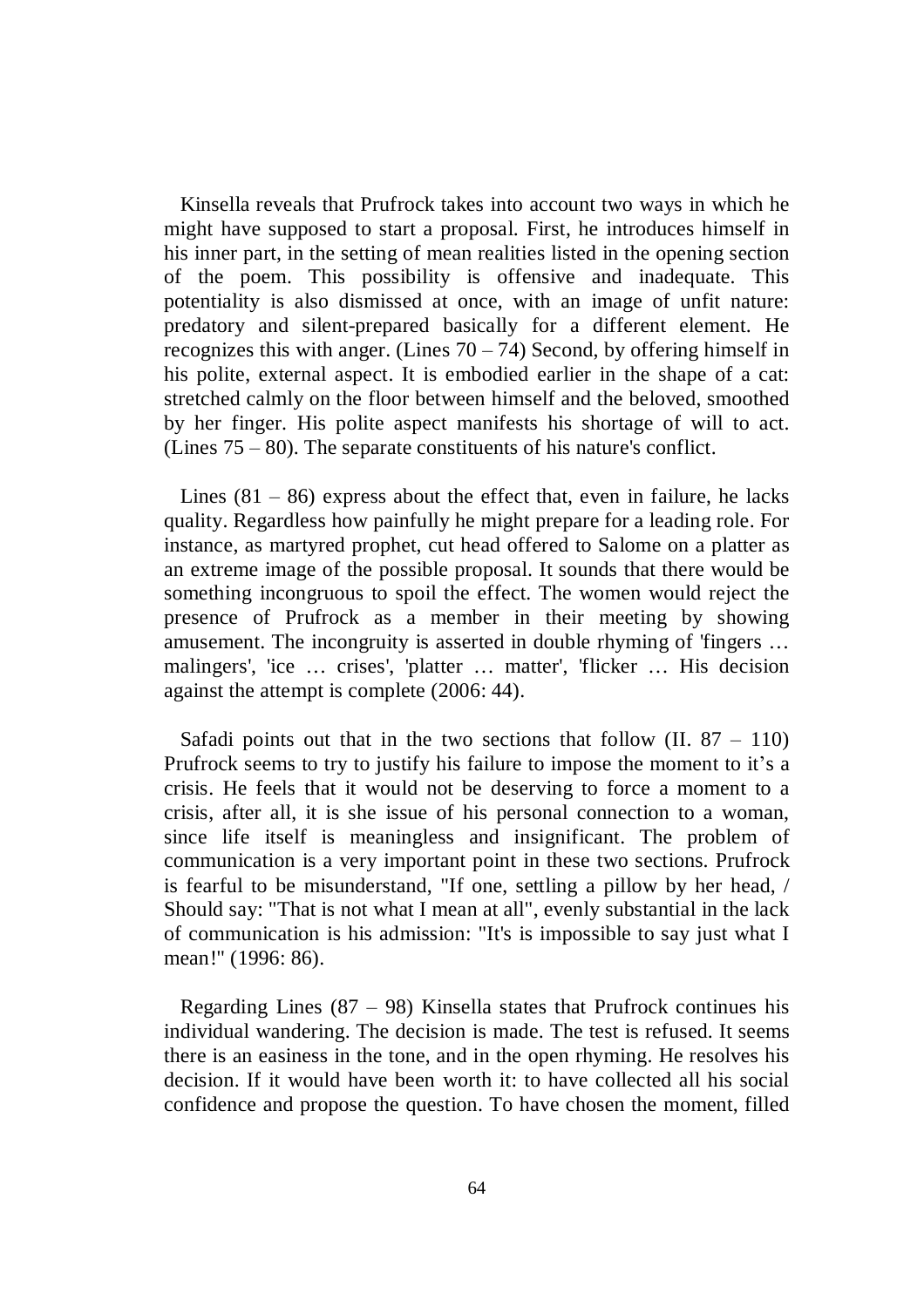Kinsella reveals that Prufrock takes into account two ways in which he might have supposed to start a proposal. First, he introduces himself in his inner part, in the setting of mean realities listed in the opening section of the poem. This possibility is offensive and inadequate. This potentiality is also dismissed at once, with an image of unfit nature: predatory and silent-prepared basically for a different element. He recognizes this with anger. (Lines 70 – 74) Second, by offering himself in his polite, external aspect. It is embodied earlier in the shape of a cat: stretched calmly on the floor between himself and the beloved, smoothed by her finger. His polite aspect manifests his shortage of will to act. (Lines 75 – 80). The separate constituents of his nature's conflict.

Lines (81 – 86) express about the effect that, even in failure, he lacks quality. Regardless how painfully he might prepare for a leading role. For instance, as martyred prophet, cut head offered to Salome on a platter as an extreme image of the possible proposal. It sounds that there would be something incongruous to spoil the effect. The women would reject the presence of Prufrock as a member in their meeting by showing amusement. The incongruity is asserted in double rhyming of 'fingers … malingers', 'ice … crises', 'platter … matter', 'flicker … His decision against the attempt is complete (2006: 44).

Safadi points out that in the two sections that follow (II. 87 – 110) Prufrock seems to try to justify his failure to impose the moment to it's a crisis. He feels that it would not be deserving to force a moment to a crisis, after all, it is she issue of his personal connection to a woman, since life itself is meaningless and insignificant. The problem of communication is a very important point in these two sections. Prufrock is fearful to be misunderstand, "If one, settling a pillow by her head, / Should say: "That is not what I mean at all", evenly substantial in the lack of communication is his admission: "It's is impossible to say just what I mean!" (1996: 86).

Regarding Lines (87 – 98) Kinsella states that Prufrock continues his individual wandering. The decision is made. The test is refused. It seems there is an easiness in the tone, and in the open rhyming. He resolves his decision. If it would have been worth it: to have collected all his social confidence and propose the question. To have chosen the moment, filled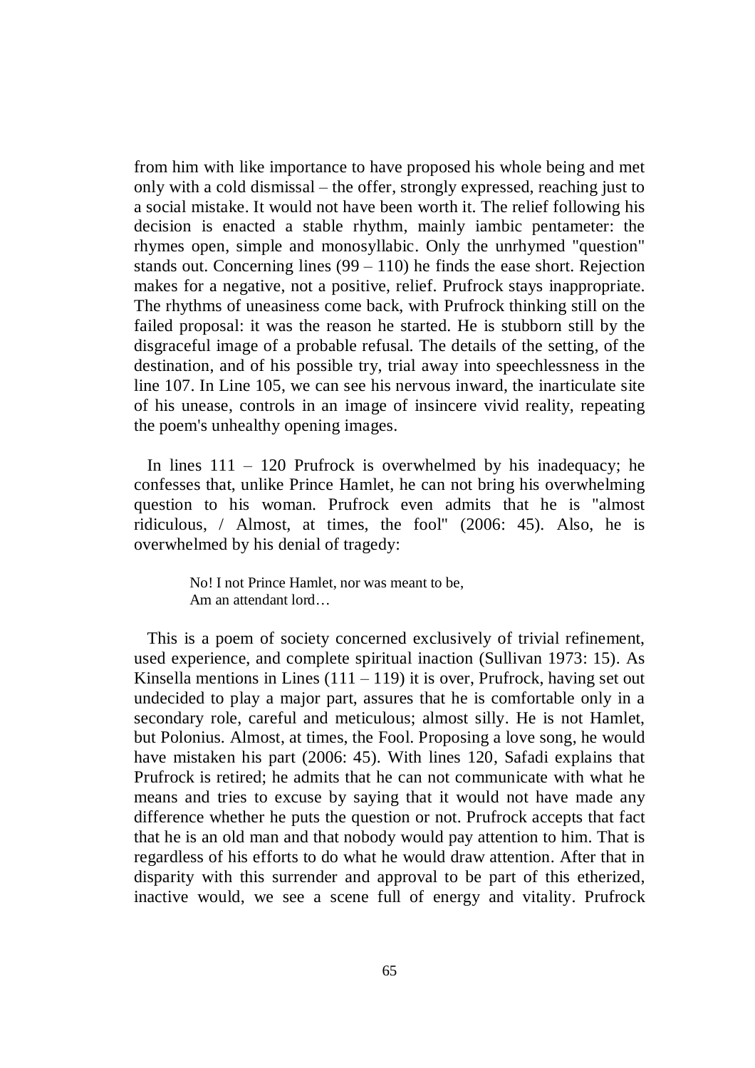from him with like importance to have proposed his whole being and met only with a cold dismissal – the offer, strongly expressed, reaching just to a social mistake. It would not have been worth it. The relief following his decision is enacted a stable rhythm, mainly iambic pentameter: the rhymes open, simple and monosyllabic. Only the unrhymed "question" stands out. Concerning lines (99 – 110) he finds the ease short. Rejection makes for a negative, not a positive, relief. Prufrock stays inappropriate. The rhythms of uneasiness come back, with Prufrock thinking still on the failed proposal: it was the reason he started. He is stubborn still by the disgraceful image of a probable refusal. The details of the setting, of the destination, and of his possible try, trial away into speechlessness in the line 107. In Line 105, we can see his nervous inward, the inarticulate site of his unease, controls in an image of insincere vivid reality, repeating the poem's unhealthy opening images.

In lines 111 – 120 Prufrock is overwhelmed by his inadequacy; he confesses that, unlike Prince Hamlet, he can not bring his overwhelming question to his woman. Prufrock even admits that he is "almost ridiculous, / Almost, at times, the fool" (2006: 45). Also, he is overwhelmed by his denial of tragedy:

> No! I not Prince Hamlet, nor was meant to be,
> Am an attendant lord…

This is a poem of society concerned exclusively of trivial refinement, used experience, and complete spiritual inaction (Sullivan 1973: 15). As Kinsella mentions in Lines (111 – 119) it is over, Prufrock, having set out undecided to play a major part, assures that he is comfortable only in a secondary role, careful and meticulous; almost silly. He is not Hamlet, but Polonius. Almost, at times, the Fool. Proposing a love song, he would have mistaken his part (2006: 45). With lines 120, Safadi explains that Prufrock is retired; he admits that he can not communicate with what he means and tries to excuse by saying that it would not have made any difference whether he puts the question or not. Prufrock accepts that fact that he is an old man and that nobody would pay attention to him. That is regardless of his efforts to do what he would draw attention. After that in disparity with this surrender and approval to be part of this etherized, inactive would, we see a scene full of energy and vitality. Prufrock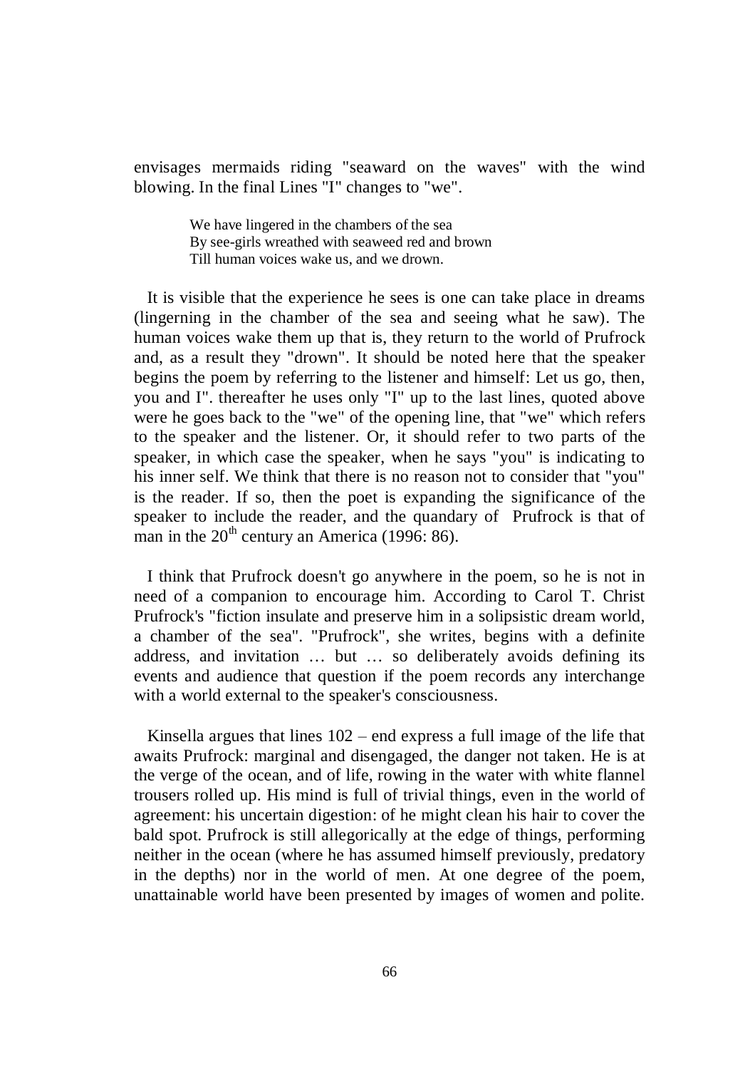envisages mermaids riding "seaward on the waves" with the wind blowing. In the final Lines "I" changes to "we".

> We have lingered in the chambers of the sea
> By see-girls wreathed with seaweed red and brown
> Till human voices wake us, and we drown.

It is visible that the experience he sees is one can take place in dreams (lingerning in the chamber of the sea and seeing what he saw). The human voices wake them up that is, they return to the world of Prufrock and, as a result they "drown". It should be noted here that the speaker begins the poem by referring to the listener and himself: Let us go, then, you and I". thereafter he uses only "I" up to the last lines, quoted above were he goes back to the "we" of the opening line, that "we" which refers to the speaker and the listener. Or, it should refer to two parts of the speaker, in which case the speaker, when he says "you" is indicating to his inner self. We think that there is no reason not to consider that "you" is the reader. If so, then the poet is expanding the significance of the speaker to include the reader, and the quandary of Prufrock is that of man in the 20th century an America (1996: 86).

I think that Prufrock doesn't go anywhere in the poem, so he is not in need of a companion to encourage him. According to Carol T. Christ Prufrock's "fiction insulate and preserve him in a solipsistic dream world, a chamber of the sea". "Prufrock", she writes, begins with a definite address, and invitation … but … so deliberately avoids defining its events and audience that question if the poem records any interchange with a world external to the speaker's consciousness.

Kinsella argues that lines 102 – end express a full image of the life that awaits Prufrock: marginal and disengaged, the danger not taken. He is at the verge of the ocean, and of life, rowing in the water with white flannel trousers rolled up. His mind is full of trivial things, even in the world of agreement: his uncertain digestion: of he might clean his hair to cover the bald spot. Prufrock is still allegorically at the edge of things, performing neither in the ocean (where he has assumed himself previously, predatory in the depths) nor in the world of men. At one degree of the poem, unattainable world have been presented by images of women and polite.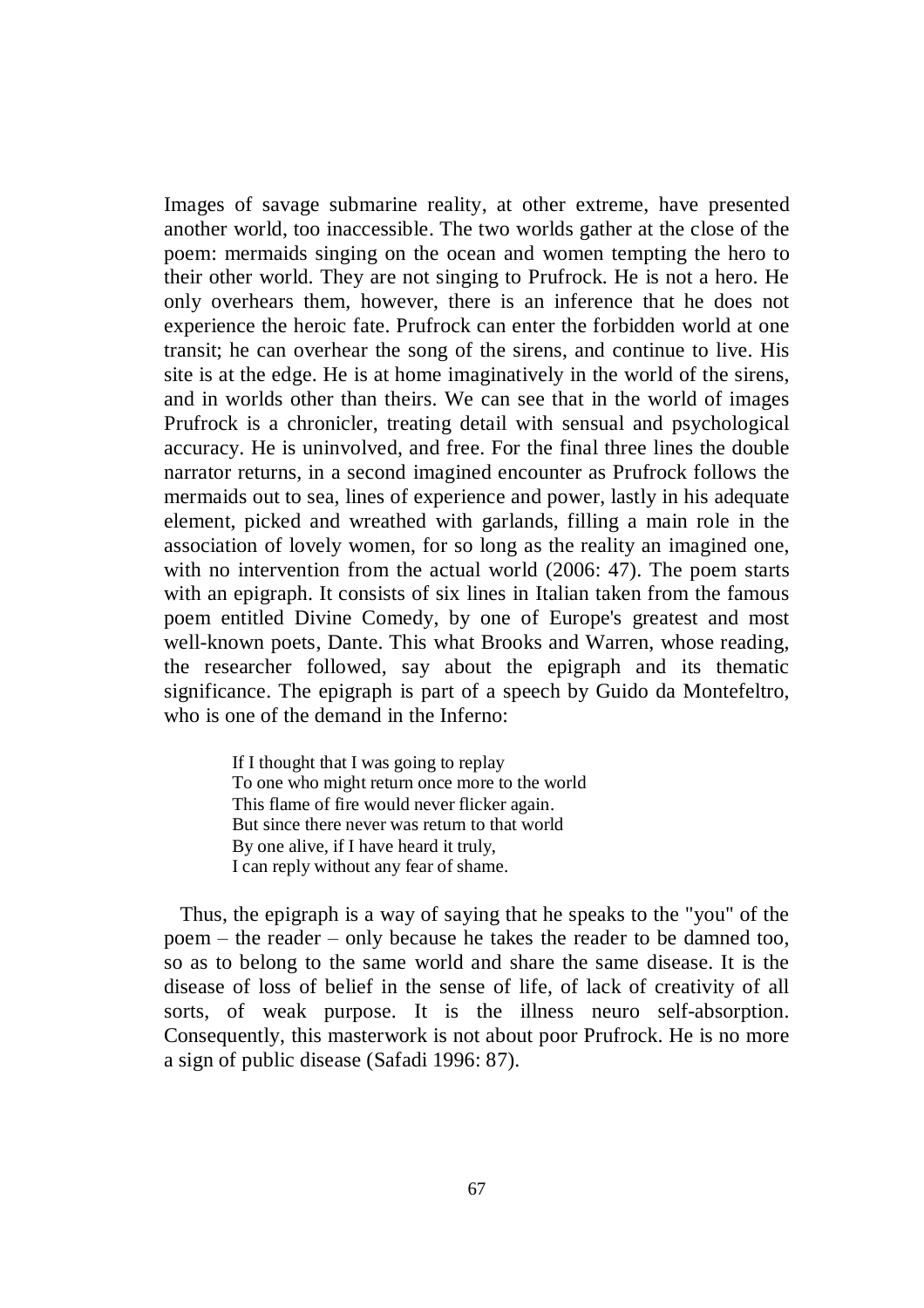Images of savage submarine reality, at other extreme, have presented another world, too inaccessible. The two worlds gather at the close of the poem: mermaids singing on the ocean and women tempting the hero to their other world. They are not singing to Prufrock. He is not a hero. He only overhears them, however, there is an inference that he does not experience the heroic fate. Prufrock can enter the forbidden world at one transit; he can overhear the song of the sirens, and continue to live. His site is at the edge. He is at home imaginatively in the world of the sirens, and in worlds other than theirs. We can see that in the world of images Prufrock is a chronicler, treating detail with sensual and psychological accuracy. He is uninvolved, and free. For the final three lines the double narrator returns, in a second imagined encounter as Prufrock follows the mermaids out to sea, lines of experience and power, lastly in his adequate element, picked and wreathed with garlands, filling a main role in the association of lovely women, for so long as the reality an imagined one, with no intervention from the actual world (2006: 47). The poem starts with an epigraph. It consists of six lines in Italian taken from the famous poem entitled Divine Comedy, by one of Europe's greatest and most well-known poets, Dante. This what Brooks and Warren, whose reading, the researcher followed, say about the epigraph and its thematic significance. The epigraph is part of a speech by Guido da Montefeltro, who is one of the demand in the Inferno:

> If I thought that I was going to replay
> To one who might return once more to the world
> This flame of fire would never flicker again.
> But since there never was return to that world
> By one alive, if I have heard it truly,
> I can reply without any fear of shame.

Thus, the epigraph is a way of saying that he speaks to the "you" of the poem – the reader – only because he takes the reader to be damned too, so as to belong to the same world and share the same disease. It is the disease of loss of belief in the sense of life, of lack of creativity of all sorts, of weak purpose. It is the illness neuro self-absorption. Consequently, this masterwork is not about poor Prufrock. He is no more a sign of public disease (Safadi 1996: 87).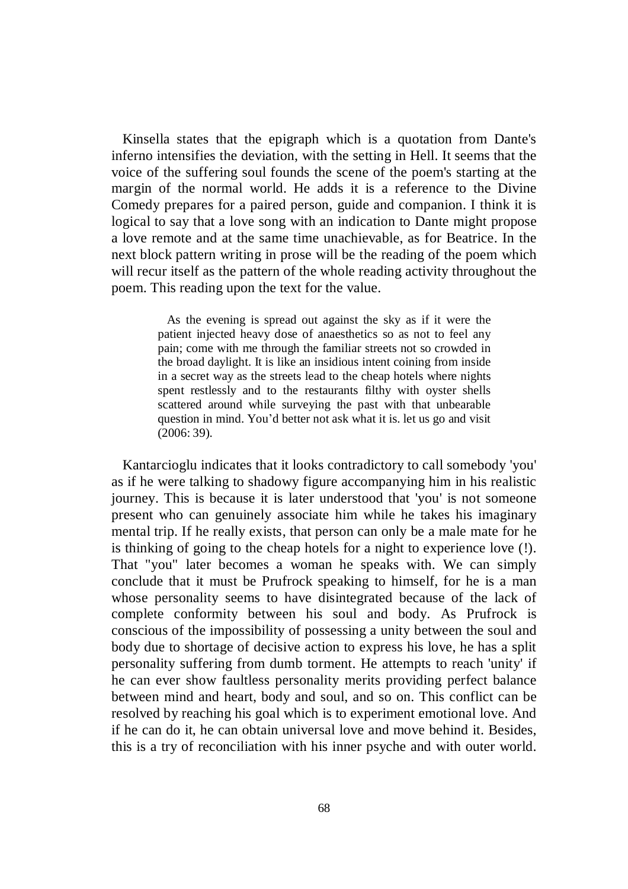Kinsella states that the epigraph which is a quotation from Dante's inferno intensifies the deviation, with the setting in Hell. It seems that the voice of the suffering soul founds the scene of the poem's starting at the margin of the normal world. He adds it is a reference to the Divine Comedy prepares for a paired person, guide and companion. I think it is logical to say that a love song with an indication to Dante might propose a love remote and at the same time unachievable, as for Beatrice. In the next block pattern writing in prose will be the reading of the poem which will recur itself as the pattern of the whole reading activity throughout the poem. This reading upon the text for the value.

> As the evening is spread out against the sky as if it were the patient injected heavy dose of anaesthetics so as not to feel any pain; come with me through the familiar streets not so crowded in the broad daylight. It is like an insidious intent coining from inside in a secret way as the streets lead to the cheap hotels where nights spent restlessly and to the restaurants filthy with oyster shells scattered around while surveying the past with that unbearable question in mind. You'd better not ask what it is. let us go and visit (2006: 39).

Kantarcioglu indicates that it looks contradictory to call somebody 'you' as if he were talking to shadowy figure accompanying him in his realistic journey. This is because it is later understood that 'you' is not someone present who can genuinely associate him while he takes his imaginary mental trip. If he really exists, that person can only be a male mate for he is thinking of going to the cheap hotels for a night to experience love (!). That "you" later becomes a woman he speaks with. We can simply conclude that it must be Prufrock speaking to himself, for he is a man whose personality seems to have disintegrated because of the lack of complete conformity between his soul and body. As Prufrock is conscious of the impossibility of possessing a unity between the soul and body due to shortage of decisive action to express his love, he has a split personality suffering from dumb torment. He attempts to reach 'unity' if he can ever show faultless personality merits providing perfect balance between mind and heart, body and soul, and so on. This conflict can be resolved by reaching his goal which is to experiment emotional love. And if he can do it, he can obtain universal love and move behind it. Besides, this is a try of reconciliation with his inner psyche and with outer world.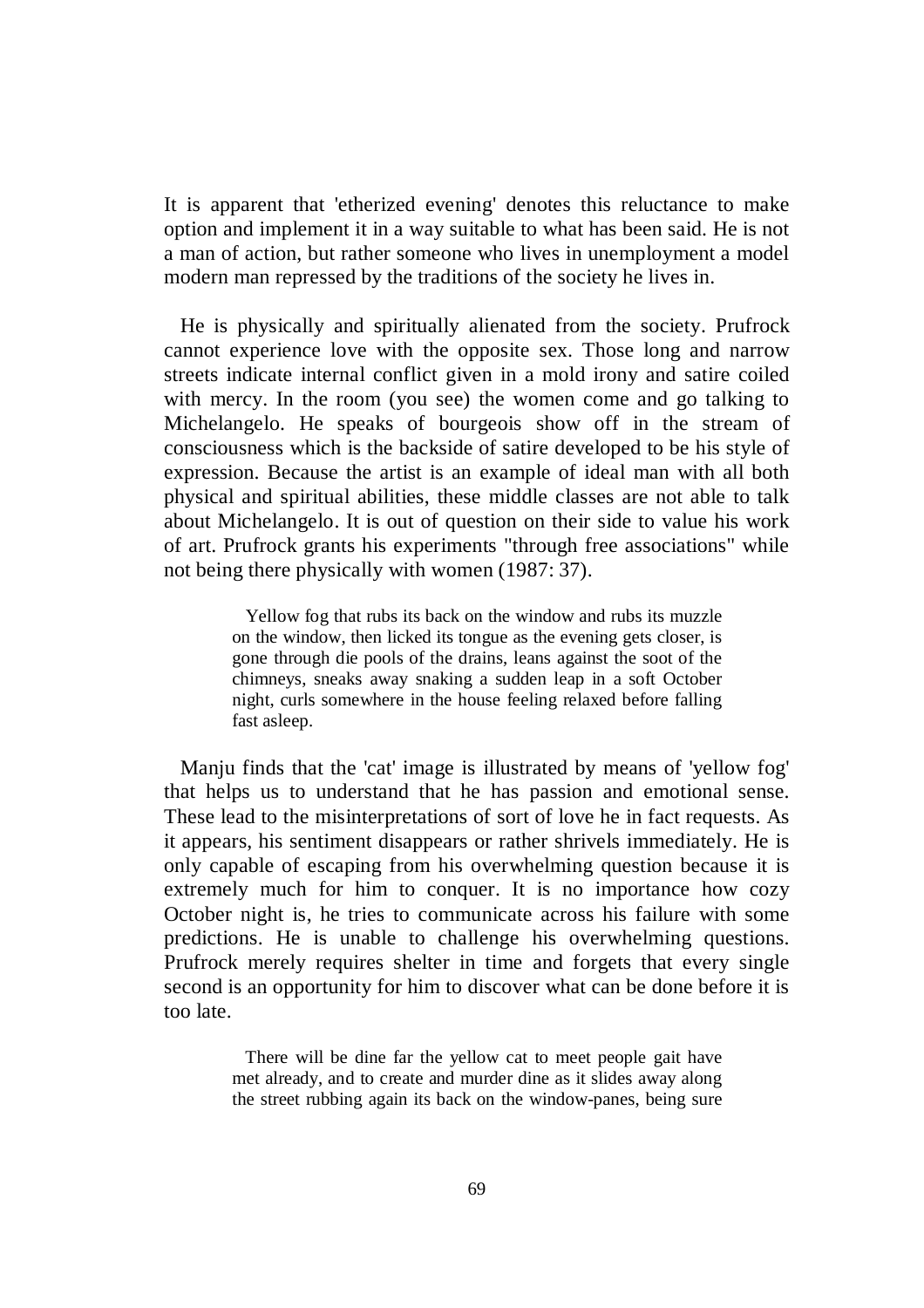It is apparent that 'etherized evening' denotes this reluctance to make option and implement it in a way suitable to what has been said. He is not a man of action, but rather someone who lives in unemployment a model modern man repressed by the traditions of the society he lives in.

He is physically and spiritually alienated from the society. Prufrock cannot experience love with the opposite sex. Those long and narrow streets indicate internal conflict given in a mold irony and satire coiled with mercy. In the room (you see) the women come and go talking to Michelangelo. He speaks of bourgeois show off in the stream of consciousness which is the backside of satire developed to be his style of expression. Because the artist is an example of ideal man with all both physical and spiritual abilities, these middle classes are not able to talk about Michelangelo. It is out of question on their side to value his work of art. Prufrock grants his experiments "through free associations" while not being there physically with women (1987: 37).

> Yellow fog that rubs its back on the window and rubs its muzzle on the window, then licked its tongue as the evening gets closer, is gone through die pools of the drains, leans against the soot of the chimneys, sneaks away snaking a sudden leap in a soft October night, curls somewhere in the house feeling relaxed before falling fast asleep.

Manju finds that the 'cat' image is illustrated by means of 'yellow fog' that helps us to understand that he has passion and emotional sense. These lead to the misinterpretations of sort of love he in fact requests. As it appears, his sentiment disappears or rather shrivels immediately. He is only capable of escaping from his overwhelming question because it is extremely much for him to conquer. It is no importance how cozy October night is, he tries to communicate across his failure with some predictions. He is unable to challenge his overwhelming questions. Prufrock merely requires shelter in time and forgets that every single second is an opportunity for him to discover what can be done before it is too late.

> There will be dine far the yellow cat to meet people gait have met already, and to create and murder dine as it slides away along the street rubbing again its back on the window-panes, being sure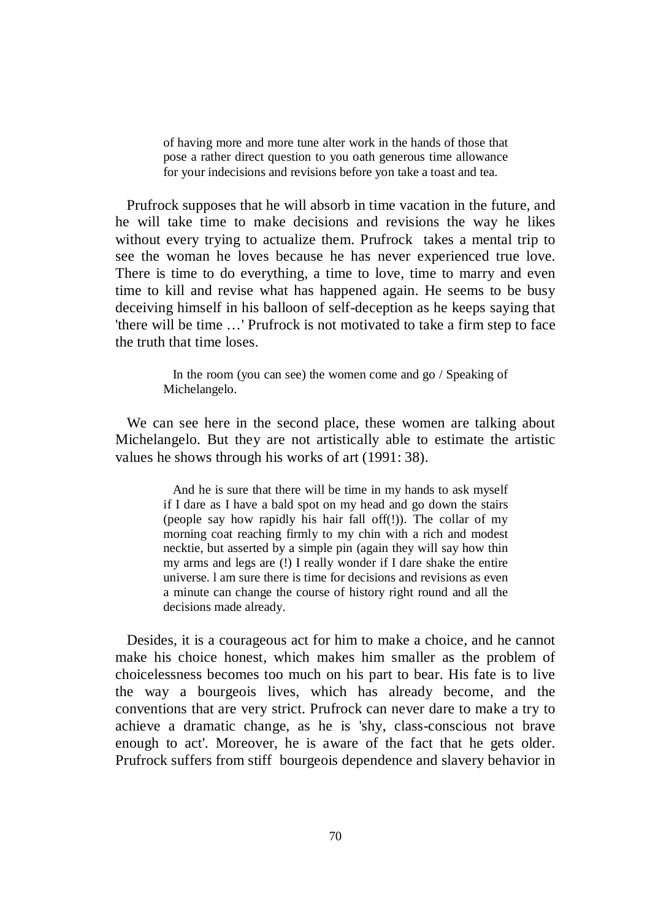> of having more and more tune alter work in the hands of those that pose a rather direct question to you oath generous time allowance for your indecisions and revisions before yon take a toast and tea.

Prufrock supposes that he will absorb in time vacation in the future, and he will take time to make decisions and revisions the way he likes without every trying to actualize them. Prufrock takes a mental trip to see the woman he loves because he has never experienced true love. There is time to do everything, a time to love, time to marry and even time to kill and revise what has happened again. He seems to be busy deceiving himself in his balloon of self-deception as he keeps saying that 'there will be time …' Prufrock is not motivated to take a firm step to face the truth that time loses.

> In the room (you can see) the women come and go / Speaking of Michelangelo.

We can see here in the second place, these women are talking about Michelangelo. But they are not artistically able to estimate the artistic values he shows through his works of art (1991: 38).

> And he is sure that there will be time in my hands to ask myself if I dare as I have a bald spot on my head and go down the stairs (people say how rapidly his hair fall off(!)). The collar of my morning coat reaching firmly to my chin with a rich and modest necktie, but asserted by a simple pin (again they will say how thin my arms and legs are (!) I really wonder if I dare shake the entire universe. l am sure there is time for decisions and revisions as even a minute can change the course of history right round and all the decisions made already.

Desides, it is a courageous act for him to make a choice, and he cannot make his choice honest, which makes him smaller as the problem of choicelessness becomes too much on his part to bear. His fate is to live the way a bourgeois lives, which has already become, and the conventions that are very strict. Prufrock can never dare to make a try to achieve a dramatic change, as he is 'shy, class-conscious not brave enough to act'. Moreover, he is aware of the fact that he gets older. Prufrock suffers from stiff bourgeois dependence and slavery behavior in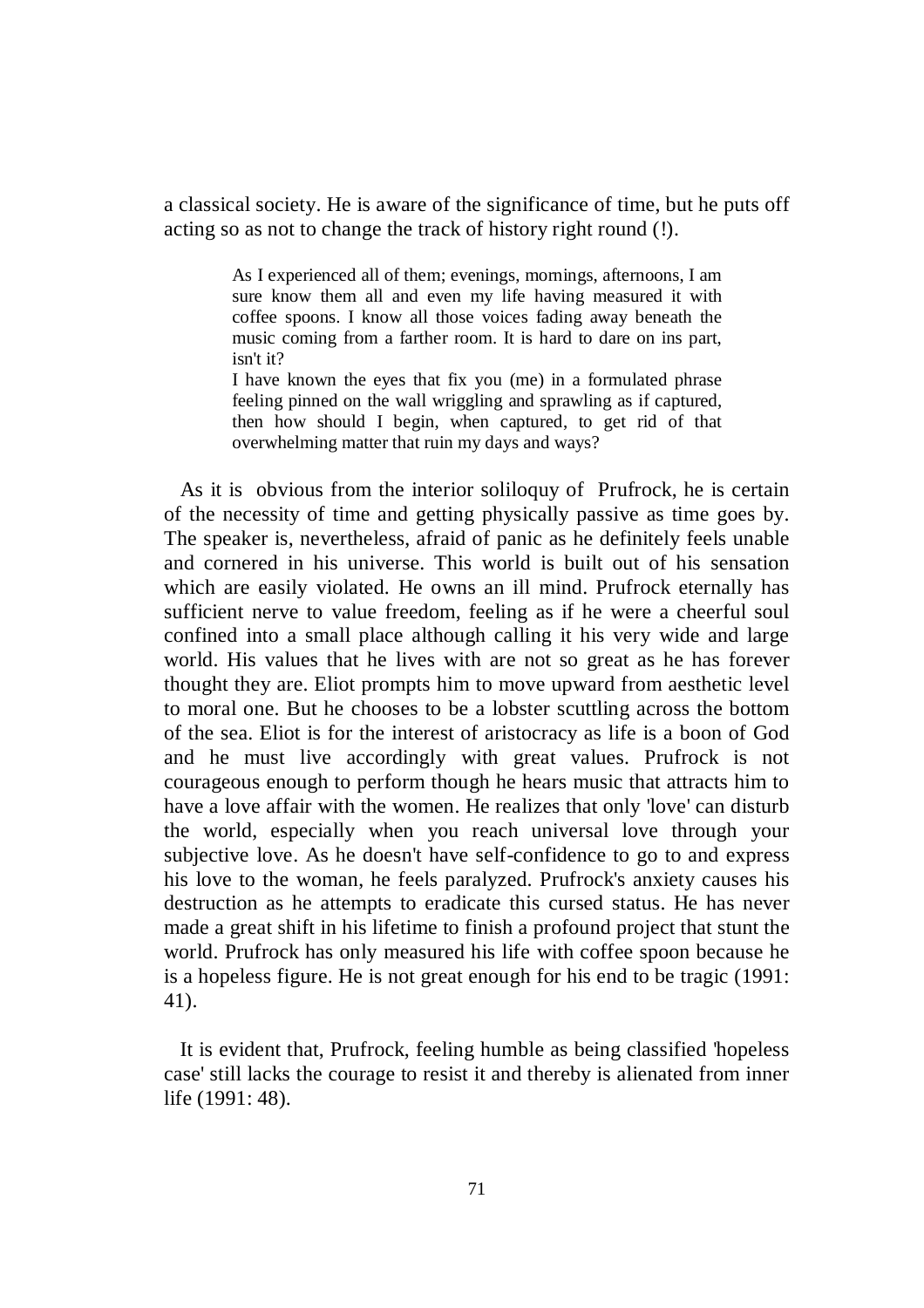a classical society. He is aware of the significance of time, but he puts off acting so as not to change the track of history right round (!).

> As I experienced all of them; evenings, mornings, afternoons, I am sure know them all and even my life having measured it with coffee spoons. I know all those voices fading away beneath the music coming from a farther room. It is hard to dare on ins part, isn't it?
>
> I have known the eyes that fix you (me) in a formulated phrase feeling pinned on the wall wriggling and sprawling as if captured, then how should I begin, when captured, to get rid of that overwhelming matter that ruin my days and ways?

As it is obvious from the interior soliloquy of Prufrock, he is certain of the necessity of time and getting physically passive as time goes by. The speaker is, nevertheless, afraid of panic as he definitely feels unable and cornered in his universe. This world is built out of his sensation which are easily violated. He owns an ill mind. Prufrock eternally has sufficient nerve to value freedom, feeling as if he were a cheerful soul confined into a small place although calling it his very wide and large world. His values that he lives with are not so great as he has forever thought they are. Eliot prompts him to move upward from aesthetic level to moral one. But he chooses to be a lobster scuttling across the bottom of the sea. Eliot is for the interest of aristocracy as life is a boon of God and he must live accordingly with great values. Prufrock is not courageous enough to perform though he hears music that attracts him to have a love affair with the women. He realizes that only 'love' can disturb the world, especially when you reach universal love through your subjective love. As he doesn't have self-confidence to go to and express his love to the woman, he feels paralyzed. Prufrock's anxiety causes his destruction as he attempts to eradicate this cursed status. He has never made a great shift in his lifetime to finish a profound project that stunt the world. Prufrock has only measured his life with coffee spoon because he is a hopeless figure. He is not great enough for his end to be tragic (1991: 41).

It is evident that, Prufrock, feeling humble as being classified 'hopeless case' still lacks the courage to resist it and thereby is alienated from inner life (1991: 48).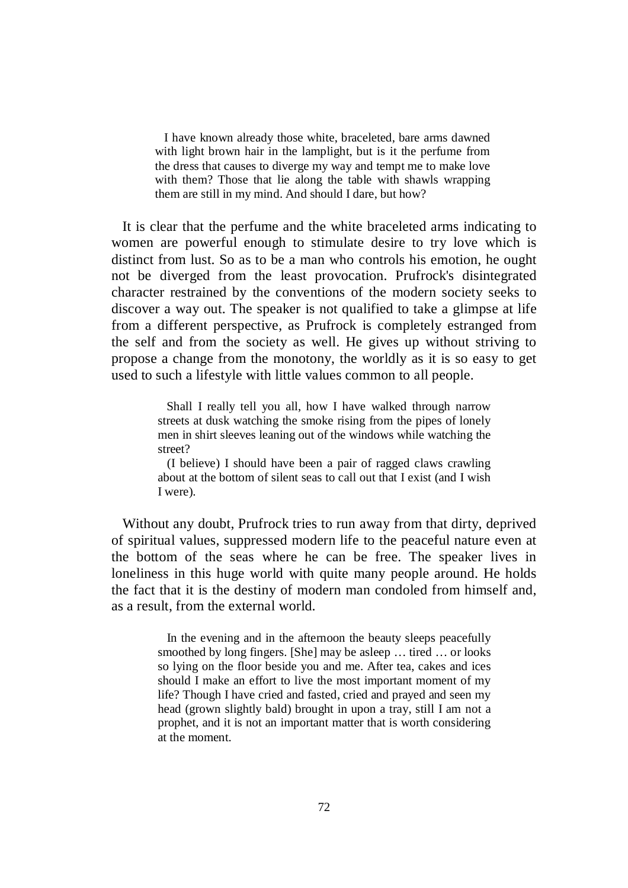> I have known already those white, braceleted, bare arms dawned with light brown hair in the lamplight, but is it the perfume from the dress that causes to diverge my way and tempt me to make love with them? Those that lie along the table with shawls wrapping them are still in my mind. And should I dare, but how?

It is clear that the perfume and the white braceleted arms indicating to women are powerful enough to stimulate desire to try love which is distinct from lust. So as to be a man who controls his emotion, he ought not be diverged from the least provocation. Prufrock's disintegrated character restrained by the conventions of the modern society seeks to discover a way out. The speaker is not qualified to take a glimpse at life from a different perspective, as Prufrock is completely estranged from the self and from the society as well. He gives up without striving to propose a change from the monotony, the worldly as it is so easy to get used to such a lifestyle with little values common to all people.

> Shall I really tell you all, how I have walked through narrow streets at dusk watching the smoke rising from the pipes of lonely men in shirt sleeves leaning out of the windows while watching the street?
>
> (I believe) I should have been a pair of ragged claws crawling about at the bottom of silent seas to call out that I exist (and I wish I were).

Without any doubt, Prufrock tries to run away from that dirty, deprived of spiritual values, suppressed modern life to the peaceful nature even at the bottom of the seas where he can be free. The speaker lives in loneliness in this huge world with quite many people around. He holds the fact that it is the destiny of modern man condoled from himself and, as a result, from the external world.

> In the evening and in the afternoon the beauty sleeps peacefully smoothed by long fingers. [She] may be asleep … tired … or looks so lying on the floor beside you and me. After tea, cakes and ices should I make an effort to live the most important moment of my life? Though I have cried and fasted, cried and prayed and seen my head (grown slightly bald) brought in upon a tray, still I am not a prophet, and it is not an important matter that is worth considering at the moment.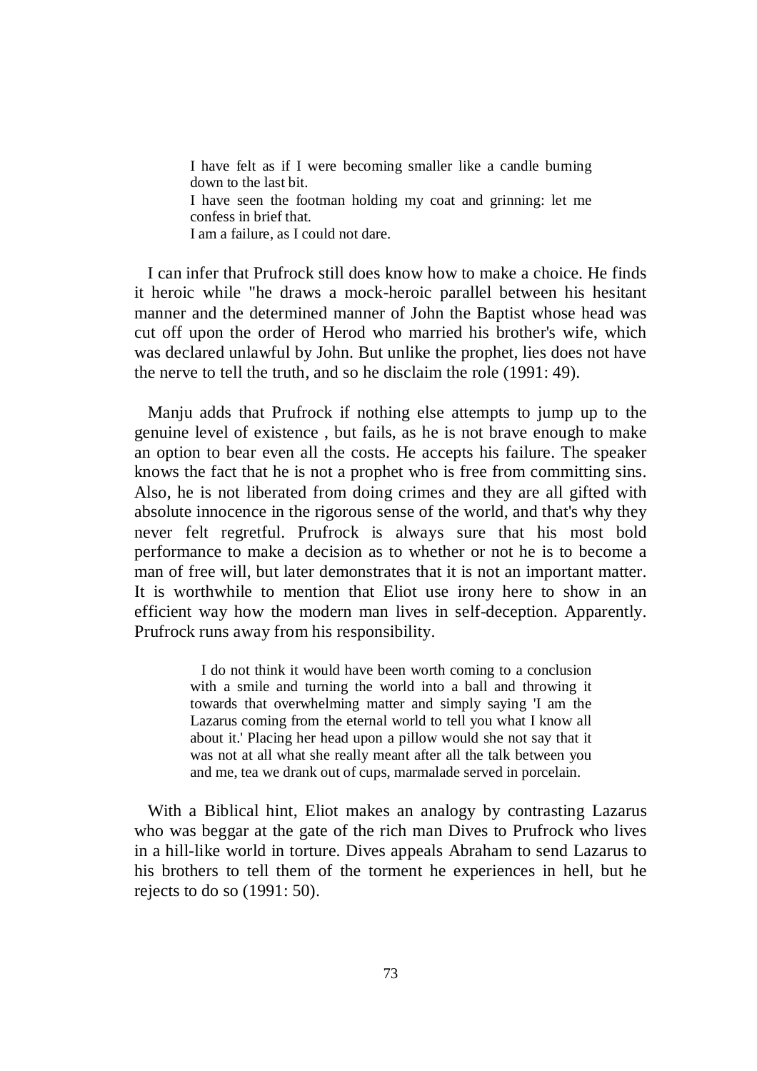> I have felt as if I were becoming smaller like a candle burning down to the last bit.
> I have seen the footman holding my coat and grinning: let me confess in brief that.
> I am a failure, as I could not dare.

I can infer that Prufrock still does know how to make a choice. He finds it heroic while "he draws a mock-heroic parallel between his hesitant manner and the determined manner of John the Baptist whose head was cut off upon the order of Herod who married his brother's wife, which was declared unlawful by John. But unlike the prophet, lies does not have the nerve to tell the truth, and so he disclaim the role (1991: 49).

Manju adds that Prufrock if nothing else attempts to jump up to the genuine level of existence , but fails, as he is not brave enough to make an option to bear even all the costs. He accepts his failure. The speaker knows the fact that he is not a prophet who is free from committing sins. Also, he is not liberated from doing crimes and they are all gifted with absolute innocence in the rigorous sense of the world, and that's why they never felt regretful. Prufrock is always sure that his most bold performance to make a decision as to whether or not he is to become a man of free will, but later demonstrates that it is not an important matter. It is worthwhile to mention that Eliot use irony here to show in an efficient way how the modern man lives in self-deception. Apparently. Prufrock runs away from his responsibility.

> I do not think it would have been worth coming to a conclusion with a smile and turning the world into a ball and throwing it towards that overwhelming matter and simply saying 'I am the Lazarus coming from the eternal world to tell you what I know all about it.' Placing her head upon a pillow would she not say that it was not at all what she really meant after all the talk between you and me, tea we drank out of cups, marmalade served in porcelain.

With a Biblical hint, Eliot makes an analogy by contrasting Lazarus who was beggar at the gate of the rich man Dives to Prufrock who lives in a hill-like world in torture. Dives appeals Abraham to send Lazarus to his brothers to tell them of the torment he experiences in hell, but he rejects to do so (1991: 50).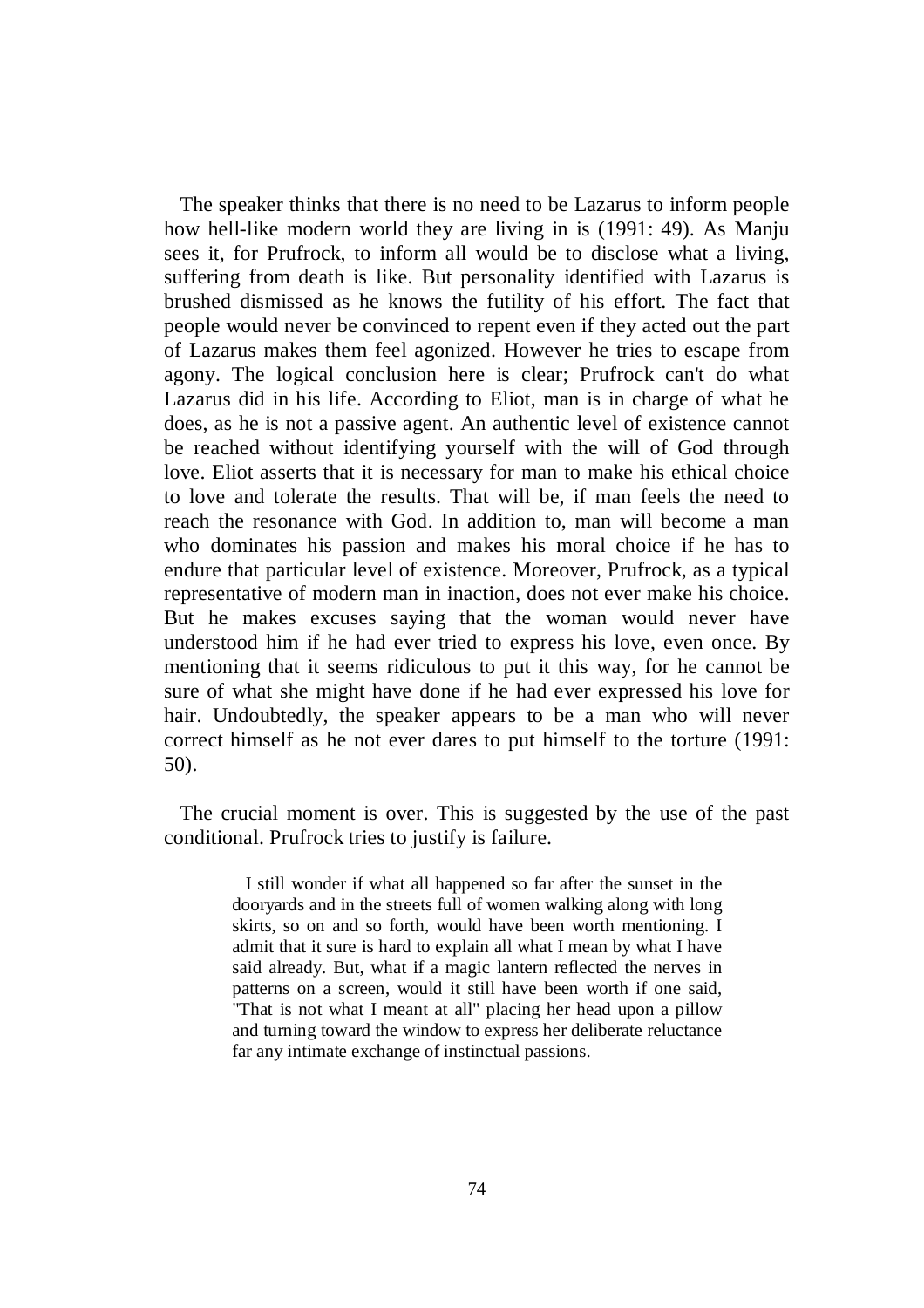The speaker thinks that there is no need to be Lazarus to inform people how hell-like modern world they are living in is (1991: 49). As Manju sees it, for Prufrock, to inform all would be to disclose what a living, suffering from death is like. But personality identified with Lazarus is brushed dismissed as he knows the futility of his effort. The fact that people would never be convinced to repent even if they acted out the part of Lazarus makes them feel agonized. However he tries to escape from agony. The logical conclusion here is clear; Prufrock can't do what Lazarus did in his life. According to Eliot, man is in charge of what he does, as he is not a passive agent. An authentic level of existence cannot be reached without identifying yourself with the will of God through love. Eliot asserts that it is necessary for man to make his ethical choice to love and tolerate the results. That will be, if man feels the need to reach the resonance with God. In addition to, man will become a man who dominates his passion and makes his moral choice if he has to endure that particular level of existence. Moreover, Prufrock, as a typical representative of modern man in inaction, does not ever make his choice. But he makes excuses saying that the woman would never have understood him if he had ever tried to express his love, even once. By mentioning that it seems ridiculous to put it this way, for he cannot be sure of what she might have done if he had ever expressed his love for hair. Undoubtedly, the speaker appears to be a man who will never correct himself as he not ever dares to put himself to the torture (1991: 50).

The crucial moment is over. This is suggested by the use of the past conditional. Prufrock tries to justify is failure.

> I still wonder if what all happened so far after the sunset in the dooryards and in the streets full of women walking along with long skirts, so on and so forth, would have been worth mentioning. I admit that it sure is hard to explain all what I mean by what I have said already. But, what if a magic lantern reflected the nerves in patterns on a screen, would it still have been worth if one said, "That is not what I meant at all" placing her head upon a pillow and turning toward the window to express her deliberate reluctance far any intimate exchange of instinctual passions.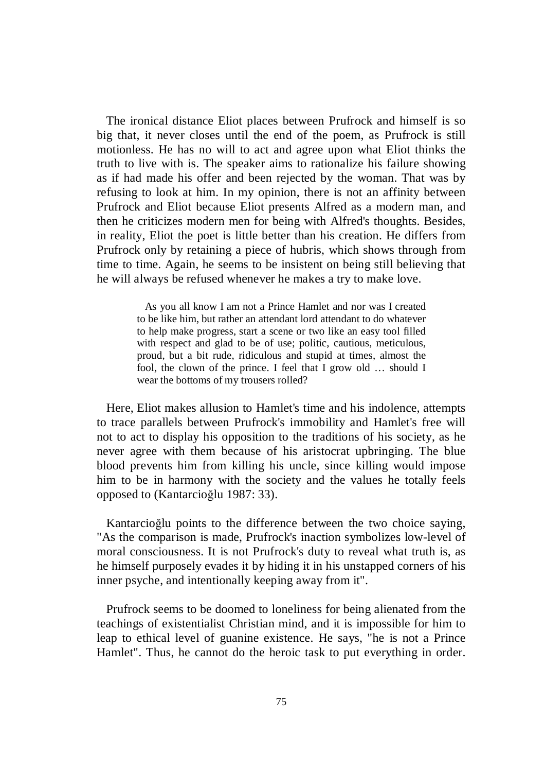The ironical distance Eliot places between Prufrock and himself is so big that, it never closes until the end of the poem, as Prufrock is still motionless. He has no will to act and agree upon what Eliot thinks the truth to live with is. The speaker aims to rationalize his failure showing as if had made his offer and been rejected by the woman. That was by refusing to look at him. In my opinion, there is not an affinity between Prufrock and Eliot because Eliot presents Alfred as a modern man, and then he criticizes modern men for being with Alfred's thoughts. Besides, in reality, Eliot the poet is little better than his creation. He differs from Prufrock only by retaining a piece of hubris, which shows through from time to time. Again, he seems to be insistent on being still believing that he will always be refused whenever he makes a try to make love.

> As you all know I am not a Prince Hamlet and nor was I created to be like him, but rather an attendant lord attendant to do whatever to help make progress, start a scene or two like an easy tool filled with respect and glad to be of use; politic, cautious, meticulous, proud, but a bit rude, ridiculous and stupid at times, almost the fool, the clown of the prince. I feel that I grow old … should I wear the bottoms of my trousers rolled?

Here, Eliot makes allusion to Hamlet's time and his indolence, attempts to trace parallels between Prufrock's immobility and Hamlet's free will not to act to display his opposition to the traditions of his society, as he never agree with them because of his aristocrat upbringing. The blue blood prevents him from killing his uncle, since killing would impose him to be in harmony with the society and the values he totally feels opposed to (Kantarcioğlu 1987: 33).

Kantarcioğlu points to the difference between the two choice saying, "As the comparison is made, Prufrock's inaction symbolizes low-level of moral consciousness. It is not Prufrock's duty to reveal what truth is, as he himself purposely evades it by hiding it in his unstapped corners of his inner psyche, and intentionally keeping away from it".

Prufrock seems to be doomed to loneliness for being alienated from the teachings of existentialist Christian mind, and it is impossible for him to leap to ethical level of guanine existence. He says, "he is not a Prince Hamlet". Thus, he cannot do the heroic task to put everything in order.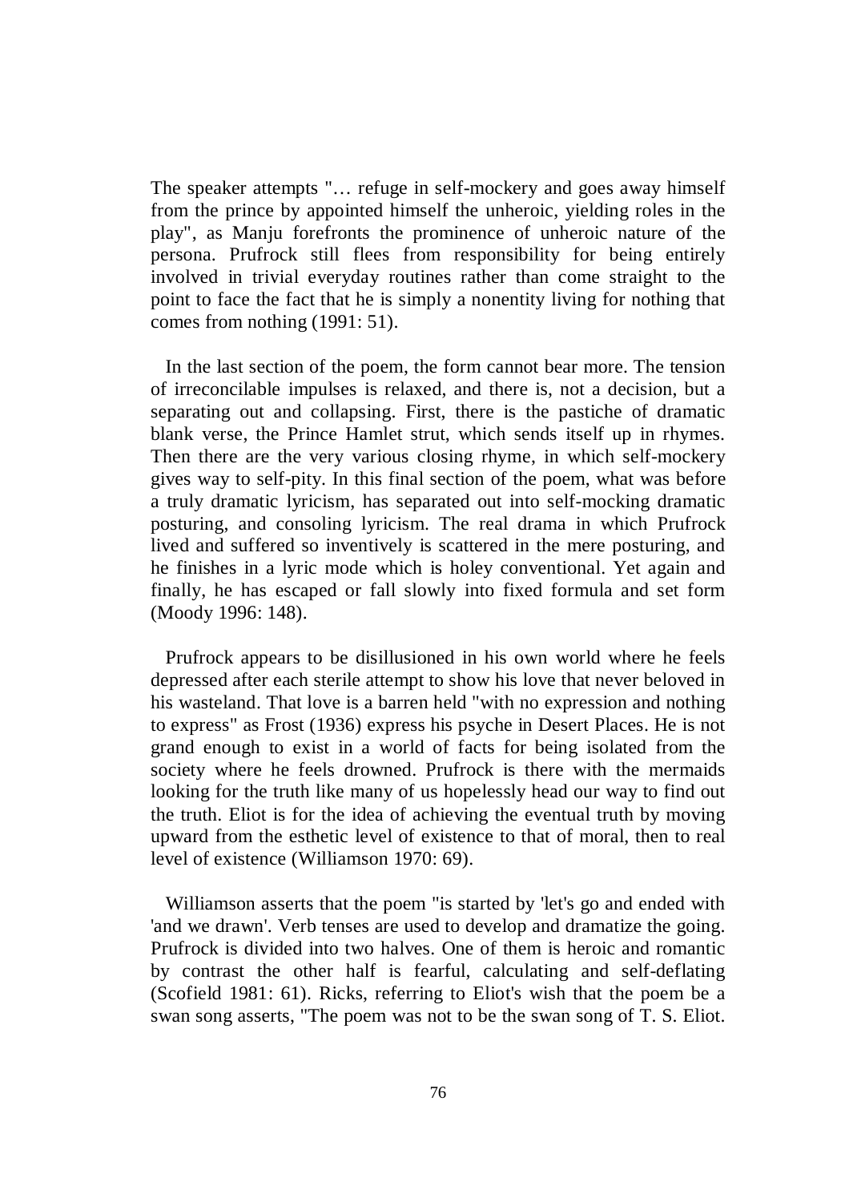The speaker attempts "… refuge in self-mockery and goes away himself from the prince by appointed himself the unheroic, yielding roles in the play", as Manju forefronts the prominence of unheroic nature of the persona. Prufrock still flees from responsibility for being entirely involved in trivial everyday routines rather than come straight to the point to face the fact that he is simply a nonentity living for nothing that comes from nothing (1991: 51).

In the last section of the poem, the form cannot bear more. The tension of irreconcilable impulses is relaxed, and there is, not a decision, but a separating out and collapsing. First, there is the pastiche of dramatic blank verse, the Prince Hamlet strut, which sends itself up in rhymes. Then there are the very various closing rhyme, in which self-mockery gives way to self-pity. In this final section of the poem, what was before a truly dramatic lyricism, has separated out into self-mocking dramatic posturing, and consoling lyricism. The real drama in which Prufrock lived and suffered so inventively is scattered in the mere posturing, and he finishes in a lyric mode which is holey conventional. Yet again and finally, he has escaped or fall slowly into fixed formula and set form (Moody 1996: 148).

Prufrock appears to be disillusioned in his own world where he feels depressed after each sterile attempt to show his love that never beloved in his wasteland. That love is a barren held "with no expression and nothing to express" as Frost (1936) express his psyche in Desert Places. He is not grand enough to exist in a world of facts for being isolated from the society where he feels drowned. Prufrock is there with the mermaids looking for the truth like many of us hopelessly head our way to find out the truth. Eliot is for the idea of achieving the eventual truth by moving upward from the esthetic level of existence to that of moral, then to real level of existence (Williamson 1970: 69).

Williamson asserts that the poem "is started by 'let's go and ended with 'and we drawn'. Verb tenses are used to develop and dramatize the going. Prufrock is divided into two halves. One of them is heroic and romantic by contrast the other half is fearful, calculating and self-deflating (Scofield 1981: 61). Ricks, referring to Eliot's wish that the poem be a swan song asserts, "The poem was not to be the swan song of T. S. Eliot.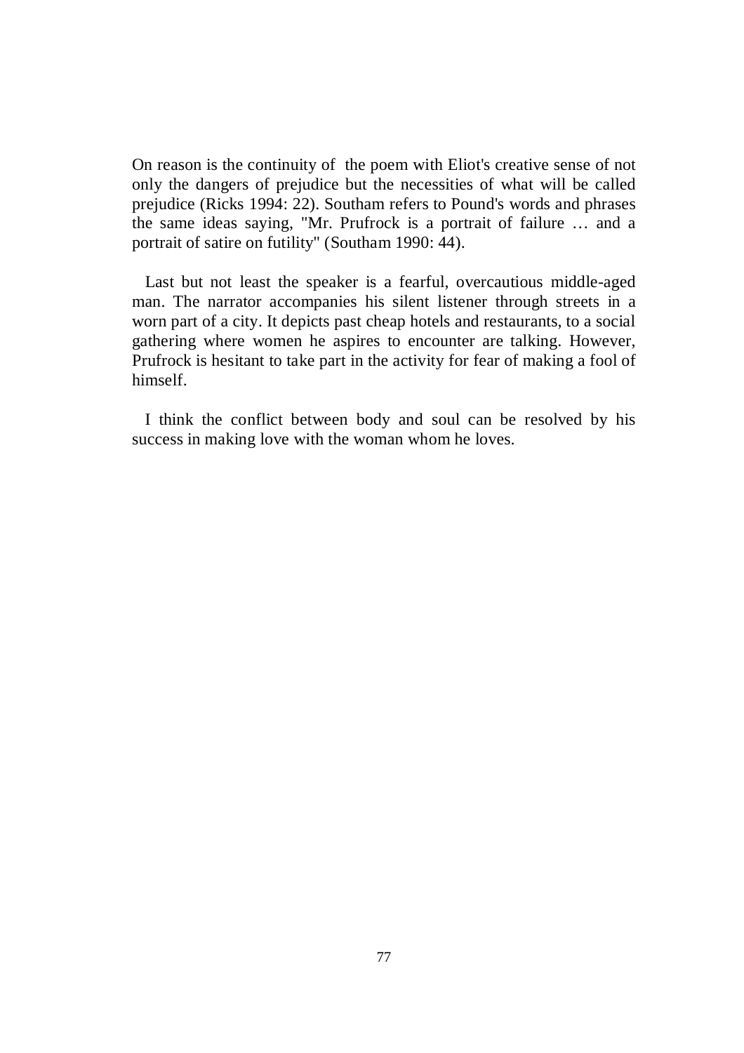On reason is the continuity of the poem with Eliot's creative sense of not only the dangers of prejudice but the necessities of what will be called prejudice (Ricks 1994: 22). Southam refers to Pound's words and phrases the same ideas saying, "Mr. Prufrock is a portrait of failure … and a portrait of satire on futility" (Southam 1990: 44).

Last but not least the speaker is a fearful, overcautious middle-aged man. The narrator accompanies his silent listener through streets in a worn part of a city. It depicts past cheap hotels and restaurants, to a social gathering where women he aspires to encounter are talking. However, Prufrock is hesitant to take part in the activity for fear of making a fool of himself.

I think the conflict between body and soul can be resolved by his success in making love with the woman whom he loves.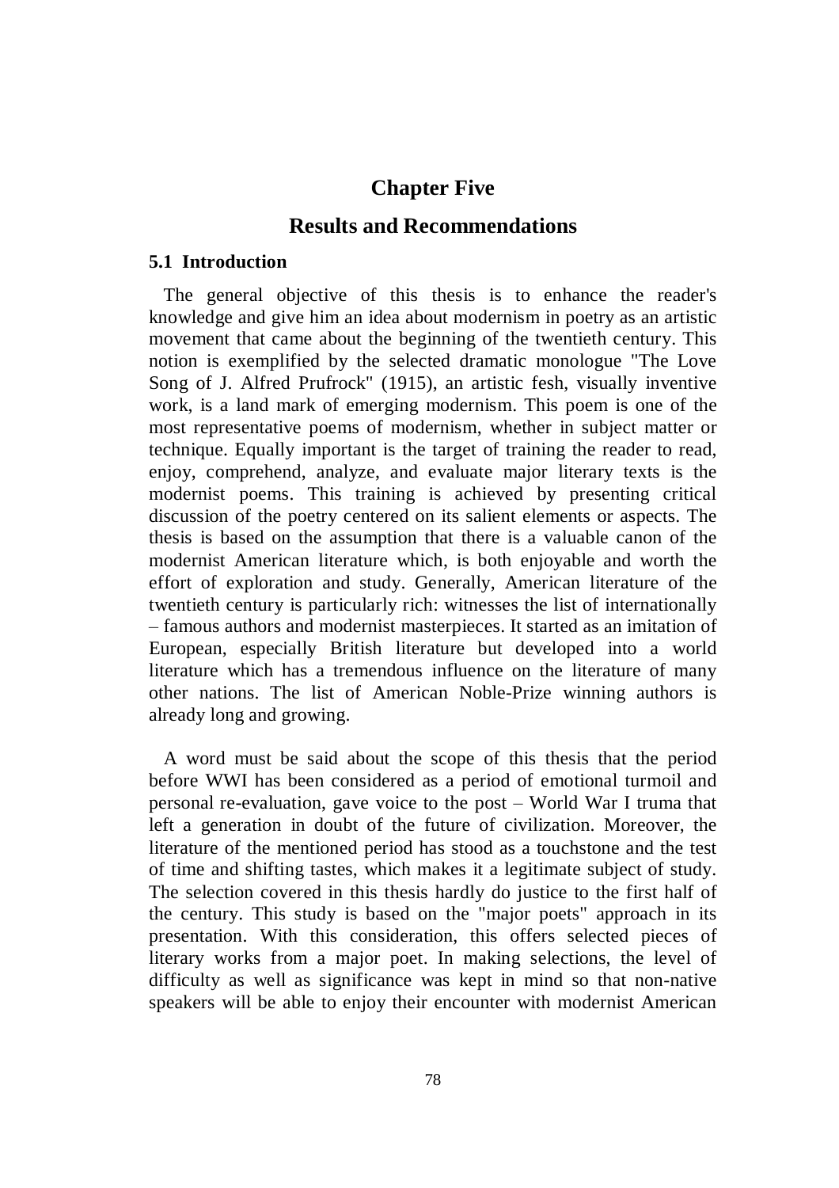# Chapter Five

# Results and Recommendations

## 5.1 Introduction

The general objective of this thesis is to enhance the reader's knowledge and give him an idea about modernism in poetry as an artistic movement that came about the beginning of the twentieth century. This notion is exemplified by the selected dramatic monologue "The Love Song of J. Alfred Prufrock" (1915), an artistic fesh, visually inventive work, is a land mark of emerging modernism. This poem is one of the most representative poems of modernism, whether in subject matter or technique. Equally important is the target of training the reader to read, enjoy, comprehend, analyze, and evaluate major literary texts is the modernist poems. This training is achieved by presenting critical discussion of the poetry centered on its salient elements or aspects. The thesis is based on the assumption that there is a valuable canon of the modernist American literature which, is both enjoyable and worth the effort of exploration and study. Generally, American literature of the twentieth century is particularly rich: witnesses the list of internationally – famous authors and modernist masterpieces. It started as an imitation of European, especially British literature but developed into a world literature which has a tremendous influence on the literature of many other nations. The list of American Noble-Prize winning authors is already long and growing.

A word must be said about the scope of this thesis that the period before WWI has been considered as a period of emotional turmoil and personal re-evaluation, gave voice to the post – World War I truma that left a generation in doubt of the future of civilization. Moreover, the literature of the mentioned period has stood as a touchstone and the test of time and shifting tastes, which makes it a legitimate subject of study. The selection covered in this thesis hardly do justice to the first half of the century. This study is based on the "major poets" approach in its presentation. With this consideration, this offers selected pieces of literary works from a major poet. In making selections, the level of difficulty as well as significance was kept in mind so that non-native speakers will be able to enjoy their encounter with modernist American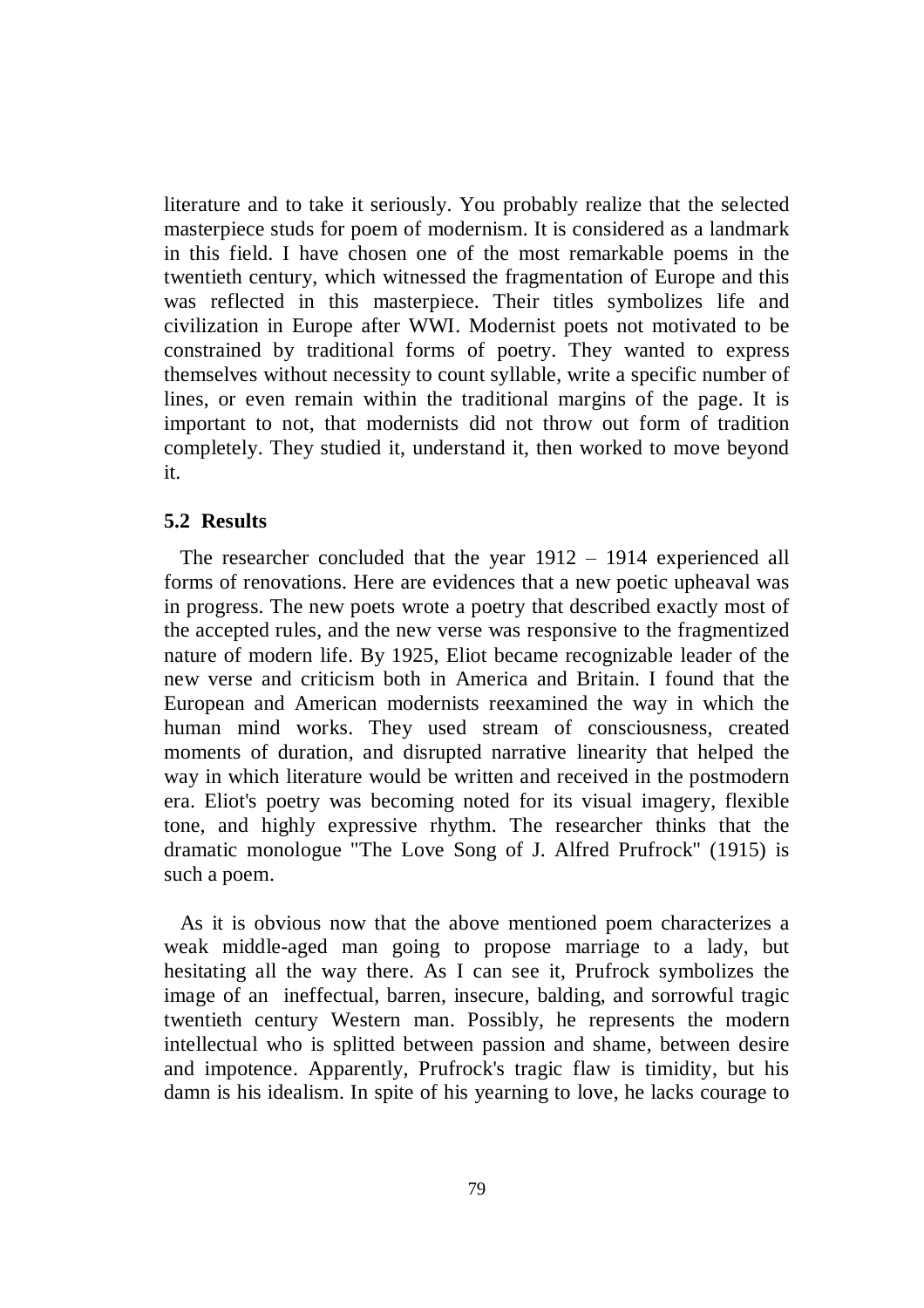literature and to take it seriously. You probably realize that the selected masterpiece studs for poem of modernism. It is considered as a landmark in this field. I have chosen one of the most remarkable poems in the twentieth century, which witnessed the fragmentation of Europe and this was reflected in this masterpiece. Their titles symbolizes life and civilization in Europe after WWI. Modernist poets not motivated to be constrained by traditional forms of poetry. They wanted to express themselves without necessity to count syllable, write a specific number of lines, or even remain within the traditional margins of the page. It is important to not, that modernists did not throw out form of tradition completely. They studied it, understand it, then worked to move beyond it.

## 5.2 Results

The researcher concluded that the year 1912 – 1914 experienced all forms of renovations. Here are evidences that a new poetic upheaval was in progress. The new poets wrote a poetry that described exactly most of the accepted rules, and the new verse was responsive to the fragmentized nature of modern life. By 1925, Eliot became recognizable leader of the new verse and criticism both in America and Britain. I found that the European and American modernists reexamined the way in which the human mind works. They used stream of consciousness, created moments of duration, and disrupted narrative linearity that helped the way in which literature would be written and received in the postmodern era. Eliot's poetry was becoming noted for its visual imagery, flexible tone, and highly expressive rhythm. The researcher thinks that the dramatic monologue "The Love Song of J. Alfred Prufrock" (1915) is such a poem.

As it is obvious now that the above mentioned poem characterizes a weak middle-aged man going to propose marriage to a lady, but hesitating all the way there. As I can see it, Prufrock symbolizes the image of an ineffectual, barren, insecure, balding, and sorrowful tragic twentieth century Western man. Possibly, he represents the modern intellectual who is splitted between passion and shame, between desire and impotence. Apparently, Prufrock's tragic flaw is timidity, but his damn is his idealism. In spite of his yearning to love, he lacks courage to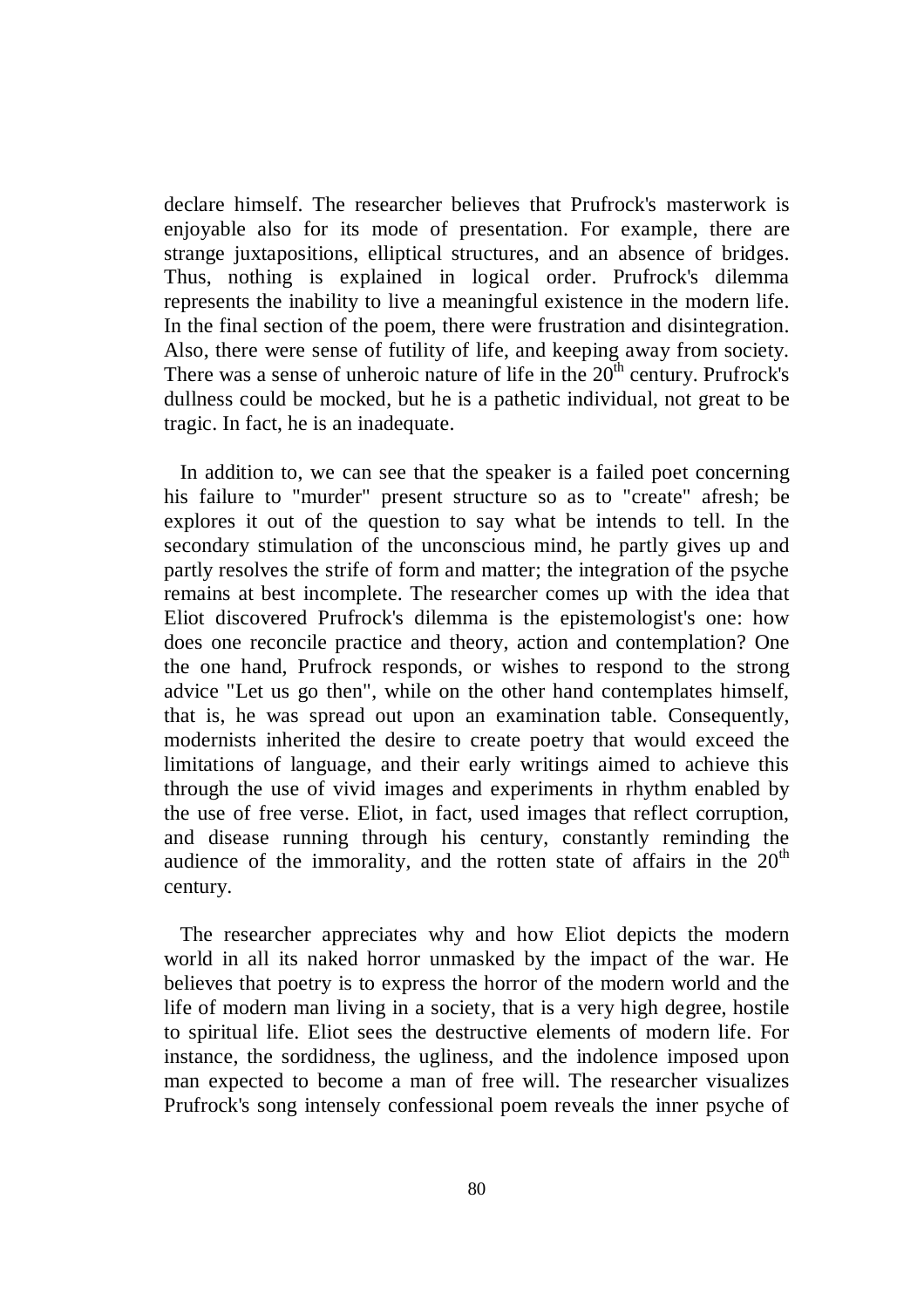declare himself. The researcher believes that Prufrock's masterwork is enjoyable also for its mode of presentation. For example, there are strange juxtapositions, elliptical structures, and an absence of bridges. Thus, nothing is explained in logical order. Prufrock's dilemma represents the inability to live a meaningful existence in the modern life. In the final section of the poem, there were frustration and disintegration. Also, there were sense of futility of life, and keeping away from society. There was a sense of unheroic nature of life in the 20th century. Prufrock's dullness could be mocked, but he is a pathetic individual, not great to be tragic. In fact, he is an inadequate.

In addition to, we can see that the speaker is a failed poet concerning his failure to "murder" present structure so as to "create" afresh; be explores it out of the question to say what be intends to tell. In the secondary stimulation of the unconscious mind, he partly gives up and partly resolves the strife of form and matter; the integration of the psyche remains at best incomplete. The researcher comes up with the idea that Eliot discovered Prufrock's dilemma is the epistemologist's one: how does one reconcile practice and theory, action and contemplation? One the one hand, Prufrock responds, or wishes to respond to the strong advice "Let us go then", while on the other hand contemplates himself, that is, he was spread out upon an examination table. Consequently, modernists inherited the desire to create poetry that would exceed the limitations of language, and their early writings aimed to achieve this through the use of vivid images and experiments in rhythm enabled by the use of free verse. Eliot, in fact, used images that reflect corruption, and disease running through his century, constantly reminding the audience of the immorality, and the rotten state of affairs in the 20th century.

The researcher appreciates why and how Eliot depicts the modern world in all its naked horror unmasked by the impact of the war. He believes that poetry is to express the horror of the modern world and the life of modern man living in a society, that is a very high degree, hostile to spiritual life. Eliot sees the destructive elements of modern life. For instance, the sordidness, the ugliness, and the indolence imposed upon man expected to become a man of free will. The researcher visualizes Prufrock's song intensely confessional poem reveals the inner psyche of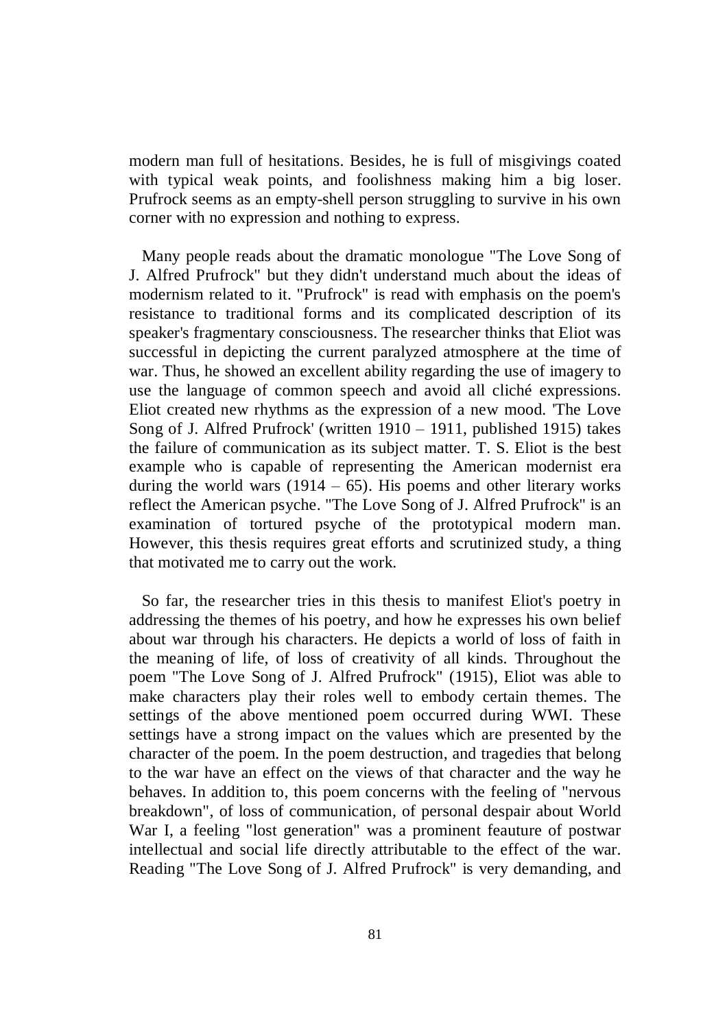modern man full of hesitations. Besides, he is full of misgivings coated with typical weak points, and foolishness making him a big loser. Prufrock seems as an empty-shell person struggling to survive in his own corner with no expression and nothing to express.

Many people reads about the dramatic monologue "The Love Song of J. Alfred Prufrock" but they didn't understand much about the ideas of modernism related to it. "Prufrock" is read with emphasis on the poem's resistance to traditional forms and its complicated description of its speaker's fragmentary consciousness. The researcher thinks that Eliot was successful in depicting the current paralyzed atmosphere at the time of war. Thus, he showed an excellent ability regarding the use of imagery to use the language of common speech and avoid all cliché expressions. Eliot created new rhythms as the expression of a new mood. 'The Love Song of J. Alfred Prufrock' (written 1910 – 1911, published 1915) takes the failure of communication as its subject matter. T. S. Eliot is the best example who is capable of representing the American modernist era during the world wars (1914 – 65). His poems and other literary works reflect the American psyche. "The Love Song of J. Alfred Prufrock" is an examination of tortured psyche of the prototypical modern man. However, this thesis requires great efforts and scrutinized study, a thing that motivated me to carry out the work.

So far, the researcher tries in this thesis to manifest Eliot's poetry in addressing the themes of his poetry, and how he expresses his own belief about war through his characters. He depicts a world of loss of faith in the meaning of life, of loss of creativity of all kinds. Throughout the poem "The Love Song of J. Alfred Prufrock" (1915), Eliot was able to make characters play their roles well to embody certain themes. The settings of the above mentioned poem occurred during WWI. These settings have a strong impact on the values which are presented by the character of the poem. In the poem destruction, and tragedies that belong to the war have an effect on the views of that character and the way he behaves. In addition to, this poem concerns with the feeling of "nervous breakdown", of loss of communication, of personal despair about World War I, a feeling "lost generation" was a prominent feauture of postwar intellectual and social life directly attributable to the effect of the war. Reading "The Love Song of J. Alfred Prufrock" is very demanding, and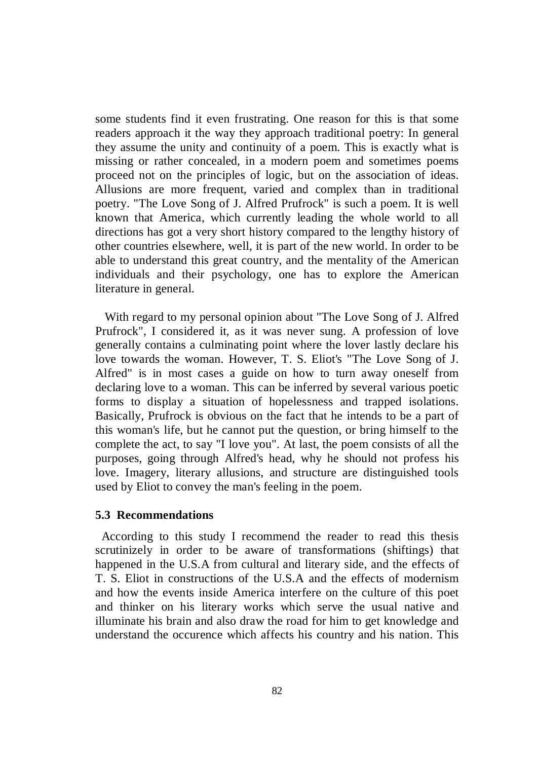some students find it even frustrating. One reason for this is that some readers approach it the way they approach traditional poetry: In general they assume the unity and continuity of a poem. This is exactly what is missing or rather concealed, in a modern poem and sometimes poems proceed not on the principles of logic, but on the association of ideas. Allusions are more frequent, varied and complex than in traditional poetry. "The Love Song of J. Alfred Prufrock" is such a poem. It is well known that America, which currently leading the whole world to all directions has got a very short history compared to the lengthy history of other countries elsewhere, well, it is part of the new world. In order to be able to understand this great country, and the mentality of the American individuals and their psychology, one has to explore the American literature in general.

With regard to my personal opinion about "The Love Song of J. Alfred Prufrock", I considered it, as it was never sung. A profession of love generally contains a culminating point where the lover lastly declare his love towards the woman. However, T. S. Eliot's "The Love Song of J. Alfred" is in most cases a guide on how to turn away oneself from declaring love to a woman. This can be inferred by several various poetic forms to display a situation of hopelessness and trapped isolations. Basically, Prufrock is obvious on the fact that he intends to be a part of this woman's life, but he cannot put the question, or bring himself to the complete the act, to say "I love you". At last, the poem consists of all the purposes, going through Alfred's head, why he should not profess his love. Imagery, literary allusions, and structure are distinguished tools used by Eliot to convey the man's feeling in the poem.

### 5.3 Recommendations

According to this study I recommend the reader to read this thesis scrutinizely in order to be aware of transformations (shiftings) that happened in the U.S.A from cultural and literary side, and the effects of T. S. Eliot in constructions of the U.S.A and the effects of modernism and how the events inside America interfere on the culture of this poet and thinker on his literary works which serve the usual native and illuminate his brain and also draw the road for him to get knowledge and understand the occurence which affects his country and his nation. This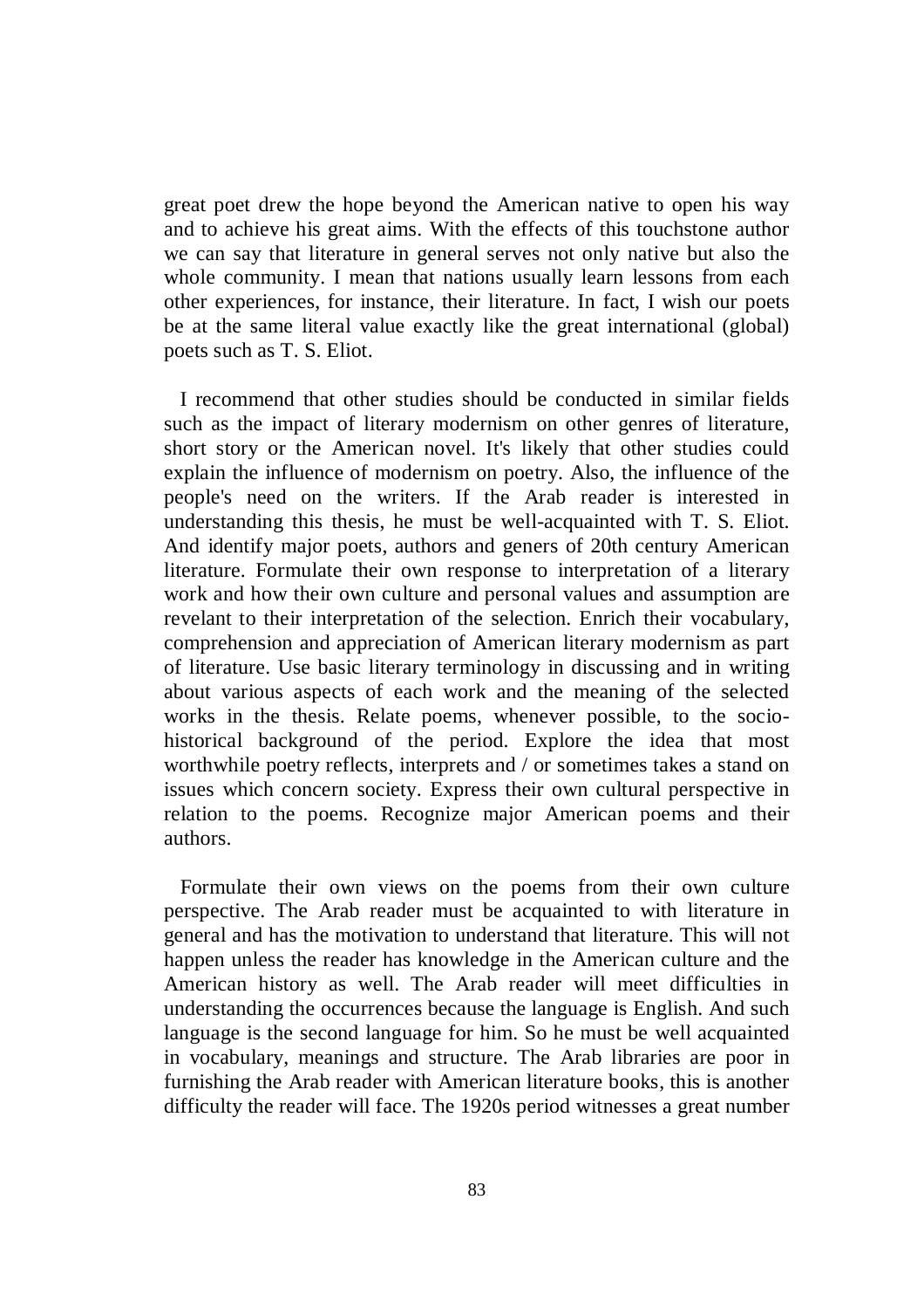great poet drew the hope beyond the American native to open his way and to achieve his great aims. With the effects of this touchstone author we can say that literature in general serves not only native but also the whole community. I mean that nations usually learn lessons from each other experiences, for instance, their literature. In fact, I wish our poets be at the same literal value exactly like the great international (global) poets such as T. S. Eliot.

I recommend that other studies should be conducted in similar fields such as the impact of literary modernism on other genres of literature, short story or the American novel. It's likely that other studies could explain the influence of modernism on poetry. Also, the influence of the people's need on the writers. If the Arab reader is interested in understanding this thesis, he must be well-acquainted with T. S. Eliot. And identify major poets, authors and geners of 20th century American literature. Formulate their own response to interpretation of a literary work and how their own culture and personal values and assumption are revelant to their interpretation of the selection. Enrich their vocabulary, comprehension and appreciation of American literary modernism as part of literature. Use basic literary terminology in discussing and in writing about various aspects of each work and the meaning of the selected works in the thesis. Relate poems, whenever possible, to the socio-historical background of the period. Explore the idea that most worthwhile poetry reflects, interprets and / or sometimes takes a stand on issues which concern society. Express their own cultural perspective in relation to the poems. Recognize major American poems and their authors.

Formulate their own views on the poems from their own culture perspective. The Arab reader must be acquainted to with literature in general and has the motivation to understand that literature. This will not happen unless the reader has knowledge in the American culture and the American history as well. The Arab reader will meet difficulties in understanding the occurrences because the language is English. And such language is the second language for him. So he must be well acquainted in vocabulary, meanings and structure. The Arab libraries are poor in furnishing the Arab reader with American literature books, this is another difficulty the reader will face. The 1920s period witnesses a great number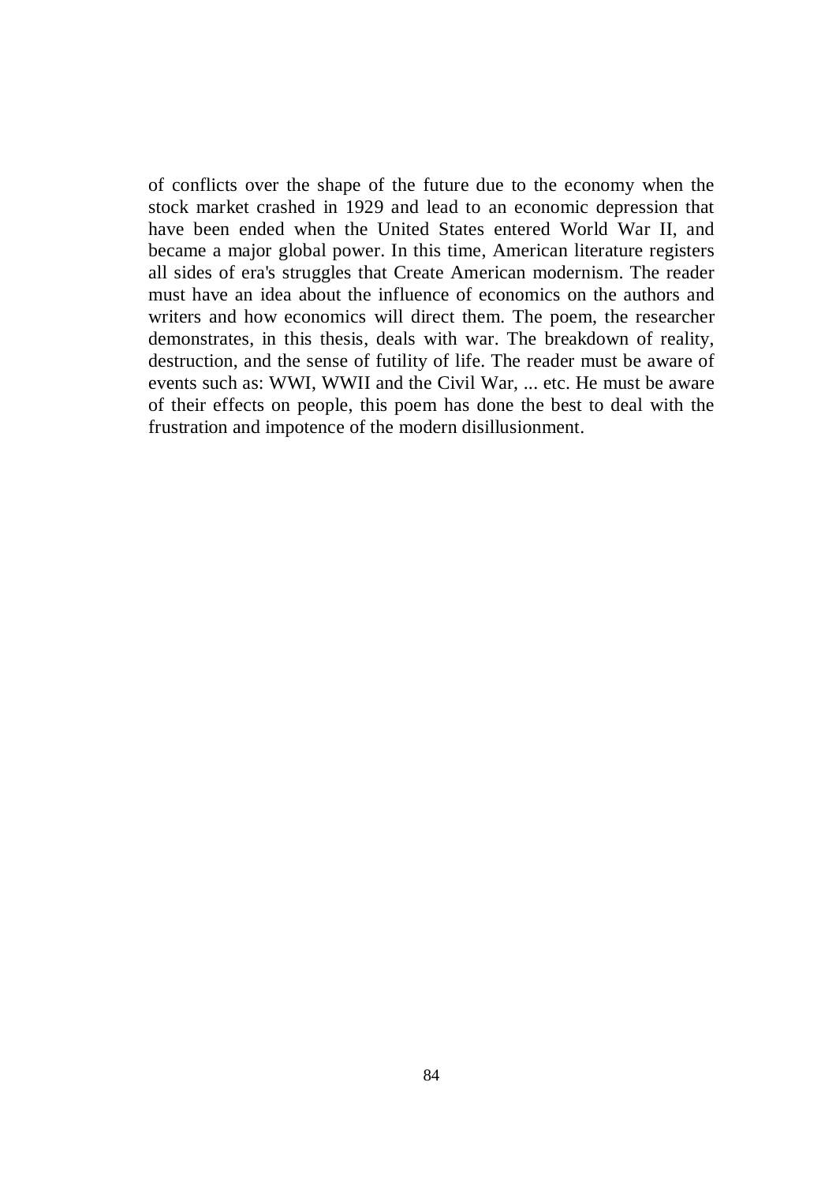of conflicts over the shape of the future due to the economy when the stock market crashed in 1929 and lead to an economic depression that have been ended when the United States entered World War II, and became a major global power. In this time, American literature registers all sides of era's struggles that Create American modernism. The reader must have an idea about the influence of economics on the authors and writers and how economics will direct them. The poem, the researcher demonstrates, in this thesis, deals with war. The breakdown of reality, destruction, and the sense of futility of life. The reader must be aware of events such as: WWI, WWII and the Civil War, ... etc. He must be aware of their effects on people, this poem has done the best to deal with the frustration and impotence of the modern disillusionment.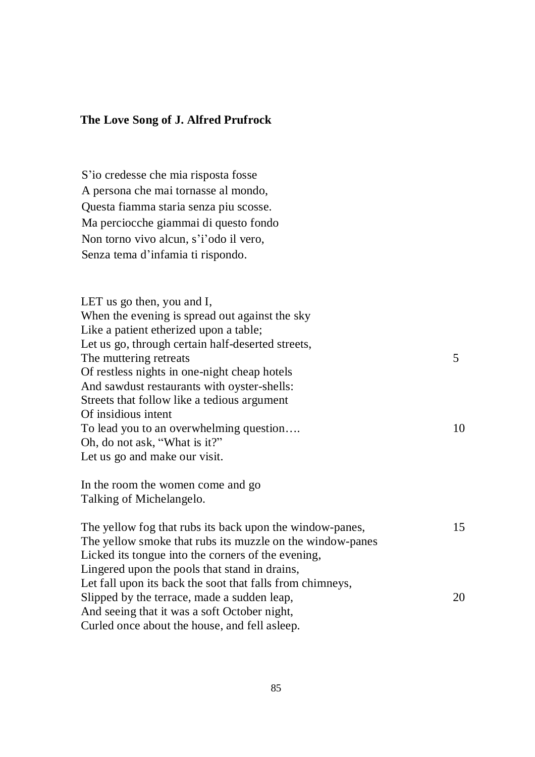## The Love Song of J. Alfred Prufrock

S'io credesse che mia risposta fosse  
A persona che mai tornasse al mondo,  
Questa fiamma staria senza piu scosse.  
Ma perciocche giammai di questo fondo  
Non torno vivo alcun, s'i'odo il vero,  
Senza tema d'infamia ti rispondo.

LET us go then, you and I,  
When the evening is spread out against the sky  
Like a patient etherized upon a table;  
Let us go, through certain half-deserted streets,  
The muttering retreats 5  
Of restless nights in one-night cheap hotels  
And sawdust restaurants with oyster-shells:  
Streets that follow like a tedious argument  
Of insidious intent  
To lead you to an overwhelming question…. 10  
Oh, do not ask, "What is it?"  
Let us go and make our visit.

In the room the women come and go  
Talking of Michelangelo.

The yellow fog that rubs its back upon the window-panes, 15  
The yellow smoke that rubs its muzzle on the window-panes  
Licked its tongue into the corners of the evening,  
Lingered upon the pools that stand in drains,  
Let fall upon its back the soot that falls from chimneys,  
Slipped by the terrace, made a sudden leap, 20  
And seeing that it was a soft October night,  
Curled once about the house, and fell asleep.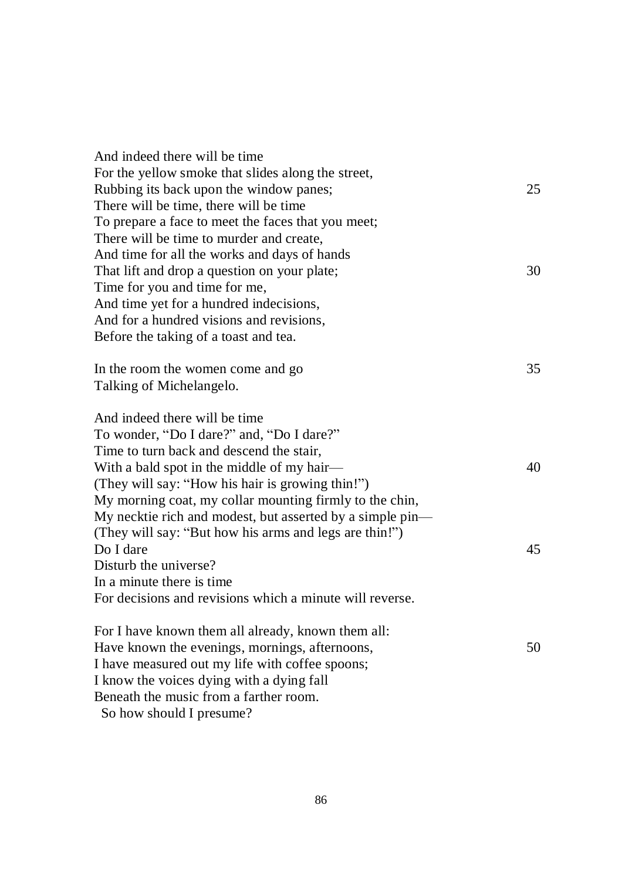And indeed there will be time  
For the yellow smoke that slides along the street,  
Rubbing its back upon the window panes; 25  
There will be time, there will be time  
To prepare a face to meet the faces that you meet;  
There will be time to murder and create,  
And time for all the works and days of hands  
That lift and drop a question on your plate; 30  
Time for you and time for me,  
And time yet for a hundred indecisions,  
And for a hundred visions and revisions,  
Before the taking of a toast and tea.

In the room the women come and go 35  
Talking of Michelangelo.

And indeed there will be time  
To wonder, "Do I dare?" and, "Do I dare?"  
Time to turn back and descend the stair,  
With a bald spot in the middle of my hair— 40  
(They will say: "How his hair is growing thin!")  
My morning coat, my collar mounting firmly to the chin,  
My necktie rich and modest, but asserted by a simple pin—  
(They will say: "But how his arms and legs are thin!")  
Do I dare 45  
Disturb the universe?  
In a minute there is time  
For decisions and revisions which a minute will reverse.

For I have known them all already, known them all:  
Have known the evenings, mornings, afternoons, 50  
I have measured out my life with coffee spoons;  
I know the voices dying with a dying fall  
Beneath the music from a farther room.  
  So how should I presume?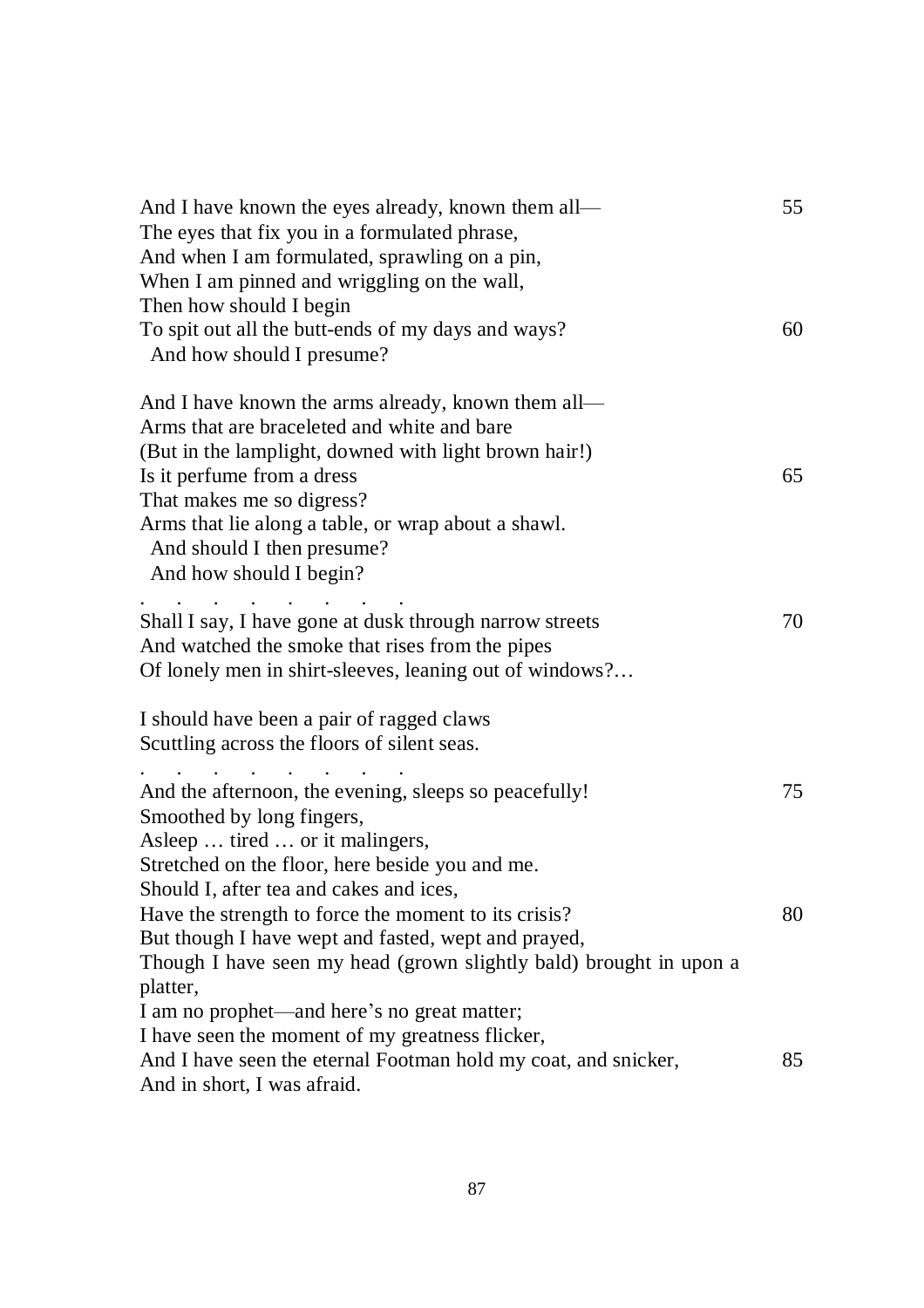And I have known the eyes already, known them all—  
The eyes that fix you in a formulated phrase,  
And when I am formulated, sprawling on a pin,  
When I am pinned and wriggling on the wall,  
Then how should I begin  
To spit out all the butt-ends of my days and ways?  
  And how should I presume?

And I have known the arms already, known them all—  
Arms that are braceleted and white and bare  
(But in the lamplight, downed with light brown hair!)  
Is it perfume from a dress  
That makes me so digress?  
Arms that lie along a table, or wrap about a shawl.  
  And should I then presume?  
  And how should I begin?

. . . . . . . .

Shall I say, I have gone at dusk through narrow streets  
And watched the smoke that rises from the pipes  
Of lonely men in shirt-sleeves, leaning out of windows?…

I should have been a pair of ragged claws  
Scuttling across the floors of silent seas.

. . . . . . . .

And the afternoon, the evening, sleeps so peacefully!  
Smoothed by long fingers,  
Asleep … tired … or it malingers,  
Stretched on the floor, here beside you and me.  
Should I, after tea and cakes and ices,  
Have the strength to force the moment to its crisis?  
But though I have wept and fasted, wept and prayed,  
Though I have seen my head (grown slightly bald) brought in upon a platter,  
I am no prophet—and here's no great matter;  
I have seen the moment of my greatness flicker,  
And I have seen the eternal Footman hold my coat, and snicker,  
And in short, I was afraid.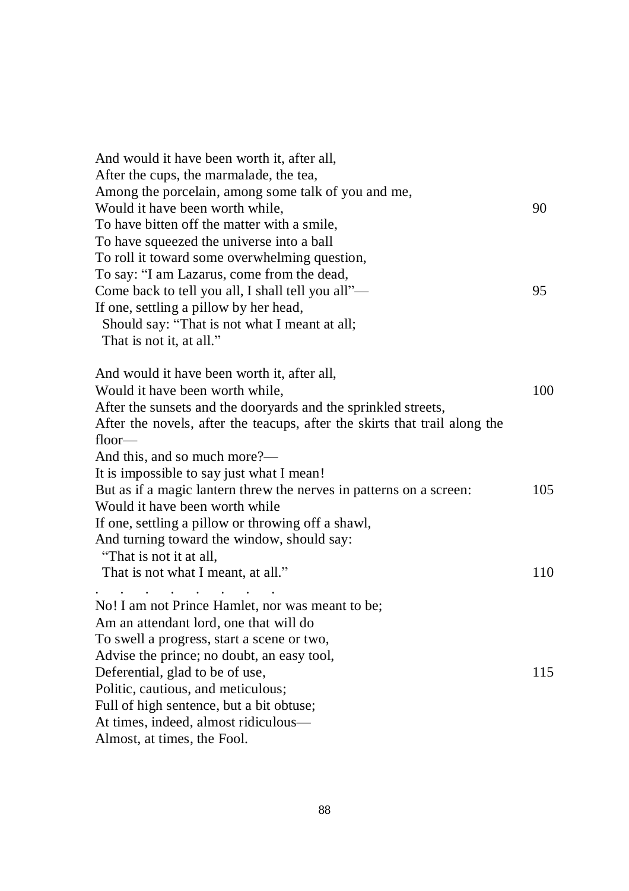And would it have been worth it, after all,  
After the cups, the marmalade, the tea,  
Among the porcelain, among some talk of you and me,  
Would it have been worth while, 90  
To have bitten off the matter with a smile,  
To have squeezed the universe into a ball  
To roll it toward some overwhelming question,  
To say: "I am Lazarus, come from the dead,  
Come back to tell you all, I shall tell you all"— 95  
If one, settling a pillow by her head,  
  Should say: "That is not what I meant at all;  
  That is not it, at all."

And would it have been worth it, after all,  
Would it have been worth while, 100  
After the sunsets and the dooryards and the sprinkled streets,  
After the novels, after the teacups, after the skirts that trail along the floor—  
And this, and so much more?—  
It is impossible to say just what I mean!  
But as if a magic lantern threw the nerves in patterns on a screen: 105  
Would it have been worth while  
If one, settling a pillow or throwing off a shawl,  
And turning toward the window, should say:  
  "That is not it at all,  
  That is not what I meant, at all." 110

. . . . . . . .

No! I am not Prince Hamlet, nor was meant to be;  
Am an attendant lord, one that will do  
To swell a progress, start a scene or two,  
Advise the prince; no doubt, an easy tool,  
Deferential, glad to be of use, 115  
Politic, cautious, and meticulous;  
Full of high sentence, but a bit obtuse;  
At times, indeed, almost ridiculous—  
Almost, at times, the Fool.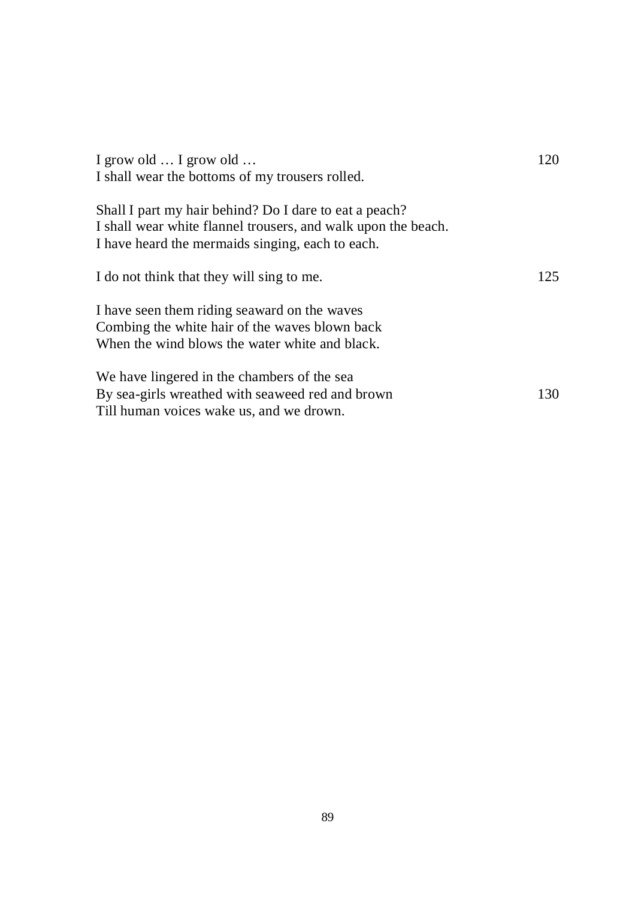I grow old … I grow old … 120
I shall wear the bottoms of my trousers rolled.

Shall I part my hair behind? Do I dare to eat a peach?
I shall wear white flannel trousers, and walk upon the beach.
I have heard the mermaids singing, each to each.

I do not think that they will sing to me. 125

I have seen them riding seaward on the waves
Combing the white hair of the waves blown back
When the wind blows the water white and black.

We have lingered in the chambers of the sea
By sea-girls wreathed with seaweed red and brown 130
Till human voices wake us, and we drown.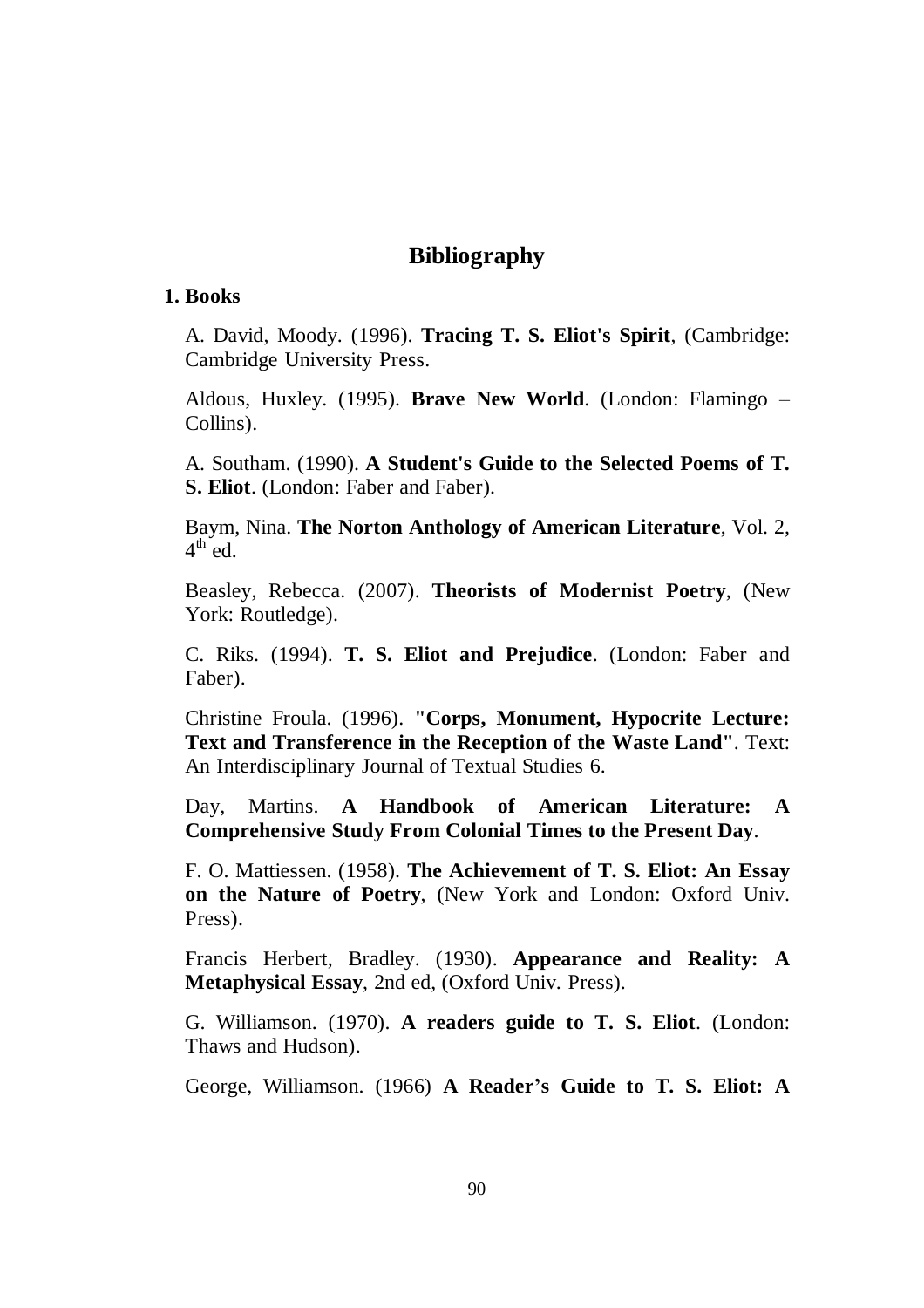# Bibliography

## 1. Books

A. David, Moody. (1996). **Tracing T. S. Eliot's Spirit**, (Cambridge: Cambridge University Press.

Aldous, Huxley. (1995). **Brave New World**. (London: Flamingo – Collins).

A. Southam. (1990). **A Student's Guide to the Selected Poems of T. S. Eliot**. (London: Faber and Faber).

Baym, Nina. **The Norton Anthology of American Literature**, Vol. 2, 4th ed.

Beasley, Rebecca. (2007). **Theorists of Modernist Poetry**, (New York: Routledge).

C. Riks. (1994). **T. S. Eliot and Prejudice**. (London: Faber and Faber).

Christine Froula. (1996). **"Corps, Monument, Hypocrite Lecture: Text and Transference in the Reception of the Waste Land"**. Text: An Interdisciplinary Journal of Textual Studies 6.

Day, Martins. **A Handbook of American Literature: A Comprehensive Study From Colonial Times to the Present Day**.

F. O. Mattiessen. (1958). **The Achievement of T. S. Eliot: An Essay on the Nature of Poetry**, (New York and London: Oxford Univ. Press).

Francis Herbert, Bradley. (1930). **Appearance and Reality: A Metaphysical Essay**, 2nd ed, (Oxford Univ. Press).

G. Williamson. (1970). **A readers guide to T. S. Eliot**. (London: Thaws and Hudson).

George, Williamson. (1966) **A Reader's Guide to T. S. Eliot: A**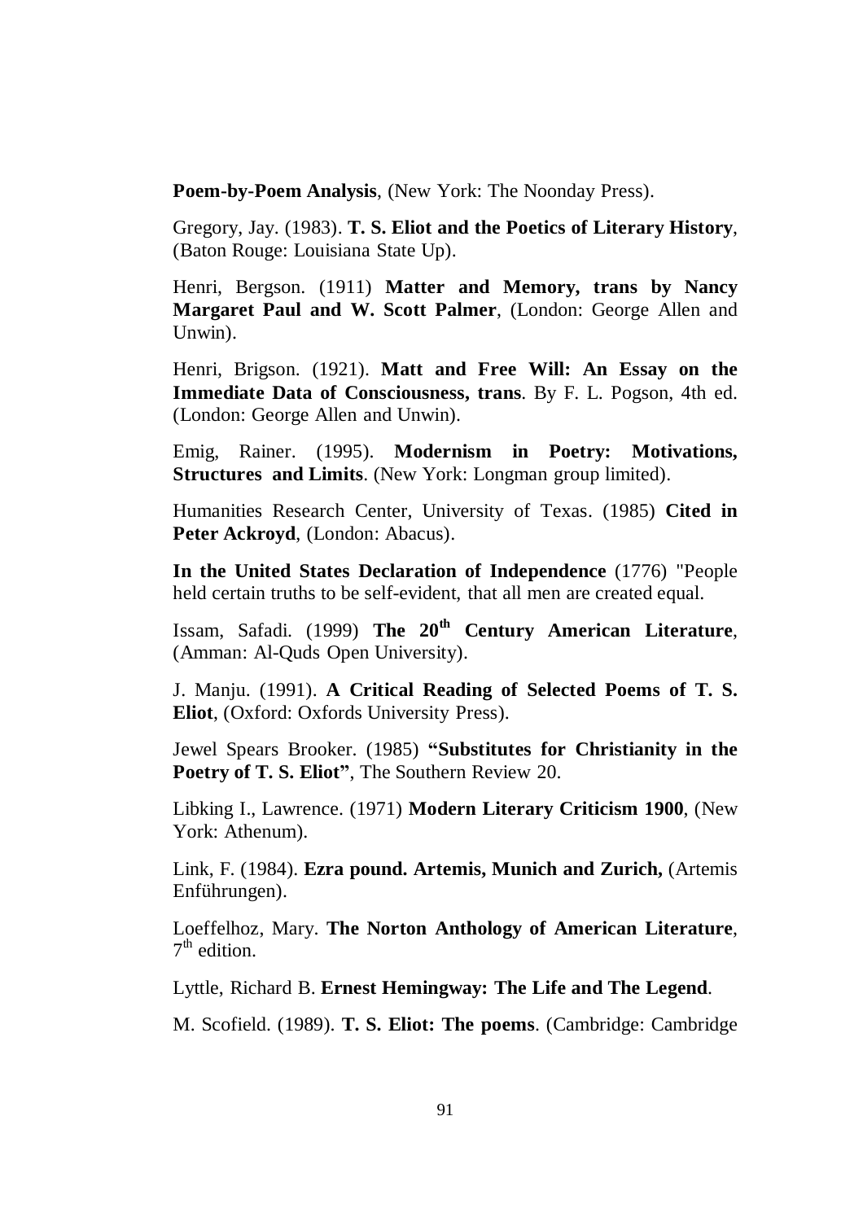**Poem-by-Poem Analysis**, (New York: The Noonday Press).

Gregory, Jay. (1983). **T. S. Eliot and the Poetics of Literary History**, (Baton Rouge: Louisiana State Up).

Henri, Bergson. (1911) **Matter and Memory, trans by Nancy Margaret Paul and W. Scott Palmer**, (London: George Allen and Unwin).

Henri, Brigson. (1921). **Matt and Free Will: An Essay on the Immediate Data of Consciousness, trans**. By F. L. Pogson, 4th ed. (London: George Allen and Unwin).

Emig, Rainer. (1995). **Modernism in Poetry: Motivations, Structures and Limits**. (New York: Longman group limited).

Humanities Research Center, University of Texas. (1985) **Cited in Peter Ackroyd**, (London: Abacus).

**In the United States Declaration of Independence** (1776) "People held certain truths to be self-evident, that all men are created equal.

Issam, Safadi. (1999) **The 20th Century American Literature**, (Amman: Al-Quds Open University).

J. Manju. (1991). **A Critical Reading of Selected Poems of T. S. Eliot**, (Oxford: Oxfords University Press).

Jewel Spears Brooker. (1985) **"Substitutes for Christianity in the Poetry of T. S. Eliot"**, The Southern Review 20.

Libking I., Lawrence. (1971) **Modern Literary Criticism 1900**, (New York: Athenum).

Link, F. (1984). **Ezra pound. Artemis, Munich and Zurich,** (Artemis Enführungen).

Loeffelhoz, Mary. **The Norton Anthology of American Literature**, 7th edition.

Lyttle, Richard B. **Ernest Hemingway: The Life and The Legend**.

M. Scofield. (1989). **T. S. Eliot: The poems**. (Cambridge: Cambridge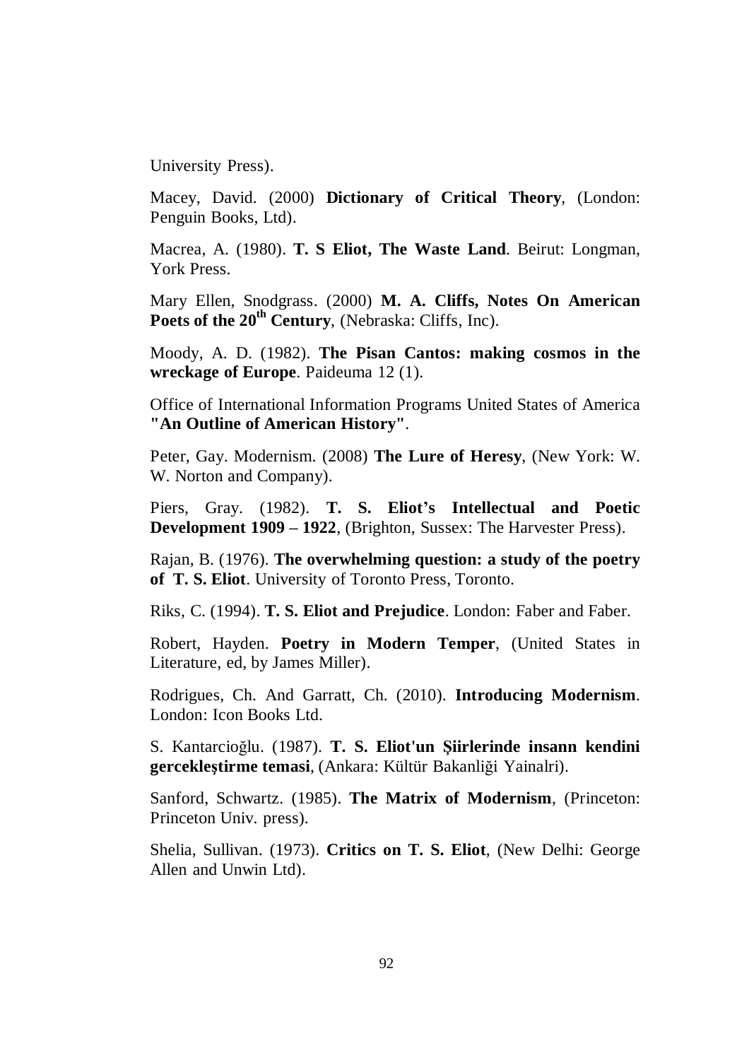University Press).

Macey, David. (2000) **Dictionary of Critical Theory**, (London: Penguin Books, Ltd).

Macrea, A. (1980). **T. S Eliot, The Waste Land**. Beirut: Longman, York Press.

Mary Ellen, Snodgrass. (2000) **M. A. Cliffs, Notes On American Poets of the 20th Century**, (Nebraska: Cliffs, Inc).

Moody, A. D. (1982). **The Pisan Cantos: making cosmos in the wreckage of Europe**. Paideuma 12 (1).

Office of International Information Programs United States of America **"An Outline of American History"**.

Peter, Gay. Modernism. (2008) **The Lure of Heresy**, (New York: W. W. Norton and Company).

Piers, Gray. (1982). **T. S. Eliot's Intellectual and Poetic Development 1909 – 1922**, (Brighton, Sussex: The Harvester Press).

Rajan, B. (1976). **The overwhelming question: a study of the poetry of T. S. Eliot**. University of Toronto Press, Toronto.

Riks, C. (1994). **T. S. Eliot and Prejudice**. London: Faber and Faber.

Robert, Hayden. **Poetry in Modern Temper**, (United States in Literature, ed, by James Miller).

Rodrigues, Ch. And Garratt, Ch. (2010). **Introducing Modernism**. London: Icon Books Ltd.

S. Kantarcioğlu. (1987). **T. S. Eliot'un Şiirlerinde insann kendini gercekleştirme temasi**, (Ankara: Kültür Bakanliği Yainalri).

Sanford, Schwartz. (1985). **The Matrix of Modernism**, (Princeton: Princeton Univ. press).

Shelia, Sullivan. (1973). **Critics on T. S. Eliot**, (New Delhi: George Allen and Unwin Ltd).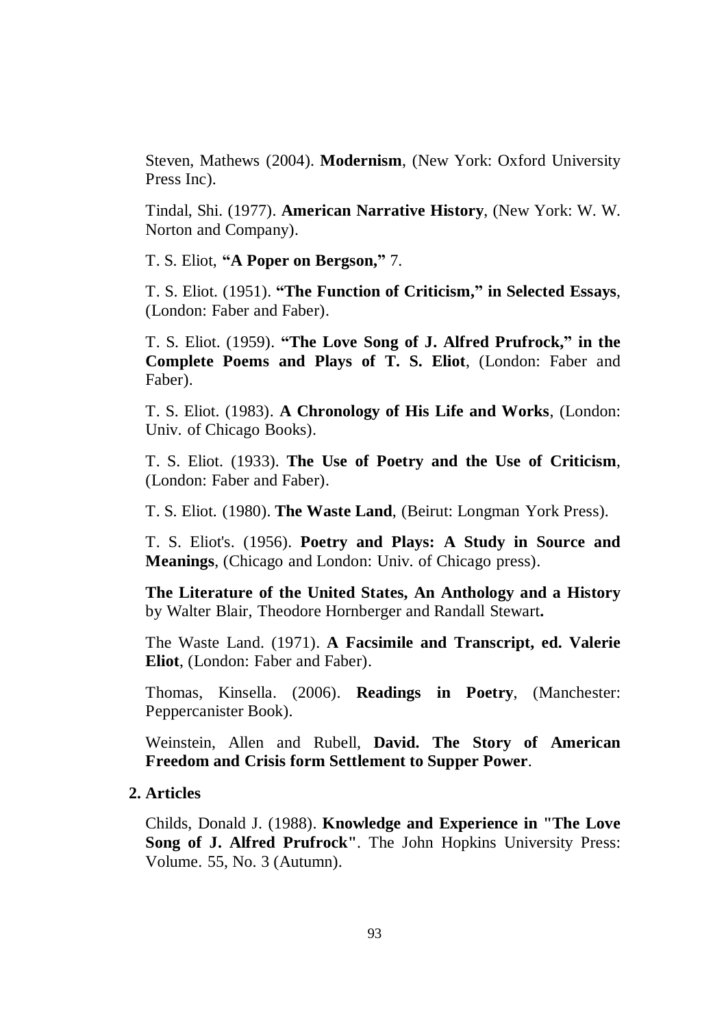Steven, Mathews (2004). **Modernism**, (New York: Oxford University Press Inc).

Tindal, Shi. (1977). **American Narrative History**, (New York: W. W. Norton and Company).

T. S. Eliot, **"A Poper on Bergson,"** 7.

T. S. Eliot. (1951). **"The Function of Criticism," in Selected Essays**, (London: Faber and Faber).

T. S. Eliot. (1959). **"The Love Song of J. Alfred Prufrock," in the Complete Poems and Plays of T. S. Eliot**, (London: Faber and Faber).

T. S. Eliot. (1983). **A Chronology of His Life and Works**, (London: Univ. of Chicago Books).

T. S. Eliot. (1933). **The Use of Poetry and the Use of Criticism**, (London: Faber and Faber).

T. S. Eliot. (1980). **The Waste Land**, (Beirut: Longman York Press).

T. S. Eliot's. (1956). **Poetry and Plays: A Study in Source and Meanings**, (Chicago and London: Univ. of Chicago press).

**The Literature of the United States, An Anthology and a History** by Walter Blair, Theodore Hornberger and Randall Stewart**.**

The Waste Land. (1971). **A Facsimile and Transcript, ed. Valerie Eliot**, (London: Faber and Faber).

Thomas, Kinsella. (2006). **Readings in Poetry**, (Manchester: Peppercanister Book).

Weinstein, Allen and Rubell, **David. The Story of American Freedom and Crisis form Settlement to Supper Power**.

**2. Articles**

Childs, Donald J. (1988). **Knowledge and Experience in "The Love Song of J. Alfred Prufrock"**. The John Hopkins University Press: Volume. 55, No. 3 (Autumn).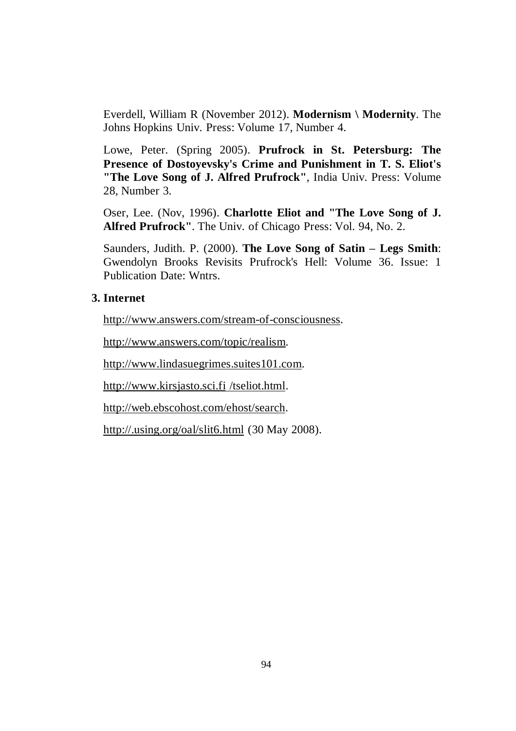Everdell, William R (November 2012). **Modernism \ Modernity**. The Johns Hopkins Univ. Press: Volume 17, Number 4.

Lowe, Peter. (Spring 2005). **Prufrock in St. Petersburg: The Presence of Dostoyevsky's Crime and Punishment in T. S. Eliot's "The Love Song of J. Alfred Prufrock"**, India Univ. Press: Volume 28, Number 3.

Oser, Lee. (Nov, 1996). **Charlotte Eliot and "The Love Song of J. Alfred Prufrock"**. The Univ. of Chicago Press: Vol. 94, No. 2.

Saunders, Judith. P. (2000). **The Love Song of Satin – Legs Smith**: Gwendolyn Brooks Revisits Prufrock's Hell: Volume 36. Issue: 1 Publication Date: Wntrs.

**3. Internet**

http://www.answers.com/stream-of-consciousness.

http://www.answers.com/topic/realism.

http://www.lindasuegrimes.suites101.com.

http://www.kirsjasto.sci.fi /tseliot.html.

http://web.ebscohost.com/ehost/search.

http://.using.org/oal/slit6.html (30 May 2008).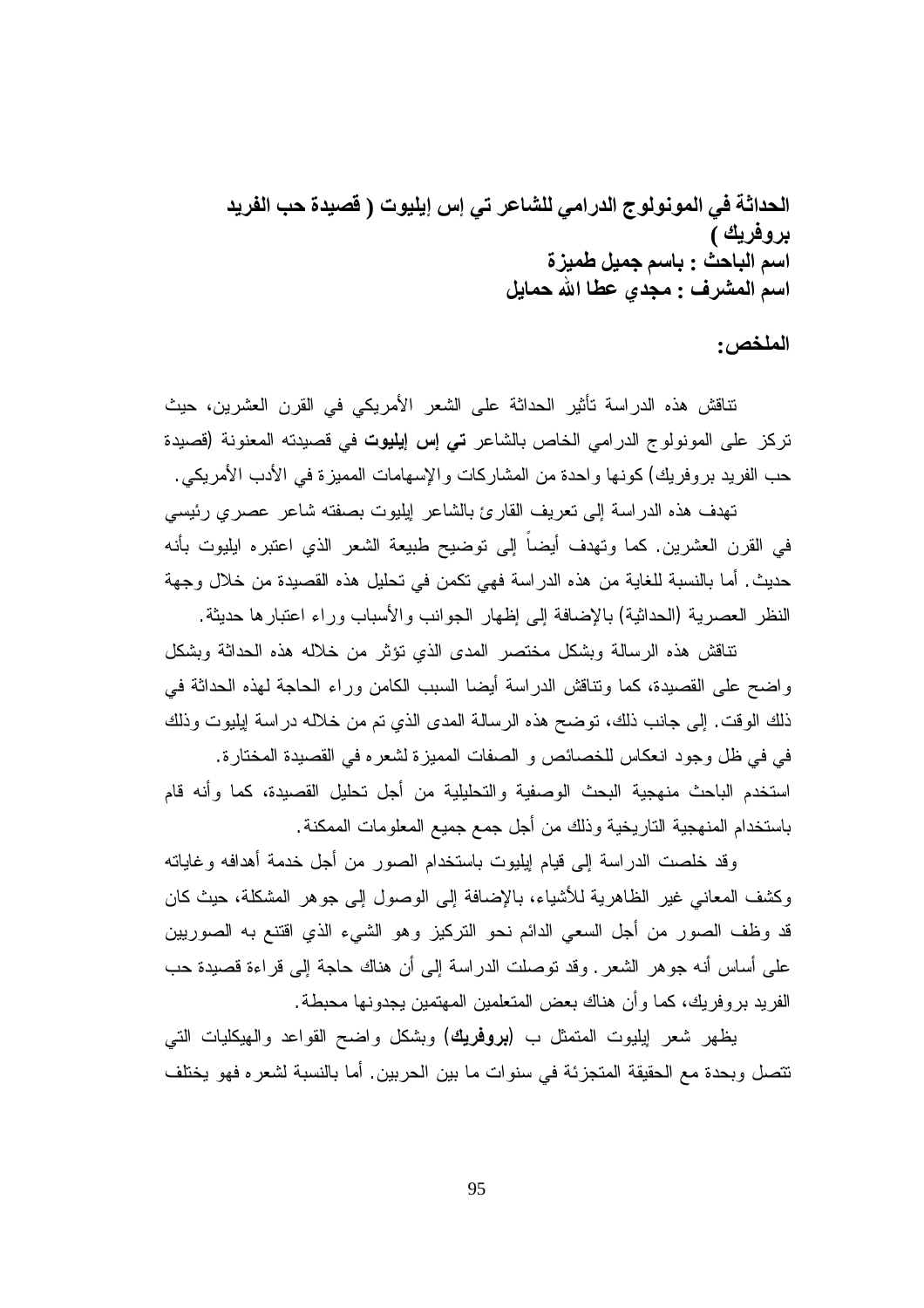**الحداثة في المونولوج الدرامي للشاعر تي إس إيليوت ( قصيدة حب الفريد بروفريك )**
**اسم الباحث : باسم جميل طميزة**
**اسم المشرف : مجدي عطا الله حمايل**

## الملخص:

تناقش هذه الدراسة تأثير الحداثة على الشعر الأمريكي في القرن العشرين، حيث تركز على المونولوج الدرامي الخاص بالشاعر **تي إس إيليوت** في قصيدته المعنونة (قصيدة حب الفريد بروفريك) كونها واحدة من المشاركات والإسهامات المميزة في الأدب الأمريكي.

تهدف هذه الدراسة إلى تعريف القارئ بالشاعر إيليوت بصفته شاعر عصري رئيسي في القرن العشرين. كما وتهدف أيضاً إلى توضيح طبيعة الشعر الذي اعتبره ايليوت بأنه حديث. أما بالنسبة للغاية من هذه الدراسة فهي تكمن في تحليل هذه القصيدة من خلال وجهة النظر العصرية (الحداثية) بالإضافة إلى إظهار الجوانب والأسباب وراء اعتبارها حديثة.

تناقش هذه الرسالة وبشكل مختصر المدى الذي تؤثر من خلاله هذه الحداثة وبشكل واضح على القصيدة، كما وتناقش الدراسة أيضا السبب الكامن وراء الحاجة لهذه الحداثة في ذلك الوقت. إلى جانب ذلك، توضح هذه الرسالة المدى الذي تم من خلاله دراسة إيليوت وذلك في في ظل وجود انعكاس للخصائص و الصفات المميزة لشعره في القصيدة المختارة.

استخدم الباحث منهجية البحث الوصفية والتحليلية من أجل تحليل القصيدة، كما وأنه قام باستخدام المنهجية التاريخية وذلك من أجل جمع جميع المعلومات الممكنة.

وقد خلصت الدراسة إلى قيام إيليوت باستخدام الصور من أجل خدمة أهدافه وغاياته وكشف المعاني غير الظاهرية للأشياء، بالإضافة إلى الوصول إلى جوهر المشكلة، حيث كان قد وظف الصور من أجل السعي الدائم نحو التركيز وهو الشيء الذي اقتنع به الصوريين على أساس أنه جوهر الشعر. وقد توصلت الدراسة إلى أن هناك حاجة إلى قراءة قصيدة حب الفريد بروفريك، كما وأن هناك بعض المتعلمين المهتمين يجدونها محبطة.

يظهر شعر إيليوت المتمثل ب **(بروفريك)** وبشكل واضح القواعد والهيكليات التي تتصل وبحدة مع الحقيقة المتجزئة في سنوات ما بين الحربين. أما بالنسبة لشعره فهو يختلف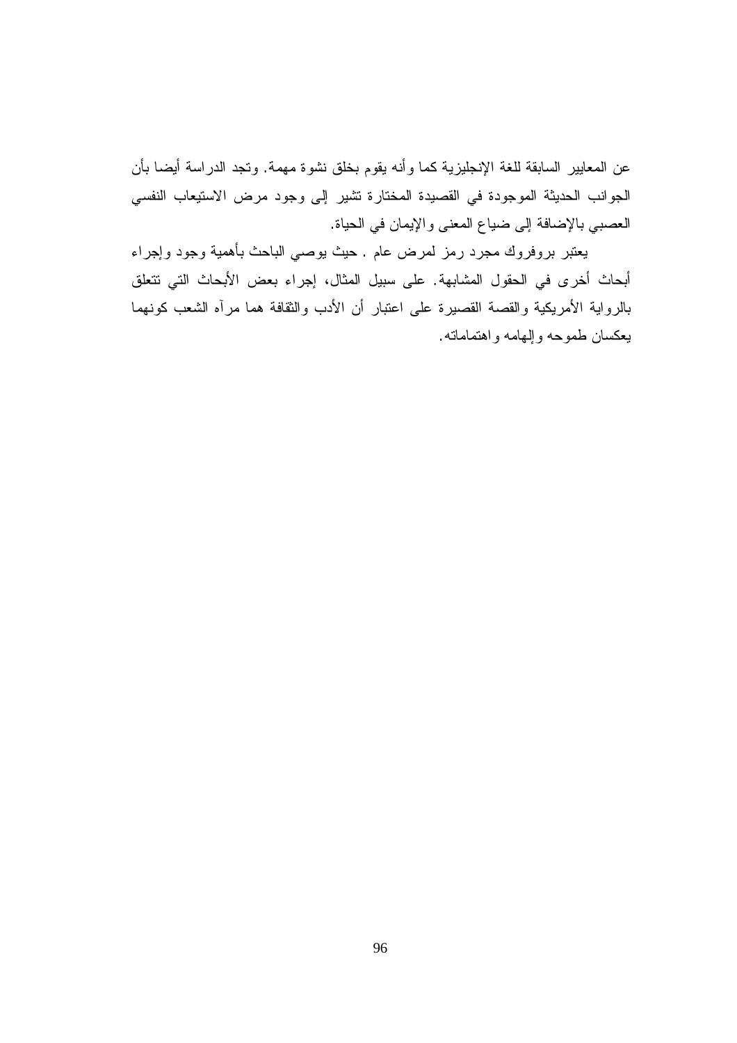عن المعايير السابقة للغة الإنجليزية كما وأنه يقوم بخلق نشوة مهمة. وتجد الدراسة أيضا بأن الجوانب الحديثة الموجودة في القصيدة المختارة تشير إلى وجود مرض الاستيعاب النفسي العصبي بالإضافة إلى ضياع المعنى والإيمان في الحياة.

يعتبر بروفروك مجرد رمز لمرض عام . حيث يوصي الباحث بأهمية وجود وإجراء أبحاث أخرى في الحقول المشابهة. على سبيل المثال، إجراء بعض الأبحاث التي تتعلق بالرواية الأمريكية والقصة القصيرة على اعتبار أن الأدب والثقافة هما مرآه الشعب كونهما يعكسان طموحه وإلهامه واهتماماته.